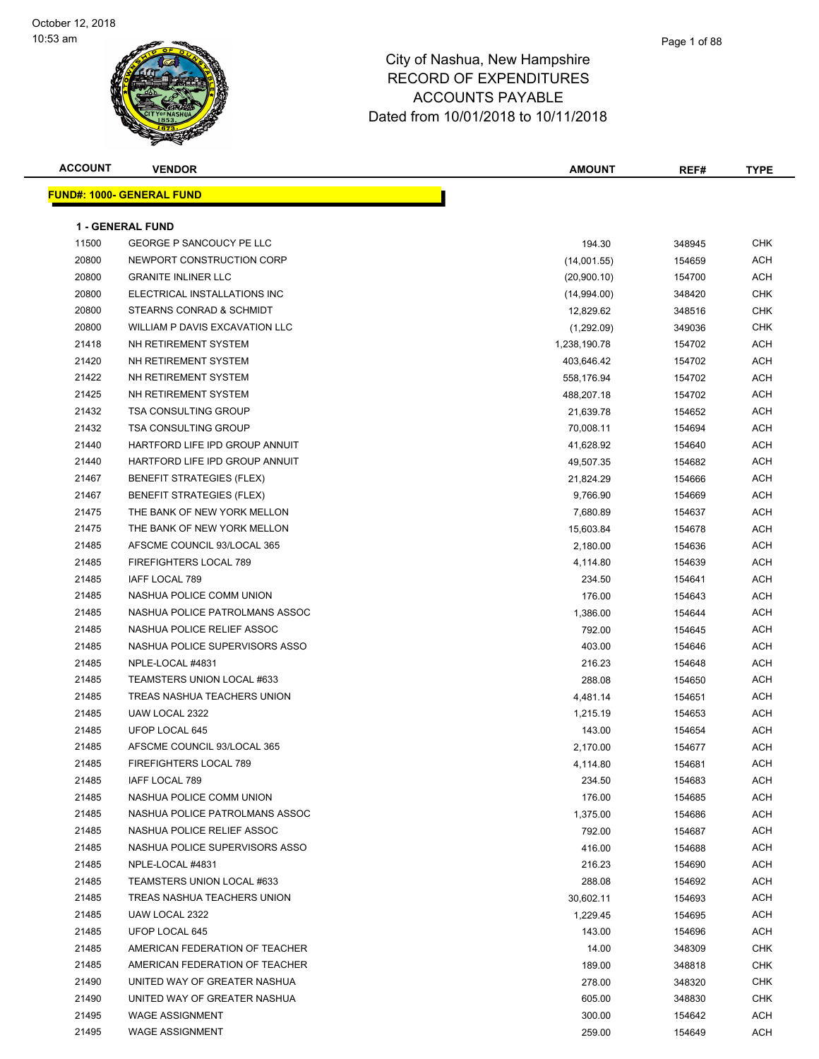October 12, 2018
10:53 am

# City of Nashua, New Hampshire
## RECORD OF EXPENDITURES
## ACCOUNTS PAYABLE
### Dated from 10/01/2018 to 10/11/2018

**FUND#: 1000- GENERAL FUND**

**1 - GENERAL FUND**

| ACCOUNT | VENDOR | AMOUNT | REF# | TYPE |
|---|---|---|---|---|
| 11500 | GEORGE P SANCOUCY PE LLC | 194.30 | 348945 | CHK |
| 20800 | NEWPORT CONSTRUCTION CORP | (14,001.55) | 154659 | ACH |
| 20800 | GRANITE INLINER LLC | (20,900.10) | 154700 | ACH |
| 20800 | ELECTRICAL INSTALLATIONS INC | (14,994.00) | 348420 | CHK |
| 20800 | STEARNS CONRAD & SCHMIDT | 12,829.62 | 348516 | CHK |
| 20800 | WILLIAM P DAVIS EXCAVATION LLC | (1,292.09) | 349036 | CHK |
| 21418 | NH RETIREMENT SYSTEM | 1,238,190.78 | 154702 | ACH |
| 21420 | NH RETIREMENT SYSTEM | 403,646.42 | 154702 | ACH |
| 21422 | NH RETIREMENT SYSTEM | 558,176.94 | 154702 | ACH |
| 21425 | NH RETIREMENT SYSTEM | 488,207.18 | 154702 | ACH |
| 21432 | TSA CONSULTING GROUP | 21,639.78 | 154652 | ACH |
| 21432 | TSA CONSULTING GROUP | 70,008.11 | 154694 | ACH |
| 21440 | HARTFORD LIFE IPD GROUP ANNUIT | 41,628.92 | 154640 | ACH |
| 21440 | HARTFORD LIFE IPD GROUP ANNUIT | 49,507.35 | 154682 | ACH |
| 21467 | BENEFIT STRATEGIES (FLEX) | 21,824.29 | 154666 | ACH |
| 21467 | BENEFIT STRATEGIES (FLEX) | 9,766.90 | 154669 | ACH |
| 21475 | THE BANK OF NEW YORK MELLON | 7,680.89 | 154637 | ACH |
| 21475 | THE BANK OF NEW YORK MELLON | 15,603.84 | 154678 | ACH |
| 21485 | AFSCME COUNCIL 93/LOCAL 365 | 2,180.00 | 154636 | ACH |
| 21485 | FIREFIGHTERS LOCAL 789 | 4,114.80 | 154639 | ACH |
| 21485 | IAFF LOCAL 789 | 234.50 | 154641 | ACH |
| 21485 | NASHUA POLICE COMM UNION | 176.00 | 154643 | ACH |
| 21485 | NASHUA POLICE PATROLMANS ASSOC | 1,386.00 | 154644 | ACH |
| 21485 | NASHUA POLICE RELIEF ASSOC | 792.00 | 154645 | ACH |
| 21485 | NASHUA POLICE SUPERVISORS ASSO | 403.00 | 154646 | ACH |
| 21485 | NPLE-LOCAL #4831 | 216.23 | 154648 | ACH |
| 21485 | TEAMSTERS UNION LOCAL #633 | 288.08 | 154650 | ACH |
| 21485 | TREAS NASHUA TEACHERS UNION | 4,481.14 | 154651 | ACH |
| 21485 | UAW LOCAL 2322 | 1,215.19 | 154653 | ACH |
| 21485 | UFOP LOCAL 645 | 143.00 | 154654 | ACH |
| 21485 | AFSCME COUNCIL 93/LOCAL 365 | 2,170.00 | 154677 | ACH |
| 21485 | FIREFIGHTERS LOCAL 789 | 4,114.80 | 154681 | ACH |
| 21485 | IAFF LOCAL 789 | 234.50 | 154683 | ACH |
| 21485 | NASHUA POLICE COMM UNION | 176.00 | 154685 | ACH |
| 21485 | NASHUA POLICE PATROLMANS ASSOC | 1,375.00 | 154686 | ACH |
| 21485 | NASHUA POLICE RELIEF ASSOC | 792.00 | 154687 | ACH |
| 21485 | NASHUA POLICE SUPERVISORS ASSO | 416.00 | 154688 | ACH |
| 21485 | NPLE-LOCAL #4831 | 216.23 | 154690 | ACH |
| 21485 | TEAMSTERS UNION LOCAL #633 | 288.08 | 154692 | ACH |
| 21485 | TREAS NASHUA TEACHERS UNION | 30,602.11 | 154693 | ACH |
| 21485 | UAW LOCAL 2322 | 1,229.45 | 154695 | ACH |
| 21485 | UFOP LOCAL 645 | 143.00 | 154696 | ACH |
| 21485 | AMERICAN FEDERATION OF TEACHER | 14.00 | 348309 | CHK |
| 21485 | AMERICAN FEDERATION OF TEACHER | 189.00 | 348818 | CHK |
| 21490 | UNITED WAY OF GREATER NASHUA | 278.00 | 348320 | CHK |
| 21490 | UNITED WAY OF GREATER NASHUA | 605.00 | 348830 | CHK |
| 21495 | WAGE ASSIGNMENT | 300.00 | 154642 | ACH |
| 21495 | WAGE ASSIGNMENT | 259.00 | 154649 | ACH |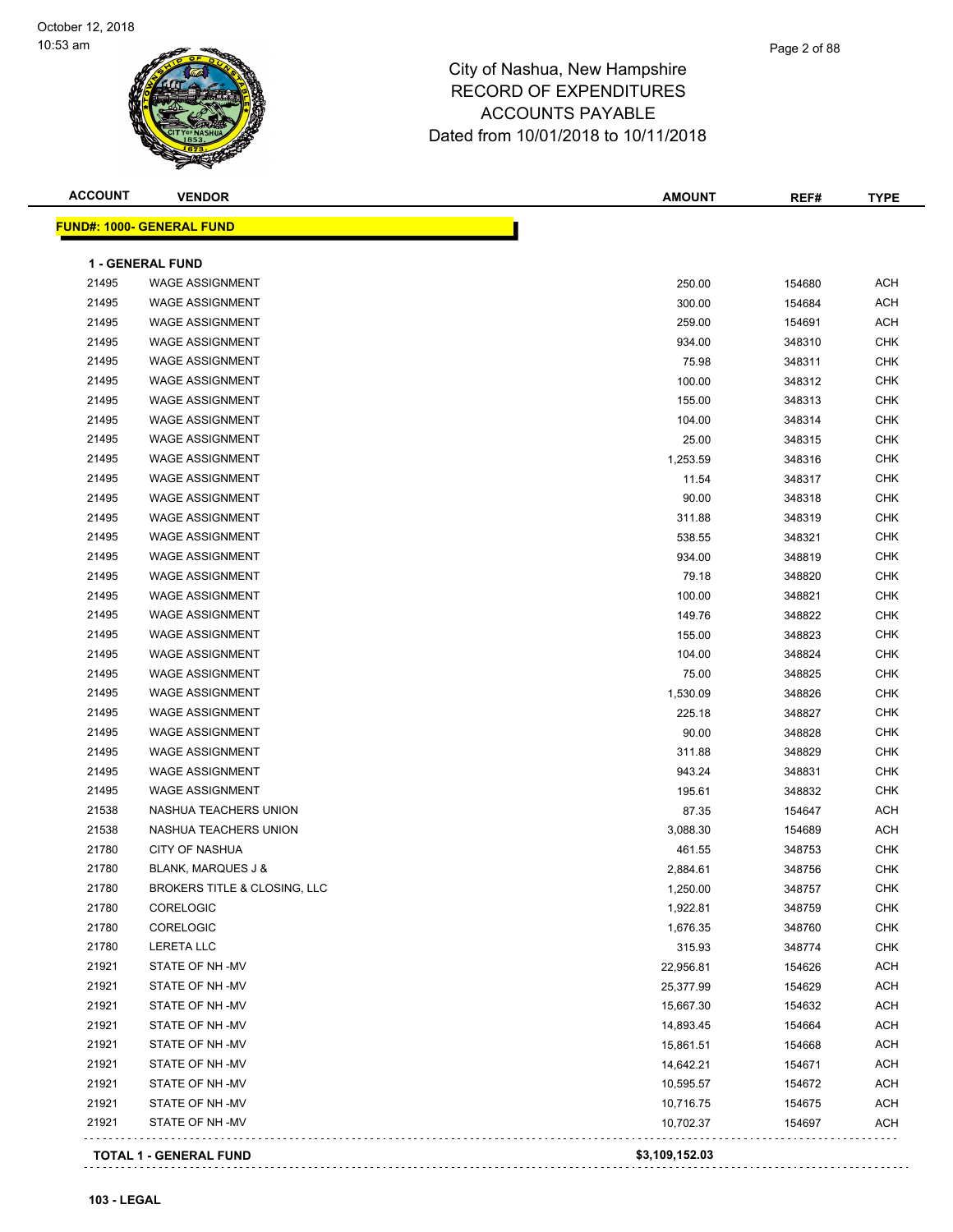# City of Nashua, New Hampshire
## RECORD OF EXPENDITURES
## ACCOUNTS PAYABLE
## Dated from 10/01/2018 to 10/11/2018

| ACCOUNT | VENDOR | AMOUNT | REF# | TYPE |
|---|---|---|---|---|

**FUND#: 1000- GENERAL FUND**

**1 - GENERAL FUND**

| ACCOUNT | VENDOR | AMOUNT | REF# | TYPE |
|---|---|---|---|---|
| 21495 | WAGE ASSIGNMENT | 250.00 | 154680 | ACH |
| 21495 | WAGE ASSIGNMENT | 300.00 | 154684 | ACH |
| 21495 | WAGE ASSIGNMENT | 259.00 | 154691 | ACH |
| 21495 | WAGE ASSIGNMENT | 934.00 | 348310 | CHK |
| 21495 | WAGE ASSIGNMENT | 75.98 | 348311 | CHK |
| 21495 | WAGE ASSIGNMENT | 100.00 | 348312 | CHK |
| 21495 | WAGE ASSIGNMENT | 155.00 | 348313 | CHK |
| 21495 | WAGE ASSIGNMENT | 104.00 | 348314 | CHK |
| 21495 | WAGE ASSIGNMENT | 25.00 | 348315 | CHK |
| 21495 | WAGE ASSIGNMENT | 1,253.59 | 348316 | CHK |
| 21495 | WAGE ASSIGNMENT | 11.54 | 348317 | CHK |
| 21495 | WAGE ASSIGNMENT | 90.00 | 348318 | CHK |
| 21495 | WAGE ASSIGNMENT | 311.88 | 348319 | CHK |
| 21495 | WAGE ASSIGNMENT | 538.55 | 348321 | CHK |
| 21495 | WAGE ASSIGNMENT | 934.00 | 348819 | CHK |
| 21495 | WAGE ASSIGNMENT | 79.18 | 348820 | CHK |
| 21495 | WAGE ASSIGNMENT | 100.00 | 348821 | CHK |
| 21495 | WAGE ASSIGNMENT | 149.76 | 348822 | CHK |
| 21495 | WAGE ASSIGNMENT | 155.00 | 348823 | CHK |
| 21495 | WAGE ASSIGNMENT | 104.00 | 348824 | CHK |
| 21495 | WAGE ASSIGNMENT | 75.00 | 348825 | CHK |
| 21495 | WAGE ASSIGNMENT | 1,530.09 | 348826 | CHK |
| 21495 | WAGE ASSIGNMENT | 225.18 | 348827 | CHK |
| 21495 | WAGE ASSIGNMENT | 90.00 | 348828 | CHK |
| 21495 | WAGE ASSIGNMENT | 311.88 | 348829 | CHK |
| 21495 | WAGE ASSIGNMENT | 943.24 | 348831 | CHK |
| 21495 | WAGE ASSIGNMENT | 195.61 | 348832 | CHK |
| 21538 | NASHUA TEACHERS UNION | 87.35 | 154647 | ACH |
| 21538 | NASHUA TEACHERS UNION | 3,088.30 | 154689 | ACH |
| 21780 | CITY OF NASHUA | 461.55 | 348753 | CHK |
| 21780 | BLANK, MARQUES J & | 2,884.61 | 348756 | CHK |
| 21780 | BROKERS TITLE & CLOSING, LLC | 1,250.00 | 348757 | CHK |
| 21780 | CORELOGIC | 1,922.81 | 348759 | CHK |
| 21780 | CORELOGIC | 1,676.35 | 348760 | CHK |
| 21780 | LERETA LLC | 315.93 | 348774 | CHK |
| 21921 | STATE OF NH -MV | 22,956.81 | 154626 | ACH |
| 21921 | STATE OF NH -MV | 25,377.99 | 154629 | ACH |
| 21921 | STATE OF NH -MV | 15,667.30 | 154632 | ACH |
| 21921 | STATE OF NH -MV | 14,893.45 | 154664 | ACH |
| 21921 | STATE OF NH -MV | 15,861.51 | 154668 | ACH |
| 21921 | STATE OF NH -MV | 14,642.21 | 154671 | ACH |
| 21921 | STATE OF NH -MV | 10,595.57 | 154672 | ACH |
| 21921 | STATE OF NH -MV | 10,716.75 | 154675 | ACH |
| 21921 | STATE OF NH -MV | 10,702.37 | 154697 | ACH |
| **TOTAL 1 - GENERAL FUND** | | **$3,109,152.03** | | |

**103 - LEGAL**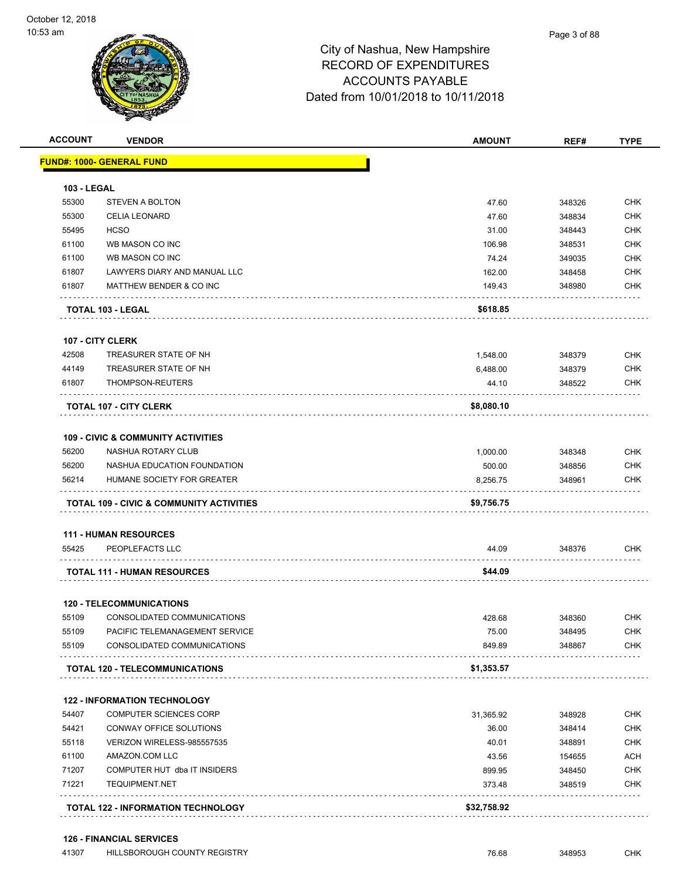# City of Nashua, New Hampshire
## RECORD OF EXPENDITURES
## ACCOUNTS PAYABLE
## Dated from 10/01/2018 to 10/11/2018

| ACCOUNT | VENDOR | AMOUNT | REF# | TYPE |
|---|---|---|---|---|
| **FUND#: 1000- GENERAL FUND** | | | | |
| **103 - LEGAL** | | | | |
| 55300 | STEVEN A BOLTON | 47.60 | 348326 | CHK |
| 55300 | CELIA LEONARD | 47.60 | 348834 | CHK |
| 55495 | HCSO | 31.00 | 348443 | CHK |
| 61100 | WB MASON CO INC | 106.98 | 348531 | CHK |
| 61100 | WB MASON CO INC | 74.24 | 349035 | CHK |
| 61807 | LAWYERS DIARY AND MANUAL LLC | 162.00 | 348458 | CHK |
| 61807 | MATTHEW BENDER & CO INC | 149.43 | 348980 | CHK |
| | **TOTAL 103 - LEGAL** | **$618.85** | | |
| **107 - CITY CLERK** | | | | |
| 42508 | TREASURER STATE OF NH | 1,548.00 | 348379 | CHK |
| 44149 | TREASURER STATE OF NH | 6,488.00 | 348379 | CHK |
| 61807 | THOMPSON-REUTERS | 44.10 | 348522 | CHK |
| | **TOTAL 107 - CITY CLERK** | **$8,080.10** | | |
| **109 - CIVIC & COMMUNITY ACTIVITIES** | | | | |
| 56200 | NASHUA ROTARY CLUB | 1,000.00 | 348348 | CHK |
| 56200 | NASHUA EDUCATION FOUNDATION | 500.00 | 348856 | CHK |
| 56214 | HUMANE SOCIETY FOR GREATER | 8,256.75 | 348961 | CHK |
| | **TOTAL 109 - CIVIC & COMMUNITY ACTIVITIES** | **$9,756.75** | | |
| **111 - HUMAN RESOURCES** | | | | |
| 55425 | PEOPLEFACTS LLC | 44.09 | 348376 | CHK |
| | **TOTAL 111 - HUMAN RESOURCES** | **$44.09** | | |
| **120 - TELECOMMUNICATIONS** | | | | |
| 55109 | CONSOLIDATED COMMUNICATIONS | 428.68 | 348360 | CHK |
| 55109 | PACIFIC TELEMANAGEMENT SERVICE | 75.00 | 348495 | CHK |
| 55109 | CONSOLIDATED COMMUNICATIONS | 849.89 | 348867 | CHK |
| | **TOTAL 120 - TELECOMMUNICATIONS** | **$1,353.57** | | |
| **122 - INFORMATION TECHNOLOGY** | | | | |
| 54407 | COMPUTER SCIENCES CORP | 31,365.92 | 348928 | CHK |
| 54421 | CONWAY OFFICE SOLUTIONS | 36.00 | 348414 | CHK |
| 55118 | VERIZON WIRELESS-985557535 | 40.01 | 348891 | CHK |
| 61100 | AMAZON.COM LLC | 43.56 | 154655 | ACH |
| 71207 | COMPUTER HUT dba IT INSIDERS | 899.95 | 348450 | CHK |
| 71221 | TEQUIPMENT.NET | 373.48 | 348519 | CHK |
| | **TOTAL 122 - INFORMATION TECHNOLOGY** | **$32,758.92** | | |
| **126 - FINANCIAL SERVICES** | | | | |
| 41307 | HILLSBOROUGH COUNTY REGISTRY | 76.68 | 348953 | CHK |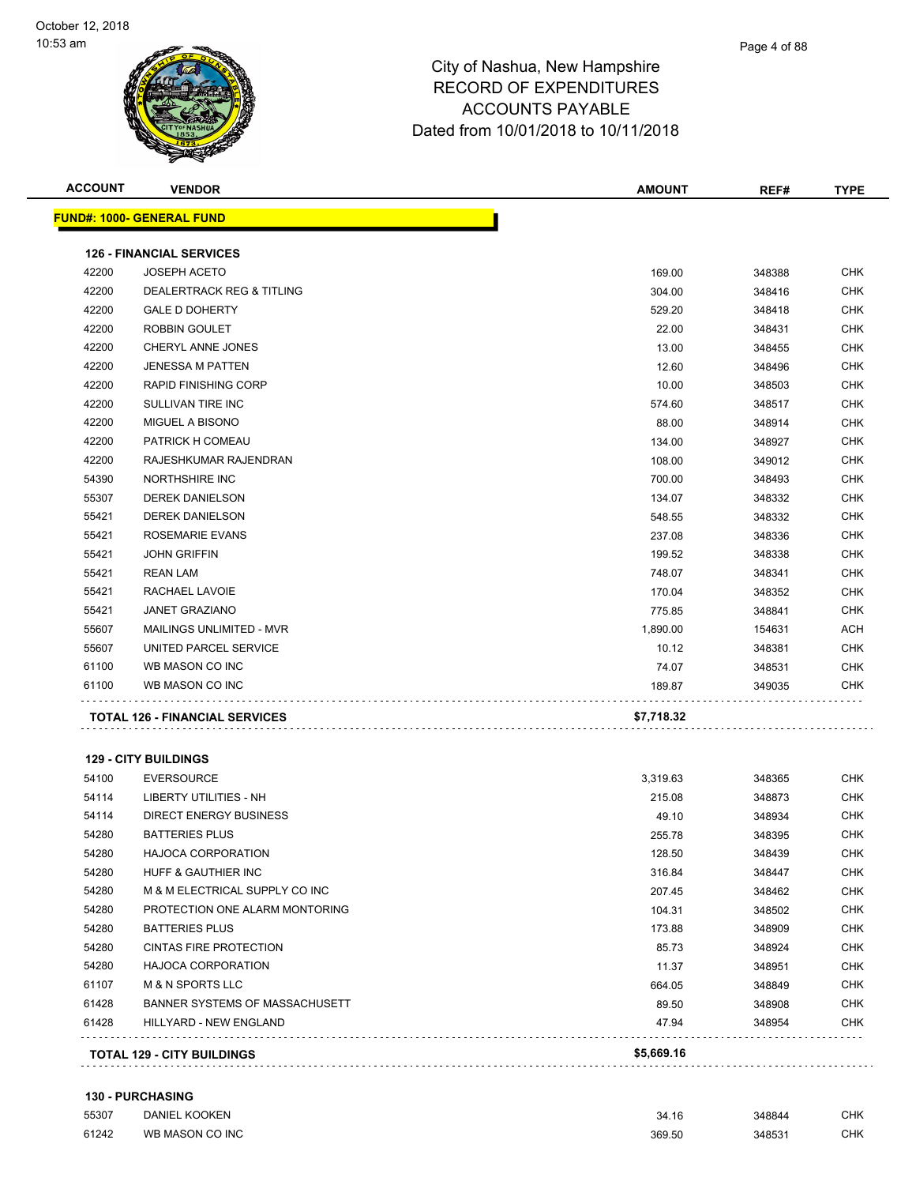City of Nashua, New Hampshire
RECORD OF EXPENDITURES
ACCOUNTS PAYABLE
Dated from 10/01/2018 to 10/11/2018

October 12, 2018
10:53 am

| ACCOUNT | VENDOR | AMOUNT | REF# | TYPE |
|---|---|---|---|---|
| **FUND#: 1000- GENERAL FUND** | | | | |
| **126 - FINANCIAL SERVICES** | | | | |
| 42200 | JOSEPH ACETO | 169.00 | 348388 | CHK |
| 42200 | DEALERTRACK REG & TITLING | 304.00 | 348416 | CHK |
| 42200 | GALE D DOHERTY | 529.20 | 348418 | CHK |
| 42200 | ROBBIN GOULET | 22.00 | 348431 | CHK |
| 42200 | CHERYL ANNE JONES | 13.00 | 348455 | CHK |
| 42200 | JENESSA M PATTEN | 12.60 | 348496 | CHK |
| 42200 | RAPID FINISHING CORP | 10.00 | 348503 | CHK |
| 42200 | SULLIVAN TIRE INC | 574.60 | 348517 | CHK |
| 42200 | MIGUEL A BISONO | 88.00 | 348914 | CHK |
| 42200 | PATRICK H COMEAU | 134.00 | 348927 | CHK |
| 42200 | RAJESHKUMAR RAJENDRAN | 108.00 | 349012 | CHK |
| 54390 | NORTHSHIRE INC | 700.00 | 348493 | CHK |
| 55307 | DEREK DANIELSON | 134.07 | 348332 | CHK |
| 55421 | DEREK DANIELSON | 548.55 | 348332 | CHK |
| 55421 | ROSEMARIE EVANS | 237.08 | 348336 | CHK |
| 55421 | JOHN GRIFFIN | 199.52 | 348338 | CHK |
| 55421 | REAN LAM | 748.07 | 348341 | CHK |
| 55421 | RACHAEL LAVOIE | 170.04 | 348352 | CHK |
| 55421 | JANET GRAZIANO | 775.85 | 348841 | CHK |
| 55607 | MAILINGS UNLIMITED - MVR | 1,890.00 | 154631 | ACH |
| 55607 | UNITED PARCEL SERVICE | 10.12 | 348381 | CHK |
| 61100 | WB MASON CO INC | 74.07 | 348531 | CHK |
| 61100 | WB MASON CO INC | 189.87 | 349035 | CHK |
| **TOTAL 126 - FINANCIAL SERVICES** | | **$7,718.32** | | |
| **129 - CITY BUILDINGS** | | | | |
| 54100 | EVERSOURCE | 3,319.63 | 348365 | CHK |
| 54114 | LIBERTY UTILITIES - NH | 215.08 | 348873 | CHK |
| 54114 | DIRECT ENERGY BUSINESS | 49.10 | 348934 | CHK |
| 54280 | BATTERIES PLUS | 255.78 | 348395 | CHK |
| 54280 | HAJOCA CORPORATION | 128.50 | 348439 | CHK |
| 54280 | HUFF & GAUTHIER INC | 316.84 | 348447 | CHK |
| 54280 | M & M ELECTRICAL SUPPLY CO INC | 207.45 | 348462 | CHK |
| 54280 | PROTECTION ONE ALARM MONTORING | 104.31 | 348502 | CHK |
| 54280 | BATTERIES PLUS | 173.88 | 348909 | CHK |
| 54280 | CINTAS FIRE PROTECTION | 85.73 | 348924 | CHK |
| 54280 | HAJOCA CORPORATION | 11.37 | 348951 | CHK |
| 61107 | M & N SPORTS LLC | 664.05 | 348849 | CHK |
| 61428 | BANNER SYSTEMS OF MASSACHUSETT | 89.50 | 348908 | CHK |
| 61428 | HILLYARD - NEW ENGLAND | 47.94 | 348954 | CHK |
| **TOTAL 129 - CITY BUILDINGS** | | **$5,669.16** | | |
| **130 - PURCHASING** | | | | |
| 55307 | DANIEL KOOKEN | 34.16 | 348844 | CHK |
| 61242 | WB MASON CO INC | 369.50 | 348531 | CHK |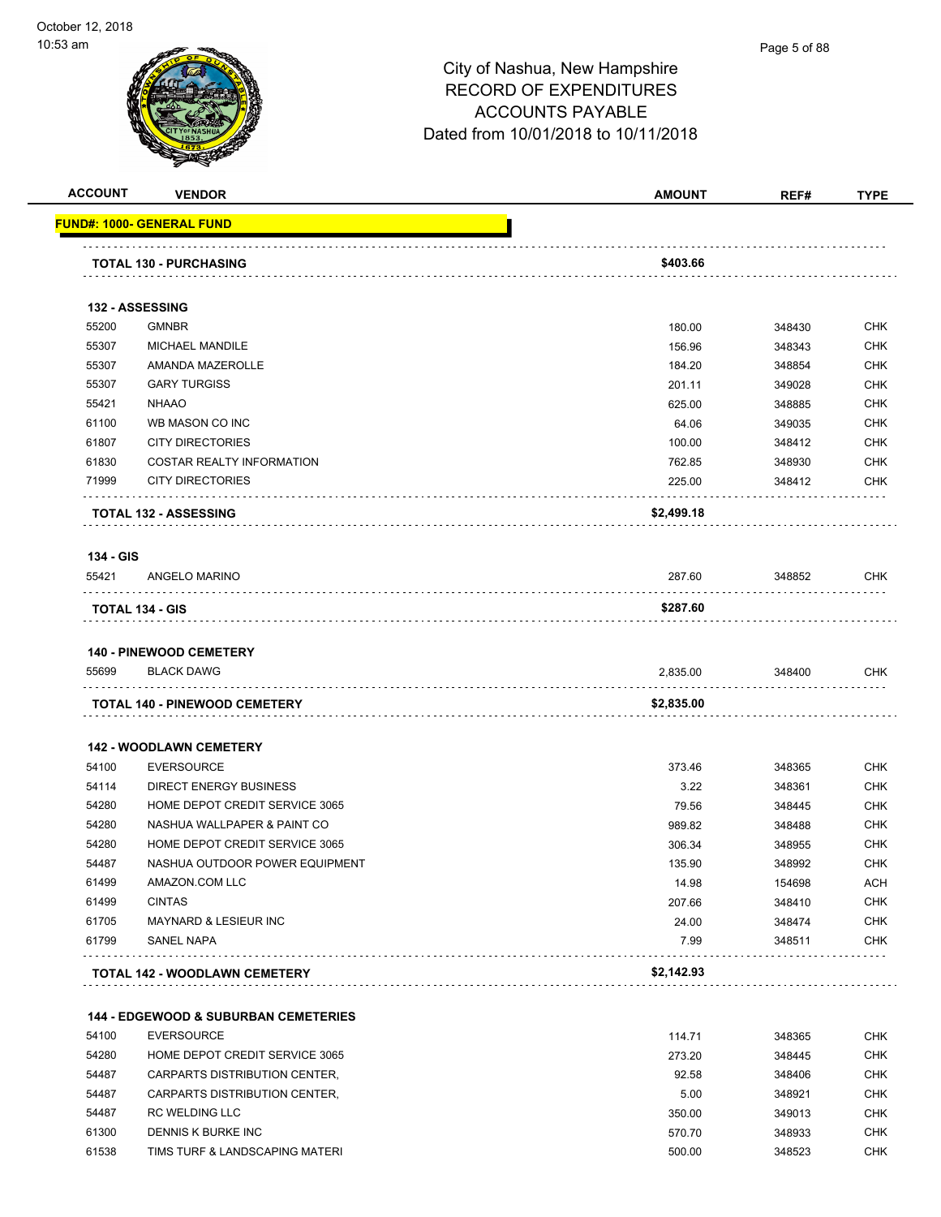# City of Nashua, New Hampshire
## RECORD OF EXPENDITURES
## ACCOUNTS PAYABLE
## Dated from 10/01/2018 to 10/11/2018

| ACCOUNT | VENDOR | AMOUNT | REF# | TYPE |
|---|---|---|---|---|
| **FUND#: 1000- GENERAL FUND** | | | | |
| | **TOTAL 130 - PURCHASING** | **$403.66** | | |
| **132 - ASSESSING** | | | | |
| 55200 | GMNBR | 180.00 | 348430 | CHK |
| 55307 | MICHAEL MANDILE | 156.96 | 348343 | CHK |
| 55307 | AMANDA MAZEROLLE | 184.20 | 348854 | CHK |
| 55307 | GARY TURGISS | 201.11 | 349028 | CHK |
| 55421 | NHAAO | 625.00 | 348885 | CHK |
| 61100 | WB MASON CO INC | 64.06 | 349035 | CHK |
| 61807 | CITY DIRECTORIES | 100.00 | 348412 | CHK |
| 61830 | COSTAR REALTY INFORMATION | 762.85 | 348930 | CHK |
| 71999 | CITY DIRECTORIES | 225.00 | 348412 | CHK |
| | **TOTAL 132 - ASSESSING** | **$2,499.18** | | |
| **134 - GIS** | | | | |
| 55421 | ANGELO MARINO | 287.60 | 348852 | CHK |
| | **TOTAL 134 - GIS** | **$287.60** | | |
| **140 - PINEWOOD CEMETERY** | | | | |
| 55699 | BLACK DAWG | 2,835.00 | 348400 | CHK |
| | **TOTAL 140 - PINEWOOD CEMETERY** | **$2,835.00** | | |
| **142 - WOODLAWN CEMETERY** | | | | |
| 54100 | EVERSOURCE | 373.46 | 348365 | CHK |
| 54114 | DIRECT ENERGY BUSINESS | 3.22 | 348361 | CHK |
| 54280 | HOME DEPOT CREDIT SERVICE 3065 | 79.56 | 348445 | CHK |
| 54280 | NASHUA WALLPAPER & PAINT CO | 989.82 | 348488 | CHK |
| 54280 | HOME DEPOT CREDIT SERVICE 3065 | 306.34 | 348955 | CHK |
| 54487 | NASHUA OUTDOOR POWER EQUIPMENT | 135.90 | 348992 | CHK |
| 61499 | AMAZON.COM LLC | 14.98 | 154698 | ACH |
| 61499 | CINTAS | 207.66 | 348410 | CHK |
| 61705 | MAYNARD & LESIEUR INC | 24.00 | 348474 | CHK |
| 61799 | SANEL NAPA | 7.99 | 348511 | CHK |
| | **TOTAL 142 - WOODLAWN CEMETERY** | **$2,142.93** | | |
| **144 - EDGEWOOD & SUBURBAN CEMETERIES** | | | | |
| 54100 | EVERSOURCE | 114.71 | 348365 | CHK |
| 54280 | HOME DEPOT CREDIT SERVICE 3065 | 273.20 | 348445 | CHK |
| 54487 | CARPARTS DISTRIBUTION CENTER, | 92.58 | 348406 | CHK |
| 54487 | CARPARTS DISTRIBUTION CENTER, | 5.00 | 348921 | CHK |
| 54487 | RC WELDING LLC | 350.00 | 349013 | CHK |
| 61300 | DENNIS K BURKE INC | 570.70 | 348933 | CHK |
| 61538 | TIMS TURF & LANDSCAPING MATERI | 500.00 | 348523 | CHK |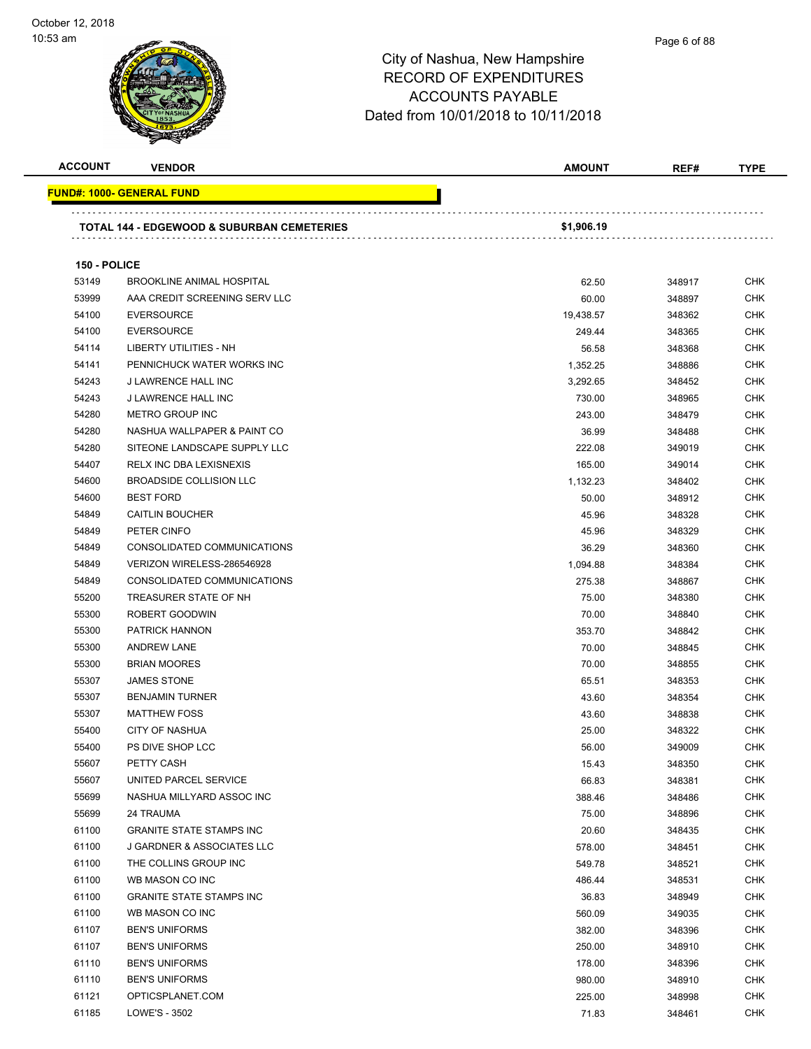City of Nashua, New Hampshire
RECORD OF EXPENDITURES
ACCOUNTS PAYABLE
Dated from 10/01/2018 to 10/11/2018

| ACCOUNT | VENDOR | AMOUNT | REF# | TYPE |
|---|---|---|---|---|
| **FUND#: 1000- GENERAL FUND** | | | | |
| **TOTAL 144 - EDGEWOOD & SUBURBAN CEMETERIES** | | **$1,906.19** | | |
| **150 - POLICE** | | | | |
| 53149 | BROOKLINE ANIMAL HOSPITAL | 62.50 | 348917 | CHK |
| 53999 | AAA CREDIT SCREENING SERV LLC | 60.00 | 348897 | CHK |
| 54100 | EVERSOURCE | 19,438.57 | 348362 | CHK |
| 54100 | EVERSOURCE | 249.44 | 348365 | CHK |
| 54114 | LIBERTY UTILITIES - NH | 56.58 | 348368 | CHK |
| 54141 | PENNICHUCK WATER WORKS INC | 1,352.25 | 348886 | CHK |
| 54243 | J LAWRENCE HALL INC | 3,292.65 | 348452 | CHK |
| 54243 | J LAWRENCE HALL INC | 730.00 | 348965 | CHK |
| 54280 | METRO GROUP INC | 243.00 | 348479 | CHK |
| 54280 | NASHUA WALLPAPER & PAINT CO | 36.99 | 348488 | CHK |
| 54280 | SITEONE LANDSCAPE SUPPLY LLC | 222.08 | 349019 | CHK |
| 54407 | RELX INC DBA LEXISNEXIS | 165.00 | 349014 | CHK |
| 54600 | BROADSIDE COLLISION LLC | 1,132.23 | 348402 | CHK |
| 54600 | BEST FORD | 50.00 | 348912 | CHK |
| 54849 | CAITLIN BOUCHER | 45.96 | 348328 | CHK |
| 54849 | PETER CINFO | 45.96 | 348329 | CHK |
| 54849 | CONSOLIDATED COMMUNICATIONS | 36.29 | 348360 | CHK |
| 54849 | VERIZON WIRELESS-286546928 | 1,094.88 | 348384 | CHK |
| 54849 | CONSOLIDATED COMMUNICATIONS | 275.38 | 348867 | CHK |
| 55200 | TREASURER STATE OF NH | 75.00 | 348380 | CHK |
| 55300 | ROBERT GOODWIN | 70.00 | 348840 | CHK |
| 55300 | PATRICK HANNON | 353.70 | 348842 | CHK |
| 55300 | ANDREW LANE | 70.00 | 348845 | CHK |
| 55300 | BRIAN MOORES | 70.00 | 348855 | CHK |
| 55307 | JAMES STONE | 65.51 | 348353 | CHK |
| 55307 | BENJAMIN TURNER | 43.60 | 348354 | CHK |
| 55307 | MATTHEW FOSS | 43.60 | 348838 | CHK |
| 55400 | CITY OF NASHUA | 25.00 | 348322 | CHK |
| 55400 | PS DIVE SHOP LCC | 56.00 | 349009 | CHK |
| 55607 | PETTY CASH | 15.43 | 348350 | CHK |
| 55607 | UNITED PARCEL SERVICE | 66.83 | 348381 | CHK |
| 55699 | NASHUA MILLYARD ASSOC INC | 388.46 | 348486 | CHK |
| 55699 | 24 TRAUMA | 75.00 | 348896 | CHK |
| 61100 | GRANITE STATE STAMPS INC | 20.60 | 348435 | CHK |
| 61100 | J GARDNER & ASSOCIATES LLC | 578.00 | 348451 | CHK |
| 61100 | THE COLLINS GROUP INC | 549.78 | 348521 | CHK |
| 61100 | WB MASON CO INC | 486.44 | 348531 | CHK |
| 61100 | GRANITE STATE STAMPS INC | 36.83 | 348949 | CHK |
| 61100 | WB MASON CO INC | 560.09 | 349035 | CHK |
| 61107 | BEN'S UNIFORMS | 382.00 | 348396 | CHK |
| 61107 | BEN'S UNIFORMS | 250.00 | 348910 | CHK |
| 61110 | BEN'S UNIFORMS | 178.00 | 348396 | CHK |
| 61110 | BEN'S UNIFORMS | 980.00 | 348910 | CHK |
| 61121 | OPTICSPLANET.COM | 225.00 | 348998 | CHK |
| 61185 | LOWE'S - 3502 | 71.83 | 348461 | CHK |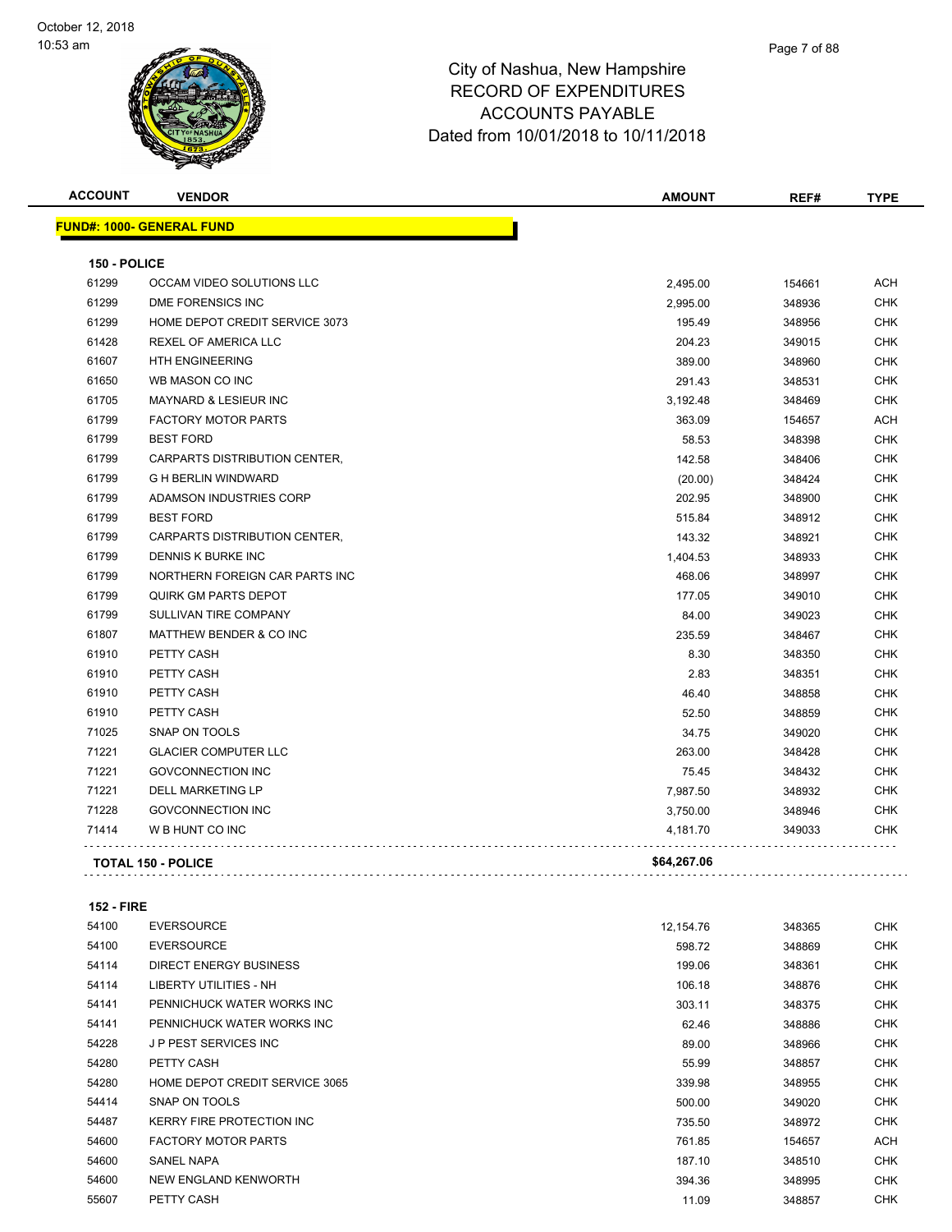# City of Nashua, New Hampshire
## RECORD OF EXPENDITURES
## ACCOUNTS PAYABLE
## Dated from 10/01/2018 to 10/11/2018

| ACCOUNT | VENDOR | AMOUNT | REF# | TYPE |
|---|---|---|---|---|
| **FUND#: 1000- GENERAL FUND** | | | | |
| **150 - POLICE** | | | | |
| 61299 | OCCAM VIDEO SOLUTIONS LLC | 2,495.00 | 154661 | ACH |
| 61299 | DME FORENSICS INC | 2,995.00 | 348936 | CHK |
| 61299 | HOME DEPOT CREDIT SERVICE 3073 | 195.49 | 348956 | CHK |
| 61428 | REXEL OF AMERICA LLC | 204.23 | 349015 | CHK |
| 61607 | HTH ENGINEERING | 389.00 | 348960 | CHK |
| 61650 | WB MASON CO INC | 291.43 | 348531 | CHK |
| 61705 | MAYNARD & LESIEUR INC | 3,192.48 | 348469 | CHK |
| 61799 | FACTORY MOTOR PARTS | 363.09 | 154657 | ACH |
| 61799 | BEST FORD | 58.53 | 348398 | CHK |
| 61799 | CARPARTS DISTRIBUTION CENTER, | 142.58 | 348406 | CHK |
| 61799 | G H BERLIN WINDWARD | (20.00) | 348424 | CHK |
| 61799 | ADAMSON INDUSTRIES CORP | 202.95 | 348900 | CHK |
| 61799 | BEST FORD | 515.84 | 348912 | CHK |
| 61799 | CARPARTS DISTRIBUTION CENTER, | 143.32 | 348921 | CHK |
| 61799 | DENNIS K BURKE INC | 1,404.53 | 348933 | CHK |
| 61799 | NORTHERN FOREIGN CAR PARTS INC | 468.06 | 348997 | CHK |
| 61799 | QUIRK GM PARTS DEPOT | 177.05 | 349010 | CHK |
| 61799 | SULLIVAN TIRE COMPANY | 84.00 | 349023 | CHK |
| 61807 | MATTHEW BENDER & CO INC | 235.59 | 348467 | CHK |
| 61910 | PETTY CASH | 8.30 | 348350 | CHK |
| 61910 | PETTY CASH | 2.83 | 348351 | CHK |
| 61910 | PETTY CASH | 46.40 | 348858 | CHK |
| 61910 | PETTY CASH | 52.50 | 348859 | CHK |
| 71025 | SNAP ON TOOLS | 34.75 | 349020 | CHK |
| 71221 | GLACIER COMPUTER LLC | 263.00 | 348428 | CHK |
| 71221 | GOVCONNECTION INC | 75.45 | 348432 | CHK |
| 71221 | DELL MARKETING LP | 7,987.50 | 348932 | CHK |
| 71228 | GOVCONNECTION INC | 3,750.00 | 348946 | CHK |
| 71414 | W B HUNT CO INC | 4,181.70 | 349033 | CHK |
| **TOTAL 150 - POLICE** | | **$64,267.06** | | |
| **152 - FIRE** | | | | |
| 54100 | EVERSOURCE | 12,154.76 | 348365 | CHK |
| 54100 | EVERSOURCE | 598.72 | 348869 | CHK |
| 54114 | DIRECT ENERGY BUSINESS | 199.06 | 348361 | CHK |
| 54114 | LIBERTY UTILITIES - NH | 106.18 | 348876 | CHK |
| 54141 | PENNICHUCK WATER WORKS INC | 303.11 | 348375 | CHK |
| 54141 | PENNICHUCK WATER WORKS INC | 62.46 | 348886 | CHK |
| 54228 | J P PEST SERVICES INC | 89.00 | 348966 | CHK |
| 54280 | PETTY CASH | 55.99 | 348857 | CHK |
| 54280 | HOME DEPOT CREDIT SERVICE 3065 | 339.98 | 348955 | CHK |
| 54414 | SNAP ON TOOLS | 500.00 | 349020 | CHK |
| 54487 | KERRY FIRE PROTECTION INC | 735.50 | 348972 | CHK |
| 54600 | FACTORY MOTOR PARTS | 761.85 | 154657 | ACH |
| 54600 | SANEL NAPA | 187.10 | 348510 | CHK |
| 54600 | NEW ENGLAND KENWORTH | 394.36 | 348995 | CHK |
| 55607 | PETTY CASH | 11.09 | 348857 | CHK |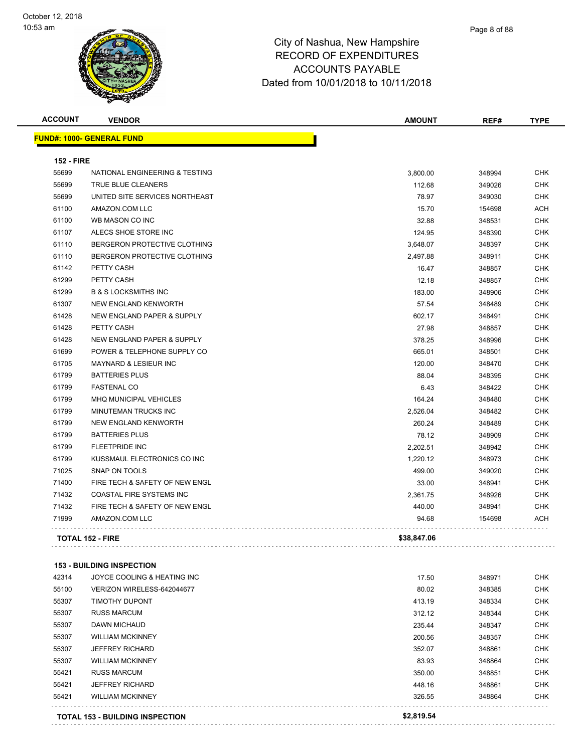# City of Nashua, New Hampshire
## RECORD OF EXPENDITURES
## ACCOUNTS PAYABLE
## Dated from 10/01/2018 to 10/11/2018

**FUND#: 1000- GENERAL FUND**

**152 - FIRE**

| ACCOUNT | VENDOR | AMOUNT | REF# | TYPE |
|---|---|---|---|---|
| 55699 | NATIONAL ENGINEERING & TESTING | 3,800.00 | 348994 | CHK |
| 55699 | TRUE BLUE CLEANERS | 112.68 | 349026 | CHK |
| 55699 | UNITED SITE SERVICES NORTHEAST | 78.97 | 349030 | CHK |
| 61100 | AMAZON.COM LLC | 15.70 | 154698 | ACH |
| 61100 | WB MASON CO INC | 32.88 | 348531 | CHK |
| 61107 | ALECS SHOE STORE INC | 124.95 | 348390 | CHK |
| 61110 | BERGERON PROTECTIVE CLOTHING | 3,648.07 | 348397 | CHK |
| 61110 | BERGERON PROTECTIVE CLOTHING | 2,497.88 | 348911 | CHK |
| 61142 | PETTY CASH | 16.47 | 348857 | CHK |
| 61299 | PETTY CASH | 12.18 | 348857 | CHK |
| 61299 | B & S LOCKSMITHS INC | 183.00 | 348906 | CHK |
| 61307 | NEW ENGLAND KENWORTH | 57.54 | 348489 | CHK |
| 61428 | NEW ENGLAND PAPER & SUPPLY | 602.17 | 348491 | CHK |
| 61428 | PETTY CASH | 27.98 | 348857 | CHK |
| 61428 | NEW ENGLAND PAPER & SUPPLY | 378.25 | 348996 | CHK |
| 61699 | POWER & TELEPHONE SUPPLY CO | 665.01 | 348501 | CHK |
| 61705 | MAYNARD & LESIEUR INC | 120.00 | 348470 | CHK |
| 61799 | BATTERIES PLUS | 88.04 | 348395 | CHK |
| 61799 | FASTENAL CO | 6.43 | 348422 | CHK |
| 61799 | MHQ MUNICIPAL VEHICLES | 164.24 | 348480 | CHK |
| 61799 | MINUTEMAN TRUCKS INC | 2,526.04 | 348482 | CHK |
| 61799 | NEW ENGLAND KENWORTH | 260.24 | 348489 | CHK |
| 61799 | BATTERIES PLUS | 78.12 | 348909 | CHK |
| 61799 | FLEETPRIDE INC | 2,202.51 | 348942 | CHK |
| 61799 | KUSSMAUL ELECTRONICS CO INC | 1,220.12 | 348973 | CHK |
| 71025 | SNAP ON TOOLS | 499.00 | 349020 | CHK |
| 71400 | FIRE TECH & SAFETY OF NEW ENGL | 33.00 | 348941 | CHK |
| 71432 | COASTAL FIRE SYSTEMS INC | 2,361.75 | 348926 | CHK |
| 71432 | FIRE TECH & SAFETY OF NEW ENGL | 440.00 | 348941 | CHK |
| 71999 | AMAZON.COM LLC | 94.68 | 154698 | ACH |
| **TOTAL 152 - FIRE** | | **$38,847.06** | | |

**153 - BUILDING INSPECTION**

| ACCOUNT | VENDOR | AMOUNT | REF# | TYPE |
|---|---|---|---|---|
| 42314 | JOYCE COOLING & HEATING INC | 17.50 | 348971 | CHK |
| 55100 | VERIZON WIRELESS-642044677 | 80.02 | 348385 | CHK |
| 55307 | TIMOTHY DUPONT | 413.19 | 348334 | CHK |
| 55307 | RUSS MARCUM | 312.12 | 348344 | CHK |
| 55307 | DAWN MICHAUD | 235.44 | 348347 | CHK |
| 55307 | WILLIAM MCKINNEY | 200.56 | 348357 | CHK |
| 55307 | JEFFREY RICHARD | 352.07 | 348861 | CHK |
| 55307 | WILLIAM MCKINNEY | 83.93 | 348864 | CHK |
| 55421 | RUSS MARCUM | 350.00 | 348851 | CHK |
| 55421 | JEFFREY RICHARD | 448.16 | 348861 | CHK |
| 55421 | WILLIAM MCKINNEY | 326.55 | 348864 | CHK |
| **TOTAL 153 - BUILDING INSPECTION** | | **$2,819.54** | | |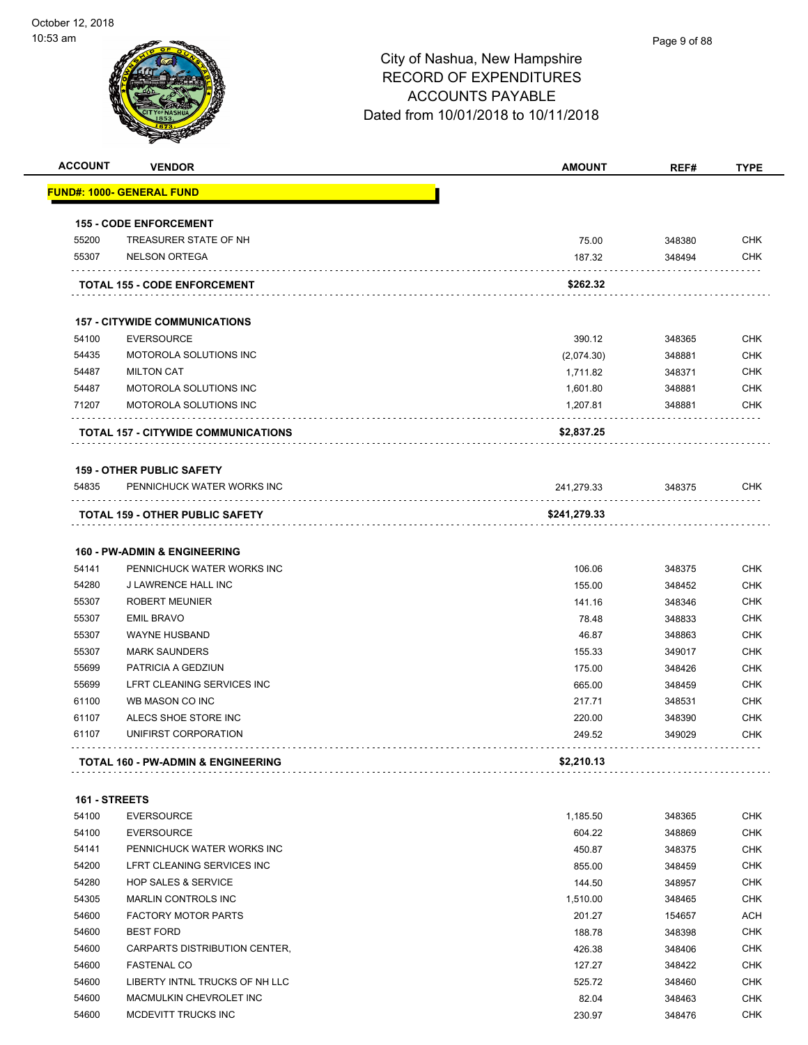# City of Nashua, New Hampshire
## RECORD OF EXPENDITURES
## ACCOUNTS PAYABLE
## Dated from 10/01/2018 to 10/11/2018

| ACCOUNT | VENDOR | AMOUNT | REF# | TYPE |
|---|---|---|---|---|
| **FUND#: 1000- GENERAL FUND** | | | | |
| **155 - CODE ENFORCEMENT** | | | | |
| 55200 | TREASURER STATE OF NH | 75.00 | 348380 | CHK |
| 55307 | NELSON ORTEGA | 187.32 | 348494 | CHK |
| | **TOTAL 155 - CODE ENFORCEMENT** | **$262.32** | | |
| **157 - CITYWIDE COMMUNICATIONS** | | | | |
| 54100 | EVERSOURCE | 390.12 | 348365 | CHK |
| 54435 | MOTOROLA SOLUTIONS INC | (2,074.30) | 348881 | CHK |
| 54487 | MILTON CAT | 1,711.82 | 348371 | CHK |
| 54487 | MOTOROLA SOLUTIONS INC | 1,601.80 | 348881 | CHK |
| 71207 | MOTOROLA SOLUTIONS INC | 1,207.81 | 348881 | CHK |
| | **TOTAL 157 - CITYWIDE COMMUNICATIONS** | **$2,837.25** | | |
| **159 - OTHER PUBLIC SAFETY** | | | | |
| 54835 | PENNICHUCK WATER WORKS INC | 241,279.33 | 348375 | CHK |
| | **TOTAL 159 - OTHER PUBLIC SAFETY** | **$241,279.33** | | |
| **160 - PW-ADMIN & ENGINEERING** | | | | |
| 54141 | PENNICHUCK WATER WORKS INC | 106.06 | 348375 | CHK |
| 54280 | J LAWRENCE HALL INC | 155.00 | 348452 | CHK |
| 55307 | ROBERT MEUNIER | 141.16 | 348346 | CHK |
| 55307 | EMIL BRAVO | 78.48 | 348833 | CHK |
| 55307 | WAYNE HUSBAND | 46.87 | 348863 | CHK |
| 55307 | MARK SAUNDERS | 155.33 | 349017 | CHK |
| 55699 | PATRICIA A GEDZIUN | 175.00 | 348426 | CHK |
| 55699 | LFRT CLEANING SERVICES INC | 665.00 | 348459 | CHK |
| 61100 | WB MASON CO INC | 217.71 | 348531 | CHK |
| 61107 | ALECS SHOE STORE INC | 220.00 | 348390 | CHK |
| 61107 | UNIFIRST CORPORATION | 249.52 | 349029 | CHK |
| | **TOTAL 160 - PW-ADMIN & ENGINEERING** | **$2,210.13** | | |
| **161 - STREETS** | | | | |
| 54100 | EVERSOURCE | 1,185.50 | 348365 | CHK |
| 54100 | EVERSOURCE | 604.22 | 348869 | CHK |
| 54141 | PENNICHUCK WATER WORKS INC | 450.87 | 348375 | CHK |
| 54200 | LFRT CLEANING SERVICES INC | 855.00 | 348459 | CHK |
| 54280 | HOP SALES & SERVICE | 144.50 | 348957 | CHK |
| 54305 | MARLIN CONTROLS INC | 1,510.00 | 348465 | CHK |
| 54600 | FACTORY MOTOR PARTS | 201.27 | 154657 | ACH |
| 54600 | BEST FORD | 188.78 | 348398 | CHK |
| 54600 | CARPARTS DISTRIBUTION CENTER, | 426.38 | 348406 | CHK |
| 54600 | FASTENAL CO | 127.27 | 348422 | CHK |
| 54600 | LIBERTY INTNL TRUCKS OF NH LLC | 525.72 | 348460 | CHK |
| 54600 | MACMULKIN CHEVROLET INC | 82.04 | 348463 | CHK |
| 54600 | MCDEVITT TRUCKS INC | 230.97 | 348476 | CHK |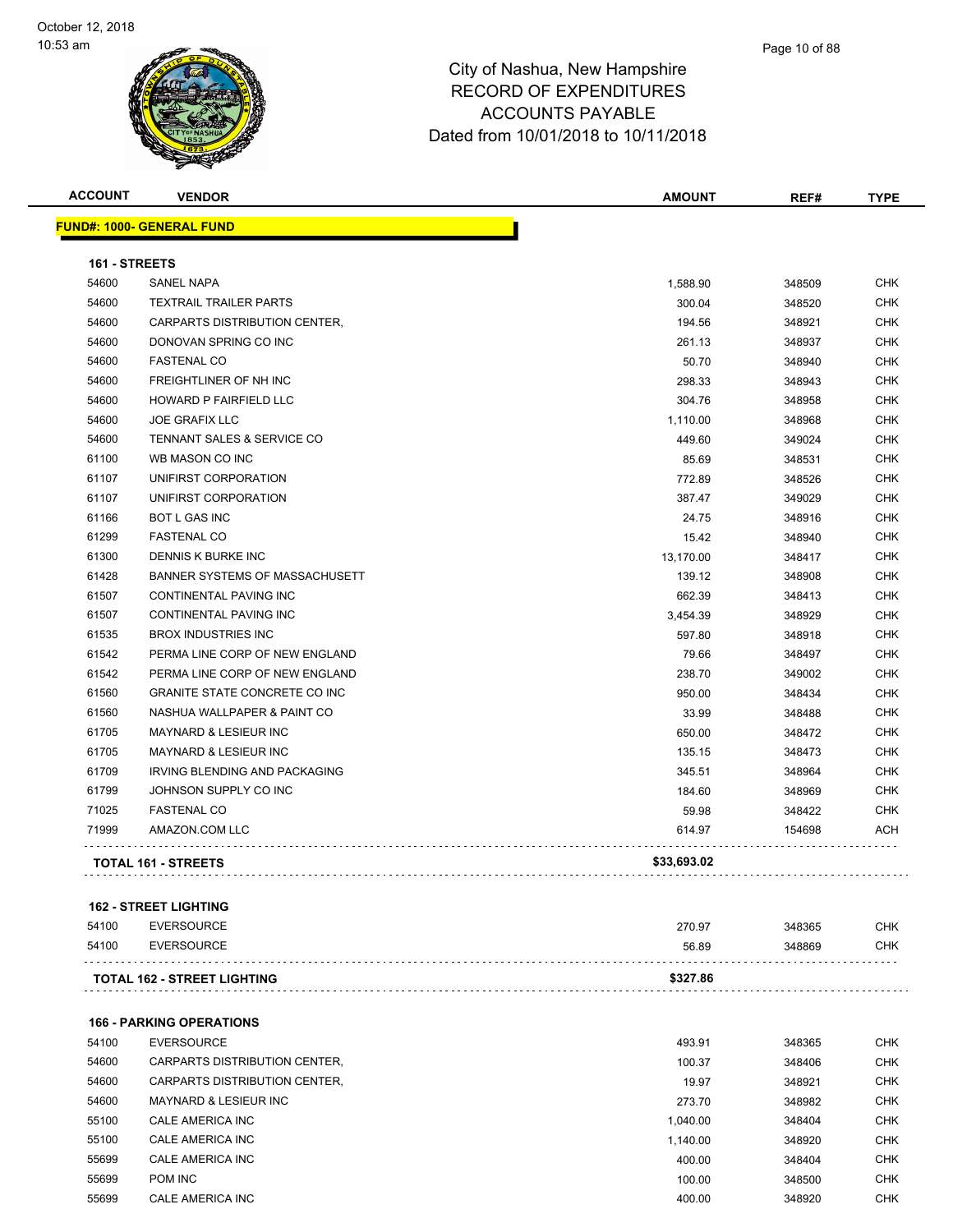City of Nashua, New Hampshire
RECORD OF EXPENDITURES
ACCOUNTS PAYABLE
Dated from 10/01/2018 to 10/11/2018

October 12, 2018
10:53 am

| ACCOUNT | VENDOR | AMOUNT | REF# | TYPE |
|---|---|---|---|---|
| **FUND#: 1000- GENERAL FUND** | | | | |
| **161 - STREETS** | | | | |
| 54600 | SANEL NAPA | 1,588.90 | 348509 | CHK |
| 54600 | TEXTRAIL TRAILER PARTS | 300.04 | 348520 | CHK |
| 54600 | CARPARTS DISTRIBUTION CENTER, | 194.56 | 348921 | CHK |
| 54600 | DONOVAN SPRING CO INC | 261.13 | 348937 | CHK |
| 54600 | FASTENAL CO | 50.70 | 348940 | CHK |
| 54600 | FREIGHTLINER OF NH INC | 298.33 | 348943 | CHK |
| 54600 | HOWARD P FAIRFIELD LLC | 304.76 | 348958 | CHK |
| 54600 | JOE GRAFIX LLC | 1,110.00 | 348968 | CHK |
| 54600 | TENNANT SALES & SERVICE CO | 449.60 | 349024 | CHK |
| 61100 | WB MASON CO INC | 85.69 | 348531 | CHK |
| 61107 | UNIFIRST CORPORATION | 772.89 | 348526 | CHK |
| 61107 | UNIFIRST CORPORATION | 387.47 | 349029 | CHK |
| 61166 | BOT L GAS INC | 24.75 | 348916 | CHK |
| 61299 | FASTENAL CO | 15.42 | 348940 | CHK |
| 61300 | DENNIS K BURKE INC | 13,170.00 | 348417 | CHK |
| 61428 | BANNER SYSTEMS OF MASSACHUSETT | 139.12 | 348908 | CHK |
| 61507 | CONTINENTAL PAVING INC | 662.39 | 348413 | CHK |
| 61507 | CONTINENTAL PAVING INC | 3,454.39 | 348929 | CHK |
| 61535 | BROX INDUSTRIES INC | 597.80 | 348918 | CHK |
| 61542 | PERMA LINE CORP OF NEW ENGLAND | 79.66 | 348497 | CHK |
| 61542 | PERMA LINE CORP OF NEW ENGLAND | 238.70 | 349002 | CHK |
| 61560 | GRANITE STATE CONCRETE CO INC | 950.00 | 348434 | CHK |
| 61560 | NASHUA WALLPAPER & PAINT CO | 33.99 | 348488 | CHK |
| 61705 | MAYNARD & LESIEUR INC | 650.00 | 348472 | CHK |
| 61705 | MAYNARD & LESIEUR INC | 135.15 | 348473 | CHK |
| 61709 | IRVING BLENDING AND PACKAGING | 345.51 | 348964 | CHK |
| 61799 | JOHNSON SUPPLY CO INC | 184.60 | 348969 | CHK |
| 71025 | FASTENAL CO | 59.98 | 348422 | CHK |
| 71999 | AMAZON.COM LLC | 614.97 | 154698 | ACH |
| **TOTAL 161 - STREETS** | | **$33,693.02** | | |
| **162 - STREET LIGHTING** | | | | |
| 54100 | EVERSOURCE | 270.97 | 348365 | CHK |
| 54100 | EVERSOURCE | 56.89 | 348869 | CHK |
| **TOTAL 162 - STREET LIGHTING** | | **$327.86** | | |
| **166 - PARKING OPERATIONS** | | | | |
| 54100 | EVERSOURCE | 493.91 | 348365 | CHK |
| 54600 | CARPARTS DISTRIBUTION CENTER, | 100.37 | 348406 | CHK |
| 54600 | CARPARTS DISTRIBUTION CENTER, | 19.97 | 348921 | CHK |
| 54600 | MAYNARD & LESIEUR INC | 273.70 | 348982 | CHK |
| 55100 | CALE AMERICA INC | 1,040.00 | 348404 | CHK |
| 55100 | CALE AMERICA INC | 1,140.00 | 348920 | CHK |
| 55699 | CALE AMERICA INC | 400.00 | 348404 | CHK |
| 55699 | POM INC | 100.00 | 348500 | CHK |
| 55699 | CALE AMERICA INC | 400.00 | 348920 | CHK |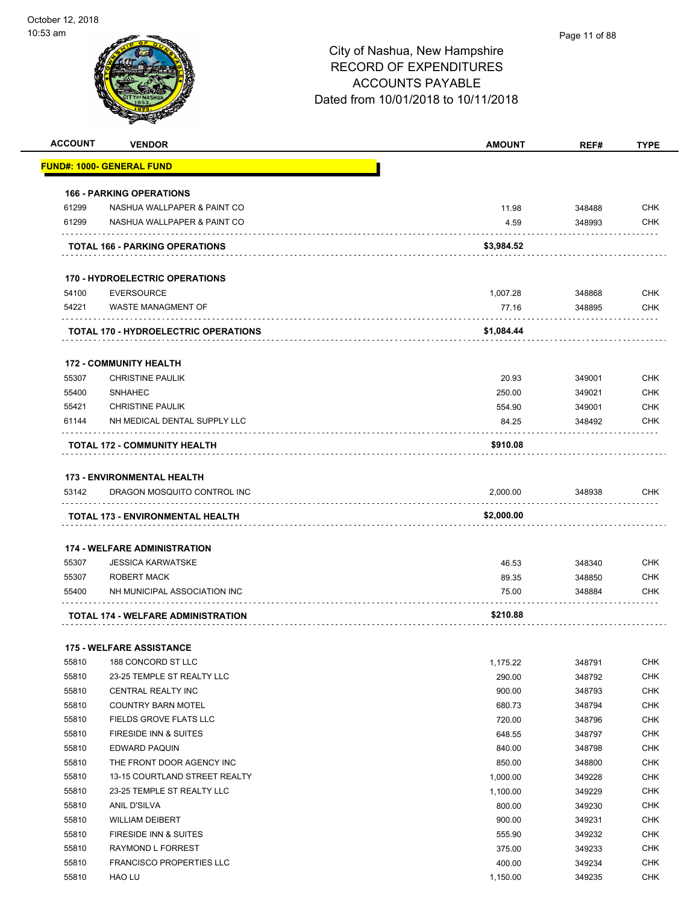City of Nashua, New Hampshire
RECORD OF EXPENDITURES
ACCOUNTS PAYABLE
Dated from 10/01/2018 to 10/11/2018

October 12, 2018
10:53 am

| ACCOUNT | VENDOR | AMOUNT | REF# | TYPE |
|---|---|---|---|---|
| **FUND#: 1000- GENERAL FUND** | | | | |
| **166 - PARKING OPERATIONS** | | | | |
| 61299 | NASHUA WALLPAPER & PAINT CO | 11.98 | 348488 | CHK |
| 61299 | NASHUA WALLPAPER & PAINT CO | 4.59 | 348993 | CHK |
| **TOTAL 166 - PARKING OPERATIONS** | | **$3,984.52** | | |
| **170 - HYDROELECTRIC OPERATIONS** | | | | |
| 54100 | EVERSOURCE | 1,007.28 | 348868 | CHK |
| 54221 | WASTE MANAGMENT OF | 77.16 | 348895 | CHK |
| **TOTAL 170 - HYDROELECTRIC OPERATIONS** | | **$1,084.44** | | |
| **172 - COMMUNITY HEALTH** | | | | |
| 55307 | CHRISTINE PAULIK | 20.93 | 349001 | CHK |
| 55400 | SNHAHEC | 250.00 | 349021 | CHK |
| 55421 | CHRISTINE PAULIK | 554.90 | 349001 | CHK |
| 61144 | NH MEDICAL DENTAL SUPPLY LLC | 84.25 | 348492 | CHK |
| **TOTAL 172 - COMMUNITY HEALTH** | | **$910.08** | | |
| **173 - ENVIRONMENTAL HEALTH** | | | | |
| 53142 | DRAGON MOSQUITO CONTROL INC | 2,000.00 | 348938 | CHK |
| **TOTAL 173 - ENVIRONMENTAL HEALTH** | | **$2,000.00** | | |
| **174 - WELFARE ADMINISTRATION** | | | | |
| 55307 | JESSICA KARWATSKE | 46.53 | 348340 | CHK |
| 55307 | ROBERT MACK | 89.35 | 348850 | CHK |
| 55400 | NH MUNICIPAL ASSOCIATION INC | 75.00 | 348884 | CHK |
| **TOTAL 174 - WELFARE ADMINISTRATION** | | **$210.88** | | |
| **175 - WELFARE ASSISTANCE** | | | | |
| 55810 | 188 CONCORD ST LLC | 1,175.22 | 348791 | CHK |
| 55810 | 23-25 TEMPLE ST REALTY LLC | 290.00 | 348792 | CHK |
| 55810 | CENTRAL REALTY INC | 900.00 | 348793 | CHK |
| 55810 | COUNTRY BARN MOTEL | 680.73 | 348794 | CHK |
| 55810 | FIELDS GROVE FLATS LLC | 720.00 | 348796 | CHK |
| 55810 | FIRESIDE INN & SUITES | 648.55 | 348797 | CHK |
| 55810 | EDWARD PAQUIN | 840.00 | 348798 | CHK |
| 55810 | THE FRONT DOOR AGENCY INC | 850.00 | 348800 | CHK |
| 55810 | 13-15 COURTLAND STREET REALTY | 1,000.00 | 349228 | CHK |
| 55810 | 23-25 TEMPLE ST REALTY LLC | 1,100.00 | 349229 | CHK |
| 55810 | ANIL D'SILVA | 800.00 | 349230 | CHK |
| 55810 | WILLIAM DEIBERT | 900.00 | 349231 | CHK |
| 55810 | FIRESIDE INN & SUITES | 555.90 | 349232 | CHK |
| 55810 | RAYMOND L FORREST | 375.00 | 349233 | CHK |
| 55810 | FRANCISCO PROPERTIES LLC | 400.00 | 349234 | CHK |
| 55810 | HAO LU | 1,150.00 | 349235 | CHK |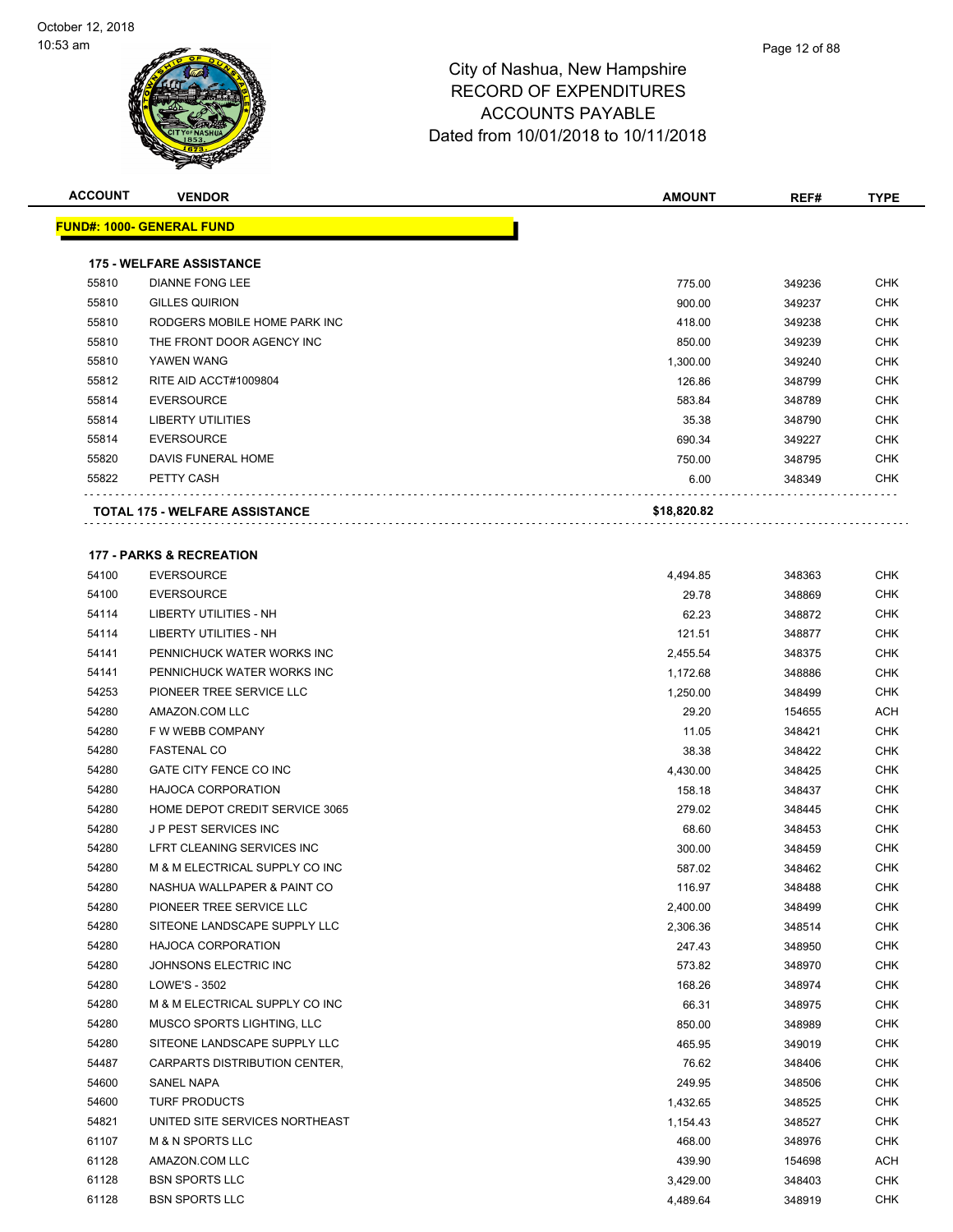# City of Nashua, New Hampshire
## RECORD OF EXPENDITURES
## ACCOUNTS PAYABLE
## Dated from 10/01/2018 to 10/11/2018

| ACCOUNT | VENDOR | AMOUNT | REF# | TYPE |
|---|---|---|---|---|
| **FUND#: 1000- GENERAL FUND** | | | | |
| **175 - WELFARE ASSISTANCE** | | | | |
| 55810 | DIANNE FONG LEE | 775.00 | 349236 | CHK |
| 55810 | GILLES QUIRION | 900.00 | 349237 | CHK |
| 55810 | RODGERS MOBILE HOME PARK INC | 418.00 | 349238 | CHK |
| 55810 | THE FRONT DOOR AGENCY INC | 850.00 | 349239 | CHK |
| 55810 | YAWEN WANG | 1,300.00 | 349240 | CHK |
| 55812 | RITE AID ACCT#1009804 | 126.86 | 348799 | CHK |
| 55814 | EVERSOURCE | 583.84 | 348789 | CHK |
| 55814 | LIBERTY UTILITIES | 35.38 | 348790 | CHK |
| 55814 | EVERSOURCE | 690.34 | 349227 | CHK |
| 55820 | DAVIS FUNERAL HOME | 750.00 | 348795 | CHK |
| 55822 | PETTY CASH | 6.00 | 348349 | CHK |
| **TOTAL 175 - WELFARE ASSISTANCE** | | **$18,820.82** | | |
| **177 - PARKS & RECREATION** | | | | |
| 54100 | EVERSOURCE | 4,494.85 | 348363 | CHK |
| 54100 | EVERSOURCE | 29.78 | 348869 | CHK |
| 54114 | LIBERTY UTILITIES - NH | 62.23 | 348872 | CHK |
| 54114 | LIBERTY UTILITIES - NH | 121.51 | 348877 | CHK |
| 54141 | PENNICHUCK WATER WORKS INC | 2,455.54 | 348375 | CHK |
| 54141 | PENNICHUCK WATER WORKS INC | 1,172.68 | 348886 | CHK |
| 54253 | PIONEER TREE SERVICE LLC | 1,250.00 | 348499 | CHK |
| 54280 | AMAZON.COM LLC | 29.20 | 154655 | ACH |
| 54280 | F W WEBB COMPANY | 11.05 | 348421 | CHK |
| 54280 | FASTENAL CO | 38.38 | 348422 | CHK |
| 54280 | GATE CITY FENCE CO INC | 4,430.00 | 348425 | CHK |
| 54280 | HAJOCA CORPORATION | 158.18 | 348437 | CHK |
| 54280 | HOME DEPOT CREDIT SERVICE 3065 | 279.02 | 348445 | CHK |
| 54280 | J P PEST SERVICES INC | 68.60 | 348453 | CHK |
| 54280 | LFRT CLEANING SERVICES INC | 300.00 | 348459 | CHK |
| 54280 | M & M ELECTRICAL SUPPLY CO INC | 587.02 | 348462 | CHK |
| 54280 | NASHUA WALLPAPER & PAINT CO | 116.97 | 348488 | CHK |
| 54280 | PIONEER TREE SERVICE LLC | 2,400.00 | 348499 | CHK |
| 54280 | SITEONE LANDSCAPE SUPPLY LLC | 2,306.36 | 348514 | CHK |
| 54280 | HAJOCA CORPORATION | 247.43 | 348950 | CHK |
| 54280 | JOHNSONS ELECTRIC INC | 573.82 | 348970 | CHK |
| 54280 | LOWE'S - 3502 | 168.26 | 348974 | CHK |
| 54280 | M & M ELECTRICAL SUPPLY CO INC | 66.31 | 348975 | CHK |
| 54280 | MUSCO SPORTS LIGHTING, LLC | 850.00 | 348989 | CHK |
| 54280 | SITEONE LANDSCAPE SUPPLY LLC | 465.95 | 349019 | CHK |
| 54487 | CARPARTS DISTRIBUTION CENTER, | 76.62 | 348406 | CHK |
| 54600 | SANEL NAPA | 249.95 | 348506 | CHK |
| 54600 | TURF PRODUCTS | 1,432.65 | 348525 | CHK |
| 54821 | UNITED SITE SERVICES NORTHEAST | 1,154.43 | 348527 | CHK |
| 61107 | M & N SPORTS LLC | 468.00 | 348976 | CHK |
| 61128 | AMAZON.COM LLC | 439.90 | 154698 | ACH |
| 61128 | BSN SPORTS LLC | 3,429.00 | 348403 | CHK |
| 61128 | BSN SPORTS LLC | 4,489.64 | 348919 | CHK |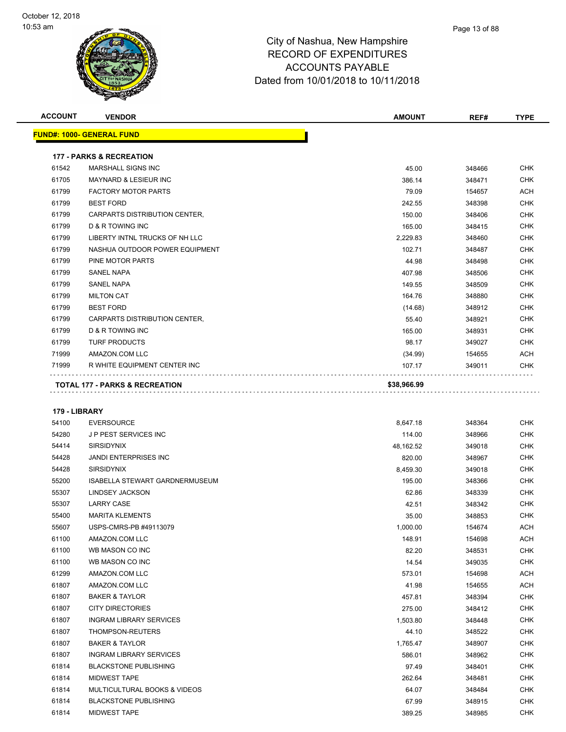City of Nashua, New Hampshire
RECORD OF EXPENDITURES
ACCOUNTS PAYABLE
Dated from 10/01/2018 to 10/11/2018

| ACCOUNT | VENDOR | AMOUNT | REF# | TYPE |
|---|---|---|---|---|
| **FUND#: 1000- GENERAL FUND** | | | | |
| **177 - PARKS & RECREATION** | | | | |
| 61542 | MARSHALL SIGNS INC | 45.00 | 348466 | CHK |
| 61705 | MAYNARD & LESIEUR INC | 386.14 | 348471 | CHK |
| 61799 | FACTORY MOTOR PARTS | 79.09 | 154657 | ACH |
| 61799 | BEST FORD | 242.55 | 348398 | CHK |
| 61799 | CARPARTS DISTRIBUTION CENTER, | 150.00 | 348406 | CHK |
| 61799 | D & R TOWING INC | 165.00 | 348415 | CHK |
| 61799 | LIBERTY INTNL TRUCKS OF NH LLC | 2,229.83 | 348460 | CHK |
| 61799 | NASHUA OUTDOOR POWER EQUIPMENT | 102.71 | 348487 | CHK |
| 61799 | PINE MOTOR PARTS | 44.98 | 348498 | CHK |
| 61799 | SANEL NAPA | 407.98 | 348506 | CHK |
| 61799 | SANEL NAPA | 149.55 | 348509 | CHK |
| 61799 | MILTON CAT | 164.76 | 348880 | CHK |
| 61799 | BEST FORD | (14.68) | 348912 | CHK |
| 61799 | CARPARTS DISTRIBUTION CENTER, | 55.40 | 348921 | CHK |
| 61799 | D & R TOWING INC | 165.00 | 348931 | CHK |
| 61799 | TURF PRODUCTS | 98.17 | 349027 | CHK |
| 71999 | AMAZON.COM LLC | (34.99) | 154655 | ACH |
| 71999 | R WHITE EQUIPMENT CENTER INC | 107.17 | 349011 | CHK |
| **TOTAL 177 - PARKS & RECREATION** | | **$38,966.99** | | |
| **179 - LIBRARY** | | | | |
| 54100 | EVERSOURCE | 8,647.18 | 348364 | CHK |
| 54280 | J P PEST SERVICES INC | 114.00 | 348966 | CHK |
| 54414 | SIRSIDYNIX | 48,162.52 | 349018 | CHK |
| 54428 | JANDI ENTERPRISES INC | 820.00 | 348967 | CHK |
| 54428 | SIRSIDYNIX | 8,459.30 | 349018 | CHK |
| 55200 | ISABELLA STEWART GARDNERMUSEUM | 195.00 | 348366 | CHK |
| 55307 | LINDSEY JACKSON | 62.86 | 348339 | CHK |
| 55307 | LARRY CASE | 42.51 | 348342 | CHK |
| 55400 | MARITA KLEMENTS | 35.00 | 348853 | CHK |
| 55607 | USPS-CMRS-PB #49113079 | 1,000.00 | 154674 | ACH |
| 61100 | AMAZON.COM LLC | 148.91 | 154698 | ACH |
| 61100 | WB MASON CO INC | 82.20 | 348531 | CHK |
| 61100 | WB MASON CO INC | 14.54 | 349035 | CHK |
| 61299 | AMAZON.COM LLC | 573.01 | 154698 | ACH |
| 61807 | AMAZON.COM LLC | 41.98 | 154655 | ACH |
| 61807 | BAKER & TAYLOR | 457.81 | 348394 | CHK |
| 61807 | CITY DIRECTORIES | 275.00 | 348412 | CHK |
| 61807 | INGRAM LIBRARY SERVICES | 1,503.80 | 348448 | CHK |
| 61807 | THOMPSON-REUTERS | 44.10 | 348522 | CHK |
| 61807 | BAKER & TAYLOR | 1,765.47 | 348907 | CHK |
| 61807 | INGRAM LIBRARY SERVICES | 586.01 | 348962 | CHK |
| 61814 | BLACKSTONE PUBLISHING | 97.49 | 348401 | CHK |
| 61814 | MIDWEST TAPE | 262.64 | 348481 | CHK |
| 61814 | MULTICULTURAL BOOKS & VIDEOS | 64.07 | 348484 | CHK |
| 61814 | BLACKSTONE PUBLISHING | 67.99 | 348915 | CHK |
| 61814 | MIDWEST TAPE | 389.25 | 348985 | CHK |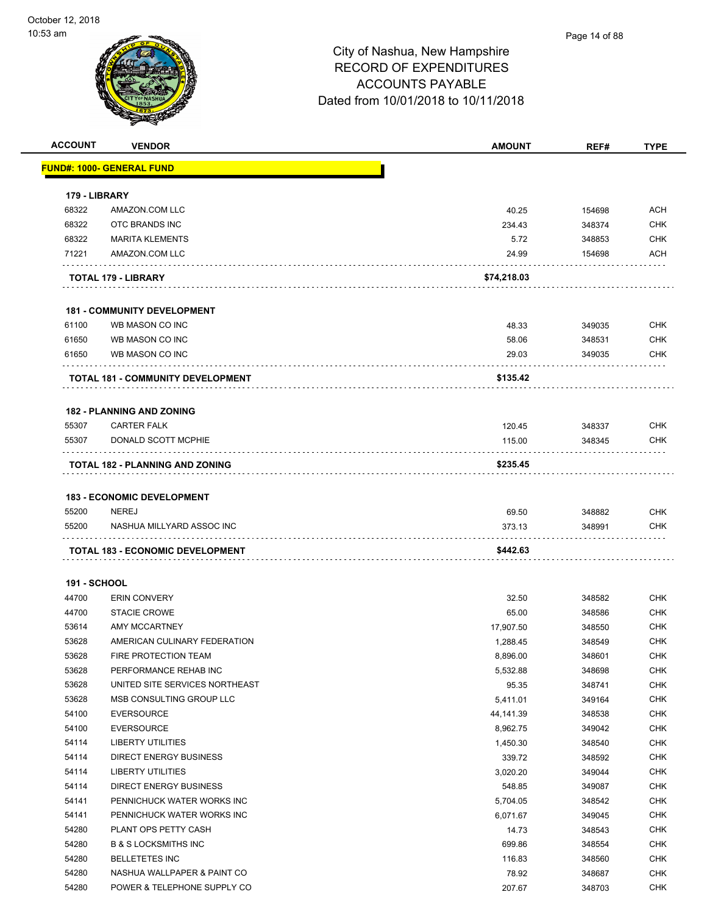City of Nashua, New Hampshire
RECORD OF EXPENDITURES
ACCOUNTS PAYABLE
Dated from 10/01/2018 to 10/11/2018

| ACCOUNT | VENDOR | AMOUNT | REF# | TYPE |
|---|---|---|---|---|
| **FUND#: 1000- GENERAL FUND** | | | | |
| **179 - LIBRARY** | | | | |
| 68322 | AMAZON.COM LLC | 40.25 | 154698 | ACH |
| 68322 | OTC BRANDS INC | 234.43 | 348374 | CHK |
| 68322 | MARITA KLEMENTS | 5.72 | 348853 | CHK |
| 71221 | AMAZON.COM LLC | 24.99 | 154698 | ACH |
| | **TOTAL 179 - LIBRARY** | **$74,218.03** | | |
| **181 - COMMUNITY DEVELOPMENT** | | | | |
| 61100 | WB MASON CO INC | 48.33 | 349035 | CHK |
| 61650 | WB MASON CO INC | 58.06 | 348531 | CHK |
| 61650 | WB MASON CO INC | 29.03 | 349035 | CHK |
| | **TOTAL 181 - COMMUNITY DEVELOPMENT** | **$135.42** | | |
| **182 - PLANNING AND ZONING** | | | | |
| 55307 | CARTER FALK | 120.45 | 348337 | CHK |
| 55307 | DONALD SCOTT MCPHIE | 115.00 | 348345 | CHK |
| | **TOTAL 182 - PLANNING AND ZONING** | **$235.45** | | |
| **183 - ECONOMIC DEVELOPMENT** | | | | |
| 55200 | NEREJ | 69.50 | 348882 | CHK |
| 55200 | NASHUA MILLYARD ASSOC INC | 373.13 | 348991 | CHK |
| | **TOTAL 183 - ECONOMIC DEVELOPMENT** | **$442.63** | | |
| **191 - SCHOOL** | | | | |
| 44700 | ERIN CONVERY | 32.50 | 348582 | CHK |
| 44700 | STACIE CROWE | 65.00 | 348586 | CHK |
| 53614 | AMY MCCARTNEY | 17,907.50 | 348550 | CHK |
| 53628 | AMERICAN CULINARY FEDERATION | 1,288.45 | 348549 | CHK |
| 53628 | FIRE PROTECTION TEAM | 8,896.00 | 348601 | CHK |
| 53628 | PERFORMANCE REHAB INC | 5,532.88 | 348698 | CHK |
| 53628 | UNITED SITE SERVICES NORTHEAST | 95.35 | 348741 | CHK |
| 53628 | MSB CONSULTING GROUP LLC | 5,411.01 | 349164 | CHK |
| 54100 | EVERSOURCE | 44,141.39 | 348538 | CHK |
| 54100 | EVERSOURCE | 8,962.75 | 349042 | CHK |
| 54114 | LIBERTY UTILITIES | 1,450.30 | 348540 | CHK |
| 54114 | DIRECT ENERGY BUSINESS | 339.72 | 348592 | CHK |
| 54114 | LIBERTY UTILITIES | 3,020.20 | 349044 | CHK |
| 54114 | DIRECT ENERGY BUSINESS | 548.85 | 349087 | CHK |
| 54141 | PENNICHUCK WATER WORKS INC | 5,704.05 | 348542 | CHK |
| 54141 | PENNICHUCK WATER WORKS INC | 6,071.67 | 349045 | CHK |
| 54280 | PLANT OPS PETTY CASH | 14.73 | 348543 | CHK |
| 54280 | B & S LOCKSMITHS INC | 699.86 | 348554 | CHK |
| 54280 | BELLETETES INC | 116.83 | 348560 | CHK |
| 54280 | NASHUA WALLPAPER & PAINT CO | 78.92 | 348687 | CHK |
| 54280 | POWER & TELEPHONE SUPPLY CO | 207.67 | 348703 | CHK |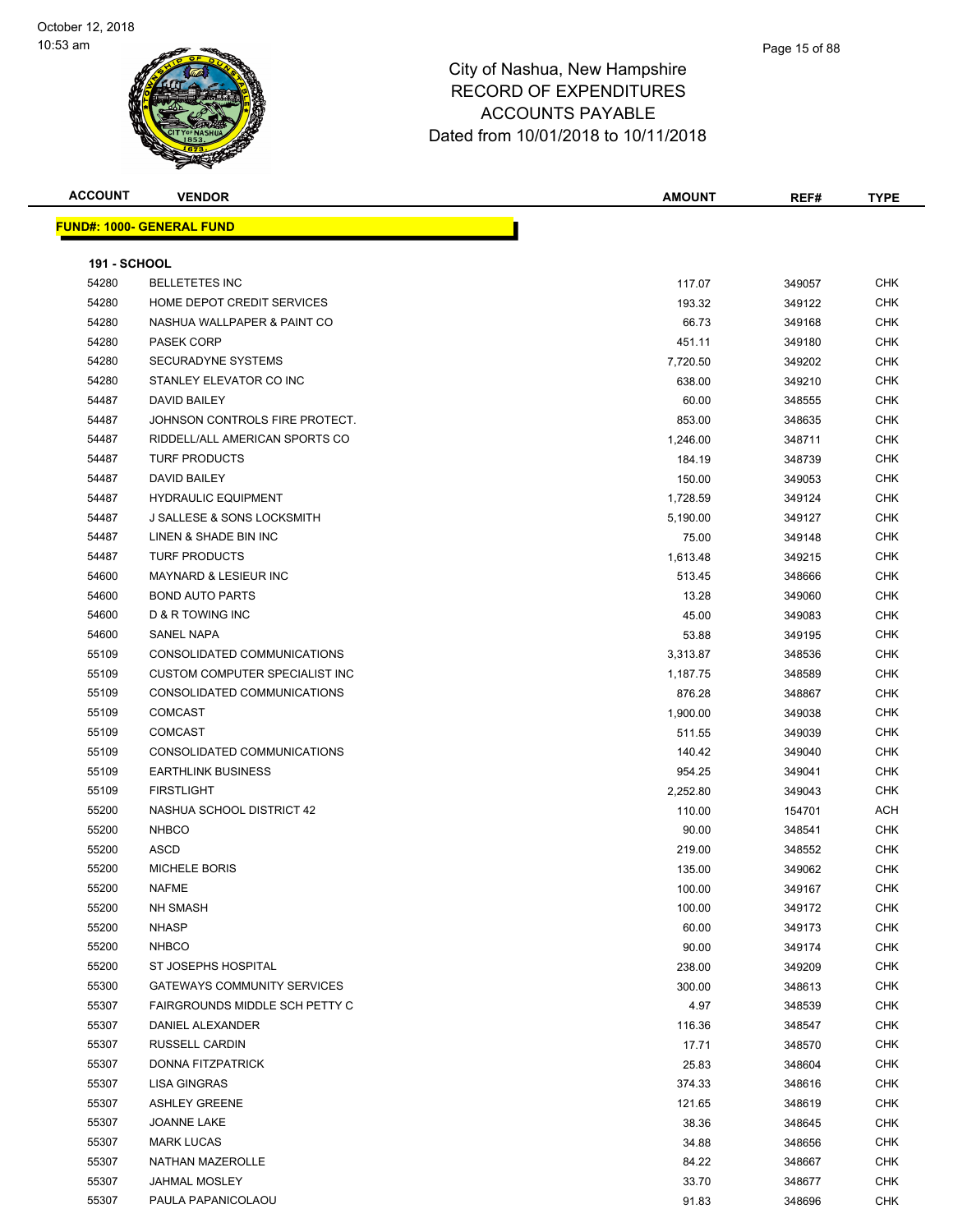# City of Nashua, New Hampshire
## RECORD OF EXPENDITURES
## ACCOUNTS PAYABLE
## Dated from 10/01/2018 to 10/11/2018

October 12, 2018
10:53 am

| ACCOUNT | VENDOR | AMOUNT | REF# | TYPE |
|---|---|---|---|---|

**FUND#: 1000- GENERAL FUND**

**191 - SCHOOL**

| ACCOUNT | VENDOR | AMOUNT | REF# | TYPE |
|---|---|---|---|---|
| 54280 | BELLETETES INC | 117.07 | 349057 | CHK |
| 54280 | HOME DEPOT CREDIT SERVICES | 193.32 | 349122 | CHK |
| 54280 | NASHUA WALLPAPER & PAINT CO | 66.73 | 349168 | CHK |
| 54280 | PASEK CORP | 451.11 | 349180 | CHK |
| 54280 | SECURADYNE SYSTEMS | 7,720.50 | 349202 | CHK |
| 54280 | STANLEY ELEVATOR CO INC | 638.00 | 349210 | CHK |
| 54487 | DAVID BAILEY | 60.00 | 348555 | CHK |
| 54487 | JOHNSON CONTROLS FIRE PROTECT. | 853.00 | 348635 | CHK |
| 54487 | RIDDELL/ALL AMERICAN SPORTS CO | 1,246.00 | 348711 | CHK |
| 54487 | TURF PRODUCTS | 184.19 | 348739 | CHK |
| 54487 | DAVID BAILEY | 150.00 | 349053 | CHK |
| 54487 | HYDRAULIC EQUIPMENT | 1,728.59 | 349124 | CHK |
| 54487 | J SALLESE & SONS LOCKSMITH | 5,190.00 | 349127 | CHK |
| 54487 | LINEN & SHADE BIN INC | 75.00 | 349148 | CHK |
| 54487 | TURF PRODUCTS | 1,613.48 | 349215 | CHK |
| 54600 | MAYNARD & LESIEUR INC | 513.45 | 348666 | CHK |
| 54600 | BOND AUTO PARTS | 13.28 | 349060 | CHK |
| 54600 | D & R TOWING INC | 45.00 | 349083 | CHK |
| 54600 | SANEL NAPA | 53.88 | 349195 | CHK |
| 55109 | CONSOLIDATED COMMUNICATIONS | 3,313.87 | 348536 | CHK |
| 55109 | CUSTOM COMPUTER SPECIALIST INC | 1,187.75 | 348589 | CHK |
| 55109 | CONSOLIDATED COMMUNICATIONS | 876.28 | 348867 | CHK |
| 55109 | COMCAST | 1,900.00 | 349038 | CHK |
| 55109 | COMCAST | 511.55 | 349039 | CHK |
| 55109 | CONSOLIDATED COMMUNICATIONS | 140.42 | 349040 | CHK |
| 55109 | EARTHLINK BUSINESS | 954.25 | 349041 | CHK |
| 55109 | FIRSTLIGHT | 2,252.80 | 349043 | CHK |
| 55200 | NASHUA SCHOOL DISTRICT 42 | 110.00 | 154701 | ACH |
| 55200 | NHBCO | 90.00 | 348541 | CHK |
| 55200 | ASCD | 219.00 | 348552 | CHK |
| 55200 | MICHELE BORIS | 135.00 | 349062 | CHK |
| 55200 | NAFME | 100.00 | 349167 | CHK |
| 55200 | NH SMASH | 100.00 | 349172 | CHK |
| 55200 | NHASP | 60.00 | 349173 | CHK |
| 55200 | NHBCO | 90.00 | 349174 | CHK |
| 55200 | ST JOSEPHS HOSPITAL | 238.00 | 349209 | CHK |
| 55300 | GATEWAYS COMMUNITY SERVICES | 300.00 | 348613 | CHK |
| 55307 | FAIRGROUNDS MIDDLE SCH PETTY C | 4.97 | 348539 | CHK |
| 55307 | DANIEL ALEXANDER | 116.36 | 348547 | CHK |
| 55307 | RUSSELL CARDIN | 17.71 | 348570 | CHK |
| 55307 | DONNA FITZPATRICK | 25.83 | 348604 | CHK |
| 55307 | LISA GINGRAS | 374.33 | 348616 | CHK |
| 55307 | ASHLEY GREENE | 121.65 | 348619 | CHK |
| 55307 | JOANNE LAKE | 38.36 | 348645 | CHK |
| 55307 | MARK LUCAS | 34.88 | 348656 | CHK |
| 55307 | NATHAN MAZEROLLE | 84.22 | 348667 | CHK |
| 55307 | JAHMAL MOSLEY | 33.70 | 348677 | CHK |
| 55307 | PAULA PAPANICOLAOU | 91.83 | 348696 | CHK |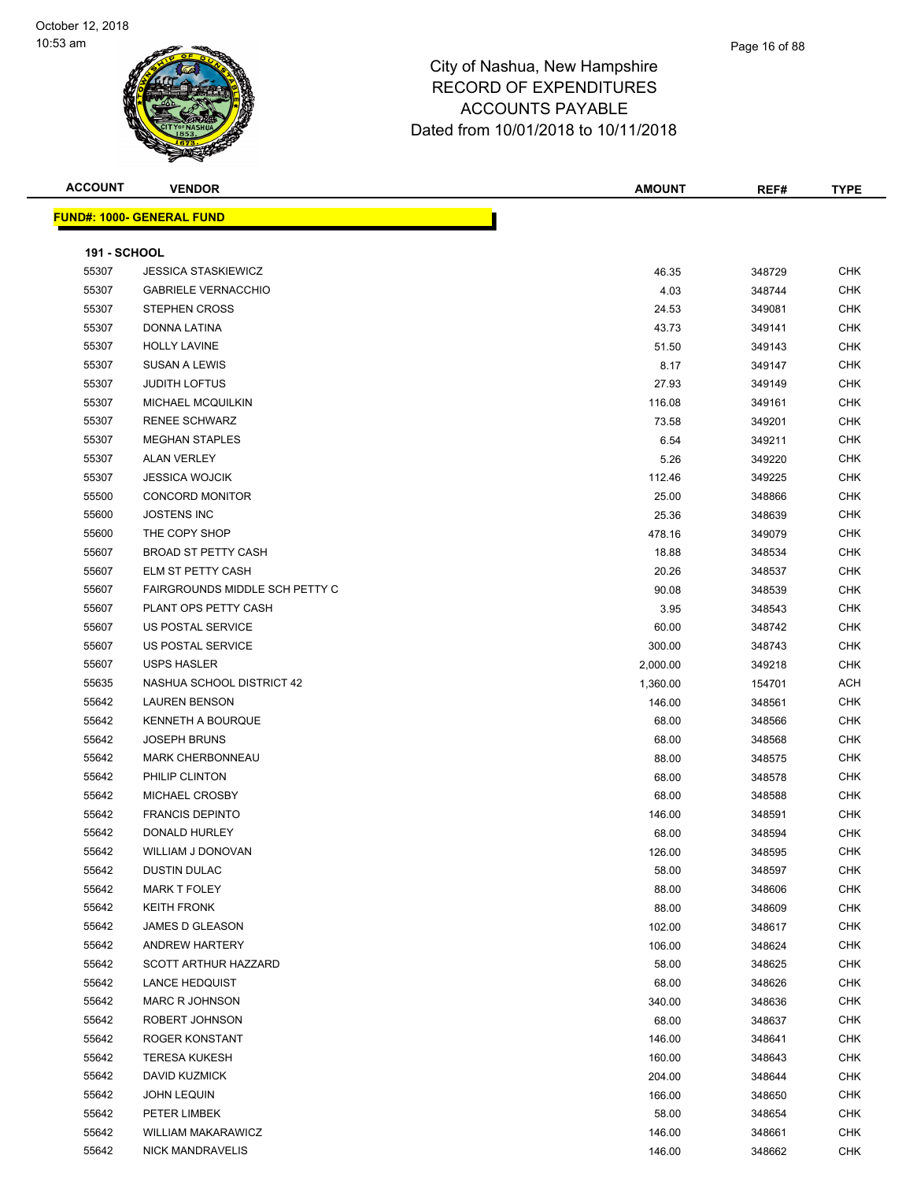# City of Nashua, New Hampshire
## RECORD OF EXPENDITURES
## ACCOUNTS PAYABLE
## Dated from 10/01/2018 to 10/11/2018

October 12, 2018
10:53 am

| ACCOUNT | VENDOR | AMOUNT | REF# | TYPE |
|---|---|---|---|---|

**FUND#: 1000- GENERAL FUND**

**191 - SCHOOL**

| ACCOUNT | VENDOR | AMOUNT | REF# | TYPE |
|---|---|---|---|---|
| 55307 | JESSICA STASKIEWICZ | 46.35 | 348729 | CHK |
| 55307 | GABRIELE VERNACCHIO | 4.03 | 348744 | CHK |
| 55307 | STEPHEN CROSS | 24.53 | 349081 | CHK |
| 55307 | DONNA LATINA | 43.73 | 349141 | CHK |
| 55307 | HOLLY LAVINE | 51.50 | 349143 | CHK |
| 55307 | SUSAN A LEWIS | 8.17 | 349147 | CHK |
| 55307 | JUDITH LOFTUS | 27.93 | 349149 | CHK |
| 55307 | MICHAEL MCQUILKIN | 116.08 | 349161 | CHK |
| 55307 | RENEE SCHWARZ | 73.58 | 349201 | CHK |
| 55307 | MEGHAN STAPLES | 6.54 | 349211 | CHK |
| 55307 | ALAN VERLEY | 5.26 | 349220 | CHK |
| 55307 | JESSICA WOJCIK | 112.46 | 349225 | CHK |
| 55500 | CONCORD MONITOR | 25.00 | 348866 | CHK |
| 55600 | JOSTENS INC | 25.36 | 348639 | CHK |
| 55600 | THE COPY SHOP | 478.16 | 349079 | CHK |
| 55607 | BROAD ST PETTY CASH | 18.88 | 348534 | CHK |
| 55607 | ELM ST PETTY CASH | 20.26 | 348537 | CHK |
| 55607 | FAIRGROUNDS MIDDLE SCH PETTY C | 90.08 | 348539 | CHK |
| 55607 | PLANT OPS PETTY CASH | 3.95 | 348543 | CHK |
| 55607 | US POSTAL SERVICE | 60.00 | 348742 | CHK |
| 55607 | US POSTAL SERVICE | 300.00 | 348743 | CHK |
| 55607 | USPS HASLER | 2,000.00 | 349218 | CHK |
| 55635 | NASHUA SCHOOL DISTRICT 42 | 1,360.00 | 154701 | ACH |
| 55642 | LAUREN BENSON | 146.00 | 348561 | CHK |
| 55642 | KENNETH A BOURQUE | 68.00 | 348566 | CHK |
| 55642 | JOSEPH BRUNS | 68.00 | 348568 | CHK |
| 55642 | MARK CHERBONNEAU | 88.00 | 348575 | CHK |
| 55642 | PHILIP CLINTON | 68.00 | 348578 | CHK |
| 55642 | MICHAEL CROSBY | 68.00 | 348588 | CHK |
| 55642 | FRANCIS DEPINTO | 146.00 | 348591 | CHK |
| 55642 | DONALD HURLEY | 68.00 | 348594 | CHK |
| 55642 | WILLIAM J DONOVAN | 126.00 | 348595 | CHK |
| 55642 | DUSTIN DULAC | 58.00 | 348597 | CHK |
| 55642 | MARK T FOLEY | 88.00 | 348606 | CHK |
| 55642 | KEITH FRONK | 88.00 | 348609 | CHK |
| 55642 | JAMES D GLEASON | 102.00 | 348617 | CHK |
| 55642 | ANDREW HARTERY | 106.00 | 348624 | CHK |
| 55642 | SCOTT ARTHUR HAZZARD | 58.00 | 348625 | CHK |
| 55642 | LANCE HEDQUIST | 68.00 | 348626 | CHK |
| 55642 | MARC R JOHNSON | 340.00 | 348636 | CHK |
| 55642 | ROBERT JOHNSON | 68.00 | 348637 | CHK |
| 55642 | ROGER KONSTANT | 146.00 | 348641 | CHK |
| 55642 | TERESA KUKESH | 160.00 | 348643 | CHK |
| 55642 | DAVID KUZMICK | 204.00 | 348644 | CHK |
| 55642 | JOHN LEQUIN | 166.00 | 348650 | CHK |
| 55642 | PETER LIMBEK | 58.00 | 348654 | CHK |
| 55642 | WILLIAM MAKARAWICZ | 146.00 | 348661 | CHK |
| 55642 | NICK MANDRAVELIS | 146.00 | 348662 | CHK |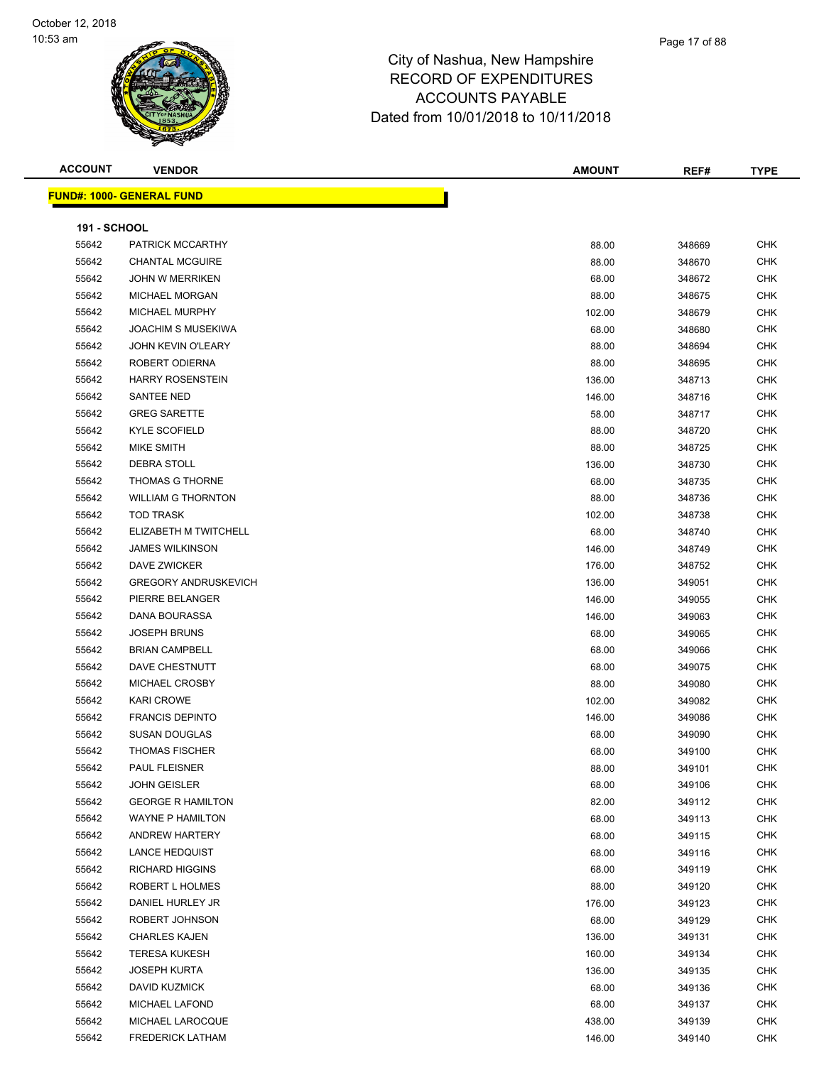# City of Nashua, New Hampshire
# RECORD OF EXPENDITURES
# ACCOUNTS PAYABLE
# Dated from 10/01/2018 to 10/11/2018

| ACCOUNT | VENDOR | AMOUNT | REF# | TYPE |
|---|---|---|---|---|

**FUND#: 1000- GENERAL FUND**

**191 - SCHOOL**

| ACCOUNT | VENDOR | AMOUNT | REF# | TYPE |
|---|---|---|---|---|
| 55642 | PATRICK MCCARTHY | 88.00 | 348669 | CHK |
| 55642 | CHANTAL MCGUIRE | 88.00 | 348670 | CHK |
| 55642 | JOHN W MERRIKEN | 68.00 | 348672 | CHK |
| 55642 | MICHAEL MORGAN | 88.00 | 348675 | CHK |
| 55642 | MICHAEL MURPHY | 102.00 | 348679 | CHK |
| 55642 | JOACHIM S MUSEKIWA | 68.00 | 348680 | CHK |
| 55642 | JOHN KEVIN O'LEARY | 88.00 | 348694 | CHK |
| 55642 | ROBERT ODIERNA | 88.00 | 348695 | CHK |
| 55642 | HARRY ROSENSTEIN | 136.00 | 348713 | CHK |
| 55642 | SANTEE NED | 146.00 | 348716 | CHK |
| 55642 | GREG SARETTE | 58.00 | 348717 | CHK |
| 55642 | KYLE SCOFIELD | 88.00 | 348720 | CHK |
| 55642 | MIKE SMITH | 88.00 | 348725 | CHK |
| 55642 | DEBRA STOLL | 136.00 | 348730 | CHK |
| 55642 | THOMAS G THORNE | 68.00 | 348735 | CHK |
| 55642 | WILLIAM G THORNTON | 88.00 | 348736 | CHK |
| 55642 | TOD TRASK | 102.00 | 348738 | CHK |
| 55642 | ELIZABETH M TWITCHELL | 68.00 | 348740 | CHK |
| 55642 | JAMES WILKINSON | 146.00 | 348749 | CHK |
| 55642 | DAVE ZWICKER | 176.00 | 348752 | CHK |
| 55642 | GREGORY ANDRUSKEVICH | 136.00 | 349051 | CHK |
| 55642 | PIERRE BELANGER | 146.00 | 349055 | CHK |
| 55642 | DANA BOURASSA | 146.00 | 349063 | CHK |
| 55642 | JOSEPH BRUNS | 68.00 | 349065 | CHK |
| 55642 | BRIAN CAMPBELL | 68.00 | 349066 | CHK |
| 55642 | DAVE CHESTNUTT | 68.00 | 349075 | CHK |
| 55642 | MICHAEL CROSBY | 88.00 | 349080 | CHK |
| 55642 | KARI CROWE | 102.00 | 349082 | CHK |
| 55642 | FRANCIS DEPINTO | 146.00 | 349086 | CHK |
| 55642 | SUSAN DOUGLAS | 68.00 | 349090 | CHK |
| 55642 | THOMAS FISCHER | 68.00 | 349100 | CHK |
| 55642 | PAUL FLEISNER | 88.00 | 349101 | CHK |
| 55642 | JOHN GEISLER | 68.00 | 349106 | CHK |
| 55642 | GEORGE R HAMILTON | 82.00 | 349112 | CHK |
| 55642 | WAYNE P HAMILTON | 68.00 | 349113 | CHK |
| 55642 | ANDREW HARTERY | 68.00 | 349115 | CHK |
| 55642 | LANCE HEDQUIST | 68.00 | 349116 | CHK |
| 55642 | RICHARD HIGGINS | 68.00 | 349119 | CHK |
| 55642 | ROBERT L HOLMES | 88.00 | 349120 | CHK |
| 55642 | DANIEL HURLEY JR | 176.00 | 349123 | CHK |
| 55642 | ROBERT JOHNSON | 68.00 | 349129 | CHK |
| 55642 | CHARLES KAJEN | 136.00 | 349131 | CHK |
| 55642 | TERESA KUKESH | 160.00 | 349134 | CHK |
| 55642 | JOSEPH KURTA | 136.00 | 349135 | CHK |
| 55642 | DAVID KUZMICK | 68.00 | 349136 | CHK |
| 55642 | MICHAEL LAFOND | 68.00 | 349137 | CHK |
| 55642 | MICHAEL LAROCQUE | 438.00 | 349139 | CHK |
| 55642 | FREDERICK LATHAM | 146.00 | 349140 | CHK |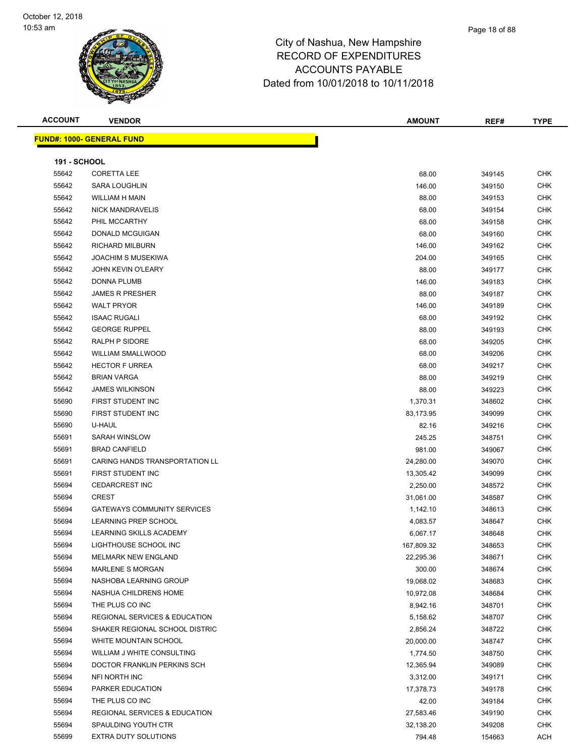# City of Nashua, New Hampshire
## RECORD OF EXPENDITURES
## ACCOUNTS PAYABLE
### Dated from 10/01/2018 to 10/11/2018

| ACCOUNT | VENDOR | AMOUNT | REF# | TYPE |
|---|---|---|---|---|
| **FUND#: 1000- GENERAL FUND** | | | | |
| **191 - SCHOOL** | | | | |
| 55642 | CORETTA LEE | 68.00 | 349145 | CHK |
| 55642 | SARA LOUGHLIN | 146.00 | 349150 | CHK |
| 55642 | WILLIAM H MAIN | 88.00 | 349153 | CHK |
| 55642 | NICK MANDRAVELIS | 68.00 | 349154 | CHK |
| 55642 | PHIL MCCARTHY | 68.00 | 349158 | CHK |
| 55642 | DONALD MCGUIGAN | 68.00 | 349160 | CHK |
| 55642 | RICHARD MILBURN | 146.00 | 349162 | CHK |
| 55642 | JOACHIM S MUSEKIWA | 204.00 | 349165 | CHK |
| 55642 | JOHN KEVIN O'LEARY | 88.00 | 349177 | CHK |
| 55642 | DONNA PLUMB | 146.00 | 349183 | CHK |
| 55642 | JAMES R PRESHER | 88.00 | 349187 | CHK |
| 55642 | WALT PRYOR | 146.00 | 349189 | CHK |
| 55642 | ISAAC RUGALI | 68.00 | 349192 | CHK |
| 55642 | GEORGE RUPPEL | 88.00 | 349193 | CHK |
| 55642 | RALPH P SIDORE | 68.00 | 349205 | CHK |
| 55642 | WILLIAM SMALLWOOD | 68.00 | 349206 | CHK |
| 55642 | HECTOR F URREA | 68.00 | 349217 | CHK |
| 55642 | BRIAN VARGA | 88.00 | 349219 | CHK |
| 55642 | JAMES WILKINSON | 88.00 | 349223 | CHK |
| 55690 | FIRST STUDENT INC | 1,370.31 | 348602 | CHK |
| 55690 | FIRST STUDENT INC | 83,173.95 | 349099 | CHK |
| 55690 | U-HAUL | 82.16 | 349216 | CHK |
| 55691 | SARAH WINSLOW | 245.25 | 348751 | CHK |
| 55691 | BRAD CANFIELD | 981.00 | 349067 | CHK |
| 55691 | CARING HANDS TRANSPORTATION LL | 24,280.00 | 349070 | CHK |
| 55691 | FIRST STUDENT INC | 13,305.42 | 349099 | CHK |
| 55694 | CEDARCREST INC | 2,250.00 | 348572 | CHK |
| 55694 | CREST | 31,061.00 | 348587 | CHK |
| 55694 | GATEWAYS COMMUNITY SERVICES | 1,142.10 | 348613 | CHK |
| 55694 | LEARNING PREP SCHOOL | 4,083.57 | 348647 | CHK |
| 55694 | LEARNING SKILLS ACADEMY | 6,067.17 | 348648 | CHK |
| 55694 | LIGHTHOUSE SCHOOL INC | 167,809.32 | 348653 | CHK |
| 55694 | MELMARK NEW ENGLAND | 22,295.36 | 348671 | CHK |
| 55694 | MARLENE S MORGAN | 300.00 | 348674 | CHK |
| 55694 | NASHOBA LEARNING GROUP | 19,068.02 | 348683 | CHK |
| 55694 | NASHUA CHILDRENS HOME | 10,972.08 | 348684 | CHK |
| 55694 | THE PLUS CO INC | 8,942.16 | 348701 | CHK |
| 55694 | REGIONAL SERVICES & EDUCATION | 5,158.62 | 348707 | CHK |
| 55694 | SHAKER REGIONAL SCHOOL DISTRIC | 2,856.24 | 348722 | CHK |
| 55694 | WHITE MOUNTAIN SCHOOL | 20,000.00 | 348747 | CHK |
| 55694 | WILLIAM J WHITE CONSULTING | 1,774.50 | 348750 | CHK |
| 55694 | DOCTOR FRANKLIN PERKINS SCH | 12,365.94 | 349089 | CHK |
| 55694 | NFI NORTH INC | 3,312.00 | 349171 | CHK |
| 55694 | PARKER EDUCATION | 17,378.73 | 349178 | CHK |
| 55694 | THE PLUS CO INC | 42.00 | 349184 | CHK |
| 55694 | REGIONAL SERVICES & EDUCATION | 27,583.46 | 349190 | CHK |
| 55694 | SPAULDING YOUTH CTR | 32,138.20 | 349208 | CHK |
| 55699 | EXTRA DUTY SOLUTIONS | 794.48 | 154663 | ACH |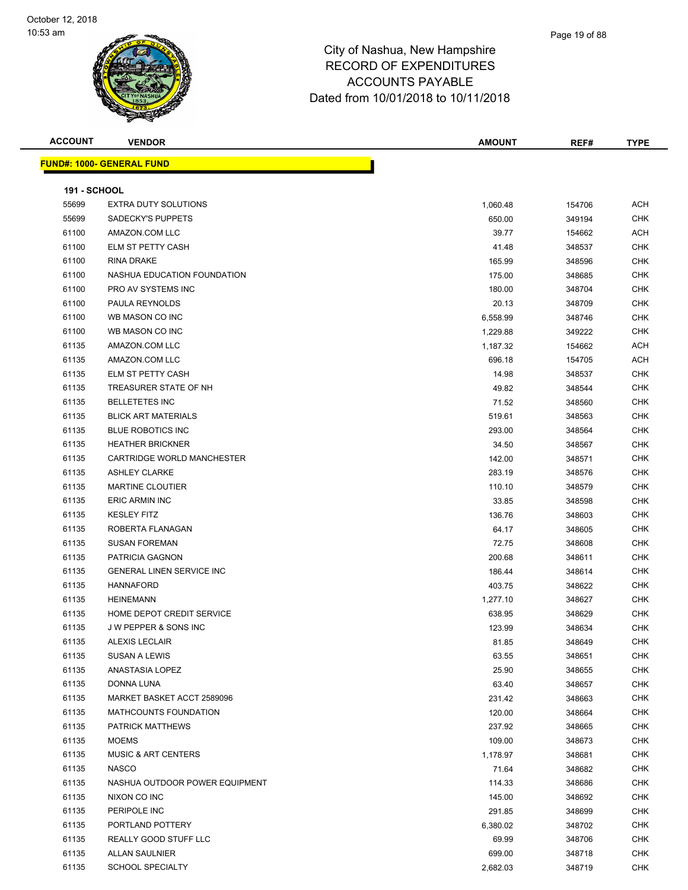City of Nashua, New Hampshire
RECORD OF EXPENDITURES
ACCOUNTS PAYABLE
Dated from 10/01/2018 to 10/11/2018

October 12, 2018
10:53 am

| ACCOUNT | VENDOR | AMOUNT | REF# | TYPE |
|---|---|---|---|---|

**FUND#: 1000- GENERAL FUND**

**191 - SCHOOL**

| ACCOUNT | VENDOR | AMOUNT | REF# | TYPE |
|---|---|---|---|---|
| 55699 | EXTRA DUTY SOLUTIONS | 1,060.48 | 154706 | ACH |
| 55699 | SADECKY'S PUPPETS | 650.00 | 349194 | CHK |
| 61100 | AMAZON.COM LLC | 39.77 | 154662 | ACH |
| 61100 | ELM ST PETTY CASH | 41.48 | 348537 | CHK |
| 61100 | RINA DRAKE | 165.99 | 348596 | CHK |
| 61100 | NASHUA EDUCATION FOUNDATION | 175.00 | 348685 | CHK |
| 61100 | PRO AV SYSTEMS INC | 180.00 | 348704 | CHK |
| 61100 | PAULA REYNOLDS | 20.13 | 348709 | CHK |
| 61100 | WB MASON CO INC | 6,558.99 | 348746 | CHK |
| 61100 | WB MASON CO INC | 1,229.88 | 349222 | CHK |
| 61135 | AMAZON.COM LLC | 1,187.32 | 154662 | ACH |
| 61135 | AMAZON.COM LLC | 696.18 | 154705 | ACH |
| 61135 | ELM ST PETTY CASH | 14.98 | 348537 | CHK |
| 61135 | TREASURER STATE OF NH | 49.82 | 348544 | CHK |
| 61135 | BELLETETES INC | 71.52 | 348560 | CHK |
| 61135 | BLICK ART MATERIALS | 519.61 | 348563 | CHK |
| 61135 | BLUE ROBOTICS INC | 293.00 | 348564 | CHK |
| 61135 | HEATHER BRICKNER | 34.50 | 348567 | CHK |
| 61135 | CARTRIDGE WORLD MANCHESTER | 142.00 | 348571 | CHK |
| 61135 | ASHLEY CLARKE | 283.19 | 348576 | CHK |
| 61135 | MARTINE CLOUTIER | 110.10 | 348579 | CHK |
| 61135 | ERIC ARMIN INC | 33.85 | 348598 | CHK |
| 61135 | KESLEY FITZ | 136.76 | 348603 | CHK |
| 61135 | ROBERTA FLANAGAN | 64.17 | 348605 | CHK |
| 61135 | SUSAN FOREMAN | 72.75 | 348608 | CHK |
| 61135 | PATRICIA GAGNON | 200.68 | 348611 | CHK |
| 61135 | GENERAL LINEN SERVICE INC | 186.44 | 348614 | CHK |
| 61135 | HANNAFORD | 403.75 | 348622 | CHK |
| 61135 | HEINEMANN | 1,277.10 | 348627 | CHK |
| 61135 | HOME DEPOT CREDIT SERVICE | 638.95 | 348629 | CHK |
| 61135 | J W PEPPER & SONS INC | 123.99 | 348634 | CHK |
| 61135 | ALEXIS LECLAIR | 81.85 | 348649 | CHK |
| 61135 | SUSAN A LEWIS | 63.55 | 348651 | CHK |
| 61135 | ANASTASIA LOPEZ | 25.90 | 348655 | CHK |
| 61135 | DONNA LUNA | 63.40 | 348657 | CHK |
| 61135 | MARKET BASKET ACCT 2589096 | 231.42 | 348663 | CHK |
| 61135 | MATHCOUNTS FOUNDATION | 120.00 | 348664 | CHK |
| 61135 | PATRICK MATTHEWS | 237.92 | 348665 | CHK |
| 61135 | MOEMS | 109.00 | 348673 | CHK |
| 61135 | MUSIC & ART CENTERS | 1,178.97 | 348681 | CHK |
| 61135 | NASCO | 71.64 | 348682 | CHK |
| 61135 | NASHUA OUTDOOR POWER EQUIPMENT | 114.33 | 348686 | CHK |
| 61135 | NIXON CO INC | 145.00 | 348692 | CHK |
| 61135 | PERIPOLE INC | 291.85 | 348699 | CHK |
| 61135 | PORTLAND POTTERY | 6,380.02 | 348702 | CHK |
| 61135 | REALLY GOOD STUFF LLC | 69.99 | 348706 | CHK |
| 61135 | ALLAN SAULNIER | 699.00 | 348718 | CHK |
| 61135 | SCHOOL SPECIALTY | 2,682.03 | 348719 | CHK |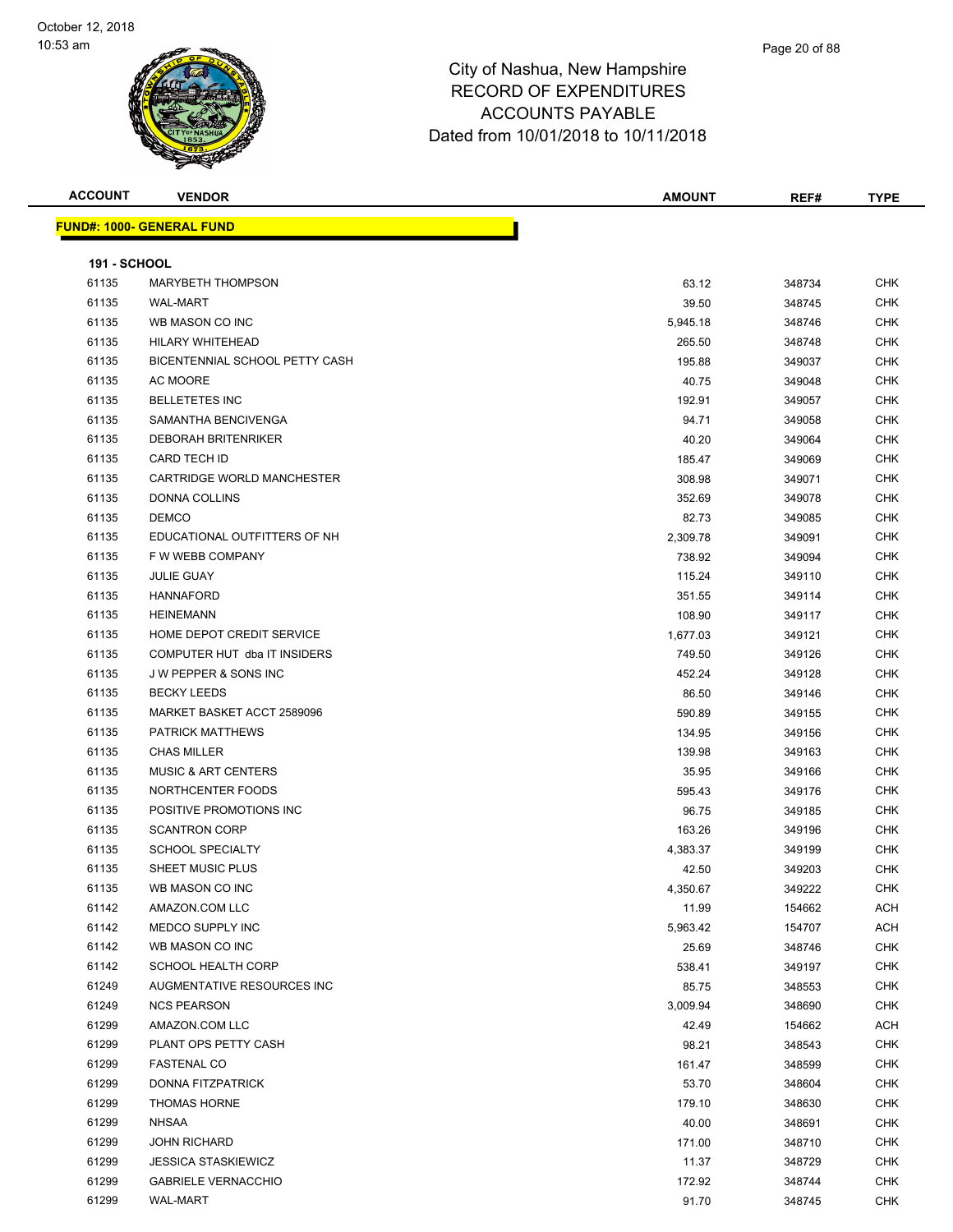October 12, 2018
10:53 am

# City of Nashua, New Hampshire
## RECORD OF EXPENDITURES
## ACCOUNTS PAYABLE
## Dated from 10/01/2018 to 10/11/2018

| ACCOUNT | VENDOR | AMOUNT | REF# | TYPE |
|---|---|---|---|---|
| **FUND#: 1000- GENERAL FUND** | | | | |
| **191 - SCHOOL** | | | | |
| 61135 | MARYBETH THOMPSON | 63.12 | 348734 | CHK |
| 61135 | WAL-MART | 39.50 | 348745 | CHK |
| 61135 | WB MASON CO INC | 5,945.18 | 348746 | CHK |
| 61135 | HILARY WHITEHEAD | 265.50 | 348748 | CHK |
| 61135 | BICENTENNIAL SCHOOL PETTY CASH | 195.88 | 349037 | CHK |
| 61135 | AC MOORE | 40.75 | 349048 | CHK |
| 61135 | BELLETETES INC | 192.91 | 349057 | CHK |
| 61135 | SAMANTHA BENCIVENGA | 94.71 | 349058 | CHK |
| 61135 | DEBORAH BRITENRIKER | 40.20 | 349064 | CHK |
| 61135 | CARD TECH ID | 185.47 | 349069 | CHK |
| 61135 | CARTRIDGE WORLD MANCHESTER | 308.98 | 349071 | CHK |
| 61135 | DONNA COLLINS | 352.69 | 349078 | CHK |
| 61135 | DEMCO | 82.73 | 349085 | CHK |
| 61135 | EDUCATIONAL OUTFITTERS OF NH | 2,309.78 | 349091 | CHK |
| 61135 | F W WEBB COMPANY | 738.92 | 349094 | CHK |
| 61135 | JULIE GUAY | 115.24 | 349110 | CHK |
| 61135 | HANNAFORD | 351.55 | 349114 | CHK |
| 61135 | HEINEMANN | 108.90 | 349117 | CHK |
| 61135 | HOME DEPOT CREDIT SERVICE | 1,677.03 | 349121 | CHK |
| 61135 | COMPUTER HUT dba IT INSIDERS | 749.50 | 349126 | CHK |
| 61135 | J W PEPPER & SONS INC | 452.24 | 349128 | CHK |
| 61135 | BECKY LEEDS | 86.50 | 349146 | CHK |
| 61135 | MARKET BASKET ACCT 2589096 | 590.89 | 349155 | CHK |
| 61135 | PATRICK MATTHEWS | 134.95 | 349156 | CHK |
| 61135 | CHAS MILLER | 139.98 | 349163 | CHK |
| 61135 | MUSIC & ART CENTERS | 35.95 | 349166 | CHK |
| 61135 | NORTHCENTER FOODS | 595.43 | 349176 | CHK |
| 61135 | POSITIVE PROMOTIONS INC | 96.75 | 349185 | CHK |
| 61135 | SCANTRON CORP | 163.26 | 349196 | CHK |
| 61135 | SCHOOL SPECIALTY | 4,383.37 | 349199 | CHK |
| 61135 | SHEET MUSIC PLUS | 42.50 | 349203 | CHK |
| 61135 | WB MASON CO INC | 4,350.67 | 349222 | CHK |
| 61142 | AMAZON.COM LLC | 11.99 | 154662 | ACH |
| 61142 | MEDCO SUPPLY INC | 5,963.42 | 154707 | ACH |
| 61142 | WB MASON CO INC | 25.69 | 348746 | CHK |
| 61142 | SCHOOL HEALTH CORP | 538.41 | 349197 | CHK |
| 61249 | AUGMENTATIVE RESOURCES INC | 85.75 | 348553 | CHK |
| 61249 | NCS PEARSON | 3,009.94 | 348690 | CHK |
| 61299 | AMAZON.COM LLC | 42.49 | 154662 | ACH |
| 61299 | PLANT OPS PETTY CASH | 98.21 | 348543 | CHK |
| 61299 | FASTENAL CO | 161.47 | 348599 | CHK |
| 61299 | DONNA FITZPATRICK | 53.70 | 348604 | CHK |
| 61299 | THOMAS HORNE | 179.10 | 348630 | CHK |
| 61299 | NHSAA | 40.00 | 348691 | CHK |
| 61299 | JOHN RICHARD | 171.00 | 348710 | CHK |
| 61299 | JESSICA STASKIEWICZ | 11.37 | 348729 | CHK |
| 61299 | GABRIELE VERNACCHIO | 172.92 | 348744 | CHK |
| 61299 | WAL-MART | 91.70 | 348745 | CHK |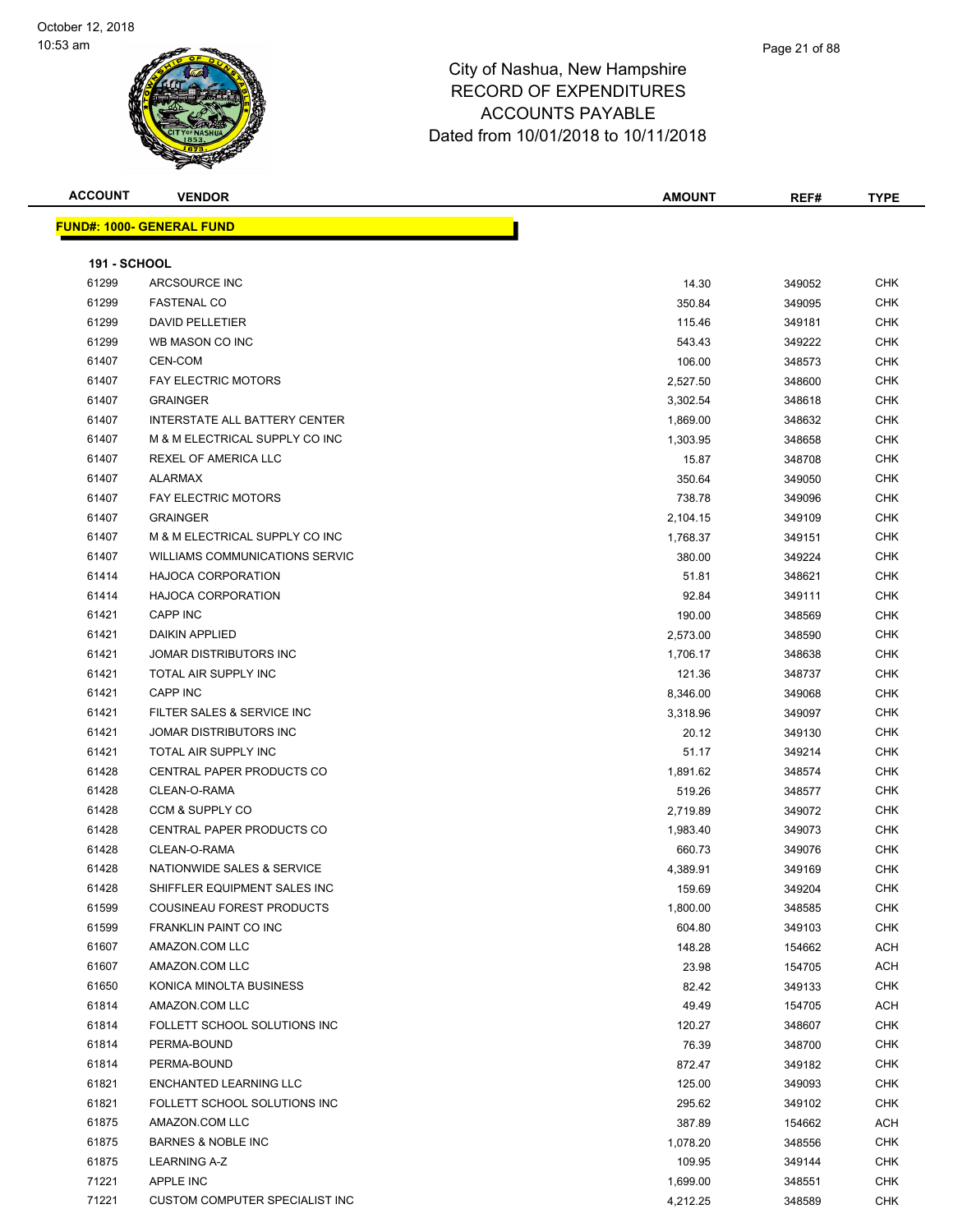# City of Nashua, New Hampshire
## RECORD OF EXPENDITURES
## ACCOUNTS PAYABLE
## Dated from 10/01/2018 to 10/11/2018

October 12, 2018
10:53 am

**FUND#: 1000- GENERAL FUND**

**191 - SCHOOL**

| ACCOUNT | VENDOR | AMOUNT | REF# | TYPE |
|---|---|---|---|---|
| 61299 | ARCSOURCE INC | 14.30 | 349052 | CHK |
| 61299 | FASTENAL CO | 350.84 | 349095 | CHK |
| 61299 | DAVID PELLETIER | 115.46 | 349181 | CHK |
| 61299 | WB MASON CO INC | 543.43 | 349222 | CHK |
| 61407 | CEN-COM | 106.00 | 348573 | CHK |
| 61407 | FAY ELECTRIC MOTORS | 2,527.50 | 348600 | CHK |
| 61407 | GRAINGER | 3,302.54 | 348618 | CHK |
| 61407 | INTERSTATE ALL BATTERY CENTER | 1,869.00 | 348632 | CHK |
| 61407 | M & M ELECTRICAL SUPPLY CO INC | 1,303.95 | 348658 | CHK |
| 61407 | REXEL OF AMERICA LLC | 15.87 | 348708 | CHK |
| 61407 | ALARMAX | 350.64 | 349050 | CHK |
| 61407 | FAY ELECTRIC MOTORS | 738.78 | 349096 | CHK |
| 61407 | GRAINGER | 2,104.15 | 349109 | CHK |
| 61407 | M & M ELECTRICAL SUPPLY CO INC | 1,768.37 | 349151 | CHK |
| 61407 | WILLIAMS COMMUNICATIONS SERVIC | 380.00 | 349224 | CHK |
| 61414 | HAJOCA CORPORATION | 51.81 | 348621 | CHK |
| 61414 | HAJOCA CORPORATION | 92.84 | 349111 | CHK |
| 61421 | CAPP INC | 190.00 | 348569 | CHK |
| 61421 | DAIKIN APPLIED | 2,573.00 | 348590 | CHK |
| 61421 | JOMAR DISTRIBUTORS INC | 1,706.17 | 348638 | CHK |
| 61421 | TOTAL AIR SUPPLY INC | 121.36 | 348737 | CHK |
| 61421 | CAPP INC | 8,346.00 | 349068 | CHK |
| 61421 | FILTER SALES & SERVICE INC | 3,318.96 | 349097 | CHK |
| 61421 | JOMAR DISTRIBUTORS INC | 20.12 | 349130 | CHK |
| 61421 | TOTAL AIR SUPPLY INC | 51.17 | 349214 | CHK |
| 61428 | CENTRAL PAPER PRODUCTS CO | 1,891.62 | 348574 | CHK |
| 61428 | CLEAN-O-RAMA | 519.26 | 348577 | CHK |
| 61428 | CCM & SUPPLY CO | 2,719.89 | 349072 | CHK |
| 61428 | CENTRAL PAPER PRODUCTS CO | 1,983.40 | 349073 | CHK |
| 61428 | CLEAN-O-RAMA | 660.73 | 349076 | CHK |
| 61428 | NATIONWIDE SALES & SERVICE | 4,389.91 | 349169 | CHK |
| 61428 | SHIFFLER EQUIPMENT SALES INC | 159.69 | 349204 | CHK |
| 61599 | COUSINEAU FOREST PRODUCTS | 1,800.00 | 348585 | CHK |
| 61599 | FRANKLIN PAINT CO INC | 604.80 | 349103 | CHK |
| 61607 | AMAZON.COM LLC | 148.28 | 154662 | ACH |
| 61607 | AMAZON.COM LLC | 23.98 | 154705 | ACH |
| 61650 | KONICA MINOLTA BUSINESS | 82.42 | 349133 | CHK |
| 61814 | AMAZON.COM LLC | 49.49 | 154705 | ACH |
| 61814 | FOLLETT SCHOOL SOLUTIONS INC | 120.27 | 348607 | CHK |
| 61814 | PERMA-BOUND | 76.39 | 348700 | CHK |
| 61814 | PERMA-BOUND | 872.47 | 349182 | CHK |
| 61821 | ENCHANTED LEARNING LLC | 125.00 | 349093 | CHK |
| 61821 | FOLLETT SCHOOL SOLUTIONS INC | 295.62 | 349102 | CHK |
| 61875 | AMAZON.COM LLC | 387.89 | 154662 | ACH |
| 61875 | BARNES & NOBLE INC | 1,078.20 | 348556 | CHK |
| 61875 | LEARNING A-Z | 109.95 | 349144 | CHK |
| 71221 | APPLE INC | 1,699.00 | 348551 | CHK |
| 71221 | CUSTOM COMPUTER SPECIALIST INC | 4,212.25 | 348589 | CHK |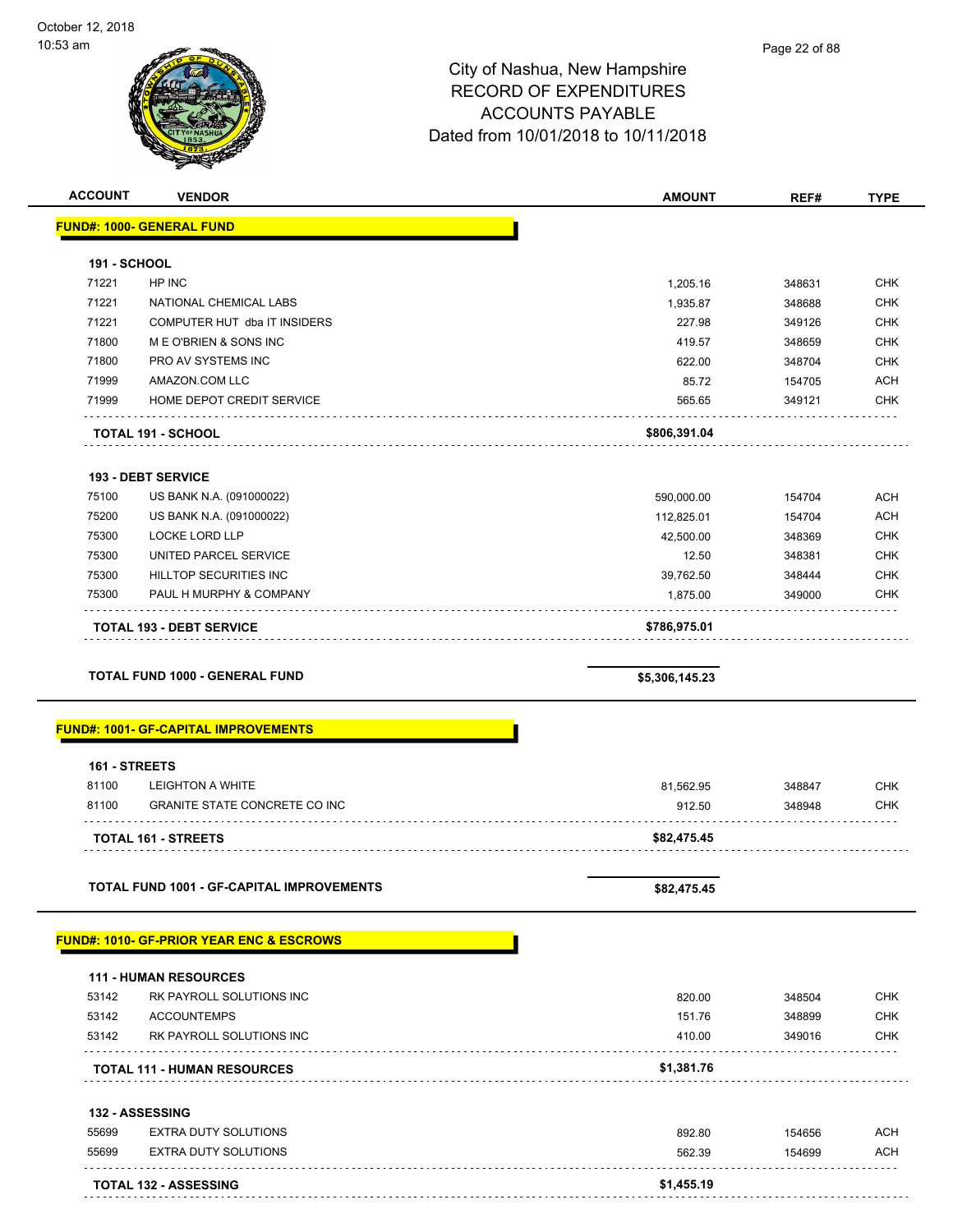City of Nashua, New Hampshire
RECORD OF EXPENDITURES
ACCOUNTS PAYABLE
Dated from 10/01/2018 to 10/11/2018

October 12, 2018
10:53 am

| ACCOUNT | VENDOR | AMOUNT | REF# | TYPE |
|---|---|---|---|---|
| **FUND#: 1000- GENERAL FUND** | | | | |
| **191 - SCHOOL** | | | | |
| 71221 | HP INC | 1,205.16 | 348631 | CHK |
| 71221 | NATIONAL CHEMICAL LABS | 1,935.87 | 348688 | CHK |
| 71221 | COMPUTER HUT dba IT INSIDERS | 227.98 | 349126 | CHK |
| 71800 | M E O'BRIEN & SONS INC | 419.57 | 348659 | CHK |
| 71800 | PRO AV SYSTEMS INC | 622.00 | 348704 | CHK |
| 71999 | AMAZON.COM LLC | 85.72 | 154705 | ACH |
| 71999 | HOME DEPOT CREDIT SERVICE | 565.65 | 349121 | CHK |
| | **TOTAL 191 - SCHOOL** | **$806,391.04** | | |
| **193 - DEBT SERVICE** | | | | |
| 75100 | US BANK N.A. (091000022) | 590,000.00 | 154704 | ACH |
| 75200 | US BANK N.A. (091000022) | 112,825.01 | 154704 | ACH |
| 75300 | LOCKE LORD LLP | 42,500.00 | 348369 | CHK |
| 75300 | UNITED PARCEL SERVICE | 12.50 | 348381 | CHK |
| 75300 | HILLTOP SECURITIES INC | 39,762.50 | 348444 | CHK |
| 75300 | PAUL H MURPHY & COMPANY | 1,875.00 | 349000 | CHK |
| | **TOTAL 193 - DEBT SERVICE** | **$786,975.01** | | |
| | **TOTAL FUND 1000 - GENERAL FUND** | **$5,306,145.23** | | |
| **FUND#: 1001- GF-CAPITAL IMPROVEMENTS** | | | | |
| **161 - STREETS** | | | | |
| 81100 | LEIGHTON A WHITE | 81,562.95 | 348847 | CHK |
| 81100 | GRANITE STATE CONCRETE CO INC | 912.50 | 348948 | CHK |
| | **TOTAL 161 - STREETS** | **$82,475.45** | | |
| | **TOTAL FUND 1001 - GF-CAPITAL IMPROVEMENTS** | **$82,475.45** | | |
| **FUND#: 1010- GF-PRIOR YEAR ENC & ESCROWS** | | | | |
| **111 - HUMAN RESOURCES** | | | | |
| 53142 | RK PAYROLL SOLUTIONS INC | 820.00 | 348504 | CHK |
| 53142 | ACCOUNTEMPS | 151.76 | 348899 | CHK |
| 53142 | RK PAYROLL SOLUTIONS INC | 410.00 | 349016 | CHK |
| | **TOTAL 111 - HUMAN RESOURCES** | **$1,381.76** | | |
| **132 - ASSESSING** | | | | |
| 55699 | EXTRA DUTY SOLUTIONS | 892.80 | 154656 | ACH |
| 55699 | EXTRA DUTY SOLUTIONS | 562.39 | 154699 | ACH |
| | **TOTAL 132 - ASSESSING** | **$1,455.19** | | |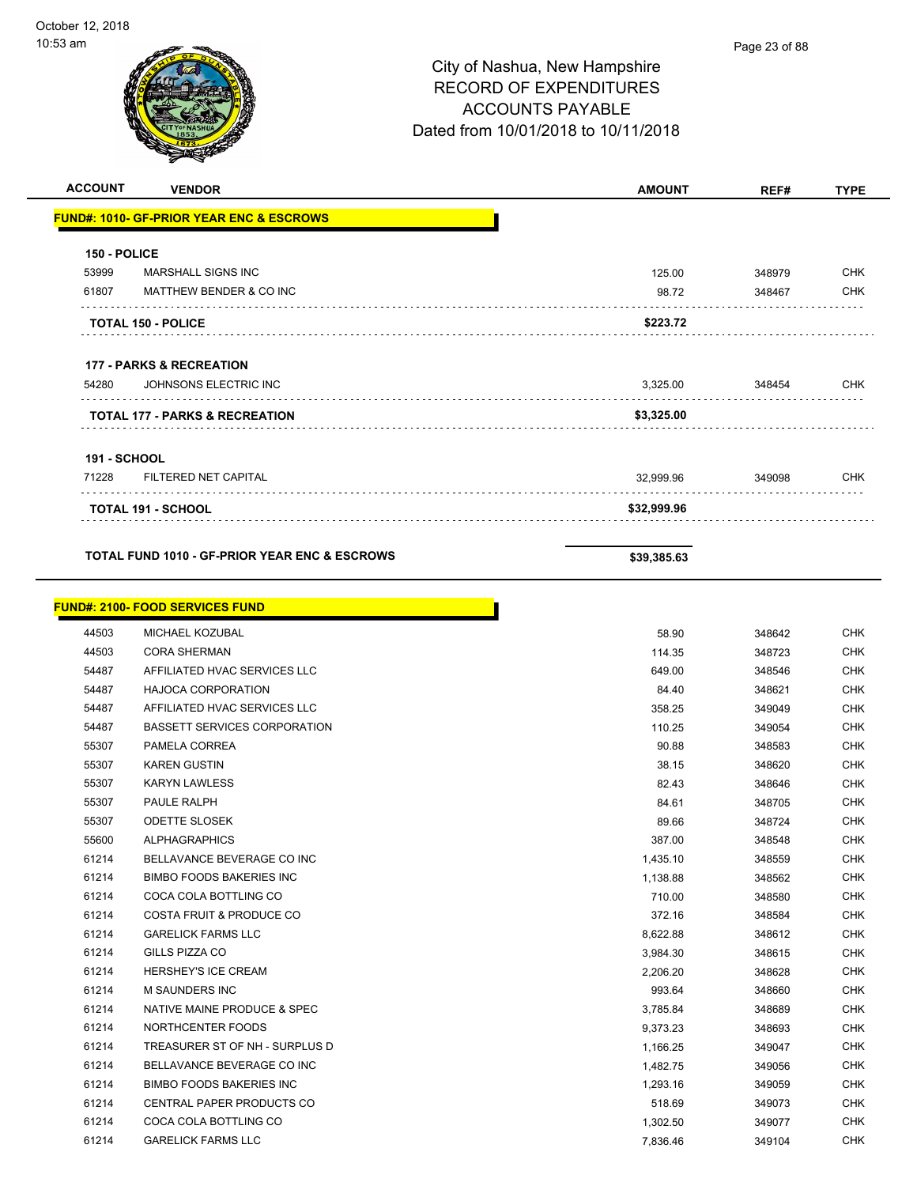# City of Nashua, New Hampshire
## RECORD OF EXPENDITURES
## ACCOUNTS PAYABLE
## Dated from 10/01/2018 to 10/11/2018

October 12, 2018
10:53 am

| ACCOUNT | VENDOR | AMOUNT | REF# | TYPE |
|---|---|---|---|---|
| **FUND#: 1010- GF-PRIOR YEAR ENC & ESCROWS** | | | | |
| **150 - POLICE** | | | | |
| 53999 | MARSHALL SIGNS INC | 125.00 | 348979 | CHK |
| 61807 | MATTHEW BENDER & CO INC | 98.72 | 348467 | CHK |
| | **TOTAL 150 - POLICE** | **$223.72** | | |
| **177 - PARKS & RECREATION** | | | | |
| 54280 | JOHNSONS ELECTRIC INC | 3,325.00 | 348454 | CHK |
| | **TOTAL 177 - PARKS & RECREATION** | **$3,325.00** | | |
| **191 - SCHOOL** | | | | |
| 71228 | FILTERED NET CAPITAL | 32,999.96 | 349098 | CHK |
| | **TOTAL 191 - SCHOOL** | **$32,999.96** | | |
| | **TOTAL FUND 1010 - GF-PRIOR YEAR ENC & ESCROWS** | **$39,385.63** | | |
| **FUND#: 2100- FOOD SERVICES FUND** | | | | |
| 44503 | MICHAEL KOZUBAL | 58.90 | 348642 | CHK |
| 44503 | CORA SHERMAN | 114.35 | 348723 | CHK |
| 54487 | AFFILIATED HVAC SERVICES LLC | 649.00 | 348546 | CHK |
| 54487 | HAJOCA CORPORATION | 84.40 | 348621 | CHK |
| 54487 | AFFILIATED HVAC SERVICES LLC | 358.25 | 349049 | CHK |
| 54487 | BASSETT SERVICES CORPORATION | 110.25 | 349054 | CHK |
| 55307 | PAMELA CORREA | 90.88 | 348583 | CHK |
| 55307 | KAREN GUSTIN | 38.15 | 348620 | CHK |
| 55307 | KARYN LAWLESS | 82.43 | 348646 | CHK |
| 55307 | PAULE RALPH | 84.61 | 348705 | CHK |
| 55307 | ODETTE SLOSEK | 89.66 | 348724 | CHK |
| 55600 | ALPHAGRAPHICS | 387.00 | 348548 | CHK |
| 61214 | BELLAVANCE BEVERAGE CO INC | 1,435.10 | 348559 | CHK |
| 61214 | BIMBO FOODS BAKERIES INC | 1,138.88 | 348562 | CHK |
| 61214 | COCA COLA BOTTLING CO | 710.00 | 348580 | CHK |
| 61214 | COSTA FRUIT & PRODUCE CO | 372.16 | 348584 | CHK |
| 61214 | GARELICK FARMS LLC | 8,622.88 | 348612 | CHK |
| 61214 | GILLS PIZZA CO | 3,984.30 | 348615 | CHK |
| 61214 | HERSHEY'S ICE CREAM | 2,206.20 | 348628 | CHK |
| 61214 | M SAUNDERS INC | 993.64 | 348660 | CHK |
| 61214 | NATIVE MAINE PRODUCE & SPEC | 3,785.84 | 348689 | CHK |
| 61214 | NORTHCENTER FOODS | 9,373.23 | 348693 | CHK |
| 61214 | TREASURER ST OF NH - SURPLUS D | 1,166.25 | 349047 | CHK |
| 61214 | BELLAVANCE BEVERAGE CO INC | 1,482.75 | 349056 | CHK |
| 61214 | BIMBO FOODS BAKERIES INC | 1,293.16 | 349059 | CHK |
| 61214 | CENTRAL PAPER PRODUCTS CO | 518.69 | 349073 | CHK |
| 61214 | COCA COLA BOTTLING CO | 1,302.50 | 349077 | CHK |
| 61214 | GARELICK FARMS LLC | 7,836.46 | 349104 | CHK |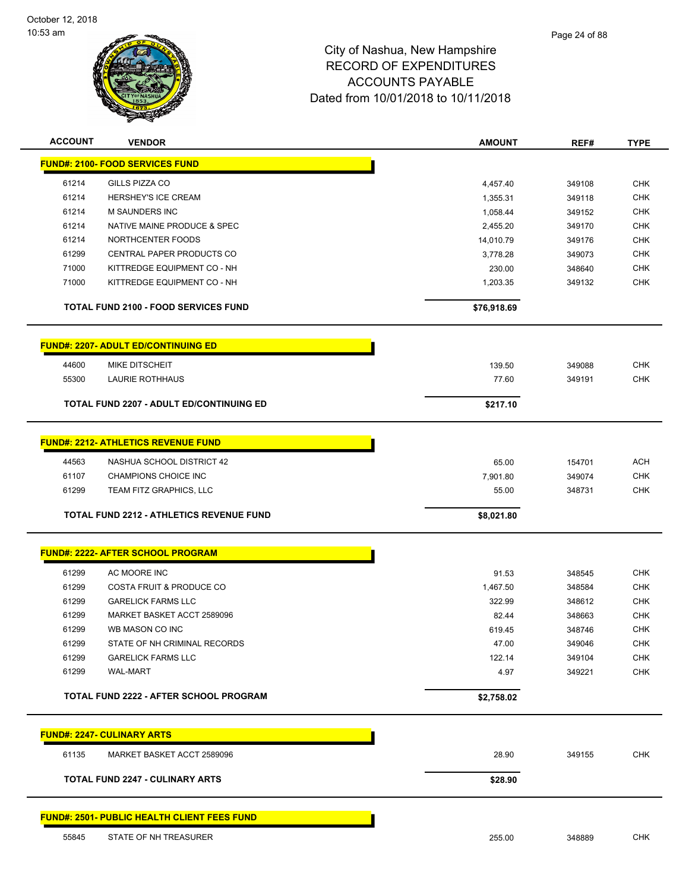# City of Nashua, New Hampshire
## RECORD OF EXPENDITURES
## ACCOUNTS PAYABLE
## Dated from 10/01/2018 to 10/11/2018

| ACCOUNT | VENDOR | AMOUNT | REF# | TYPE |
|---|---|---|---|---|
| **FUND#: 2100- FOOD SERVICES FUND** | | | | |
| 61214 | GILLS PIZZA CO | 4,457.40 | 349108 | CHK |
| 61214 | HERSHEY'S ICE CREAM | 1,355.31 | 349118 | CHK |
| 61214 | M SAUNDERS INC | 1,058.44 | 349152 | CHK |
| 61214 | NATIVE MAINE PRODUCE & SPEC | 2,455.20 | 349170 | CHK |
| 61214 | NORTHCENTER FOODS | 14,010.79 | 349176 | CHK |
| 61299 | CENTRAL PAPER PRODUCTS CO | 3,778.28 | 349073 | CHK |
| 71000 | KITTREDGE EQUIPMENT CO - NH | 230.00 | 348640 | CHK |
| 71000 | KITTREDGE EQUIPMENT CO - NH | 1,203.35 | 349132 | CHK |
| | **TOTAL FUND 2100 - FOOD SERVICES FUND** | **$76,918.69** | | |
| **FUND#: 2207- ADULT ED/CONTINUING ED** | | | | |
| 44600 | MIKE DITSCHEIT | 139.50 | 349088 | CHK |
| 55300 | LAURIE ROTHHAUS | 77.60 | 349191 | CHK |
| | **TOTAL FUND 2207 - ADULT ED/CONTINUING ED** | **$217.10** | | |
| **FUND#: 2212- ATHLETICS REVENUE FUND** | | | | |
| 44563 | NASHUA SCHOOL DISTRICT 42 | 65.00 | 154701 | ACH |
| 61107 | CHAMPIONS CHOICE INC | 7,901.80 | 349074 | CHK |
| 61299 | TEAM FITZ GRAPHICS, LLC | 55.00 | 348731 | CHK |
| | **TOTAL FUND 2212 - ATHLETICS REVENUE FUND** | **$8,021.80** | | |
| **FUND#: 2222- AFTER SCHOOL PROGRAM** | | | | |
| 61299 | AC MOORE INC | 91.53 | 348545 | CHK |
| 61299 | COSTA FRUIT & PRODUCE CO | 1,467.50 | 348584 | CHK |
| 61299 | GARELICK FARMS LLC | 322.99 | 348612 | CHK |
| 61299 | MARKET BASKET ACCT 2589096 | 82.44 | 348663 | CHK |
| 61299 | WB MASON CO INC | 619.45 | 348746 | CHK |
| 61299 | STATE OF NH CRIMINAL RECORDS | 47.00 | 349046 | CHK |
| 61299 | GARELICK FARMS LLC | 122.14 | 349104 | CHK |
| 61299 | WAL-MART | 4.97 | 349221 | CHK |
| | **TOTAL FUND 2222 - AFTER SCHOOL PROGRAM** | **$2,758.02** | | |
| **FUND#: 2247- CULINARY ARTS** | | | | |
| 61135 | MARKET BASKET ACCT 2589096 | 28.90 | 349155 | CHK |
| | **TOTAL FUND 2247 - CULINARY ARTS** | **$28.90** | | |
| **FUND#: 2501- PUBLIC HEALTH CLIENT FEES FUND** | | | | |
| 55845 | STATE OF NH TREASURER | 255.00 | 348889 | CHK |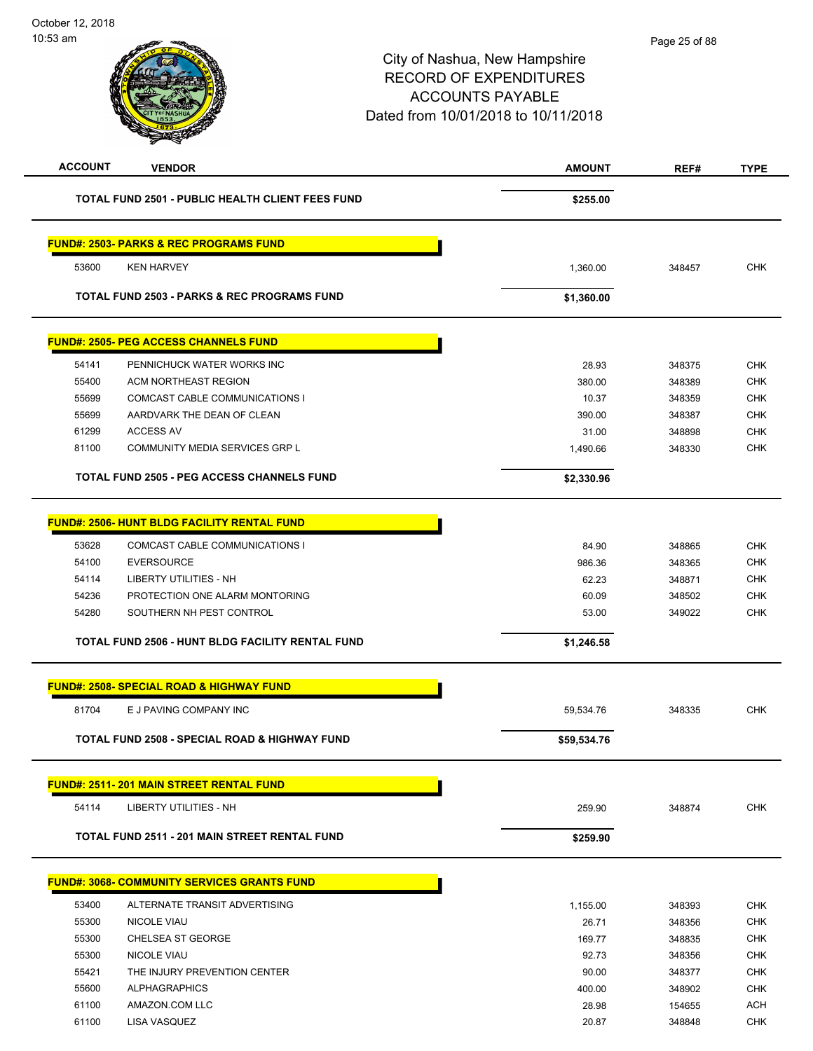City of Nashua, New Hampshire
RECORD OF EXPENDITURES
ACCOUNTS PAYABLE
Dated from 10/01/2018 to 10/11/2018

| ACCOUNT | VENDOR | AMOUNT | REF# | TYPE |
|---|---|---|---|---|
| | **TOTAL FUND 2501 - PUBLIC HEALTH CLIENT FEES FUND** | **$255.00** | | |
| | **FUND#: 2503- PARKS & REC PROGRAMS FUND** | | | |
| 53600 | KEN HARVEY | 1,360.00 | 348457 | CHK |
| | **TOTAL FUND 2503 - PARKS & REC PROGRAMS FUND** | **$1,360.00** | | |
| | **FUND#: 2505- PEG ACCESS CHANNELS FUND** | | | |
| 54141 | PENNICHUCK WATER WORKS INC | 28.93 | 348375 | CHK |
| 55400 | ACM NORTHEAST REGION | 380.00 | 348389 | CHK |
| 55699 | COMCAST CABLE COMMUNICATIONS I | 10.37 | 348359 | CHK |
| 55699 | AARDVARK THE DEAN OF CLEAN | 390.00 | 348387 | CHK |
| 61299 | ACCESS AV | 31.00 | 348898 | CHK |
| 81100 | COMMUNITY MEDIA SERVICES GRP L | 1,490.66 | 348330 | CHK |
| | **TOTAL FUND 2505 - PEG ACCESS CHANNELS FUND** | **$2,330.96** | | |
| | **FUND#: 2506- HUNT BLDG FACILITY RENTAL FUND** | | | |
| 53628 | COMCAST CABLE COMMUNICATIONS I | 84.90 | 348865 | CHK |
| 54100 | EVERSOURCE | 986.36 | 348365 | CHK |
| 54114 | LIBERTY UTILITIES - NH | 62.23 | 348871 | CHK |
| 54236 | PROTECTION ONE ALARM MONTORING | 60.09 | 348502 | CHK |
| 54280 | SOUTHERN NH PEST CONTROL | 53.00 | 349022 | CHK |
| | **TOTAL FUND 2506 - HUNT BLDG FACILITY RENTAL FUND** | **$1,246.58** | | |
| | **FUND#: 2508- SPECIAL ROAD & HIGHWAY FUND** | | | |
| 81704 | E J PAVING COMPANY INC | 59,534.76 | 348335 | CHK |
| | **TOTAL FUND 2508 - SPECIAL ROAD & HIGHWAY FUND** | **$59,534.76** | | |
| | **FUND#: 2511- 201 MAIN STREET RENTAL FUND** | | | |
| 54114 | LIBERTY UTILITIES - NH | 259.90 | 348874 | CHK |
| | **TOTAL FUND 2511 - 201 MAIN STREET RENTAL FUND** | **$259.90** | | |
| | **FUND#: 3068- COMMUNITY SERVICES GRANTS FUND** | | | |
| 53400 | ALTERNATE TRANSIT ADVERTISING | 1,155.00 | 348393 | CHK |
| 55300 | NICOLE VIAU | 26.71 | 348356 | CHK |
| 55300 | CHELSEA ST GEORGE | 169.77 | 348835 | CHK |
| 55300 | NICOLE VIAU | 92.73 | 348356 | CHK |
| 55421 | THE INJURY PREVENTION CENTER | 90.00 | 348377 | CHK |
| 55600 | ALPHAGRAPHICS | 400.00 | 348902 | CHK |
| 61100 | AMAZON.COM LLC | 28.98 | 154655 | ACH |
| 61100 | LISA VASQUEZ | 20.87 | 348848 | CHK |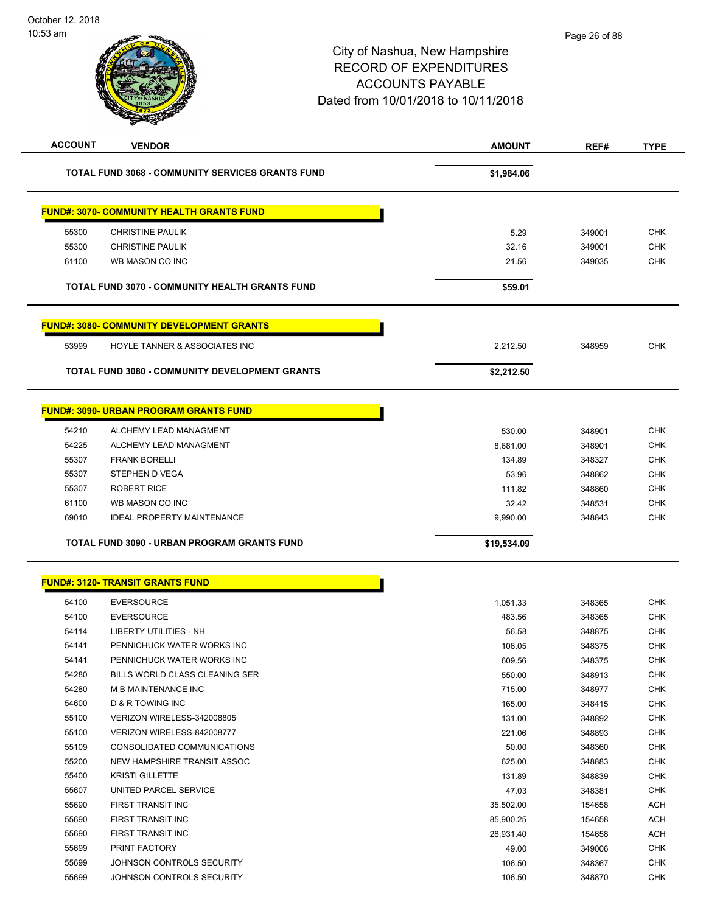City of Nashua, New Hampshire
RECORD OF EXPENDITURES
ACCOUNTS PAYABLE
Dated from 10/01/2018 to 10/11/2018

| ACCOUNT | VENDOR | AMOUNT | REF# | TYPE |
|---|---|---|---|---|
| | **TOTAL FUND 3068 - COMMUNITY SERVICES GRANTS FUND** | **$1,984.06** | | |

**FUND#: 3070- COMMUNITY HEALTH GRANTS FUND**

| ACCOUNT | VENDOR | AMOUNT | REF# | TYPE |
|---|---|---|---|---|
| 55300 | CHRISTINE PAULIK | 5.29 | 349001 | CHK |
| 55300 | CHRISTINE PAULIK | 32.16 | 349001 | CHK |
| 61100 | WB MASON CO INC | 21.56 | 349035 | CHK |
| | **TOTAL FUND 3070 - COMMUNITY HEALTH GRANTS FUND** | **$59.01** | | |

**FUND#: 3080- COMMUNITY DEVELOPMENT GRANTS**

| ACCOUNT | VENDOR | AMOUNT | REF# | TYPE |
|---|---|---|---|---|
| 53999 | HOYLE TANNER & ASSOCIATES INC | 2,212.50 | 348959 | CHK |
| | **TOTAL FUND 3080 - COMMUNITY DEVELOPMENT GRANTS** | **$2,212.50** | | |

**FUND#: 3090- URBAN PROGRAM GRANTS FUND**

| ACCOUNT | VENDOR | AMOUNT | REF# | TYPE |
|---|---|---|---|---|
| 54210 | ALCHEMY LEAD MANAGMENT | 530.00 | 348901 | CHK |
| 54225 | ALCHEMY LEAD MANAGMENT | 8,681.00 | 348901 | CHK |
| 55307 | FRANK BORELLI | 134.89 | 348327 | CHK |
| 55307 | STEPHEN D VEGA | 53.96 | 348862 | CHK |
| 55307 | ROBERT RICE | 111.82 | 348860 | CHK |
| 61100 | WB MASON CO INC | 32.42 | 348531 | CHK |
| 69010 | IDEAL PROPERTY MAINTENANCE | 9,990.00 | 348843 | CHK |
| | **TOTAL FUND 3090 - URBAN PROGRAM GRANTS FUND** | **$19,534.09** | | |

**FUND#: 3120- TRANSIT GRANTS FUND**

| ACCOUNT | VENDOR | AMOUNT | REF# | TYPE |
|---|---|---|---|---|
| 54100 | EVERSOURCE | 1,051.33 | 348365 | CHK |
| 54100 | EVERSOURCE | 483.56 | 348365 | CHK |
| 54114 | LIBERTY UTILITIES - NH | 56.58 | 348875 | CHK |
| 54141 | PENNICHUCK WATER WORKS INC | 106.05 | 348375 | CHK |
| 54141 | PENNICHUCK WATER WORKS INC | 609.56 | 348375 | CHK |
| 54280 | BILLS WORLD CLASS CLEANING SER | 550.00 | 348913 | CHK |
| 54280 | M B MAINTENANCE INC | 715.00 | 348977 | CHK |
| 54600 | D & R TOWING INC | 165.00 | 348415 | CHK |
| 55100 | VERIZON WIRELESS-342008805 | 131.00 | 348892 | CHK |
| 55100 | VERIZON WIRELESS-842008777 | 221.06 | 348893 | CHK |
| 55109 | CONSOLIDATED COMMUNICATIONS | 50.00 | 348360 | CHK |
| 55200 | NEW HAMPSHIRE TRANSIT ASSOC | 625.00 | 348883 | CHK |
| 55400 | KRISTI GILLETTE | 131.89 | 348839 | CHK |
| 55607 | UNITED PARCEL SERVICE | 47.03 | 348381 | CHK |
| 55690 | FIRST TRANSIT INC | 35,502.00 | 154658 | ACH |
| 55690 | FIRST TRANSIT INC | 85,900.25 | 154658 | ACH |
| 55690 | FIRST TRANSIT INC | 28,931.40 | 154658 | ACH |
| 55699 | PRINT FACTORY | 49.00 | 349006 | CHK |
| 55699 | JOHNSON CONTROLS SECURITY | 106.50 | 348367 | CHK |
| 55699 | JOHNSON CONTROLS SECURITY | 106.50 | 348870 | CHK |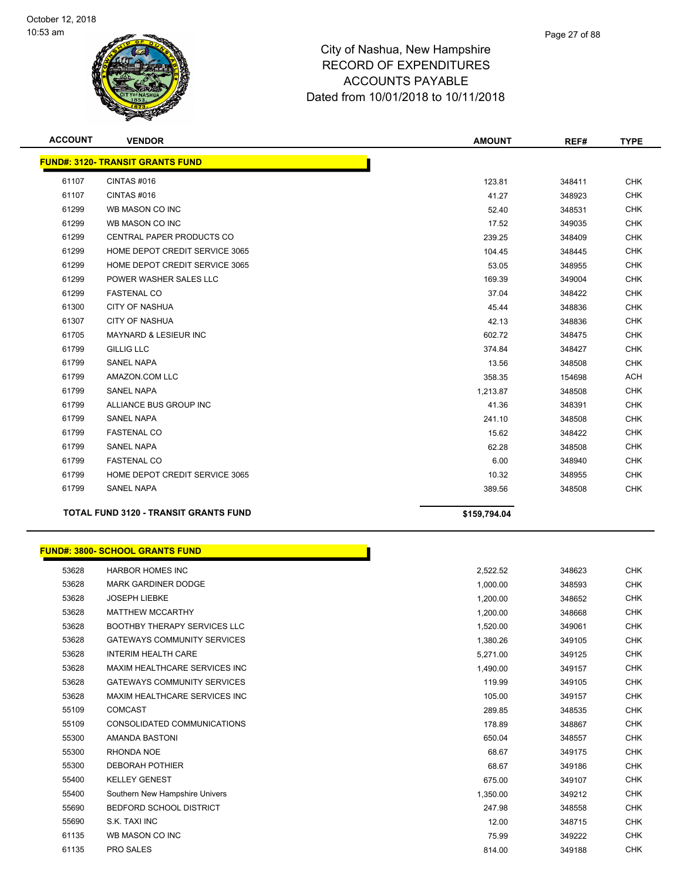# City of Nashua, New Hampshire
## RECORD OF EXPENDITURES
## ACCOUNTS PAYABLE
## Dated from 10/01/2018 to 10/11/2018

| ACCOUNT | VENDOR | AMOUNT | REF# | TYPE |
|---|---|---|---|---|
| **FUND#: 3120- TRANSIT GRANTS FUND** | | | | |
| 61107 | CINTAS #016 | 123.81 | 348411 | CHK |
| 61107 | CINTAS #016 | 41.27 | 348923 | CHK |
| 61299 | WB MASON CO INC | 52.40 | 348531 | CHK |
| 61299 | WB MASON CO INC | 17.52 | 349035 | CHK |
| 61299 | CENTRAL PAPER PRODUCTS CO | 239.25 | 348409 | CHK |
| 61299 | HOME DEPOT CREDIT SERVICE 3065 | 104.45 | 348445 | CHK |
| 61299 | HOME DEPOT CREDIT SERVICE 3065 | 53.05 | 348955 | CHK |
| 61299 | POWER WASHER SALES LLC | 169.39 | 349004 | CHK |
| 61299 | FASTENAL CO | 37.04 | 348422 | CHK |
| 61300 | CITY OF NASHUA | 45.44 | 348836 | CHK |
| 61307 | CITY OF NASHUA | 42.13 | 348836 | CHK |
| 61705 | MAYNARD & LESIEUR INC | 602.72 | 348475 | CHK |
| 61799 | GILLIG LLC | 374.84 | 348427 | CHK |
| 61799 | SANEL NAPA | 13.56 | 348508 | CHK |
| 61799 | AMAZON.COM LLC | 358.35 | 154698 | ACH |
| 61799 | SANEL NAPA | 1,213.87 | 348508 | CHK |
| 61799 | ALLIANCE BUS GROUP INC | 41.36 | 348391 | CHK |
| 61799 | SANEL NAPA | 241.10 | 348508 | CHK |
| 61799 | FASTENAL CO | 15.62 | 348422 | CHK |
| 61799 | SANEL NAPA | 62.28 | 348508 | CHK |
| 61799 | FASTENAL CO | 6.00 | 348940 | CHK |
| 61799 | HOME DEPOT CREDIT SERVICE 3065 | 10.32 | 348955 | CHK |
| 61799 | SANEL NAPA | 389.56 | 348508 | CHK |
| **TOTAL FUND 3120 - TRANSIT GRANTS FUND** | | **$159,794.04** | | |

| ACCOUNT | VENDOR | AMOUNT | REF# | TYPE |
|---|---|---|---|---|
| **FUND#: 3800- SCHOOL GRANTS FUND** | | | | |
| 53628 | HARBOR HOMES INC | 2,522.52 | 348623 | CHK |
| 53628 | MARK GARDINER DODGE | 1,000.00 | 348593 | CHK |
| 53628 | JOSEPH LIEBKE | 1,200.00 | 348652 | CHK |
| 53628 | MATTHEW MCCARTHY | 1,200.00 | 348668 | CHK |
| 53628 | BOOTHBY THERAPY SERVICES LLC | 1,520.00 | 349061 | CHK |
| 53628 | GATEWAYS COMMUNITY SERVICES | 1,380.26 | 349105 | CHK |
| 53628 | INTERIM HEALTH CARE | 5,271.00 | 349125 | CHK |
| 53628 | MAXIM HEALTHCARE SERVICES INC | 1,490.00 | 349157 | CHK |
| 53628 | GATEWAYS COMMUNITY SERVICES | 119.99 | 349105 | CHK |
| 53628 | MAXIM HEALTHCARE SERVICES INC | 105.00 | 349157 | CHK |
| 55109 | COMCAST | 289.85 | 348535 | CHK |
| 55109 | CONSOLIDATED COMMUNICATIONS | 178.89 | 348867 | CHK |
| 55300 | AMANDA BASTONI | 650.04 | 348557 | CHK |
| 55300 | RHONDA NOE | 68.67 | 349175 | CHK |
| 55300 | DEBORAH POTHIER | 68.67 | 349186 | CHK |
| 55400 | KELLEY GENEST | 675.00 | 349107 | CHK |
| 55400 | Southern New Hampshire Univers | 1,350.00 | 349212 | CHK |
| 55690 | BEDFORD SCHOOL DISTRICT | 247.98 | 348558 | CHK |
| 55690 | S.K. TAXI INC | 12.00 | 348715 | CHK |
| 61135 | WB MASON CO INC | 75.99 | 349222 | CHK |
| 61135 | PRO SALES | 814.00 | 349188 | CHK |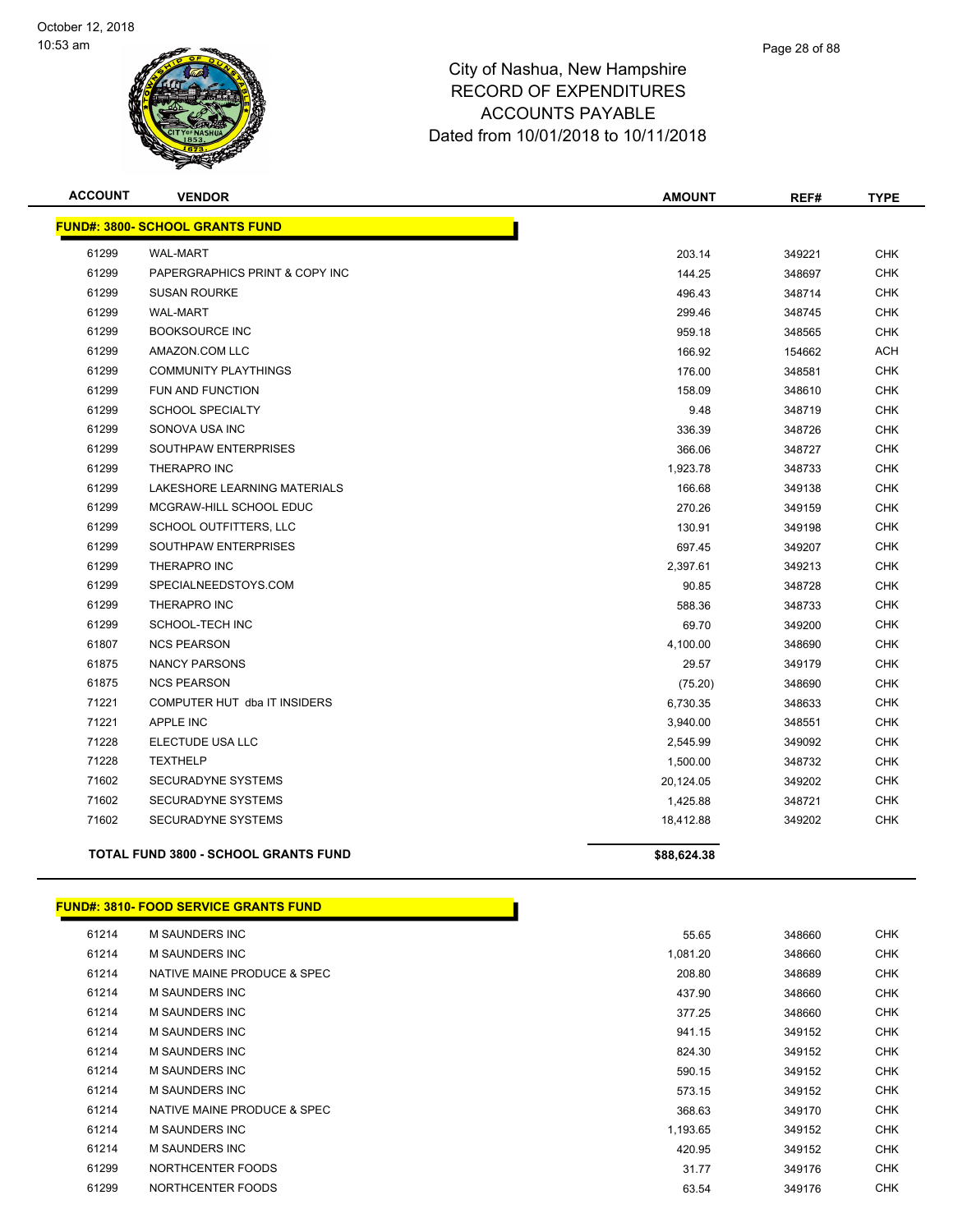# City of Nashua, New Hampshire
# RECORD OF EXPENDITURES
# ACCOUNTS PAYABLE
# Dated from 10/01/2018 to 10/11/2018

October 12, 2018
10:53 am

| ACCOUNT | VENDOR | AMOUNT | REF# | TYPE |
|---|---|---|---|---|
| **FUND#: 3800- SCHOOL GRANTS FUND** | | | | |
| 61299 | WAL-MART | 203.14 | 349221 | CHK |
| 61299 | PAPERGRAPHICS PRINT & COPY INC | 144.25 | 348697 | CHK |
| 61299 | SUSAN ROURKE | 496.43 | 348714 | CHK |
| 61299 | WAL-MART | 299.46 | 348745 | CHK |
| 61299 | BOOKSOURCE INC | 959.18 | 348565 | CHK |
| 61299 | AMAZON.COM LLC | 166.92 | 154662 | ACH |
| 61299 | COMMUNITY PLAYTHINGS | 176.00 | 348581 | CHK |
| 61299 | FUN AND FUNCTION | 158.09 | 348610 | CHK |
| 61299 | SCHOOL SPECIALTY | 9.48 | 348719 | CHK |
| 61299 | SONOVA USA INC | 336.39 | 348726 | CHK |
| 61299 | SOUTHPAW ENTERPRISES | 366.06 | 348727 | CHK |
| 61299 | THERAPRO INC | 1,923.78 | 348733 | CHK |
| 61299 | LAKESHORE LEARNING MATERIALS | 166.68 | 349138 | CHK |
| 61299 | MCGRAW-HILL SCHOOL EDUC | 270.26 | 349159 | CHK |
| 61299 | SCHOOL OUTFITTERS, LLC | 130.91 | 349198 | CHK |
| 61299 | SOUTHPAW ENTERPRISES | 697.45 | 349207 | CHK |
| 61299 | THERAPRO INC | 2,397.61 | 349213 | CHK |
| 61299 | SPECIALNEEDSTOYS.COM | 90.85 | 348728 | CHK |
| 61299 | THERAPRO INC | 588.36 | 348733 | CHK |
| 61299 | SCHOOL-TECH INC | 69.70 | 349200 | CHK |
| 61807 | NCS PEARSON | 4,100.00 | 348690 | CHK |
| 61875 | NANCY PARSONS | 29.57 | 349179 | CHK |
| 61875 | NCS PEARSON | (75.20) | 348690 | CHK |
| 71221 | COMPUTER HUT dba IT INSIDERS | 6,730.35 | 348633 | CHK |
| 71221 | APPLE INC | 3,940.00 | 348551 | CHK |
| 71228 | ELECTUDE USA LLC | 2,545.99 | 349092 | CHK |
| 71228 | TEXTHELP | 1,500.00 | 348732 | CHK |
| 71602 | SECURADYNE SYSTEMS | 20,124.05 | 349202 | CHK |
| 71602 | SECURADYNE SYSTEMS | 1,425.88 | 348721 | CHK |
| 71602 | SECURADYNE SYSTEMS | 18,412.88 | 349202 | CHK |
| **TOTAL FUND 3800 - SCHOOL GRANTS FUND** | | **$88,624.38** | | |

| ACCOUNT | VENDOR | AMOUNT | REF# | TYPE |
|---|---|---|---|---|
| **FUND#: 3810- FOOD SERVICE GRANTS FUND** | | | | |
| 61214 | M SAUNDERS INC | 55.65 | 348660 | CHK |
| 61214 | M SAUNDERS INC | 1,081.20 | 348660 | CHK |
| 61214 | NATIVE MAINE PRODUCE & SPEC | 208.80 | 348689 | CHK |
| 61214 | M SAUNDERS INC | 437.90 | 348660 | CHK |
| 61214 | M SAUNDERS INC | 377.25 | 348660 | CHK |
| 61214 | M SAUNDERS INC | 941.15 | 349152 | CHK |
| 61214 | M SAUNDERS INC | 824.30 | 349152 | CHK |
| 61214 | M SAUNDERS INC | 590.15 | 349152 | CHK |
| 61214 | M SAUNDERS INC | 573.15 | 349152 | CHK |
| 61214 | NATIVE MAINE PRODUCE & SPEC | 368.63 | 349170 | CHK |
| 61214 | M SAUNDERS INC | 1,193.65 | 349152 | CHK |
| 61214 | M SAUNDERS INC | 420.95 | 349152 | CHK |
| 61299 | NORTHCENTER FOODS | 31.77 | 349176 | CHK |
| 61299 | NORTHCENTER FOODS | 63.54 | 349176 | CHK |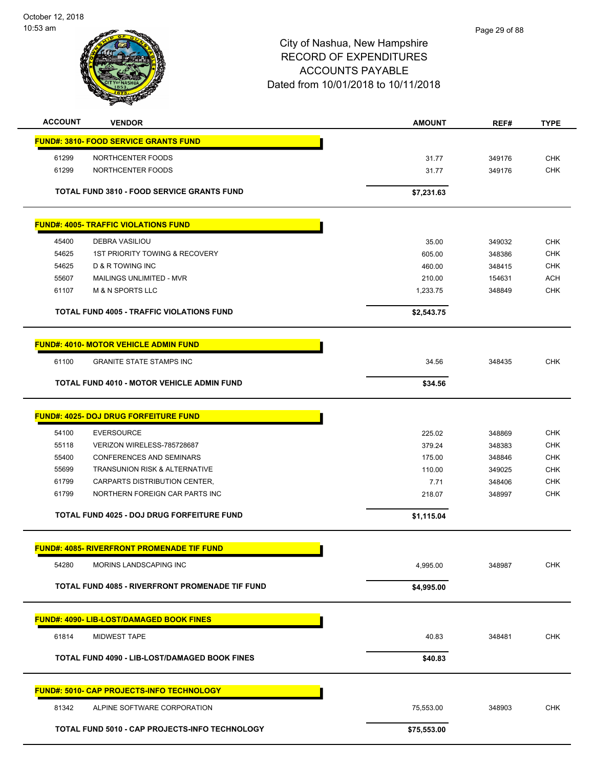# City of Nashua, New Hampshire
## RECORD OF EXPENDITURES
## ACCOUNTS PAYABLE
## Dated from 10/01/2018 to 10/11/2018

| ACCOUNT | VENDOR | AMOUNT | REF# | TYPE |
|---|---|---|---|---|
| **FUND#: 3810- FOOD SERVICE GRANTS FUND** | | | | |
| 61299 | NORTHCENTER FOODS | 31.77 | 349176 | CHK |
| 61299 | NORTHCENTER FOODS | 31.77 | 349176 | CHK |
| | **TOTAL FUND 3810 - FOOD SERVICE GRANTS FUND** | **$7,231.63** | | |
| **FUND#: 4005- TRAFFIC VIOLATIONS FUND** | | | | |
| 45400 | DEBRA VASILIOU | 35.00 | 349032 | CHK |
| 54625 | 1ST PRIORITY TOWING & RECOVERY | 605.00 | 348386 | CHK |
| 54625 | D & R TOWING INC | 460.00 | 348415 | CHK |
| 55607 | MAILINGS UNLIMITED - MVR | 210.00 | 154631 | ACH |
| 61107 | M & N SPORTS LLC | 1,233.75 | 348849 | CHK |
| | **TOTAL FUND 4005 - TRAFFIC VIOLATIONS FUND** | **$2,543.75** | | |
| **FUND#: 4010- MOTOR VEHICLE ADMIN FUND** | | | | |
| 61100 | GRANITE STATE STAMPS INC | 34.56 | 348435 | CHK |
| | **TOTAL FUND 4010 - MOTOR VEHICLE ADMIN FUND** | **$34.56** | | |
| **FUND#: 4025- DOJ DRUG FORFEITURE FUND** | | | | |
| 54100 | EVERSOURCE | 225.02 | 348869 | CHK |
| 55118 | VERIZON WIRELESS-785728687 | 379.24 | 348383 | CHK |
| 55400 | CONFERENCES AND SEMINARS | 175.00 | 348846 | CHK |
| 55699 | TRANSUNION RISK & ALTERNATIVE | 110.00 | 349025 | CHK |
| 61799 | CARPARTS DISTRIBUTION CENTER, | 7.71 | 348406 | CHK |
| 61799 | NORTHERN FOREIGN CAR PARTS INC | 218.07 | 348997 | CHK |
| | **TOTAL FUND 4025 - DOJ DRUG FORFEITURE FUND** | **$1,115.04** | | |
| **FUND#: 4085- RIVERFRONT PROMENADE TIF FUND** | | | | |
| 54280 | MORINS LANDSCAPING INC | 4,995.00 | 348987 | CHK |
| | **TOTAL FUND 4085 - RIVERFRONT PROMENADE TIF FUND** | **$4,995.00** | | |
| **FUND#: 4090- LIB-LOST/DAMAGED BOOK FINES** | | | | |
| 61814 | MIDWEST TAPE | 40.83 | 348481 | CHK |
| | **TOTAL FUND 4090 - LIB-LOST/DAMAGED BOOK FINES** | **$40.83** | | |
| **FUND#: 5010- CAP PROJECTS-INFO TECHNOLOGY** | | | | |
| 81342 | ALPINE SOFTWARE CORPORATION | 75,553.00 | 348903 | CHK |
| | **TOTAL FUND 5010 - CAP PROJECTS-INFO TECHNOLOGY** | **$75,553.00** | | |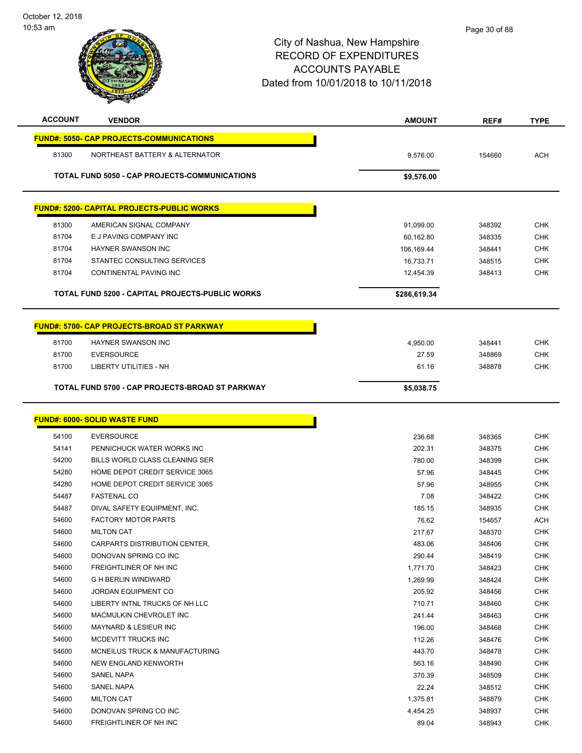City of Nashua, New Hampshire
RECORD OF EXPENDITURES
ACCOUNTS PAYABLE
Dated from 10/01/2018 to 10/11/2018

| ACCOUNT | VENDOR | AMOUNT | REF# | TYPE |
|---|---|---|---|---|
| **FUND#: 5050- CAP PROJECTS-COMMUNICATIONS** | | | | |
| 81300 | NORTHEAST BATTERY & ALTERNATOR | 9,576.00 | 154660 | ACH |
| | **TOTAL FUND 5050 - CAP PROJECTS-COMMUNICATIONS** | **$9,576.00** | | |
| **FUND#: 5200- CAPITAL PROJECTS-PUBLIC WORKS** | | | | |
| 81300 | AMERICAN SIGNAL COMPANY | 91,099.00 | 348392 | CHK |
| 81704 | E J PAVING COMPANY INC | 60,162.80 | 348335 | CHK |
| 81704 | HAYNER SWANSON INC | 106,169.44 | 348441 | CHK |
| 81704 | STANTEC CONSULTING SERVICES | 16,733.71 | 348515 | CHK |
| 81704 | CONTINENTAL PAVING INC | 12,454.39 | 348413 | CHK |
| | **TOTAL FUND 5200 - CAPITAL PROJECTS-PUBLIC WORKS** | **$286,619.34** | | |
| **FUND#: 5700- CAP PROJECTS-BROAD ST PARKWAY** | | | | |
| 81700 | HAYNER SWANSON INC | 4,950.00 | 348441 | CHK |
| 81700 | EVERSOURCE | 27.59 | 348869 | CHK |
| 81700 | LIBERTY UTILITIES - NH | 61.16 | 348878 | CHK |
| | **TOTAL FUND 5700 - CAP PROJECTS-BROAD ST PARKWAY** | **$5,038.75** | | |
| **FUND#: 6000- SOLID WASTE FUND** | | | | |
| 54100 | EVERSOURCE | 236.68 | 348365 | CHK |
| 54141 | PENNICHUCK WATER WORKS INC | 202.31 | 348375 | CHK |
| 54200 | BILLS WORLD CLASS CLEANING SER | 780.00 | 348399 | CHK |
| 54280 | HOME DEPOT CREDIT SERVICE 3065 | 57.96 | 348445 | CHK |
| 54280 | HOME DEPOT CREDIT SERVICE 3065 | 57.96 | 348955 | CHK |
| 54487 | FASTENAL CO | 7.08 | 348422 | CHK |
| 54487 | DIVAL SAFETY EQUIPMENT, INC. | 185.15 | 348935 | CHK |
| 54600 | FACTORY MOTOR PARTS | 76.62 | 154657 | ACH |
| 54600 | MILTON CAT | 217.67 | 348370 | CHK |
| 54600 | CARPARTS DISTRIBUTION CENTER, | 483.06 | 348406 | CHK |
| 54600 | DONOVAN SPRING CO INC | 290.44 | 348419 | CHK |
| 54600 | FREIGHTLINER OF NH INC | 1,771.70 | 348423 | CHK |
| 54600 | G H BERLIN WINDWARD | 1,269.99 | 348424 | CHK |
| 54600 | JORDAN EQUIPMENT CO | 205.92 | 348456 | CHK |
| 54600 | LIBERTY INTNL TRUCKS OF NH LLC | 710.71 | 348460 | CHK |
| 54600 | MACMULKIN CHEVROLET INC | 241.44 | 348463 | CHK |
| 54600 | MAYNARD & LESIEUR INC | 196.00 | 348468 | CHK |
| 54600 | MCDEVITT TRUCKS INC | 112.26 | 348476 | CHK |
| 54600 | MCNEILUS TRUCK & MANUFACTURING | 443.70 | 348478 | CHK |
| 54600 | NEW ENGLAND KENWORTH | 563.16 | 348490 | CHK |
| 54600 | SANEL NAPA | 370.39 | 348509 | CHK |
| 54600 | SANEL NAPA | 22.24 | 348512 | CHK |
| 54600 | MILTON CAT | 1,375.81 | 348879 | CHK |
| 54600 | DONOVAN SPRING CO INC | 4,454.25 | 348937 | CHK |
| 54600 | FREIGHTLINER OF NH INC | 89.04 | 348943 | CHK |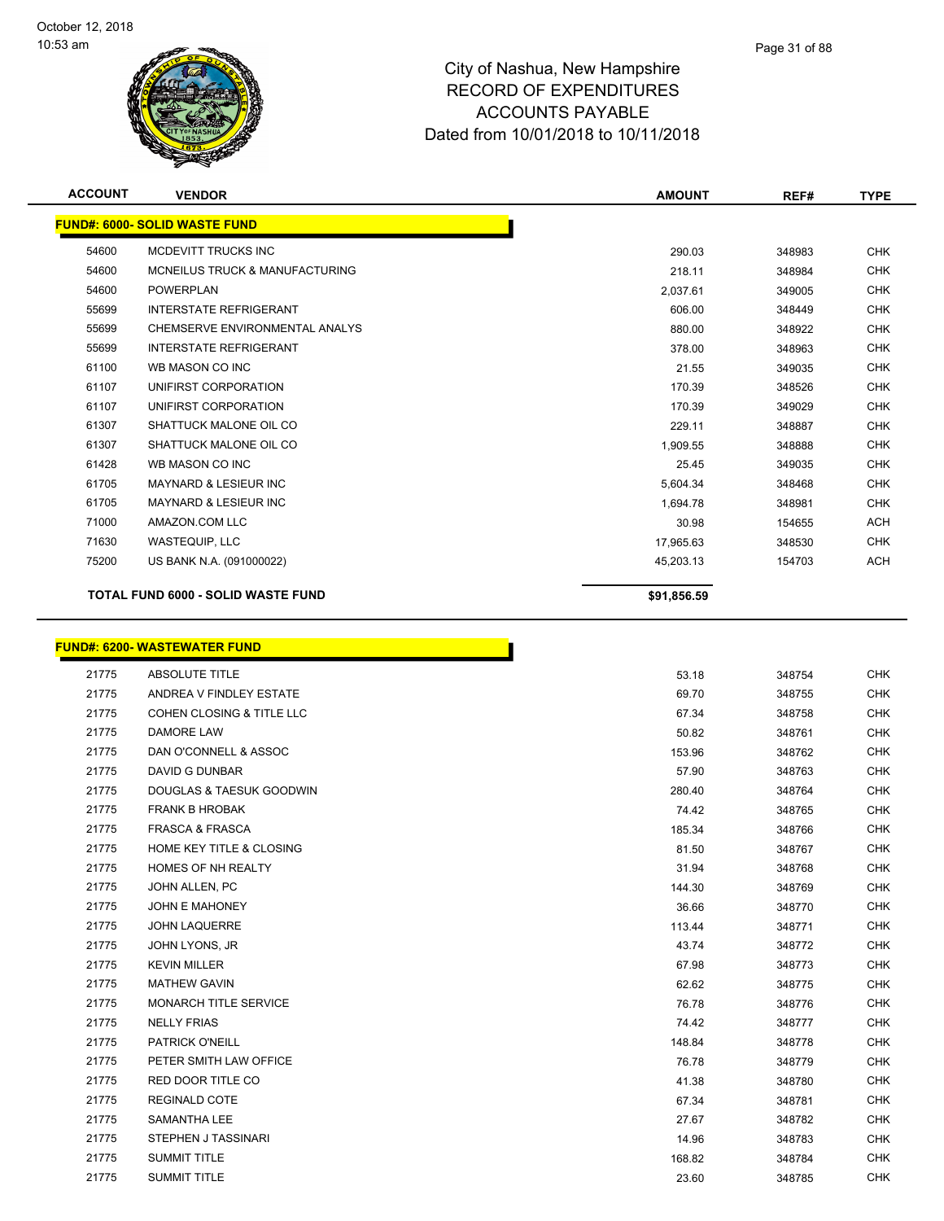# City of Nashua, New Hampshire
# RECORD OF EXPENDITURES
# ACCOUNTS PAYABLE
## Dated from 10/01/2018 to 10/11/2018

| ACCOUNT | VENDOR | AMOUNT | REF# | TYPE |
|---|---|---|---|---|
| **FUND#: 6000- SOLID WASTE FUND** | | | | |
| 54600 | MCDEVITT TRUCKS INC | 290.03 | 348983 | CHK |
| 54600 | MCNEILUS TRUCK & MANUFACTURING | 218.11 | 348984 | CHK |
| 54600 | POWERPLAN | 2,037.61 | 349005 | CHK |
| 55699 | INTERSTATE REFRIGERANT | 606.00 | 348449 | CHK |
| 55699 | CHEMSERVE ENVIRONMENTAL ANALYS | 880.00 | 348922 | CHK |
| 55699 | INTERSTATE REFRIGERANT | 378.00 | 348963 | CHK |
| 61100 | WB MASON CO INC | 21.55 | 349035 | CHK |
| 61107 | UNIFIRST CORPORATION | 170.39 | 348526 | CHK |
| 61107 | UNIFIRST CORPORATION | 170.39 | 349029 | CHK |
| 61307 | SHATTUCK MALONE OIL CO | 229.11 | 348887 | CHK |
| 61307 | SHATTUCK MALONE OIL CO | 1,909.55 | 348888 | CHK |
| 61428 | WB MASON CO INC | 25.45 | 349035 | CHK |
| 61705 | MAYNARD & LESIEUR INC | 5,604.34 | 348468 | CHK |
| 61705 | MAYNARD & LESIEUR INC | 1,694.78 | 348981 | CHK |
| 71000 | AMAZON.COM LLC | 30.98 | 154655 | ACH |
| 71630 | WASTEQUIP, LLC | 17,965.63 | 348530 | CHK |
| 75200 | US BANK N.A. (091000022) | 45,203.13 | 154703 | ACH |
| **TOTAL FUND 6000 - SOLID WASTE FUND** | | **$91,856.59** | | |

| ACCOUNT | VENDOR | AMOUNT | REF# | TYPE |
|---|---|---|---|---|
| **FUND#: 6200- WASTEWATER FUND** | | | | |
| 21775 | ABSOLUTE TITLE | 53.18 | 348754 | CHK |
| 21775 | ANDREA V FINDLEY ESTATE | 69.70 | 348755 | CHK |
| 21775 | COHEN CLOSING & TITLE LLC | 67.34 | 348758 | CHK |
| 21775 | DAMORE LAW | 50.82 | 348761 | CHK |
| 21775 | DAN O'CONNELL & ASSOC | 153.96 | 348762 | CHK |
| 21775 | DAVID G DUNBAR | 57.90 | 348763 | CHK |
| 21775 | DOUGLAS & TAESUK GOODWIN | 280.40 | 348764 | CHK |
| 21775 | FRANK B HROBAK | 74.42 | 348765 | CHK |
| 21775 | FRASCA & FRASCA | 185.34 | 348766 | CHK |
| 21775 | HOME KEY TITLE & CLOSING | 81.50 | 348767 | CHK |
| 21775 | HOMES OF NH REALTY | 31.94 | 348768 | CHK |
| 21775 | JOHN ALLEN, PC | 144.30 | 348769 | CHK |
| 21775 | JOHN E MAHONEY | 36.66 | 348770 | CHK |
| 21775 | JOHN LAQUERRE | 113.44 | 348771 | CHK |
| 21775 | JOHN LYONS, JR | 43.74 | 348772 | CHK |
| 21775 | KEVIN MILLER | 67.98 | 348773 | CHK |
| 21775 | MATHEW GAVIN | 62.62 | 348775 | CHK |
| 21775 | MONARCH TITLE SERVICE | 76.78 | 348776 | CHK |
| 21775 | NELLY FRIAS | 74.42 | 348777 | CHK |
| 21775 | PATRICK O'NEILL | 148.84 | 348778 | CHK |
| 21775 | PETER SMITH LAW OFFICE | 76.78 | 348779 | CHK |
| 21775 | RED DOOR TITLE CO | 41.38 | 348780 | CHK |
| 21775 | REGINALD COTE | 67.34 | 348781 | CHK |
| 21775 | SAMANTHA LEE | 27.67 | 348782 | CHK |
| 21775 | STEPHEN J TASSINARI | 14.96 | 348783 | CHK |
| 21775 | SUMMIT TITLE | 168.82 | 348784 | CHK |
| 21775 | SUMMIT TITLE | 23.60 | 348785 | CHK |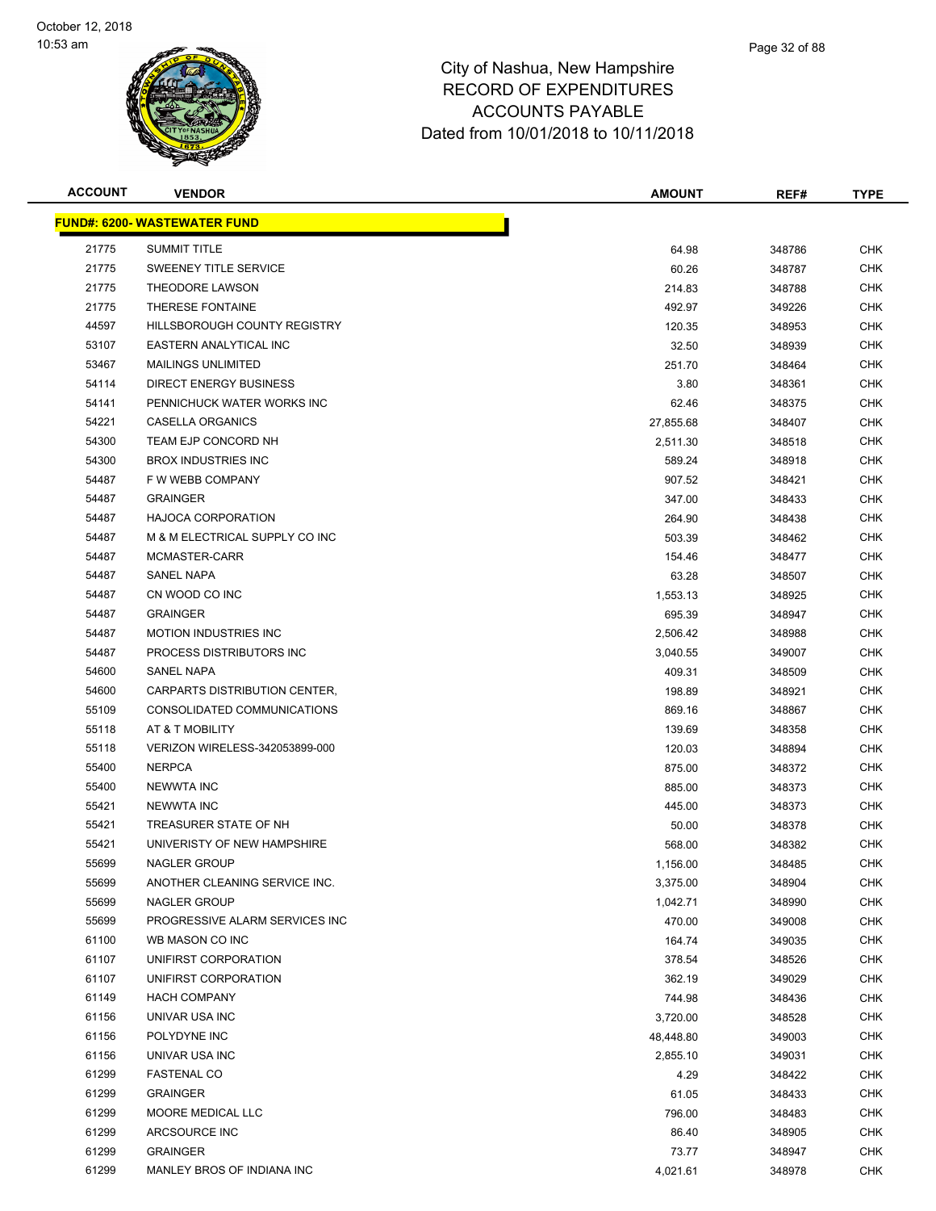City of Nashua, New Hampshire
RECORD OF EXPENDITURES
ACCOUNTS PAYABLE
Dated from 10/01/2018 to 10/11/2018

| ACCOUNT | VENDOR | AMOUNT | REF# | TYPE |
|---|---|---|---|---|
| **FUND#: 6200- WASTEWATER FUND** | | | | |
| 21775 | SUMMIT TITLE | 64.98 | 348786 | CHK |
| 21775 | SWEENEY TITLE SERVICE | 60.26 | 348787 | CHK |
| 21775 | THEODORE LAWSON | 214.83 | 348788 | CHK |
| 21775 | THERESE FONTAINE | 492.97 | 349226 | CHK |
| 44597 | HILLSBOROUGH COUNTY REGISTRY | 120.35 | 348953 | CHK |
| 53107 | EASTERN ANALYTICAL INC | 32.50 | 348939 | CHK |
| 53467 | MAILINGS UNLIMITED | 251.70 | 348464 | CHK |
| 54114 | DIRECT ENERGY BUSINESS | 3.80 | 348361 | CHK |
| 54141 | PENNICHUCK WATER WORKS INC | 62.46 | 348375 | CHK |
| 54221 | CASELLA ORGANICS | 27,855.68 | 348407 | CHK |
| 54300 | TEAM EJP CONCORD NH | 2,511.30 | 348518 | CHK |
| 54300 | BROX INDUSTRIES INC | 589.24 | 348918 | CHK |
| 54487 | F W WEBB COMPANY | 907.52 | 348421 | CHK |
| 54487 | GRAINGER | 347.00 | 348433 | CHK |
| 54487 | HAJOCA CORPORATION | 264.90 | 348438 | CHK |
| 54487 | M & M ELECTRICAL SUPPLY CO INC | 503.39 | 348462 | CHK |
| 54487 | MCMASTER-CARR | 154.46 | 348477 | CHK |
| 54487 | SANEL NAPA | 63.28 | 348507 | CHK |
| 54487 | CN WOOD CO INC | 1,553.13 | 348925 | CHK |
| 54487 | GRAINGER | 695.39 | 348947 | CHK |
| 54487 | MOTION INDUSTRIES INC | 2,506.42 | 348988 | CHK |
| 54487 | PROCESS DISTRIBUTORS INC | 3,040.55 | 349007 | CHK |
| 54600 | SANEL NAPA | 409.31 | 348509 | CHK |
| 54600 | CARPARTS DISTRIBUTION CENTER, | 198.89 | 348921 | CHK |
| 55109 | CONSOLIDATED COMMUNICATIONS | 869.16 | 348867 | CHK |
| 55118 | AT & T MOBILITY | 139.69 | 348358 | CHK |
| 55118 | VERIZON WIRELESS-342053899-000 | 120.03 | 348894 | CHK |
| 55400 | NERPCA | 875.00 | 348372 | CHK |
| 55400 | NEWWTA INC | 885.00 | 348373 | CHK |
| 55421 | NEWWTA INC | 445.00 | 348373 | CHK |
| 55421 | TREASURER STATE OF NH | 50.00 | 348378 | CHK |
| 55421 | UNIVERISTY OF NEW HAMPSHIRE | 568.00 | 348382 | CHK |
| 55699 | NAGLER GROUP | 1,156.00 | 348485 | CHK |
| 55699 | ANOTHER CLEANING SERVICE INC. | 3,375.00 | 348904 | CHK |
| 55699 | NAGLER GROUP | 1,042.71 | 348990 | CHK |
| 55699 | PROGRESSIVE ALARM SERVICES INC | 470.00 | 349008 | CHK |
| 61100 | WB MASON CO INC | 164.74 | 349035 | CHK |
| 61107 | UNIFIRST CORPORATION | 378.54 | 348526 | CHK |
| 61107 | UNIFIRST CORPORATION | 362.19 | 349029 | CHK |
| 61149 | HACH COMPANY | 744.98 | 348436 | CHK |
| 61156 | UNIVAR USA INC | 3,720.00 | 348528 | CHK |
| 61156 | POLYDYNE INC | 48,448.80 | 349003 | CHK |
| 61156 | UNIVAR USA INC | 2,855.10 | 349031 | CHK |
| 61299 | FASTENAL CO | 4.29 | 348422 | CHK |
| 61299 | GRAINGER | 61.05 | 348433 | CHK |
| 61299 | MOORE MEDICAL LLC | 796.00 | 348483 | CHK |
| 61299 | ARCSOURCE INC | 86.40 | 348905 | CHK |
| 61299 | GRAINGER | 73.77 | 348947 | CHK |
| 61299 | MANLEY BROS OF INDIANA INC | 4,021.61 | 348978 | CHK |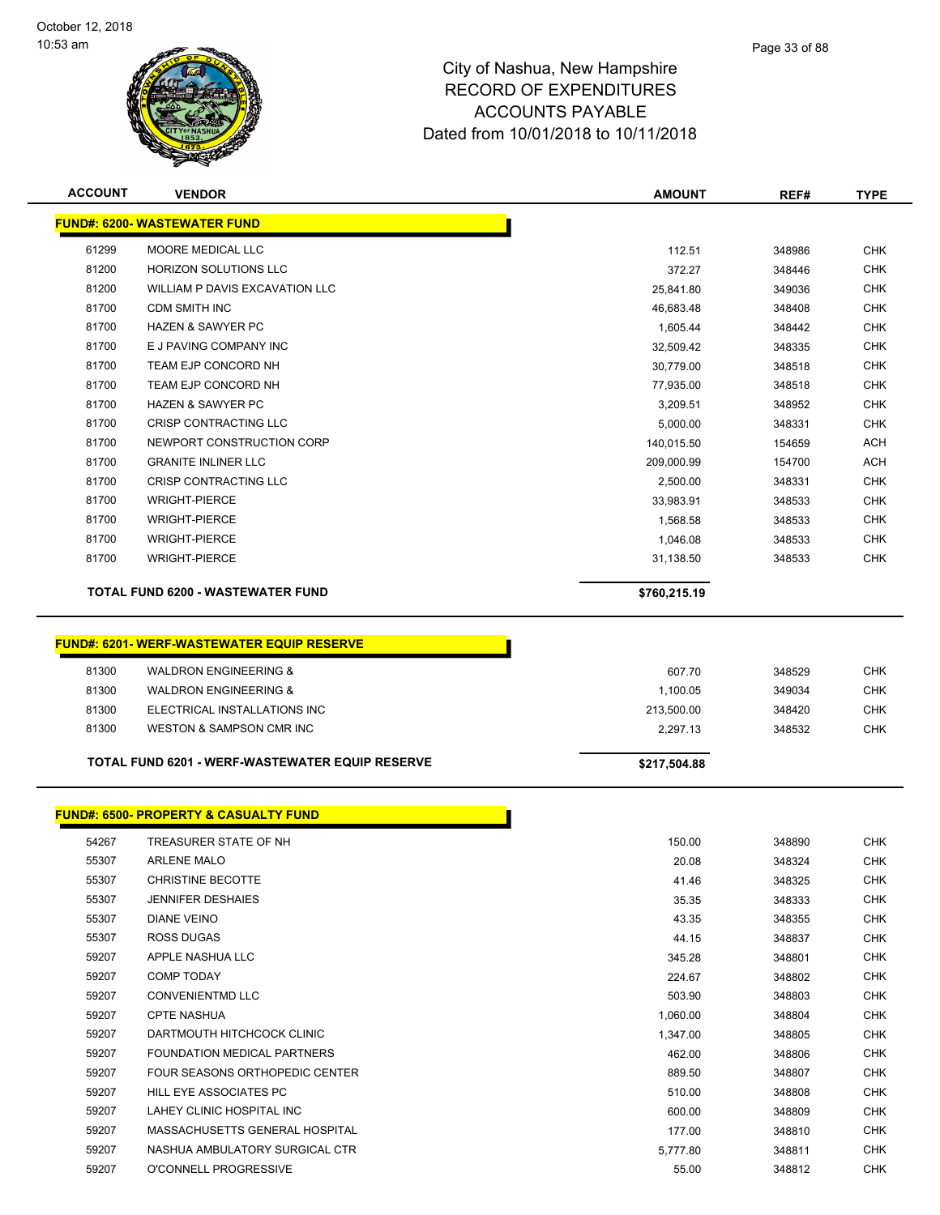# City of Nashua, New Hampshire
## RECORD OF EXPENDITURES
## ACCOUNTS PAYABLE
## Dated from 10/01/2018 to 10/11/2018

| ACCOUNT | VENDOR | AMOUNT | REF# | TYPE |
|---|---|---|---|---|
| **FUND#: 6200- WASTEWATER FUND** | | | | |
| 61299 | MOORE MEDICAL LLC | 112.51 | 348986 | CHK |
| 81200 | HORIZON SOLUTIONS LLC | 372.27 | 348446 | CHK |
| 81200 | WILLIAM P DAVIS EXCAVATION LLC | 25,841.80 | 349036 | CHK |
| 81700 | CDM SMITH INC | 46,683.48 | 348408 | CHK |
| 81700 | HAZEN & SAWYER PC | 1,605.44 | 348442 | CHK |
| 81700 | E J PAVING COMPANY INC | 32,509.42 | 348335 | CHK |
| 81700 | TEAM EJP CONCORD NH | 30,779.00 | 348518 | CHK |
| 81700 | TEAM EJP CONCORD NH | 77,935.00 | 348518 | CHK |
| 81700 | HAZEN & SAWYER PC | 3,209.51 | 348952 | CHK |
| 81700 | CRISP CONTRACTING LLC | 5,000.00 | 348331 | CHK |
| 81700 | NEWPORT CONSTRUCTION CORP | 140,015.50 | 154659 | ACH |
| 81700 | GRANITE INLINER LLC | 209,000.99 | 154700 | ACH |
| 81700 | CRISP CONTRACTING LLC | 2,500.00 | 348331 | CHK |
| 81700 | WRIGHT-PIERCE | 33,983.91 | 348533 | CHK |
| 81700 | WRIGHT-PIERCE | 1,568.58 | 348533 | CHK |
| 81700 | WRIGHT-PIERCE | 1,046.08 | 348533 | CHK |
| 81700 | WRIGHT-PIERCE | 31,138.50 | 348533 | CHK |
| | **TOTAL FUND 6200 - WASTEWATER FUND** | **$760,215.19** | | |
| **FUND#: 6201- WERF-WASTEWATER EQUIP RESERVE** | | | | |
| 81300 | WALDRON ENGINEERING & | 607.70 | 348529 | CHK |
| 81300 | WALDRON ENGINEERING & | 1,100.05 | 349034 | CHK |
| 81300 | ELECTRICAL INSTALLATIONS INC | 213,500.00 | 348420 | CHK |
| 81300 | WESTON & SAMPSON CMR INC | 2,297.13 | 348532 | CHK |
| | **TOTAL FUND 6201 - WERF-WASTEWATER EQUIP RESERVE** | **$217,504.88** | | |
| **FUND#: 6500- PROPERTY & CASUALTY FUND** | | | | |
| 54267 | TREASURER STATE OF NH | 150.00 | 348890 | CHK |
| 55307 | ARLENE MALO | 20.08 | 348324 | CHK |
| 55307 | CHRISTINE BECOTTE | 41.46 | 348325 | CHK |
| 55307 | JENNIFER DESHAIES | 35.35 | 348333 | CHK |
| 55307 | DIANE VEINO | 43.35 | 348355 | CHK |
| 55307 | ROSS DUGAS | 44.15 | 348837 | CHK |
| 59207 | APPLE NASHUA LLC | 345.28 | 348801 | CHK |
| 59207 | COMP TODAY | 224.67 | 348802 | CHK |
| 59207 | CONVENIENTMD LLC | 503.90 | 348803 | CHK |
| 59207 | CPTE NASHUA | 1,060.00 | 348804 | CHK |
| 59207 | DARTMOUTH HITCHCOCK CLINIC | 1,347.00 | 348805 | CHK |
| 59207 | FOUNDATION MEDICAL PARTNERS | 462.00 | 348806 | CHK |
| 59207 | FOUR SEASONS ORTHOPEDIC CENTER | 889.50 | 348807 | CHK |
| 59207 | HILL EYE ASSOCIATES PC | 510.00 | 348808 | CHK |
| 59207 | LAHEY CLINIC HOSPITAL INC | 600.00 | 348809 | CHK |
| 59207 | MASSACHUSETTS GENERAL HOSPITAL | 177.00 | 348810 | CHK |
| 59207 | NASHUA AMBULATORY SURGICAL CTR | 5,777.80 | 348811 | CHK |
| 59207 | O'CONNELL PROGRESSIVE | 55.00 | 348812 | CHK |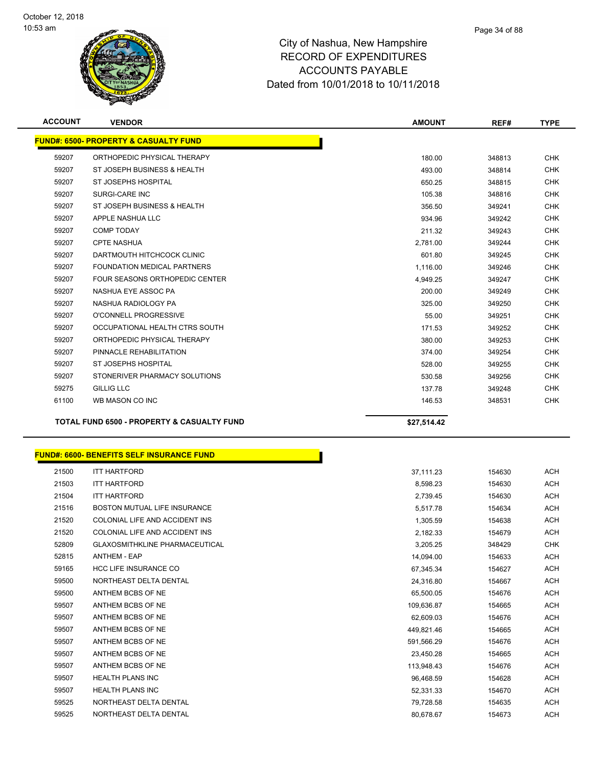# City of Nashua, New Hampshire
# RECORD OF EXPENDITURES
# ACCOUNTS PAYABLE
# Dated from 10/01/2018 to 10/11/2018

| ACCOUNT | VENDOR | AMOUNT | REF# | TYPE |
|---|---|---|---|---|
| **FUND#: 6500- PROPERTY & CASUALTY FUND** | | | | |
| 59207 | ORTHOPEDIC PHYSICAL THERAPY | 180.00 | 348813 | CHK |
| 59207 | ST JOSEPH BUSINESS & HEALTH | 493.00 | 348814 | CHK |
| 59207 | ST JOSEPHS HOSPITAL | 650.25 | 348815 | CHK |
| 59207 | SURGI-CARE INC | 105.38 | 348816 | CHK |
| 59207 | ST JOSEPH BUSINESS & HEALTH | 356.50 | 349241 | CHK |
| 59207 | APPLE NASHUA LLC | 934.96 | 349242 | CHK |
| 59207 | COMP TODAY | 211.32 | 349243 | CHK |
| 59207 | CPTE NASHUA | 2,781.00 | 349244 | CHK |
| 59207 | DARTMOUTH HITCHCOCK CLINIC | 601.80 | 349245 | CHK |
| 59207 | FOUNDATION MEDICAL PARTNERS | 1,116.00 | 349246 | CHK |
| 59207 | FOUR SEASONS ORTHOPEDIC CENTER | 4,949.25 | 349247 | CHK |
| 59207 | NASHUA EYE ASSOC PA | 200.00 | 349249 | CHK |
| 59207 | NASHUA RADIOLOGY PA | 325.00 | 349250 | CHK |
| 59207 | O'CONNELL PROGRESSIVE | 55.00 | 349251 | CHK |
| 59207 | OCCUPATIONAL HEALTH CTRS SOUTH | 171.53 | 349252 | CHK |
| 59207 | ORTHOPEDIC PHYSICAL THERAPY | 380.00 | 349253 | CHK |
| 59207 | PINNACLE REHABILITATION | 374.00 | 349254 | CHK |
| 59207 | ST JOSEPHS HOSPITAL | 528.00 | 349255 | CHK |
| 59207 | STONERIVER PHARMACY SOLUTIONS | 530.58 | 349256 | CHK |
| 59275 | GILLIG LLC | 137.78 | 349248 | CHK |
| 61100 | WB MASON CO INC | 146.53 | 348531 | CHK |
| **TOTAL FUND 6500 - PROPERTY & CASUALTY FUND** | | **$27,514.42** | | |

| ACCOUNT | VENDOR | AMOUNT | REF# | TYPE |
|---|---|---|---|---|
| **FUND#: 6600- BENEFITS SELF INSURANCE FUND** | | | | |
| 21500 | ITT HARTFORD | 37,111.23 | 154630 | ACH |
| 21503 | ITT HARTFORD | 8,598.23 | 154630 | ACH |
| 21504 | ITT HARTFORD | 2,739.45 | 154630 | ACH |
| 21516 | BOSTON MUTUAL LIFE INSURANCE | 5,517.78 | 154634 | ACH |
| 21520 | COLONIAL LIFE AND ACCIDENT INS | 1,305.59 | 154638 | ACH |
| 21520 | COLONIAL LIFE AND ACCIDENT INS | 2,182.33 | 154679 | ACH |
| 52809 | GLAXOSMITHKLINE PHARMACEUTICAL | 3,205.25 | 348429 | CHK |
| 52815 | ANTHEM - EAP | 14,094.00 | 154633 | ACH |
| 59165 | HCC LIFE INSURANCE CO | 67,345.34 | 154627 | ACH |
| 59500 | NORTHEAST DELTA DENTAL | 24,316.80 | 154667 | ACH |
| 59500 | ANTHEM BCBS OF NE | 65,500.05 | 154676 | ACH |
| 59507 | ANTHEM BCBS OF NE | 109,636.87 | 154665 | ACH |
| 59507 | ANTHEM BCBS OF NE | 62,609.03 | 154676 | ACH |
| 59507 | ANTHEM BCBS OF NE | 449,821.46 | 154665 | ACH |
| 59507 | ANTHEM BCBS OF NE | 591,566.29 | 154676 | ACH |
| 59507 | ANTHEM BCBS OF NE | 23,450.28 | 154665 | ACH |
| 59507 | ANTHEM BCBS OF NE | 113,948.43 | 154676 | ACH |
| 59507 | HEALTH PLANS INC | 96,468.59 | 154628 | ACH |
| 59507 | HEALTH PLANS INC | 52,331.33 | 154670 | ACH |
| 59525 | NORTHEAST DELTA DENTAL | 79,728.58 | 154635 | ACH |
| 59525 | NORTHEAST DELTA DENTAL | 80,678.67 | 154673 | ACH |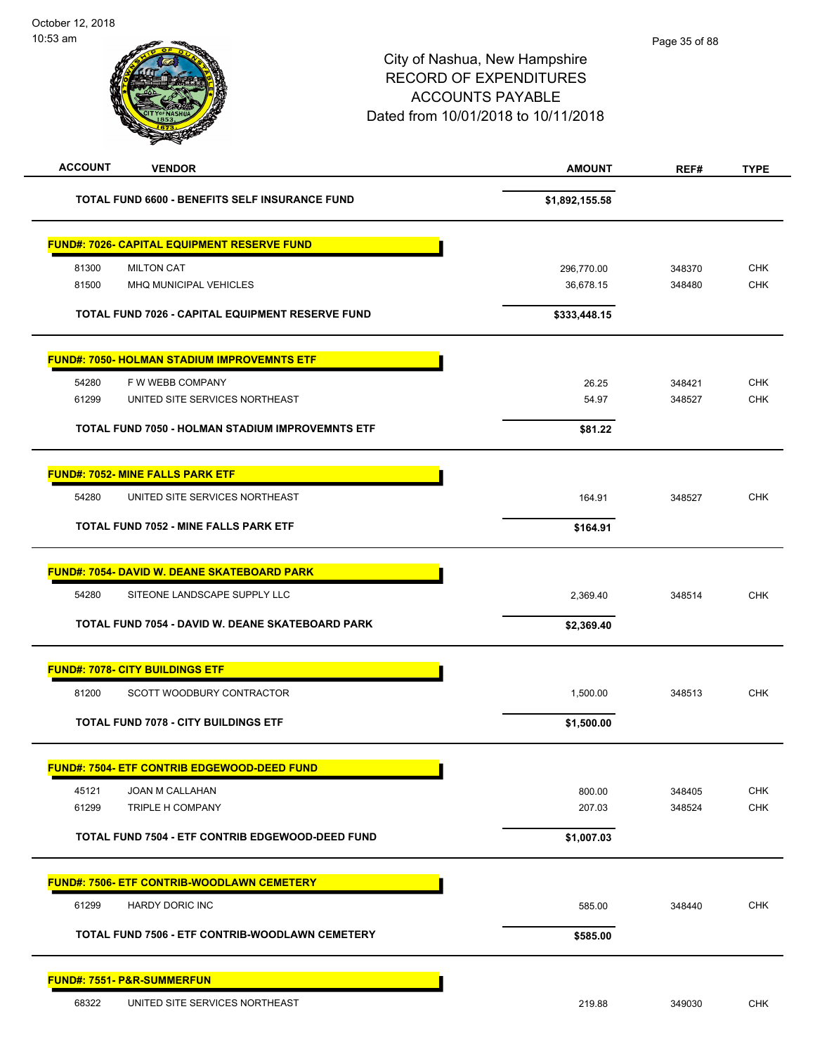City of Nashua, New Hampshire
RECORD OF EXPENDITURES
ACCOUNTS PAYABLE
Dated from 10/01/2018 to 10/11/2018

| ACCOUNT | VENDOR | AMOUNT | REF# | TYPE |
|---|---|---|---|---|
| | **TOTAL FUND 6600 - BENEFITS SELF INSURANCE FUND** | **$1,892,155.58** | | |
| | **FUND#: 7026- CAPITAL EQUIPMENT RESERVE FUND** | | | |
| 81300 | MILTON CAT | 296,770.00 | 348370 | CHK |
| 81500 | MHQ MUNICIPAL VEHICLES | 36,678.15 | 348480 | CHK |
| | **TOTAL FUND 7026 - CAPITAL EQUIPMENT RESERVE FUND** | **$333,448.15** | | |
| | **FUND#: 7050- HOLMAN STADIUM IMPROVEMNTS ETF** | | | |
| 54280 | F W WEBB COMPANY | 26.25 | 348421 | CHK |
| 61299 | UNITED SITE SERVICES NORTHEAST | 54.97 | 348527 | CHK |
| | **TOTAL FUND 7050 - HOLMAN STADIUM IMPROVEMNTS ETF** | **$81.22** | | |
| | **FUND#: 7052- MINE FALLS PARK ETF** | | | |
| 54280 | UNITED SITE SERVICES NORTHEAST | 164.91 | 348527 | CHK |
| | **TOTAL FUND 7052 - MINE FALLS PARK ETF** | **$164.91** | | |
| | **FUND#: 7054- DAVID W. DEANE SKATEBOARD PARK** | | | |
| 54280 | SITEONE LANDSCAPE SUPPLY LLC | 2,369.40 | 348514 | CHK |
| | **TOTAL FUND 7054 - DAVID W. DEANE SKATEBOARD PARK** | **$2,369.40** | | |
| | **FUND#: 7078- CITY BUILDINGS ETF** | | | |
| 81200 | SCOTT WOODBURY CONTRACTOR | 1,500.00 | 348513 | CHK |
| | **TOTAL FUND 7078 - CITY BUILDINGS ETF** | **$1,500.00** | | |
| | **FUND#: 7504- ETF CONTRIB EDGEWOOD-DEED FUND** | | | |
| 45121 | JOAN M CALLAHAN | 800.00 | 348405 | CHK |
| 61299 | TRIPLE H COMPANY | 207.03 | 348524 | CHK |
| | **TOTAL FUND 7504 - ETF CONTRIB EDGEWOOD-DEED FUND** | **$1,007.03** | | |
| | **FUND#: 7506- ETF CONTRIB-WOODLAWN CEMETERY** | | | |
| 61299 | HARDY DORIC INC | 585.00 | 348440 | CHK |
| | **TOTAL FUND 7506 - ETF CONTRIB-WOODLAWN CEMETERY** | **$585.00** | | |
| | **FUND#: 7551- P&R-SUMMERFUN** | | | |
| 68322 | UNITED SITE SERVICES NORTHEAST | 219.88 | 349030 | CHK |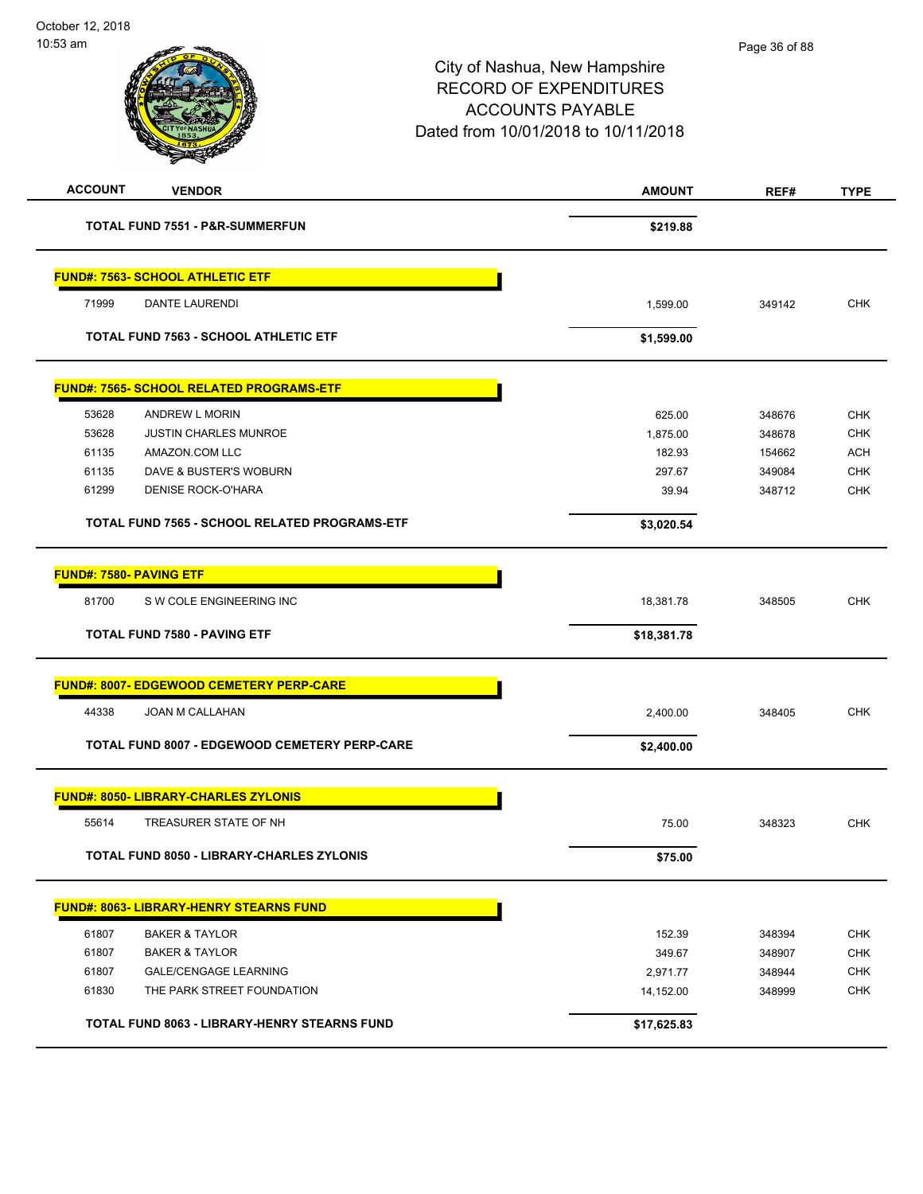# City of Nashua, New Hampshire
## RECORD OF EXPENDITURES
## ACCOUNTS PAYABLE
## Dated from 10/01/2018 to 10/11/2018

| ACCOUNT | VENDOR | AMOUNT | REF# | TYPE |
|---|---|---|---|---|
| | **TOTAL FUND 7551 - P&R-SUMMERFUN** | **$219.88** | | |
| | **FUND#: 7563- SCHOOL ATHLETIC ETF** | | | |
| 71999 | DANTE LAURENDI | 1,599.00 | 349142 | CHK |
| | **TOTAL FUND 7563 - SCHOOL ATHLETIC ETF** | **$1,599.00** | | |
| | **FUND#: 7565- SCHOOL RELATED PROGRAMS-ETF** | | | |
| 53628 | ANDREW L MORIN | 625.00 | 348676 | CHK |
| 53628 | JUSTIN CHARLES MUNROE | 1,875.00 | 348678 | CHK |
| 61135 | AMAZON.COM LLC | 182.93 | 154662 | ACH |
| 61135 | DAVE & BUSTER'S WOBURN | 297.67 | 349084 | CHK |
| 61299 | DENISE ROCK-O'HARA | 39.94 | 348712 | CHK |
| | **TOTAL FUND 7565 - SCHOOL RELATED PROGRAMS-ETF** | **$3,020.54** | | |
| | **FUND#: 7580- PAVING ETF** | | | |
| 81700 | S W COLE ENGINEERING INC | 18,381.78 | 348505 | CHK |
| | **TOTAL FUND 7580 - PAVING ETF** | **$18,381.78** | | |
| | **FUND#: 8007- EDGEWOOD CEMETERY PERP-CARE** | | | |
| 44338 | JOAN M CALLAHAN | 2,400.00 | 348405 | CHK |
| | **TOTAL FUND 8007 - EDGEWOOD CEMETERY PERP-CARE** | **$2,400.00** | | |
| | **FUND#: 8050- LIBRARY-CHARLES ZYLONIS** | | | |
| 55614 | TREASURER STATE OF NH | 75.00 | 348323 | CHK |
| | **TOTAL FUND 8050 - LIBRARY-CHARLES ZYLONIS** | **$75.00** | | |
| | **FUND#: 8063- LIBRARY-HENRY STEARNS FUND** | | | |
| 61807 | BAKER & TAYLOR | 152.39 | 348394 | CHK |
| 61807 | BAKER & TAYLOR | 349.67 | 348907 | CHK |
| 61807 | GALE/CENGAGE LEARNING | 2,971.77 | 348944 | CHK |
| 61830 | THE PARK STREET FOUNDATION | 14,152.00 | 348999 | CHK |
| | **TOTAL FUND 8063 - LIBRARY-HENRY STEARNS FUND** | **$17,625.83** | | |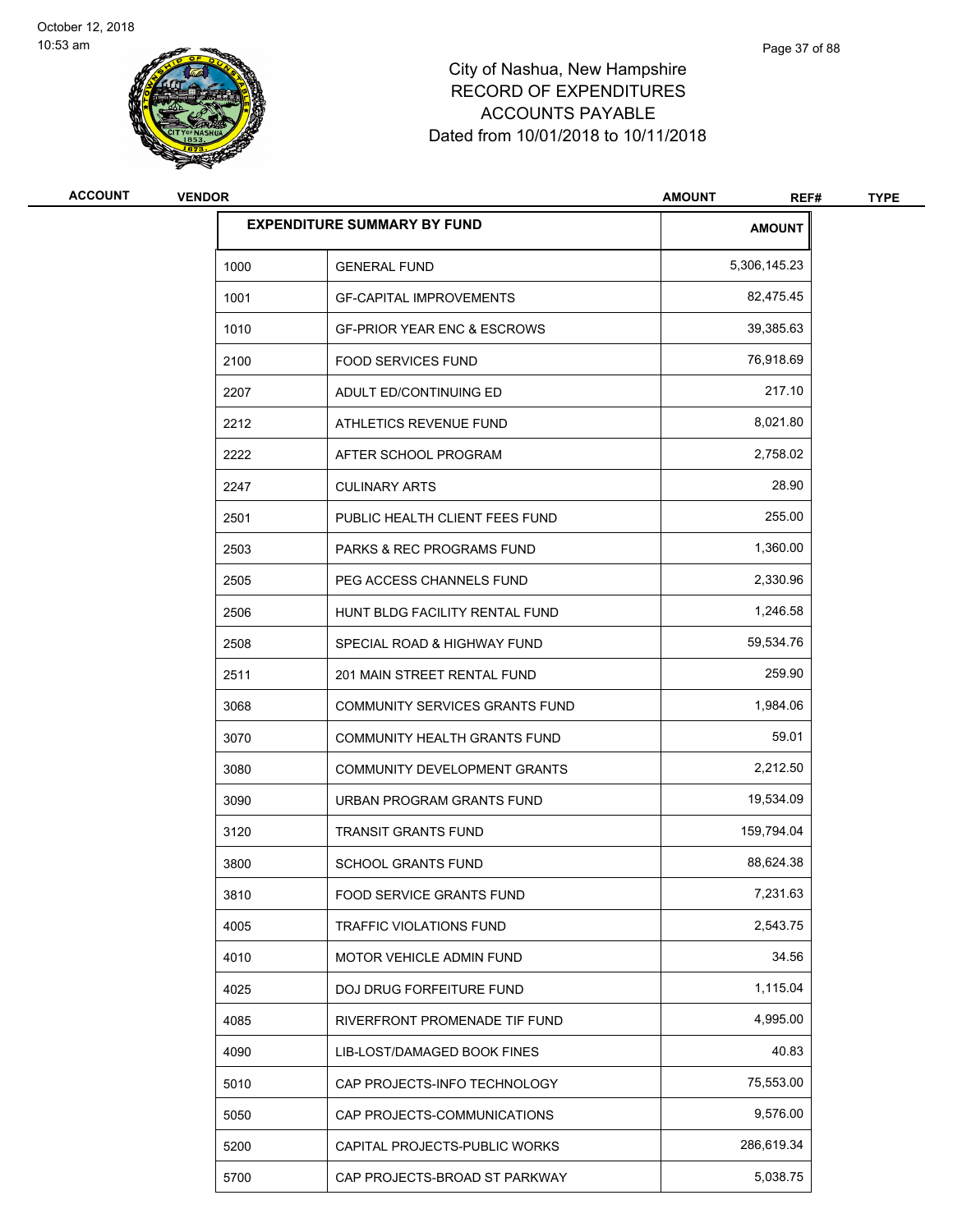# City of Nashua, New Hampshire
## RECORD OF EXPENDITURES
## ACCOUNTS PAYABLE
## Dated from 10/01/2018 to 10/11/2018

| ACCOUNT | VENDOR | AMOUNT | REF# | TYPE |
|---|---|---|---|---|

| EXPENDITURE SUMMARY BY FUND | | AMOUNT |
|---|---|---|
| 1000 | GENERAL FUND | 5,306,145.23 |
| 1001 | GF-CAPITAL IMPROVEMENTS | 82,475.45 |
| 1010 | GF-PRIOR YEAR ENC & ESCROWS | 39,385.63 |
| 2100 | FOOD SERVICES FUND | 76,918.69 |
| 2207 | ADULT ED/CONTINUING ED | 217.10 |
| 2212 | ATHLETICS REVENUE FUND | 8,021.80 |
| 2222 | AFTER SCHOOL PROGRAM | 2,758.02 |
| 2247 | CULINARY ARTS | 28.90 |
| 2501 | PUBLIC HEALTH CLIENT FEES FUND | 255.00 |
| 2503 | PARKS & REC PROGRAMS FUND | 1,360.00 |
| 2505 | PEG ACCESS CHANNELS FUND | 2,330.96 |
| 2506 | HUNT BLDG FACILITY RENTAL FUND | 1,246.58 |
| 2508 | SPECIAL ROAD & HIGHWAY FUND | 59,534.76 |
| 2511 | 201 MAIN STREET RENTAL FUND | 259.90 |
| 3068 | COMMUNITY SERVICES GRANTS FUND | 1,984.06 |
| 3070 | COMMUNITY HEALTH GRANTS FUND | 59.01 |
| 3080 | COMMUNITY DEVELOPMENT GRANTS | 2,212.50 |
| 3090 | URBAN PROGRAM GRANTS FUND | 19,534.09 |
| 3120 | TRANSIT GRANTS FUND | 159,794.04 |
| 3800 | SCHOOL GRANTS FUND | 88,624.38 |
| 3810 | FOOD SERVICE GRANTS FUND | 7,231.63 |
| 4005 | TRAFFIC VIOLATIONS FUND | 2,543.75 |
| 4010 | MOTOR VEHICLE ADMIN FUND | 34.56 |
| 4025 | DOJ DRUG FORFEITURE FUND | 1,115.04 |
| 4085 | RIVERFRONT PROMENADE TIF FUND | 4,995.00 |
| 4090 | LIB-LOST/DAMAGED BOOK FINES | 40.83 |
| 5010 | CAP PROJECTS-INFO TECHNOLOGY | 75,553.00 |
| 5050 | CAP PROJECTS-COMMUNICATIONS | 9,576.00 |
| 5200 | CAPITAL PROJECTS-PUBLIC WORKS | 286,619.34 |
| 5700 | CAP PROJECTS-BROAD ST PARKWAY | 5,038.75 |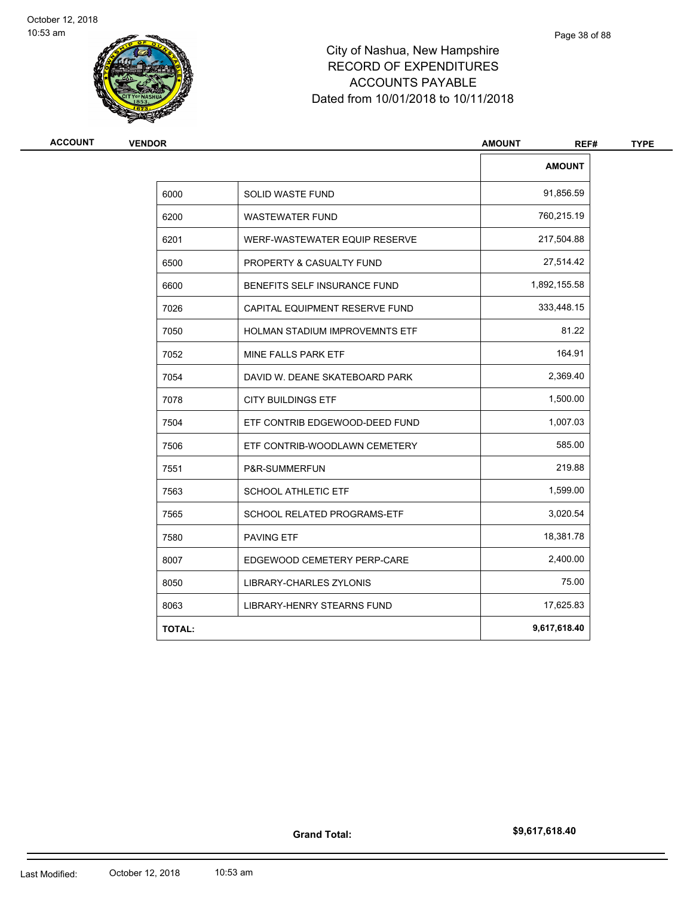# City of Nashua, New Hampshire
## RECORD OF EXPENDITURES
## ACCOUNTS PAYABLE
### Dated from 10/01/2018 to 10/11/2018

| ACCOUNT | VENDOR | AMOUNT | REF# | TYPE |
|---|---|---|---|---|

| | | AMOUNT |
|---|---|---|
| 6000 | SOLID WASTE FUND | 91,856.59 |
| 6200 | WASTEWATER FUND | 760,215.19 |
| 6201 | WERF-WASTEWATER EQUIP RESERVE | 217,504.88 |
| 6500 | PROPERTY & CASUALTY FUND | 27,514.42 |
| 6600 | BENEFITS SELF INSURANCE FUND | 1,892,155.58 |
| 7026 | CAPITAL EQUIPMENT RESERVE FUND | 333,448.15 |
| 7050 | HOLMAN STADIUM IMPROVEMNTS ETF | 81.22 |
| 7052 | MINE FALLS PARK ETF | 164.91 |
| 7054 | DAVID W. DEANE SKATEBOARD PARK | 2,369.40 |
| 7078 | CITY BUILDINGS ETF | 1,500.00 |
| 7504 | ETF CONTRIB EDGEWOOD-DEED FUND | 1,007.03 |
| 7506 | ETF CONTRIB-WOODLAWN CEMETERY | 585.00 |
| 7551 | P&R-SUMMERFUN | 219.88 |
| 7563 | SCHOOL ATHLETIC ETF | 1,599.00 |
| 7565 | SCHOOL RELATED PROGRAMS-ETF | 3,020.54 |
| 7580 | PAVING ETF | 18,381.78 |
| 8007 | EDGEWOOD CEMETERY PERP-CARE | 2,400.00 |
| 8050 | LIBRARY-CHARLES ZYLONIS | 75.00 |
| 8063 | LIBRARY-HENRY STEARNS FUND | 17,625.83 |
| **TOTAL:** | | **9,617,618.40** |

**Grand Total:** **$9,617,618.40**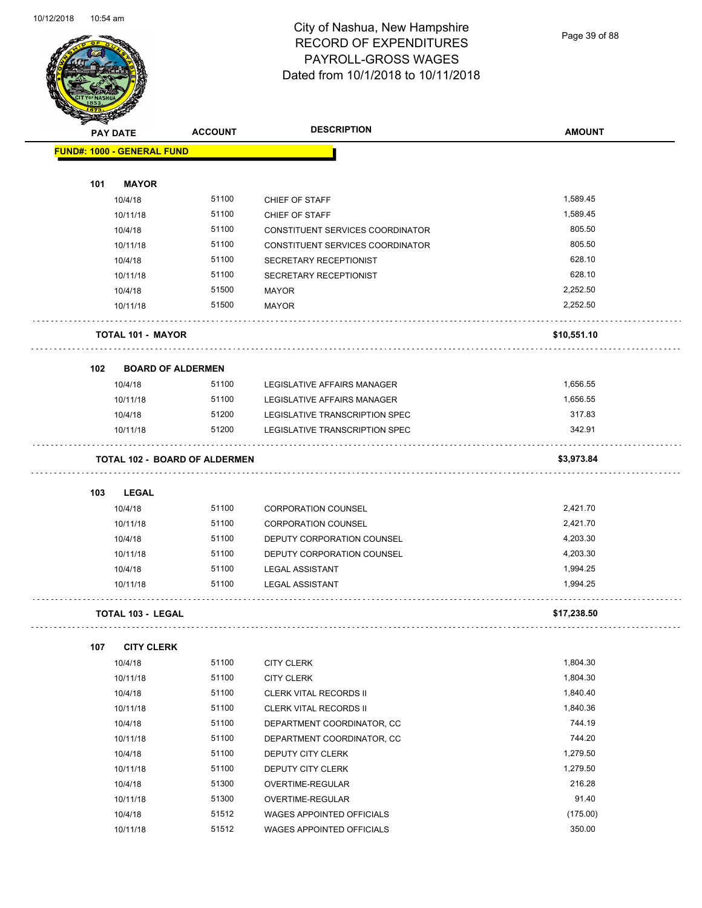# City of Nashua, New Hampshire
## RECORD OF EXPENDITURES
## PAYROLL-GROSS WAGES
## Dated from 10/1/2018 to 10/11/2018

| PAY DATE | ACCOUNT | DESCRIPTION | AMOUNT |
|---|---|---|---|
| **FUND#: 1000 - GENERAL FUND** | | | |
| **101 MAYOR** | | | |
| 10/4/18 | 51100 | CHIEF OF STAFF | 1,589.45 |
| 10/11/18 | 51100 | CHIEF OF STAFF | 1,589.45 |
| 10/4/18 | 51100 | CONSTITUENT SERVICES COORDINATOR | 805.50 |
| 10/11/18 | 51100 | CONSTITUENT SERVICES COORDINATOR | 805.50 |
| 10/4/18 | 51100 | SECRETARY RECEPTIONIST | 628.10 |
| 10/11/18 | 51100 | SECRETARY RECEPTIONIST | 628.10 |
| 10/4/18 | 51500 | MAYOR | 2,252.50 |
| 10/11/18 | 51500 | MAYOR | 2,252.50 |
| **TOTAL 101 - MAYOR** | | | **$10,551.10** |
| **102 BOARD OF ALDERMEN** | | | |
| 10/4/18 | 51100 | LEGISLATIVE AFFAIRS MANAGER | 1,656.55 |
| 10/11/18 | 51100 | LEGISLATIVE AFFAIRS MANAGER | 1,656.55 |
| 10/4/18 | 51200 | LEGISLATIVE TRANSCRIPTION SPEC | 317.83 |
| 10/11/18 | 51200 | LEGISLATIVE TRANSCRIPTION SPEC | 342.91 |
| **TOTAL 102 - BOARD OF ALDERMEN** | | | **$3,973.84** |
| **103 LEGAL** | | | |
| 10/4/18 | 51100 | CORPORATION COUNSEL | 2,421.70 |
| 10/11/18 | 51100 | CORPORATION COUNSEL | 2,421.70 |
| 10/4/18 | 51100 | DEPUTY CORPORATION COUNSEL | 4,203.30 |
| 10/11/18 | 51100 | DEPUTY CORPORATION COUNSEL | 4,203.30 |
| 10/4/18 | 51100 | LEGAL ASSISTANT | 1,994.25 |
| 10/11/18 | 51100 | LEGAL ASSISTANT | 1,994.25 |
| **TOTAL 103 - LEGAL** | | | **$17,238.50** |
| **107 CITY CLERK** | | | |
| 10/4/18 | 51100 | CITY CLERK | 1,804.30 |
| 10/11/18 | 51100 | CITY CLERK | 1,804.30 |
| 10/4/18 | 51100 | CLERK VITAL RECORDS II | 1,840.40 |
| 10/11/18 | 51100 | CLERK VITAL RECORDS II | 1,840.36 |
| 10/4/18 | 51100 | DEPARTMENT COORDINATOR, CC | 744.19 |
| 10/11/18 | 51100 | DEPARTMENT COORDINATOR, CC | 744.20 |
| 10/4/18 | 51100 | DEPUTY CITY CLERK | 1,279.50 |
| 10/11/18 | 51100 | DEPUTY CITY CLERK | 1,279.50 |
| 10/4/18 | 51300 | OVERTIME-REGULAR | 216.28 |
| 10/11/18 | 51300 | OVERTIME-REGULAR | 91.40 |
| 10/4/18 | 51512 | WAGES APPOINTED OFFICIALS | (175.00) |
| 10/11/18 | 51512 | WAGES APPOINTED OFFICIALS | 350.00 |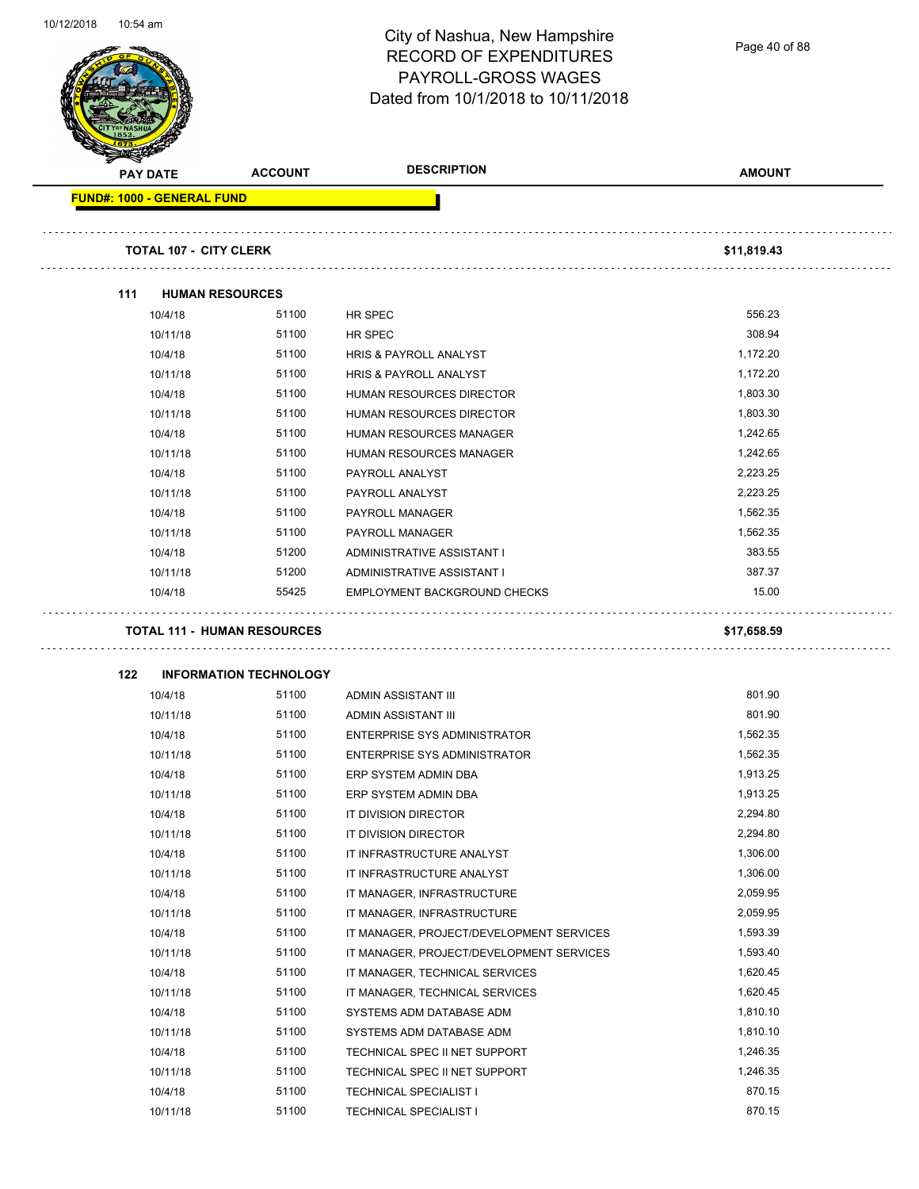# City of Nashua, New Hampshire
## RECORD OF EXPENDITURES
## PAYROLL-GROSS WAGES
## Dated from 10/1/2018 to 10/11/2018

| PAY DATE | ACCOUNT | DESCRIPTION | AMOUNT |
|---|---|---|---|
| **FUND#: 1000 - GENERAL FUND** | | | |
| **TOTAL 107 - CITY CLERK** | | | **$11,819.43** |
| **111 HUMAN RESOURCES** | | | |
| 10/4/18 | 51100 | HR SPEC | 556.23 |
| 10/11/18 | 51100 | HR SPEC | 308.94 |
| 10/4/18 | 51100 | HRIS & PAYROLL ANALYST | 1,172.20 |
| 10/11/18 | 51100 | HRIS & PAYROLL ANALYST | 1,172.20 |
| 10/4/18 | 51100 | HUMAN RESOURCES DIRECTOR | 1,803.30 |
| 10/11/18 | 51100 | HUMAN RESOURCES DIRECTOR | 1,803.30 |
| 10/4/18 | 51100 | HUMAN RESOURCES MANAGER | 1,242.65 |
| 10/11/18 | 51100 | HUMAN RESOURCES MANAGER | 1,242.65 |
| 10/4/18 | 51100 | PAYROLL ANALYST | 2,223.25 |
| 10/11/18 | 51100 | PAYROLL ANALYST | 2,223.25 |
| 10/4/18 | 51100 | PAYROLL MANAGER | 1,562.35 |
| 10/11/18 | 51100 | PAYROLL MANAGER | 1,562.35 |
| 10/4/18 | 51200 | ADMINISTRATIVE ASSISTANT I | 383.55 |
| 10/11/18 | 51200 | ADMINISTRATIVE ASSISTANT I | 387.37 |
| 10/4/18 | 55425 | EMPLOYMENT BACKGROUND CHECKS | 15.00 |
| **TOTAL 111 - HUMAN RESOURCES** | | | **$17,658.59** |
| **122 INFORMATION TECHNOLOGY** | | | |
| 10/4/18 | 51100 | ADMIN ASSISTANT III | 801.90 |
| 10/11/18 | 51100 | ADMIN ASSISTANT III | 801.90 |
| 10/4/18 | 51100 | ENTERPRISE SYS ADMINISTRATOR | 1,562.35 |
| 10/11/18 | 51100 | ENTERPRISE SYS ADMINISTRATOR | 1,562.35 |
| 10/4/18 | 51100 | ERP SYSTEM ADMIN DBA | 1,913.25 |
| 10/11/18 | 51100 | ERP SYSTEM ADMIN DBA | 1,913.25 |
| 10/4/18 | 51100 | IT DIVISION DIRECTOR | 2,294.80 |
| 10/11/18 | 51100 | IT DIVISION DIRECTOR | 2,294.80 |
| 10/4/18 | 51100 | IT INFRASTRUCTURE ANALYST | 1,306.00 |
| 10/11/18 | 51100 | IT INFRASTRUCTURE ANALYST | 1,306.00 |
| 10/4/18 | 51100 | IT MANAGER, INFRASTRUCTURE | 2,059.95 |
| 10/11/18 | 51100 | IT MANAGER, INFRASTRUCTURE | 2,059.95 |
| 10/4/18 | 51100 | IT MANAGER, PROJECT/DEVELOPMENT SERVICES | 1,593.39 |
| 10/11/18 | 51100 | IT MANAGER, PROJECT/DEVELOPMENT SERVICES | 1,593.40 |
| 10/4/18 | 51100 | IT MANAGER, TECHNICAL SERVICES | 1,620.45 |
| 10/11/18 | 51100 | IT MANAGER, TECHNICAL SERVICES | 1,620.45 |
| 10/4/18 | 51100 | SYSTEMS ADM DATABASE ADM | 1,810.10 |
| 10/11/18 | 51100 | SYSTEMS ADM DATABASE ADM | 1,810.10 |
| 10/4/18 | 51100 | TECHNICAL SPEC II NET SUPPORT | 1,246.35 |
| 10/11/18 | 51100 | TECHNICAL SPEC II NET SUPPORT | 1,246.35 |
| 10/4/18 | 51100 | TECHNICAL SPECIALIST I | 870.15 |
| 10/11/18 | 51100 | TECHNICAL SPECIALIST I | 870.15 |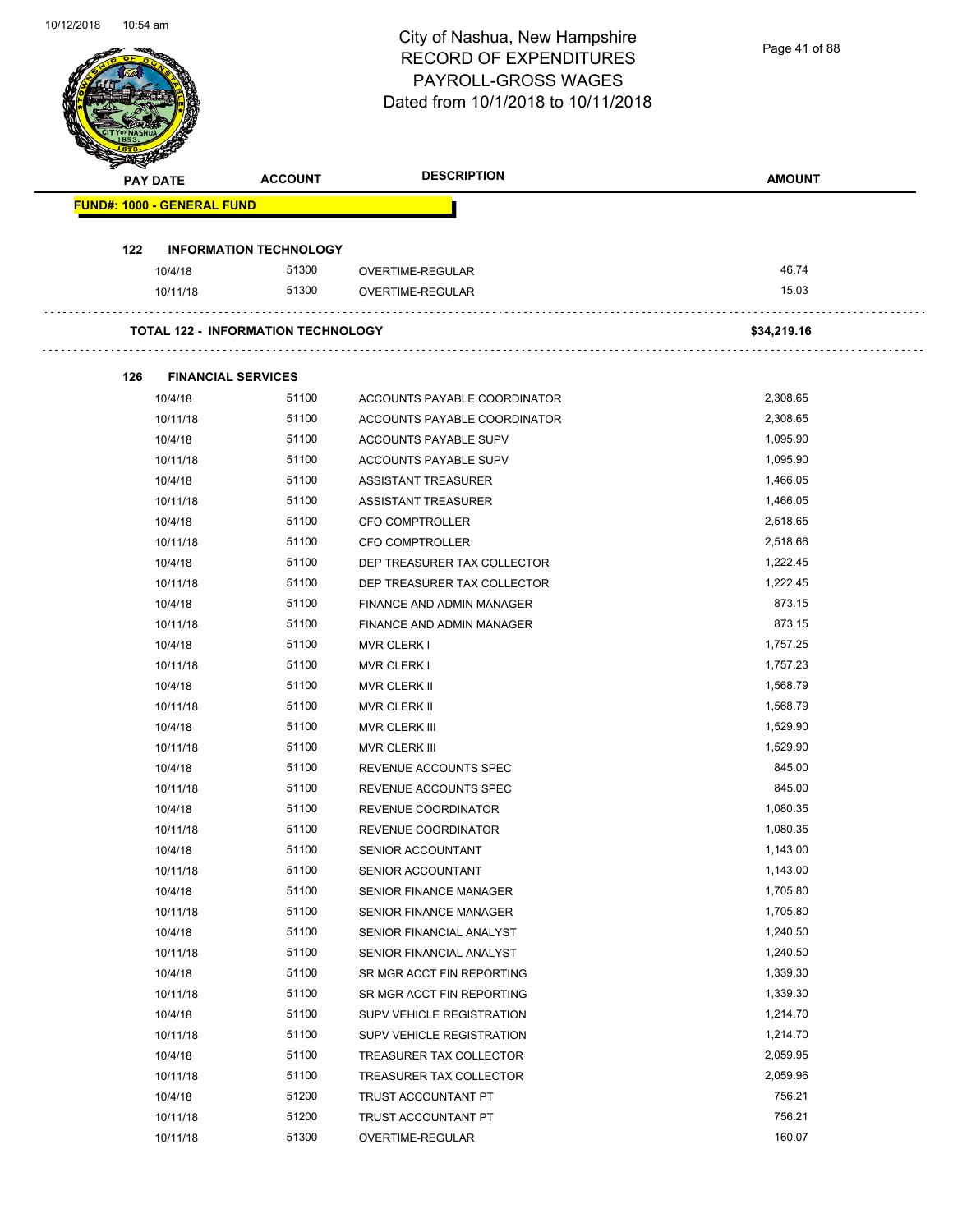# City of Nashua, New Hampshire
## RECORD OF EXPENDITURES
## PAYROLL-GROSS WAGES
## Dated from 10/1/2018 to 10/11/2018

| PAY DATE | ACCOUNT | DESCRIPTION | AMOUNT |
|---|---|---|---|
| **FUND#: 1000 - GENERAL FUND** | | | |
| **122 INFORMATION TECHNOLOGY** | | | |
| 10/4/18 | 51300 | OVERTIME-REGULAR | 46.74 |
| 10/11/18 | 51300 | OVERTIME-REGULAR | 15.03 |
| **TOTAL 122 - INFORMATION TECHNOLOGY** | | | **$34,219.16** |
| **126 FINANCIAL SERVICES** | | | |
| 10/4/18 | 51100 | ACCOUNTS PAYABLE COORDINATOR | 2,308.65 |
| 10/11/18 | 51100 | ACCOUNTS PAYABLE COORDINATOR | 2,308.65 |
| 10/4/18 | 51100 | ACCOUNTS PAYABLE SUPV | 1,095.90 |
| 10/11/18 | 51100 | ACCOUNTS PAYABLE SUPV | 1,095.90 |
| 10/4/18 | 51100 | ASSISTANT TREASURER | 1,466.05 |
| 10/11/18 | 51100 | ASSISTANT TREASURER | 1,466.05 |
| 10/4/18 | 51100 | CFO COMPTROLLER | 2,518.65 |
| 10/11/18 | 51100 | CFO COMPTROLLER | 2,518.66 |
| 10/4/18 | 51100 | DEP TREASURER TAX COLLECTOR | 1,222.45 |
| 10/11/18 | 51100 | DEP TREASURER TAX COLLECTOR | 1,222.45 |
| 10/4/18 | 51100 | FINANCE AND ADMIN MANAGER | 873.15 |
| 10/11/18 | 51100 | FINANCE AND ADMIN MANAGER | 873.15 |
| 10/4/18 | 51100 | MVR CLERK I | 1,757.25 |
| 10/11/18 | 51100 | MVR CLERK I | 1,757.23 |
| 10/4/18 | 51100 | MVR CLERK II | 1,568.79 |
| 10/11/18 | 51100 | MVR CLERK II | 1,568.79 |
| 10/4/18 | 51100 | MVR CLERK III | 1,529.90 |
| 10/11/18 | 51100 | MVR CLERK III | 1,529.90 |
| 10/4/18 | 51100 | REVENUE ACCOUNTS SPEC | 845.00 |
| 10/11/18 | 51100 | REVENUE ACCOUNTS SPEC | 845.00 |
| 10/4/18 | 51100 | REVENUE COORDINATOR | 1,080.35 |
| 10/11/18 | 51100 | REVENUE COORDINATOR | 1,080.35 |
| 10/4/18 | 51100 | SENIOR ACCOUNTANT | 1,143.00 |
| 10/11/18 | 51100 | SENIOR ACCOUNTANT | 1,143.00 |
| 10/4/18 | 51100 | SENIOR FINANCE MANAGER | 1,705.80 |
| 10/11/18 | 51100 | SENIOR FINANCE MANAGER | 1,705.80 |
| 10/4/18 | 51100 | SENIOR FINANCIAL ANALYST | 1,240.50 |
| 10/11/18 | 51100 | SENIOR FINANCIAL ANALYST | 1,240.50 |
| 10/4/18 | 51100 | SR MGR ACCT FIN REPORTING | 1,339.30 |
| 10/11/18 | 51100 | SR MGR ACCT FIN REPORTING | 1,339.30 |
| 10/4/18 | 51100 | SUPV VEHICLE REGISTRATION | 1,214.70 |
| 10/11/18 | 51100 | SUPV VEHICLE REGISTRATION | 1,214.70 |
| 10/4/18 | 51100 | TREASURER TAX COLLECTOR | 2,059.95 |
| 10/11/18 | 51100 | TREASURER TAX COLLECTOR | 2,059.96 |
| 10/4/18 | 51200 | TRUST ACCOUNTANT PT | 756.21 |
| 10/11/18 | 51200 | TRUST ACCOUNTANT PT | 756.21 |
| 10/11/18 | 51300 | OVERTIME-REGULAR | 160.07 |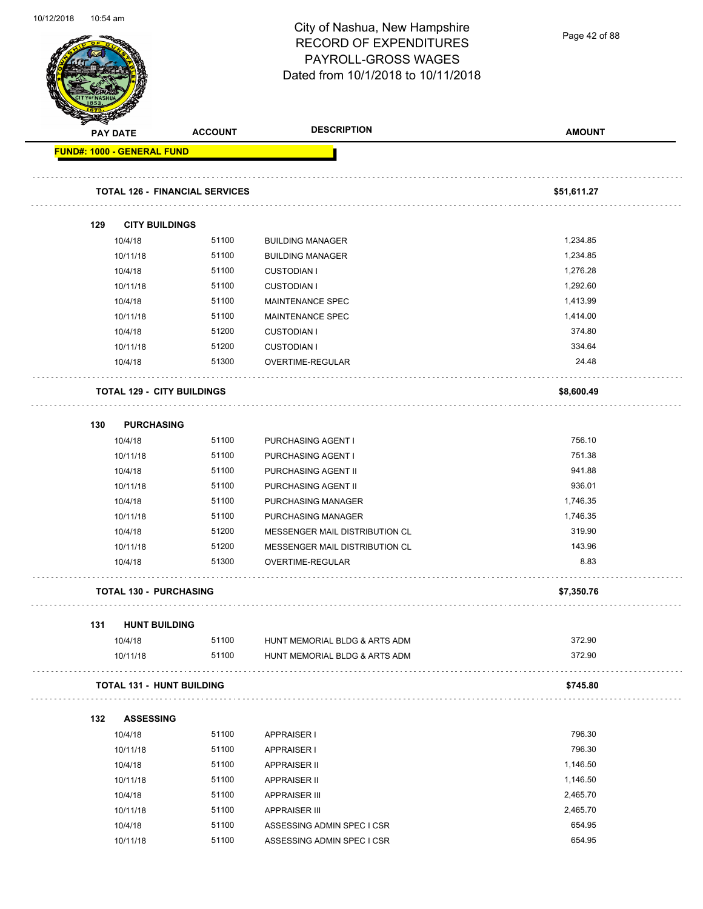# City of Nashua, New Hampshire
## RECORD OF EXPENDITURES
## PAYROLL-GROSS WAGES
## Dated from 10/1/2018 to 10/11/2018

| PAY DATE | ACCOUNT | DESCRIPTION | AMOUNT |
|---|---|---|---|
| **FUND#: 1000 - GENERAL FUND** | | | |
| **TOTAL 126 - FINANCIAL SERVICES** | | | **$51,611.27** |
| **129 CITY BUILDINGS** | | | |
| 10/4/18 | 51100 | BUILDING MANAGER | 1,234.85 |
| 10/11/18 | 51100 | BUILDING MANAGER | 1,234.85 |
| 10/4/18 | 51100 | CUSTODIAN I | 1,276.28 |
| 10/11/18 | 51100 | CUSTODIAN I | 1,292.60 |
| 10/4/18 | 51100 | MAINTENANCE SPEC | 1,413.99 |
| 10/11/18 | 51100 | MAINTENANCE SPEC | 1,414.00 |
| 10/4/18 | 51200 | CUSTODIAN I | 374.80 |
| 10/11/18 | 51200 | CUSTODIAN I | 334.64 |
| 10/4/18 | 51300 | OVERTIME-REGULAR | 24.48 |
| **TOTAL 129 - CITY BUILDINGS** | | | **$8,600.49** |
| **130 PURCHASING** | | | |
| 10/4/18 | 51100 | PURCHASING AGENT I | 756.10 |
| 10/11/18 | 51100 | PURCHASING AGENT I | 751.38 |
| 10/4/18 | 51100 | PURCHASING AGENT II | 941.88 |
| 10/11/18 | 51100 | PURCHASING AGENT II | 936.01 |
| 10/4/18 | 51100 | PURCHASING MANAGER | 1,746.35 |
| 10/11/18 | 51100 | PURCHASING MANAGER | 1,746.35 |
| 10/4/18 | 51200 | MESSENGER MAIL DISTRIBUTION CL | 319.90 |
| 10/11/18 | 51200 | MESSENGER MAIL DISTRIBUTION CL | 143.96 |
| 10/4/18 | 51300 | OVERTIME-REGULAR | 8.83 |
| **TOTAL 130 - PURCHASING** | | | **$7,350.76** |
| **131 HUNT BUILDING** | | | |
| 10/4/18 | 51100 | HUNT MEMORIAL BLDG & ARTS ADM | 372.90 |
| 10/11/18 | 51100 | HUNT MEMORIAL BLDG & ARTS ADM | 372.90 |
| **TOTAL 131 - HUNT BUILDING** | | | **$745.80** |
| **132 ASSESSING** | | | |
| 10/4/18 | 51100 | APPRAISER I | 796.30 |
| 10/11/18 | 51100 | APPRAISER I | 796.30 |
| 10/4/18 | 51100 | APPRAISER II | 1,146.50 |
| 10/11/18 | 51100 | APPRAISER II | 1,146.50 |
| 10/4/18 | 51100 | APPRAISER III | 2,465.70 |
| 10/11/18 | 51100 | APPRAISER III | 2,465.70 |
| 10/4/18 | 51100 | ASSESSING ADMIN SPEC I CSR | 654.95 |
| 10/11/18 | 51100 | ASSESSING ADMIN SPEC I CSR | 654.95 |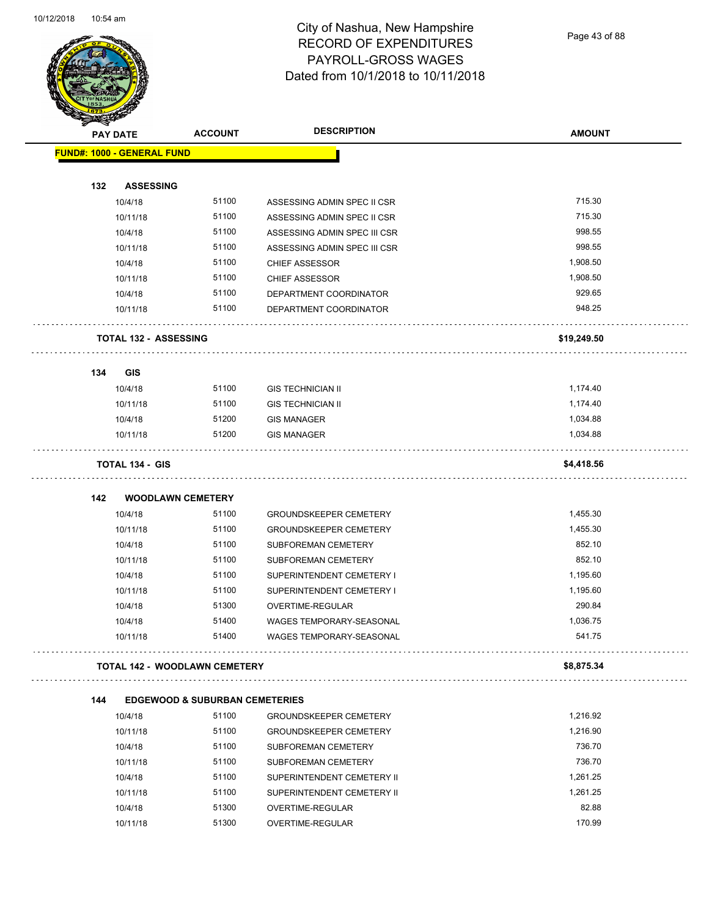# City of Nashua, New Hampshire
## RECORD OF EXPENDITURES
## PAYROLL-GROSS WAGES
## Dated from 10/1/2018 to 10/11/2018

| PAY DATE | ACCOUNT | DESCRIPTION | AMOUNT |
|---|---|---|---|
| **FUND#: 1000 - GENERAL FUND** | | | |
| **132 ASSESSING** | | | |
| 10/4/18 | 51100 | ASSESSING ADMIN SPEC II CSR | 715.30 |
| 10/11/18 | 51100 | ASSESSING ADMIN SPEC II CSR | 715.30 |
| 10/4/18 | 51100 | ASSESSING ADMIN SPEC III CSR | 998.55 |
| 10/11/18 | 51100 | ASSESSING ADMIN SPEC III CSR | 998.55 |
| 10/4/18 | 51100 | CHIEF ASSESSOR | 1,908.50 |
| 10/11/18 | 51100 | CHIEF ASSESSOR | 1,908.50 |
| 10/4/18 | 51100 | DEPARTMENT COORDINATOR | 929.65 |
| 10/11/18 | 51100 | DEPARTMENT COORDINATOR | 948.25 |
| **TOTAL 132 - ASSESSING** | | | **$19,249.50** |
| **134 GIS** | | | |
| 10/4/18 | 51100 | GIS TECHNICIAN II | 1,174.40 |
| 10/11/18 | 51100 | GIS TECHNICIAN II | 1,174.40 |
| 10/4/18 | 51200 | GIS MANAGER | 1,034.88 |
| 10/11/18 | 51200 | GIS MANAGER | 1,034.88 |
| **TOTAL 134 - GIS** | | | **$4,418.56** |
| **142 WOODLAWN CEMETERY** | | | |
| 10/4/18 | 51100 | GROUNDSKEEPER CEMETERY | 1,455.30 |
| 10/11/18 | 51100 | GROUNDSKEEPER CEMETERY | 1,455.30 |
| 10/4/18 | 51100 | SUBFOREMAN CEMETERY | 852.10 |
| 10/11/18 | 51100 | SUBFOREMAN CEMETERY | 852.10 |
| 10/4/18 | 51100 | SUPERINTENDENT CEMETERY I | 1,195.60 |
| 10/11/18 | 51100 | SUPERINTENDENT CEMETERY I | 1,195.60 |
| 10/4/18 | 51300 | OVERTIME-REGULAR | 290.84 |
| 10/4/18 | 51400 | WAGES TEMPORARY-SEASONAL | 1,036.75 |
| 10/11/18 | 51400 | WAGES TEMPORARY-SEASONAL | 541.75 |
| **TOTAL 142 - WOODLAWN CEMETERY** | | | **$8,875.34** |
| **144 EDGEWOOD & SUBURBAN CEMETERIES** | | | |
| 10/4/18 | 51100 | GROUNDSKEEPER CEMETERY | 1,216.92 |
| 10/11/18 | 51100 | GROUNDSKEEPER CEMETERY | 1,216.90 |
| 10/4/18 | 51100 | SUBFOREMAN CEMETERY | 736.70 |
| 10/11/18 | 51100 | SUBFOREMAN CEMETERY | 736.70 |
| 10/4/18 | 51100 | SUPERINTENDENT CEMETERY II | 1,261.25 |
| 10/11/18 | 51100 | SUPERINTENDENT CEMETERY II | 1,261.25 |
| 10/4/18 | 51300 | OVERTIME-REGULAR | 82.88 |
| 10/11/18 | 51300 | OVERTIME-REGULAR | 170.99 |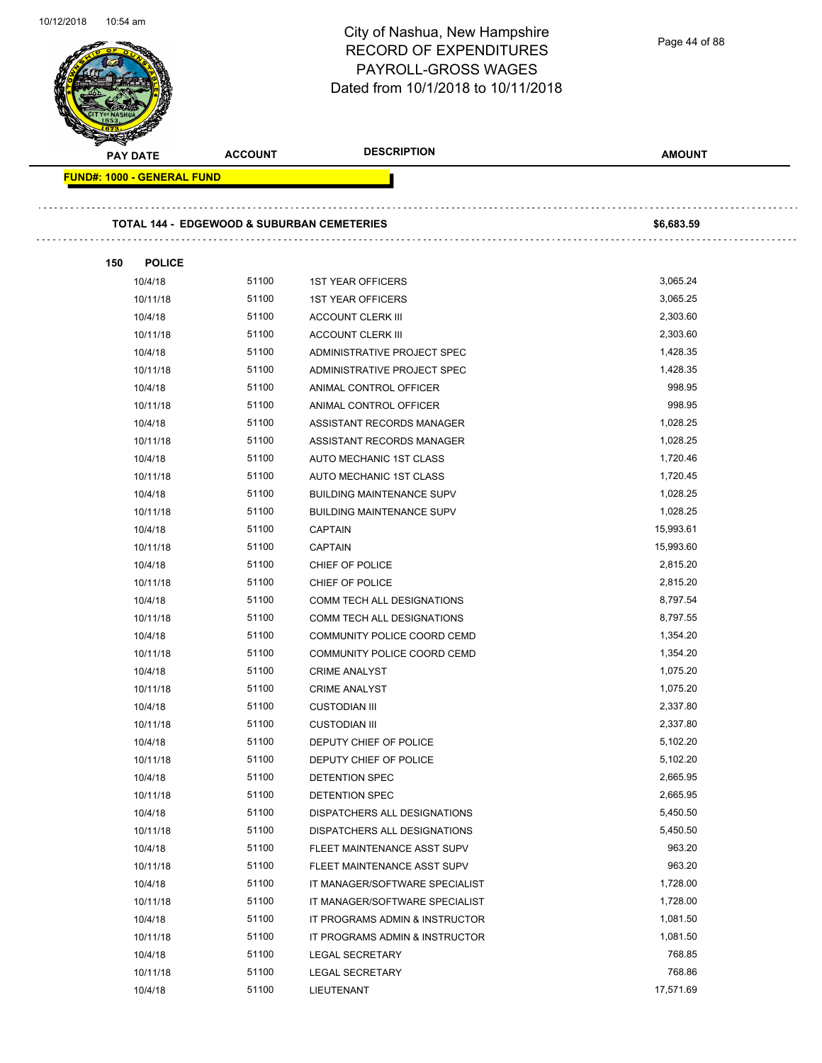# City of Nashua, New Hampshire
# RECORD OF EXPENDITURES
# PAYROLL-GROSS WAGES
# Dated from 10/1/2018 to 10/11/2018

| PAY DATE | ACCOUNT | DESCRIPTION | AMOUNT |
|---|---|---|---|

**FUND#: 1000 - GENERAL FUND**

**TOTAL 144 - EDGEWOOD & SUBURBAN CEMETERIES** **$6,683.59**

**150 POLICE**

| PAY DATE | ACCOUNT | DESCRIPTION | AMOUNT |
|---|---|---|---|
| 10/4/18 | 51100 | 1ST YEAR OFFICERS | 3,065.24 |
| 10/11/18 | 51100 | 1ST YEAR OFFICERS | 3,065.25 |
| 10/4/18 | 51100 | ACCOUNT CLERK III | 2,303.60 |
| 10/11/18 | 51100 | ACCOUNT CLERK III | 2,303.60 |
| 10/4/18 | 51100 | ADMINISTRATIVE PROJECT SPEC | 1,428.35 |
| 10/11/18 | 51100 | ADMINISTRATIVE PROJECT SPEC | 1,428.35 |
| 10/4/18 | 51100 | ANIMAL CONTROL OFFICER | 998.95 |
| 10/11/18 | 51100 | ANIMAL CONTROL OFFICER | 998.95 |
| 10/4/18 | 51100 | ASSISTANT RECORDS MANAGER | 1,028.25 |
| 10/11/18 | 51100 | ASSISTANT RECORDS MANAGER | 1,028.25 |
| 10/4/18 | 51100 | AUTO MECHANIC 1ST CLASS | 1,720.46 |
| 10/11/18 | 51100 | AUTO MECHANIC 1ST CLASS | 1,720.45 |
| 10/4/18 | 51100 | BUILDING MAINTENANCE SUPV | 1,028.25 |
| 10/11/18 | 51100 | BUILDING MAINTENANCE SUPV | 1,028.25 |
| 10/4/18 | 51100 | CAPTAIN | 15,993.61 |
| 10/11/18 | 51100 | CAPTAIN | 15,993.60 |
| 10/4/18 | 51100 | CHIEF OF POLICE | 2,815.20 |
| 10/11/18 | 51100 | CHIEF OF POLICE | 2,815.20 |
| 10/4/18 | 51100 | COMM TECH ALL DESIGNATIONS | 8,797.54 |
| 10/11/18 | 51100 | COMM TECH ALL DESIGNATIONS | 8,797.55 |
| 10/4/18 | 51100 | COMMUNITY POLICE COORD CEMD | 1,354.20 |
| 10/11/18 | 51100 | COMMUNITY POLICE COORD CEMD | 1,354.20 |
| 10/4/18 | 51100 | CRIME ANALYST | 1,075.20 |
| 10/11/18 | 51100 | CRIME ANALYST | 1,075.20 |
| 10/4/18 | 51100 | CUSTODIAN III | 2,337.80 |
| 10/11/18 | 51100 | CUSTODIAN III | 2,337.80 |
| 10/4/18 | 51100 | DEPUTY CHIEF OF POLICE | 5,102.20 |
| 10/11/18 | 51100 | DEPUTY CHIEF OF POLICE | 5,102.20 |
| 10/4/18 | 51100 | DETENTION SPEC | 2,665.95 |
| 10/11/18 | 51100 | DETENTION SPEC | 2,665.95 |
| 10/4/18 | 51100 | DISPATCHERS ALL DESIGNATIONS | 5,450.50 |
| 10/11/18 | 51100 | DISPATCHERS ALL DESIGNATIONS | 5,450.50 |
| 10/4/18 | 51100 | FLEET MAINTENANCE ASST SUPV | 963.20 |
| 10/11/18 | 51100 | FLEET MAINTENANCE ASST SUPV | 963.20 |
| 10/4/18 | 51100 | IT MANAGER/SOFTWARE SPECIALIST | 1,728.00 |
| 10/11/18 | 51100 | IT MANAGER/SOFTWARE SPECIALIST | 1,728.00 |
| 10/4/18 | 51100 | IT PROGRAMS ADMIN & INSTRUCTOR | 1,081.50 |
| 10/11/18 | 51100 | IT PROGRAMS ADMIN & INSTRUCTOR | 1,081.50 |
| 10/4/18 | 51100 | LEGAL SECRETARY | 768.85 |
| 10/11/18 | 51100 | LEGAL SECRETARY | 768.86 |
| 10/4/18 | 51100 | LIEUTENANT | 17,571.69 |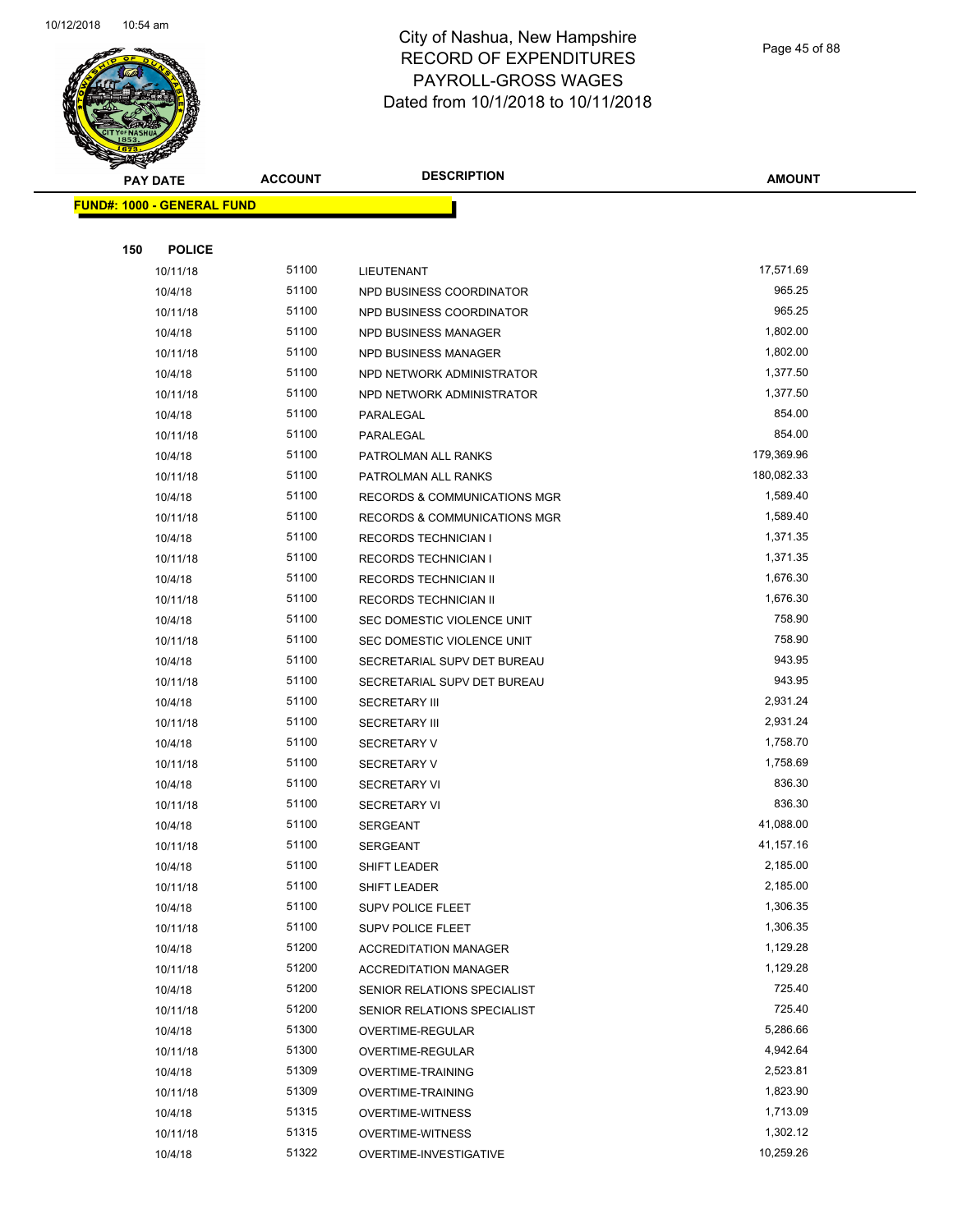# City of Nashua, New Hampshire
## RECORD OF EXPENDITURES
## PAYROLL-GROSS WAGES
## Dated from 10/1/2018 to 10/11/2018

**FUND#: 1000 - GENERAL FUND**

**150 POLICE**

| PAY DATE | ACCOUNT | DESCRIPTION | AMOUNT |
|---|---|---|---|
| 10/11/18 | 51100 | LIEUTENANT | 17,571.69 |
| 10/4/18 | 51100 | NPD BUSINESS COORDINATOR | 965.25 |
| 10/11/18 | 51100 | NPD BUSINESS COORDINATOR | 965.25 |
| 10/4/18 | 51100 | NPD BUSINESS MANAGER | 1,802.00 |
| 10/11/18 | 51100 | NPD BUSINESS MANAGER | 1,802.00 |
| 10/4/18 | 51100 | NPD NETWORK ADMINISTRATOR | 1,377.50 |
| 10/11/18 | 51100 | NPD NETWORK ADMINISTRATOR | 1,377.50 |
| 10/4/18 | 51100 | PARALEGAL | 854.00 |
| 10/11/18 | 51100 | PARALEGAL | 854.00 |
| 10/4/18 | 51100 | PATROLMAN ALL RANKS | 179,369.96 |
| 10/11/18 | 51100 | PATROLMAN ALL RANKS | 180,082.33 |
| 10/4/18 | 51100 | RECORDS & COMMUNICATIONS MGR | 1,589.40 |
| 10/11/18 | 51100 | RECORDS & COMMUNICATIONS MGR | 1,589.40 |
| 10/4/18 | 51100 | RECORDS TECHNICIAN I | 1,371.35 |
| 10/11/18 | 51100 | RECORDS TECHNICIAN I | 1,371.35 |
| 10/4/18 | 51100 | RECORDS TECHNICIAN II | 1,676.30 |
| 10/11/18 | 51100 | RECORDS TECHNICIAN II | 1,676.30 |
| 10/4/18 | 51100 | SEC DOMESTIC VIOLENCE UNIT | 758.90 |
| 10/11/18 | 51100 | SEC DOMESTIC VIOLENCE UNIT | 758.90 |
| 10/4/18 | 51100 | SECRETARIAL SUPV DET BUREAU | 943.95 |
| 10/11/18 | 51100 | SECRETARIAL SUPV DET BUREAU | 943.95 |
| 10/4/18 | 51100 | SECRETARY III | 2,931.24 |
| 10/11/18 | 51100 | SECRETARY III | 2,931.24 |
| 10/4/18 | 51100 | SECRETARY V | 1,758.70 |
| 10/11/18 | 51100 | SECRETARY V | 1,758.69 |
| 10/4/18 | 51100 | SECRETARY VI | 836.30 |
| 10/11/18 | 51100 | SECRETARY VI | 836.30 |
| 10/4/18 | 51100 | SERGEANT | 41,088.00 |
| 10/11/18 | 51100 | SERGEANT | 41,157.16 |
| 10/4/18 | 51100 | SHIFT LEADER | 2,185.00 |
| 10/11/18 | 51100 | SHIFT LEADER | 2,185.00 |
| 10/4/18 | 51100 | SUPV POLICE FLEET | 1,306.35 |
| 10/11/18 | 51100 | SUPV POLICE FLEET | 1,306.35 |
| 10/4/18 | 51200 | ACCREDITATION MANAGER | 1,129.28 |
| 10/11/18 | 51200 | ACCREDITATION MANAGER | 1,129.28 |
| 10/4/18 | 51200 | SENIOR RELATIONS SPECIALIST | 725.40 |
| 10/11/18 | 51200 | SENIOR RELATIONS SPECIALIST | 725.40 |
| 10/4/18 | 51300 | OVERTIME-REGULAR | 5,286.66 |
| 10/11/18 | 51300 | OVERTIME-REGULAR | 4,942.64 |
| 10/4/18 | 51309 | OVERTIME-TRAINING | 2,523.81 |
| 10/11/18 | 51309 | OVERTIME-TRAINING | 1,823.90 |
| 10/4/18 | 51315 | OVERTIME-WITNESS | 1,713.09 |
| 10/11/18 | 51315 | OVERTIME-WITNESS | 1,302.12 |
| 10/4/18 | 51322 | OVERTIME-INVESTIGATIVE | 10,259.26 |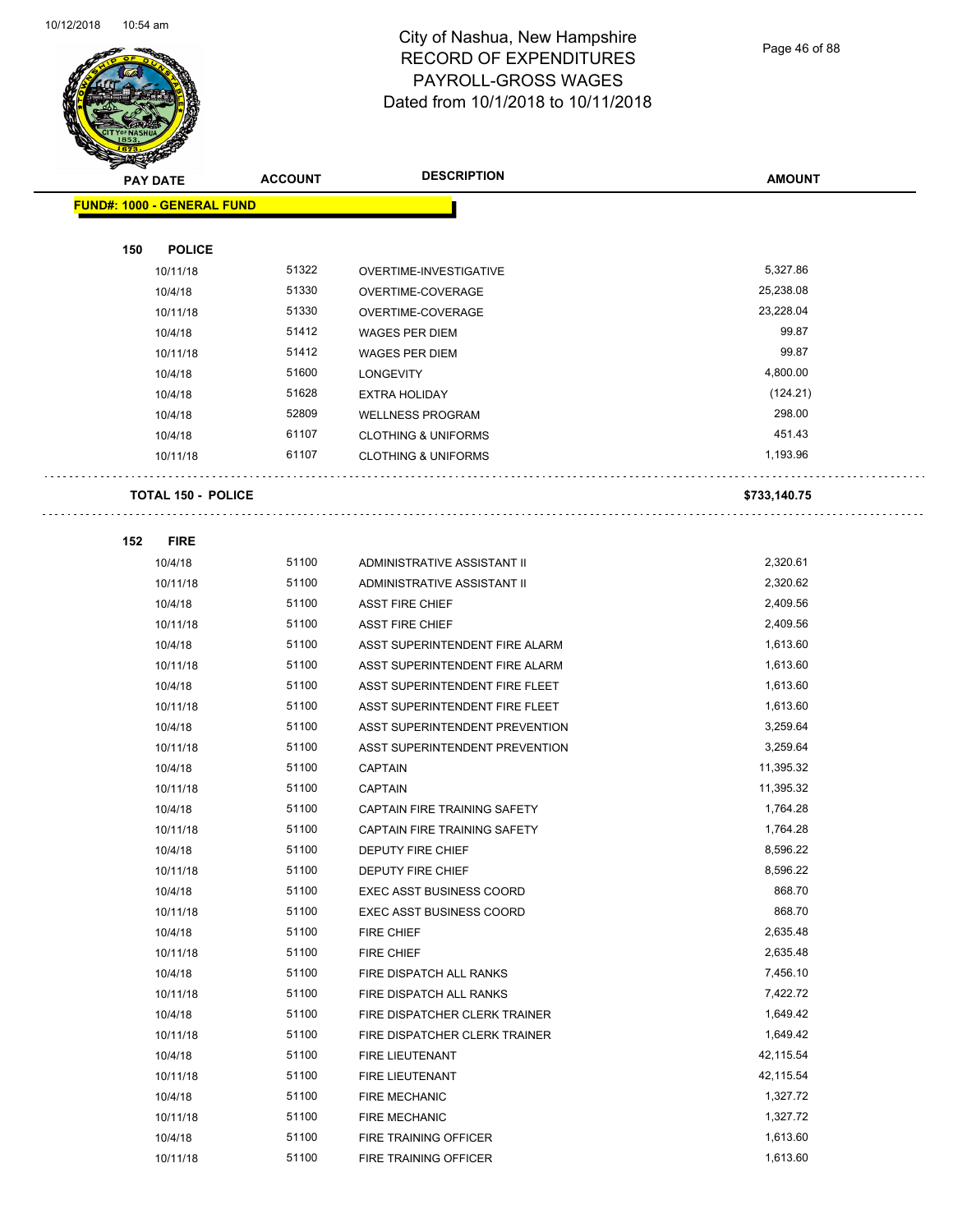# City of Nashua, New Hampshire
## RECORD OF EXPENDITURES
## PAYROLL-GROSS WAGES
## Dated from 10/1/2018 to 10/11/2018

| PAY DATE | ACCOUNT | DESCRIPTION | AMOUNT |
|---|---|---|---|
| **FUND#: 1000 - GENERAL FUND** | | | |
| **150 POLICE** | | | |
| 10/11/18 | 51322 | OVERTIME-INVESTIGATIVE | 5,327.86 |
| 10/4/18 | 51330 | OVERTIME-COVERAGE | 25,238.08 |
| 10/11/18 | 51330 | OVERTIME-COVERAGE | 23,228.04 |
| 10/4/18 | 51412 | WAGES PER DIEM | 99.87 |
| 10/11/18 | 51412 | WAGES PER DIEM | 99.87 |
| 10/4/18 | 51600 | LONGEVITY | 4,800.00 |
| 10/4/18 | 51628 | EXTRA HOLIDAY | (124.21) |
| 10/4/18 | 52809 | WELLNESS PROGRAM | 298.00 |
| 10/4/18 | 61107 | CLOTHING & UNIFORMS | 451.43 |
| 10/11/18 | 61107 | CLOTHING & UNIFORMS | 1,193.96 |
| **TOTAL 150 - POLICE** | | | **$733,140.75** |
| **152 FIRE** | | | |
| 10/4/18 | 51100 | ADMINISTRATIVE ASSISTANT II | 2,320.61 |
| 10/11/18 | 51100 | ADMINISTRATIVE ASSISTANT II | 2,320.62 |
| 10/4/18 | 51100 | ASST FIRE CHIEF | 2,409.56 |
| 10/11/18 | 51100 | ASST FIRE CHIEF | 2,409.56 |
| 10/4/18 | 51100 | ASST SUPERINTENDENT FIRE ALARM | 1,613.60 |
| 10/11/18 | 51100 | ASST SUPERINTENDENT FIRE ALARM | 1,613.60 |
| 10/4/18 | 51100 | ASST SUPERINTENDENT FIRE FLEET | 1,613.60 |
| 10/11/18 | 51100 | ASST SUPERINTENDENT FIRE FLEET | 1,613.60 |
| 10/4/18 | 51100 | ASST SUPERINTENDENT PREVENTION | 3,259.64 |
| 10/11/18 | 51100 | ASST SUPERINTENDENT PREVENTION | 3,259.64 |
| 10/4/18 | 51100 | CAPTAIN | 11,395.32 |
| 10/11/18 | 51100 | CAPTAIN | 11,395.32 |
| 10/4/18 | 51100 | CAPTAIN FIRE TRAINING SAFETY | 1,764.28 |
| 10/11/18 | 51100 | CAPTAIN FIRE TRAINING SAFETY | 1,764.28 |
| 10/4/18 | 51100 | DEPUTY FIRE CHIEF | 8,596.22 |
| 10/11/18 | 51100 | DEPUTY FIRE CHIEF | 8,596.22 |
| 10/4/18 | 51100 | EXEC ASST BUSINESS COORD | 868.70 |
| 10/11/18 | 51100 | EXEC ASST BUSINESS COORD | 868.70 |
| 10/4/18 | 51100 | FIRE CHIEF | 2,635.48 |
| 10/11/18 | 51100 | FIRE CHIEF | 2,635.48 |
| 10/4/18 | 51100 | FIRE DISPATCH ALL RANKS | 7,456.10 |
| 10/11/18 | 51100 | FIRE DISPATCH ALL RANKS | 7,422.72 |
| 10/4/18 | 51100 | FIRE DISPATCHER CLERK TRAINER | 1,649.42 |
| 10/11/18 | 51100 | FIRE DISPATCHER CLERK TRAINER | 1,649.42 |
| 10/4/18 | 51100 | FIRE LIEUTENANT | 42,115.54 |
| 10/11/18 | 51100 | FIRE LIEUTENANT | 42,115.54 |
| 10/4/18 | 51100 | FIRE MECHANIC | 1,327.72 |
| 10/11/18 | 51100 | FIRE MECHANIC | 1,327.72 |
| 10/4/18 | 51100 | FIRE TRAINING OFFICER | 1,613.60 |
| 10/11/18 | 51100 | FIRE TRAINING OFFICER | 1,613.60 |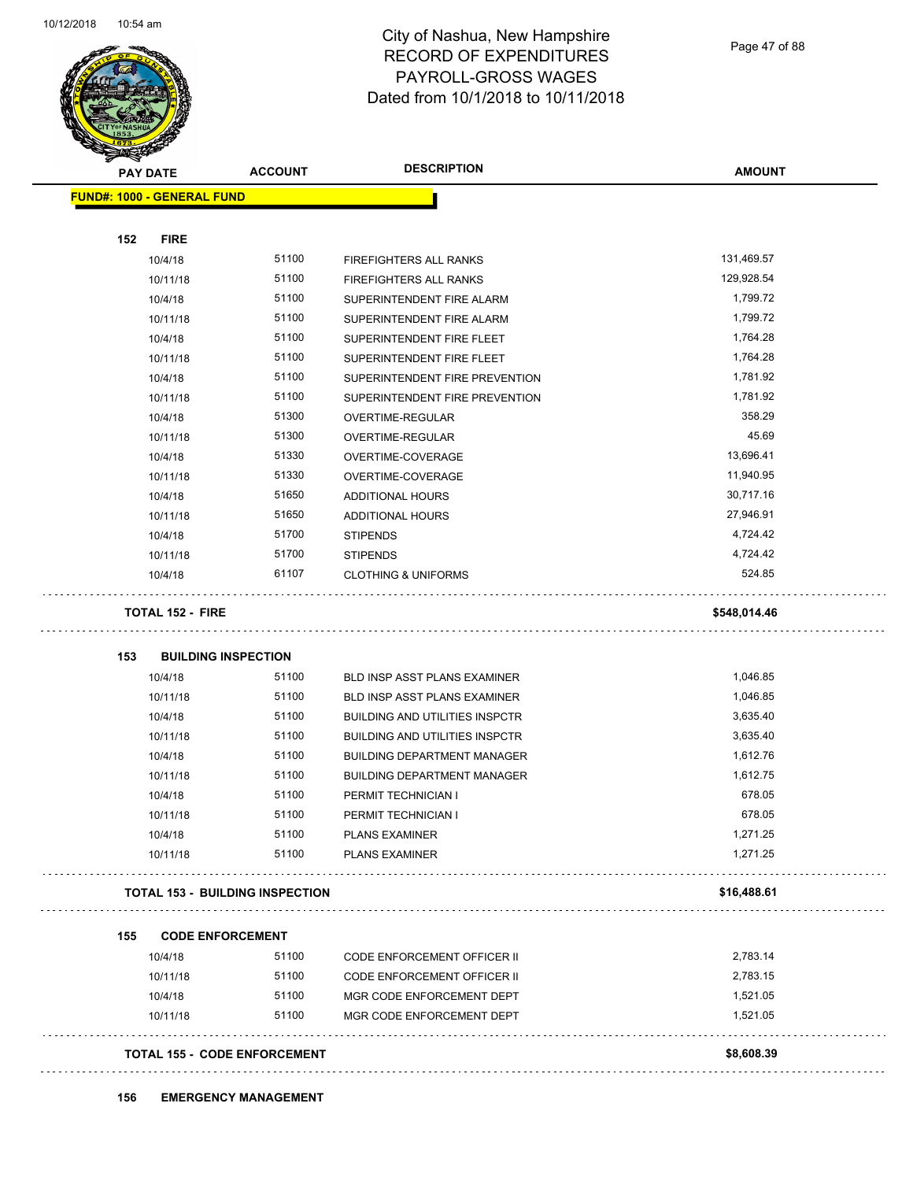# City of Nashua, New Hampshire
## RECORD OF EXPENDITURES
## PAYROLL-GROSS WAGES
## Dated from 10/1/2018 to 10/11/2018

| PAY DATE | ACCOUNT | DESCRIPTION | AMOUNT |
|---|---|---|---|
| **FUND#: 1000 - GENERAL FUND** | | | |
| **152 FIRE** | | | |
| 10/4/18 | 51100 | FIREFIGHTERS ALL RANKS | 131,469.57 |
| 10/11/18 | 51100 | FIREFIGHTERS ALL RANKS | 129,928.54 |
| 10/4/18 | 51100 | SUPERINTENDENT FIRE ALARM | 1,799.72 |
| 10/11/18 | 51100 | SUPERINTENDENT FIRE ALARM | 1,799.72 |
| 10/4/18 | 51100 | SUPERINTENDENT FIRE FLEET | 1,764.28 |
| 10/11/18 | 51100 | SUPERINTENDENT FIRE FLEET | 1,764.28 |
| 10/4/18 | 51100 | SUPERINTENDENT FIRE PREVENTION | 1,781.92 |
| 10/11/18 | 51100 | SUPERINTENDENT FIRE PREVENTION | 1,781.92 |
| 10/4/18 | 51300 | OVERTIME-REGULAR | 358.29 |
| 10/11/18 | 51300 | OVERTIME-REGULAR | 45.69 |
| 10/4/18 | 51330 | OVERTIME-COVERAGE | 13,696.41 |
| 10/11/18 | 51330 | OVERTIME-COVERAGE | 11,940.95 |
| 10/4/18 | 51650 | ADDITIONAL HOURS | 30,717.16 |
| 10/11/18 | 51650 | ADDITIONAL HOURS | 27,946.91 |
| 10/4/18 | 51700 | STIPENDS | 4,724.42 |
| 10/11/18 | 51700 | STIPENDS | 4,724.42 |
| 10/4/18 | 61107 | CLOTHING & UNIFORMS | 524.85 |
| **TOTAL 152 - FIRE** | | | **$548,014.46** |
| **153 BUILDING INSPECTION** | | | |
| 10/4/18 | 51100 | BLD INSP ASST PLANS EXAMINER | 1,046.85 |
| 10/11/18 | 51100 | BLD INSP ASST PLANS EXAMINER | 1,046.85 |
| 10/4/18 | 51100 | BUILDING AND UTILITIES INSPCTR | 3,635.40 |
| 10/11/18 | 51100 | BUILDING AND UTILITIES INSPCTR | 3,635.40 |
| 10/4/18 | 51100 | BUILDING DEPARTMENT MANAGER | 1,612.76 |
| 10/11/18 | 51100 | BUILDING DEPARTMENT MANAGER | 1,612.75 |
| 10/4/18 | 51100 | PERMIT TECHNICIAN I | 678.05 |
| 10/11/18 | 51100 | PERMIT TECHNICIAN I | 678.05 |
| 10/4/18 | 51100 | PLANS EXAMINER | 1,271.25 |
| 10/11/18 | 51100 | PLANS EXAMINER | 1,271.25 |
| **TOTAL 153 - BUILDING INSPECTION** | | | **$16,488.61** |
| **155 CODE ENFORCEMENT** | | | |
| 10/4/18 | 51100 | CODE ENFORCEMENT OFFICER II | 2,783.14 |
| 10/11/18 | 51100 | CODE ENFORCEMENT OFFICER II | 2,783.15 |
| 10/4/18 | 51100 | MGR CODE ENFORCEMENT DEPT | 1,521.05 |
| 10/11/18 | 51100 | MGR CODE ENFORCEMENT DEPT | 1,521.05 |
| **TOTAL 155 - CODE ENFORCEMENT** | | | **$8,608.39** |
| **156 EMERGENCY MANAGEMENT** | | | |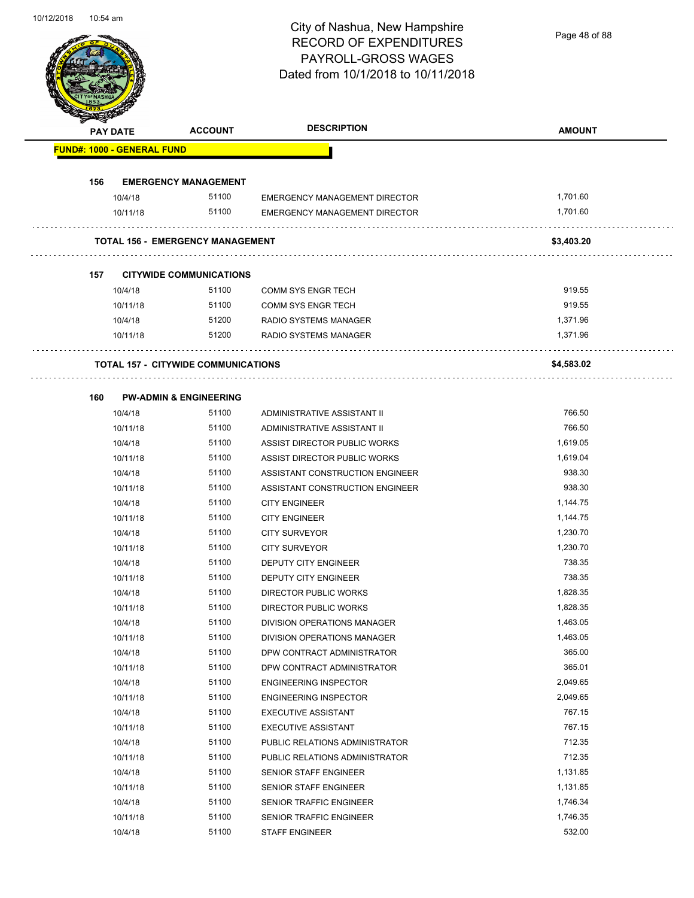# City of Nashua, New Hampshire
## RECORD OF EXPENDITURES
## PAYROLL-GROSS WAGES
## Dated from 10/1/2018 to 10/11/2018

| PAY DATE | ACCOUNT | DESCRIPTION | AMOUNT |
|---|---|---|---|
| **FUND#: 1000 - GENERAL FUND** | | | |
| **156 EMERGENCY MANAGEMENT** | | | |
| 10/4/18 | 51100 | EMERGENCY MANAGEMENT DIRECTOR | 1,701.60 |
| 10/11/18 | 51100 | EMERGENCY MANAGEMENT DIRECTOR | 1,701.60 |
| **TOTAL 156 - EMERGENCY MANAGEMENT** | | | **$3,403.20** |
| **157 CITYWIDE COMMUNICATIONS** | | | |
| 10/4/18 | 51100 | COMM SYS ENGR TECH | 919.55 |
| 10/11/18 | 51100 | COMM SYS ENGR TECH | 919.55 |
| 10/4/18 | 51200 | RADIO SYSTEMS MANAGER | 1,371.96 |
| 10/11/18 | 51200 | RADIO SYSTEMS MANAGER | 1,371.96 |
| **TOTAL 157 - CITYWIDE COMMUNICATIONS** | | | **$4,583.02** |
| **160 PW-ADMIN & ENGINEERING** | | | |
| 10/4/18 | 51100 | ADMINISTRATIVE ASSISTANT II | 766.50 |
| 10/11/18 | 51100 | ADMINISTRATIVE ASSISTANT II | 766.50 |
| 10/4/18 | 51100 | ASSIST DIRECTOR PUBLIC WORKS | 1,619.05 |
| 10/11/18 | 51100 | ASSIST DIRECTOR PUBLIC WORKS | 1,619.04 |
| 10/4/18 | 51100 | ASSISTANT CONSTRUCTION ENGINEER | 938.30 |
| 10/11/18 | 51100 | ASSISTANT CONSTRUCTION ENGINEER | 938.30 |
| 10/4/18 | 51100 | CITY ENGINEER | 1,144.75 |
| 10/11/18 | 51100 | CITY ENGINEER | 1,144.75 |
| 10/4/18 | 51100 | CITY SURVEYOR | 1,230.70 |
| 10/11/18 | 51100 | CITY SURVEYOR | 1,230.70 |
| 10/4/18 | 51100 | DEPUTY CITY ENGINEER | 738.35 |
| 10/11/18 | 51100 | DEPUTY CITY ENGINEER | 738.35 |
| 10/4/18 | 51100 | DIRECTOR PUBLIC WORKS | 1,828.35 |
| 10/11/18 | 51100 | DIRECTOR PUBLIC WORKS | 1,828.35 |
| 10/4/18 | 51100 | DIVISION OPERATIONS MANAGER | 1,463.05 |
| 10/11/18 | 51100 | DIVISION OPERATIONS MANAGER | 1,463.05 |
| 10/4/18 | 51100 | DPW CONTRACT ADMINISTRATOR | 365.00 |
| 10/11/18 | 51100 | DPW CONTRACT ADMINISTRATOR | 365.01 |
| 10/4/18 | 51100 | ENGINEERING INSPECTOR | 2,049.65 |
| 10/11/18 | 51100 | ENGINEERING INSPECTOR | 2,049.65 |
| 10/4/18 | 51100 | EXECUTIVE ASSISTANT | 767.15 |
| 10/11/18 | 51100 | EXECUTIVE ASSISTANT | 767.15 |
| 10/4/18 | 51100 | PUBLIC RELATIONS ADMINISTRATOR | 712.35 |
| 10/11/18 | 51100 | PUBLIC RELATIONS ADMINISTRATOR | 712.35 |
| 10/4/18 | 51100 | SENIOR STAFF ENGINEER | 1,131.85 |
| 10/11/18 | 51100 | SENIOR STAFF ENGINEER | 1,131.85 |
| 10/4/18 | 51100 | SENIOR TRAFFIC ENGINEER | 1,746.34 |
| 10/11/18 | 51100 | SENIOR TRAFFIC ENGINEER | 1,746.35 |
| 10/4/18 | 51100 | STAFF ENGINEER | 532.00 |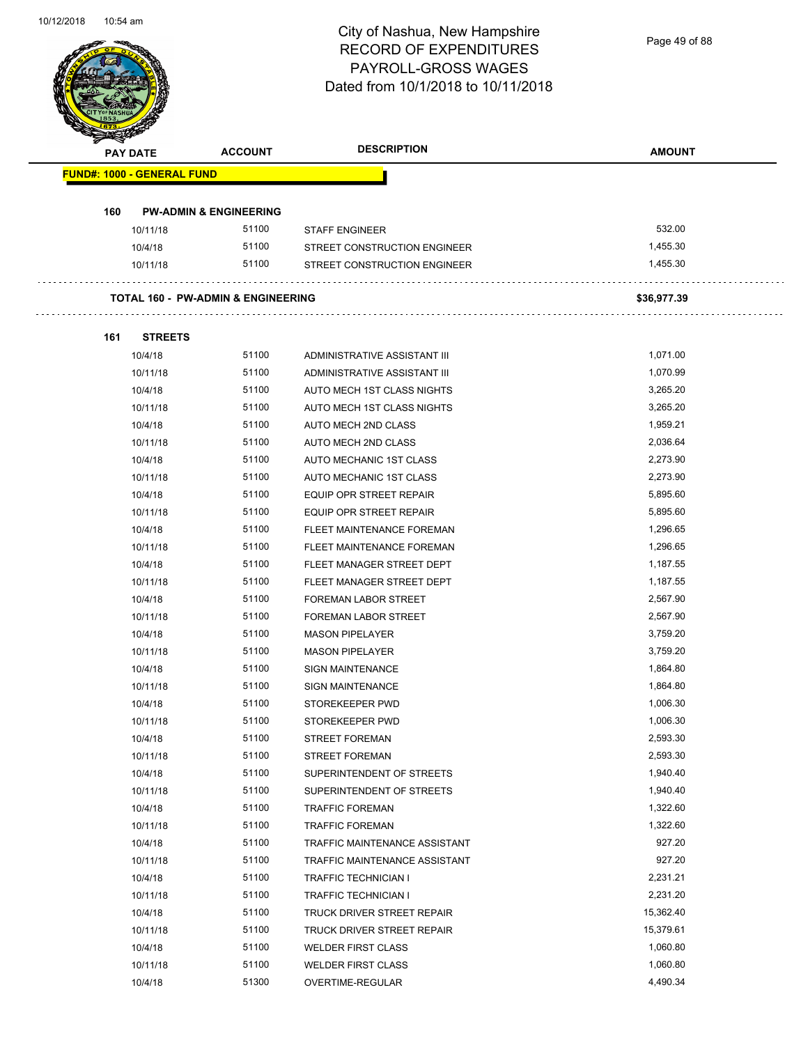City of Nashua, New Hampshire
RECORD OF EXPENDITURES
PAYROLL-GROSS WAGES
Dated from 10/1/2018 to 10/11/2018

| PAY DATE | ACCOUNT | DESCRIPTION | AMOUNT |
|---|---|---|---|
| **FUND#: 1000 - GENERAL FUND** | | | |
| **160 PW-ADMIN & ENGINEERING** | | | |
| 10/11/18 | 51100 | STAFF ENGINEER | 532.00 |
| 10/4/18 | 51100 | STREET CONSTRUCTION ENGINEER | 1,455.30 |
| 10/11/18 | 51100 | STREET CONSTRUCTION ENGINEER | 1,455.30 |
| **TOTAL 160 - PW-ADMIN & ENGINEERING** | | | **$36,977.39** |
| **161 STREETS** | | | |
| 10/4/18 | 51100 | ADMINISTRATIVE ASSISTANT III | 1,071.00 |
| 10/11/18 | 51100 | ADMINISTRATIVE ASSISTANT III | 1,070.99 |
| 10/4/18 | 51100 | AUTO MECH 1ST CLASS NIGHTS | 3,265.20 |
| 10/11/18 | 51100 | AUTO MECH 1ST CLASS NIGHTS | 3,265.20 |
| 10/4/18 | 51100 | AUTO MECH 2ND CLASS | 1,959.21 |
| 10/11/18 | 51100 | AUTO MECH 2ND CLASS | 2,036.64 |
| 10/4/18 | 51100 | AUTO MECHANIC 1ST CLASS | 2,273.90 |
| 10/11/18 | 51100 | AUTO MECHANIC 1ST CLASS | 2,273.90 |
| 10/4/18 | 51100 | EQUIP OPR STREET REPAIR | 5,895.60 |
| 10/11/18 | 51100 | EQUIP OPR STREET REPAIR | 5,895.60 |
| 10/4/18 | 51100 | FLEET MAINTENANCE FOREMAN | 1,296.65 |
| 10/11/18 | 51100 | FLEET MAINTENANCE FOREMAN | 1,296.65 |
| 10/4/18 | 51100 | FLEET MANAGER STREET DEPT | 1,187.55 |
| 10/11/18 | 51100 | FLEET MANAGER STREET DEPT | 1,187.55 |
| 10/4/18 | 51100 | FOREMAN LABOR STREET | 2,567.90 |
| 10/11/18 | 51100 | FOREMAN LABOR STREET | 2,567.90 |
| 10/4/18 | 51100 | MASON PIPELAYER | 3,759.20 |
| 10/11/18 | 51100 | MASON PIPELAYER | 3,759.20 |
| 10/4/18 | 51100 | SIGN MAINTENANCE | 1,864.80 |
| 10/11/18 | 51100 | SIGN MAINTENANCE | 1,864.80 |
| 10/4/18 | 51100 | STOREKEEPER PWD | 1,006.30 |
| 10/11/18 | 51100 | STOREKEEPER PWD | 1,006.30 |
| 10/4/18 | 51100 | STREET FOREMAN | 2,593.30 |
| 10/11/18 | 51100 | STREET FOREMAN | 2,593.30 |
| 10/4/18 | 51100 | SUPERINTENDENT OF STREETS | 1,940.40 |
| 10/11/18 | 51100 | SUPERINTENDENT OF STREETS | 1,940.40 |
| 10/4/18 | 51100 | TRAFFIC FOREMAN | 1,322.60 |
| 10/11/18 | 51100 | TRAFFIC FOREMAN | 1,322.60 |
| 10/4/18 | 51100 | TRAFFIC MAINTENANCE ASSISTANT | 927.20 |
| 10/11/18 | 51100 | TRAFFIC MAINTENANCE ASSISTANT | 927.20 |
| 10/4/18 | 51100 | TRAFFIC TECHNICIAN I | 2,231.21 |
| 10/11/18 | 51100 | TRAFFIC TECHNICIAN I | 2,231.20 |
| 10/4/18 | 51100 | TRUCK DRIVER STREET REPAIR | 15,362.40 |
| 10/11/18 | 51100 | TRUCK DRIVER STREET REPAIR | 15,379.61 |
| 10/4/18 | 51100 | WELDER FIRST CLASS | 1,060.80 |
| 10/11/18 | 51100 | WELDER FIRST CLASS | 1,060.80 |
| 10/4/18 | 51300 | OVERTIME-REGULAR | 4,490.34 |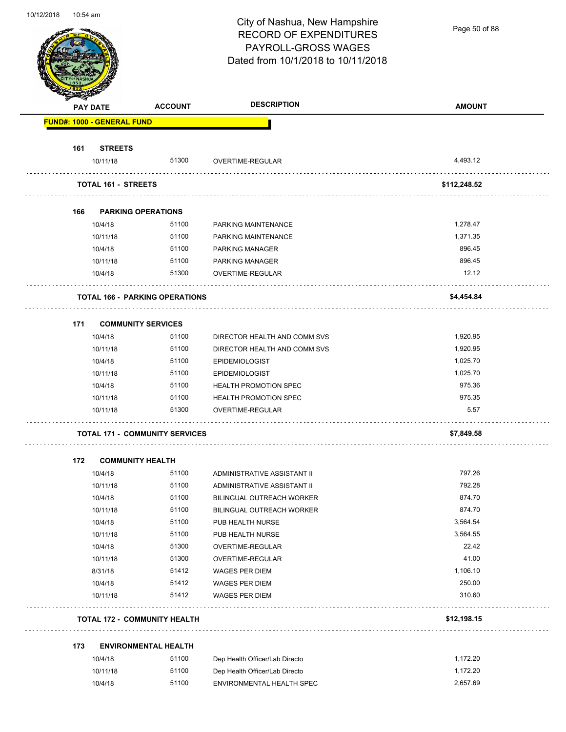# City of Nashua, New Hampshire
## RECORD OF EXPENDITURES
## PAYROLL-GROSS WAGES
## Dated from 10/1/2018 to 10/11/2018

| PAY DATE | ACCOUNT | DESCRIPTION | AMOUNT |
|---|---|---|---|
| **FUND#: 1000 - GENERAL FUND** | | | |
| **161 STREETS** | | | |
| 10/11/18 | 51300 | OVERTIME-REGULAR | 4,493.12 |
| **TOTAL 161 - STREETS** | | | **$112,248.52** |
| **166 PARKING OPERATIONS** | | | |
| 10/4/18 | 51100 | PARKING MAINTENANCE | 1,278.47 |
| 10/11/18 | 51100 | PARKING MAINTENANCE | 1,371.35 |
| 10/4/18 | 51100 | PARKING MANAGER | 896.45 |
| 10/11/18 | 51100 | PARKING MANAGER | 896.45 |
| 10/4/18 | 51300 | OVERTIME-REGULAR | 12.12 |
| **TOTAL 166 - PARKING OPERATIONS** | | | **$4,454.84** |
| **171 COMMUNITY SERVICES** | | | |
| 10/4/18 | 51100 | DIRECTOR HEALTH AND COMM SVS | 1,920.95 |
| 10/11/18 | 51100 | DIRECTOR HEALTH AND COMM SVS | 1,920.95 |
| 10/4/18 | 51100 | EPIDEMIOLOGIST | 1,025.70 |
| 10/11/18 | 51100 | EPIDEMIOLOGIST | 1,025.70 |
| 10/4/18 | 51100 | HEALTH PROMOTION SPEC | 975.36 |
| 10/11/18 | 51100 | HEALTH PROMOTION SPEC | 975.35 |
| 10/11/18 | 51300 | OVERTIME-REGULAR | 5.57 |
| **TOTAL 171 - COMMUNITY SERVICES** | | | **$7,849.58** |
| **172 COMMUNITY HEALTH** | | | |
| 10/4/18 | 51100 | ADMINISTRATIVE ASSISTANT II | 797.26 |
| 10/11/18 | 51100 | ADMINISTRATIVE ASSISTANT II | 792.28 |
| 10/4/18 | 51100 | BILINGUAL OUTREACH WORKER | 874.70 |
| 10/11/18 | 51100 | BILINGUAL OUTREACH WORKER | 874.70 |
| 10/4/18 | 51100 | PUB HEALTH NURSE | 3,564.54 |
| 10/11/18 | 51100 | PUB HEALTH NURSE | 3,564.55 |
| 10/4/18 | 51300 | OVERTIME-REGULAR | 22.42 |
| 10/11/18 | 51300 | OVERTIME-REGULAR | 41.00 |
| 8/31/18 | 51412 | WAGES PER DIEM | 1,106.10 |
| 10/4/18 | 51412 | WAGES PER DIEM | 250.00 |
| 10/11/18 | 51412 | WAGES PER DIEM | 310.60 |
| **TOTAL 172 - COMMUNITY HEALTH** | | | **$12,198.15** |
| **173 ENVIRONMENTAL HEALTH** | | | |
| 10/4/18 | 51100 | Dep Health Officer/Lab Directo | 1,172.20 |
| 10/11/18 | 51100 | Dep Health Officer/Lab Directo | 1,172.20 |
| 10/4/18 | 51100 | ENVIRONMENTAL HEALTH SPEC | 2,657.69 |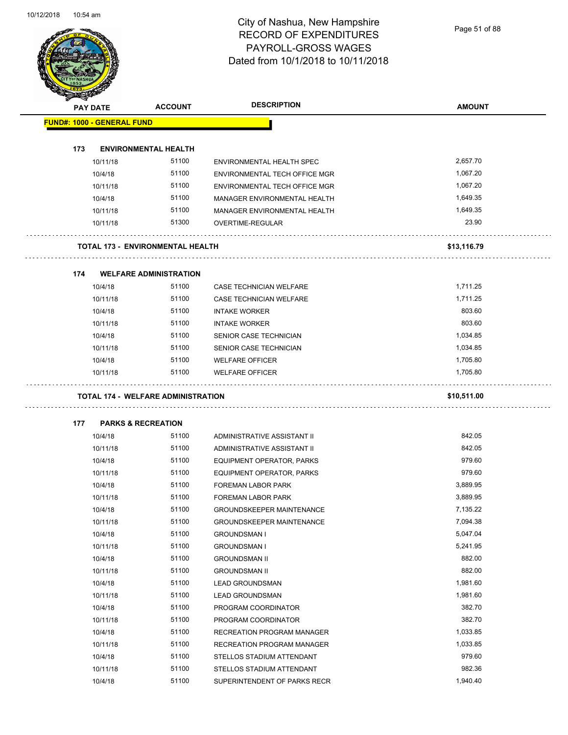# City of Nashua, New Hampshire
## RECORD OF EXPENDITURES
## PAYROLL-GROSS WAGES
## Dated from 10/1/2018 to 10/11/2018

| PAY DATE | ACCOUNT | DESCRIPTION | AMOUNT |
|---|---|---|---|
| **FUND#: 1000 - GENERAL FUND** | | | |
| **173 ENVIRONMENTAL HEALTH** | | | |
| 10/11/18 | 51100 | ENVIRONMENTAL HEALTH SPEC | 2,657.70 |
| 10/4/18 | 51100 | ENVIRONMENTAL TECH OFFICE MGR | 1,067.20 |
| 10/11/18 | 51100 | ENVIRONMENTAL TECH OFFICE MGR | 1,067.20 |
| 10/4/18 | 51100 | MANAGER ENVIRONMENTAL HEALTH | 1,649.35 |
| 10/11/18 | 51100 | MANAGER ENVIRONMENTAL HEALTH | 1,649.35 |
| 10/11/18 | 51300 | OVERTIME-REGULAR | 23.90 |
| **TOTAL 173 - ENVIRONMENTAL HEALTH** | | | **$13,116.79** |
| **174 WELFARE ADMINISTRATION** | | | |
| 10/4/18 | 51100 | CASE TECHNICIAN WELFARE | 1,711.25 |
| 10/11/18 | 51100 | CASE TECHNICIAN WELFARE | 1,711.25 |
| 10/4/18 | 51100 | INTAKE WORKER | 803.60 |
| 10/11/18 | 51100 | INTAKE WORKER | 803.60 |
| 10/4/18 | 51100 | SENIOR CASE TECHNICIAN | 1,034.85 |
| 10/11/18 | 51100 | SENIOR CASE TECHNICIAN | 1,034.85 |
| 10/4/18 | 51100 | WELFARE OFFICER | 1,705.80 |
| 10/11/18 | 51100 | WELFARE OFFICER | 1,705.80 |
| **TOTAL 174 - WELFARE ADMINISTRATION** | | | **$10,511.00** |
| **177 PARKS & RECREATION** | | | |
| 10/4/18 | 51100 | ADMINISTRATIVE ASSISTANT II | 842.05 |
| 10/11/18 | 51100 | ADMINISTRATIVE ASSISTANT II | 842.05 |
| 10/4/18 | 51100 | EQUIPMENT OPERATOR, PARKS | 979.60 |
| 10/11/18 | 51100 | EQUIPMENT OPERATOR, PARKS | 979.60 |
| 10/4/18 | 51100 | FOREMAN LABOR PARK | 3,889.95 |
| 10/11/18 | 51100 | FOREMAN LABOR PARK | 3,889.95 |
| 10/4/18 | 51100 | GROUNDSKEEPER MAINTENANCE | 7,135.22 |
| 10/11/18 | 51100 | GROUNDSKEEPER MAINTENANCE | 7,094.38 |
| 10/4/18 | 51100 | GROUNDSMAN I | 5,047.04 |
| 10/11/18 | 51100 | GROUNDSMAN I | 5,241.95 |
| 10/4/18 | 51100 | GROUNDSMAN II | 882.00 |
| 10/11/18 | 51100 | GROUNDSMAN II | 882.00 |
| 10/4/18 | 51100 | LEAD GROUNDSMAN | 1,981.60 |
| 10/11/18 | 51100 | LEAD GROUNDSMAN | 1,981.60 |
| 10/4/18 | 51100 | PROGRAM COORDINATOR | 382.70 |
| 10/11/18 | 51100 | PROGRAM COORDINATOR | 382.70 |
| 10/4/18 | 51100 | RECREATION PROGRAM MANAGER | 1,033.85 |
| 10/11/18 | 51100 | RECREATION PROGRAM MANAGER | 1,033.85 |
| 10/4/18 | 51100 | STELLOS STADIUM ATTENDANT | 979.60 |
| 10/11/18 | 51100 | STELLOS STADIUM ATTENDANT | 982.36 |
| 10/4/18 | 51100 | SUPERINTENDENT OF PARKS RECR | 1,940.40 |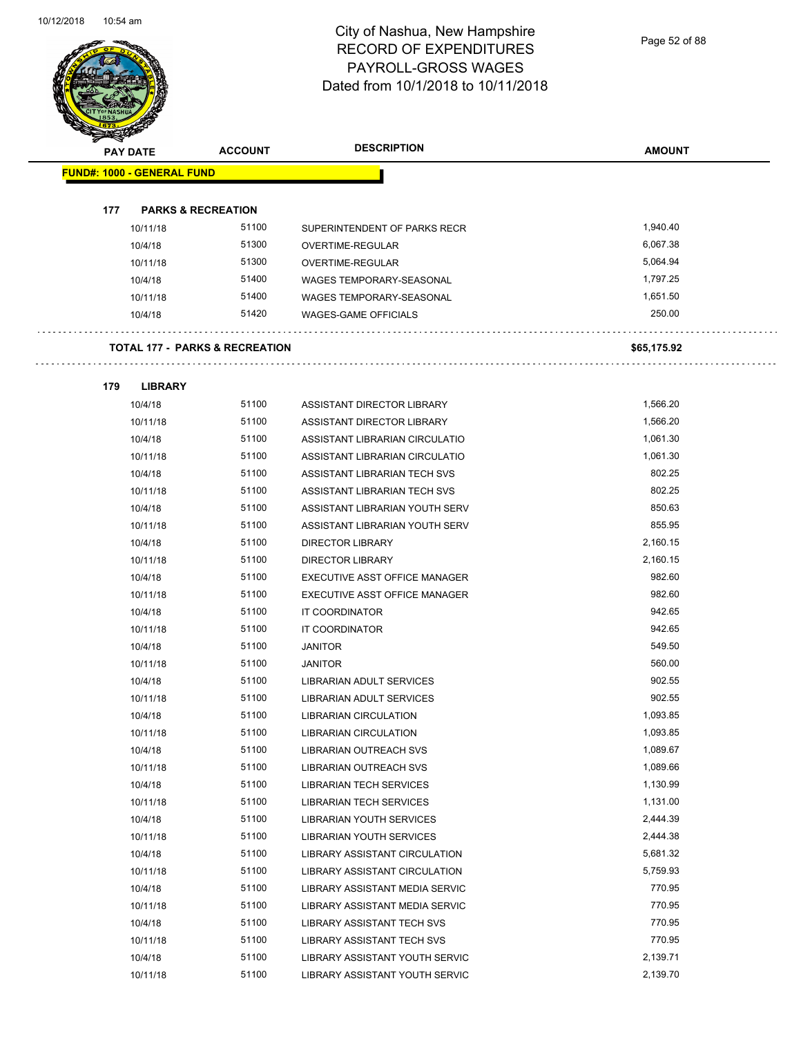# City of Nashua, New Hampshire
## RECORD OF EXPENDITURES
## PAYROLL-GROSS WAGES
## Dated from 10/1/2018 to 10/11/2018

| PAY DATE | ACCOUNT | DESCRIPTION | AMOUNT |
|---|---|---|---|
| **FUND#: 1000 - GENERAL FUND** | | | |
| **177 PARKS & RECREATION** | | | |
| 10/11/18 | 51100 | SUPERINTENDENT OF PARKS RECR | 1,940.40 |
| 10/4/18 | 51300 | OVERTIME-REGULAR | 6,067.38 |
| 10/11/18 | 51300 | OVERTIME-REGULAR | 5,064.94 |
| 10/4/18 | 51400 | WAGES TEMPORARY-SEASONAL | 1,797.25 |
| 10/11/18 | 51400 | WAGES TEMPORARY-SEASONAL | 1,651.50 |
| 10/4/18 | 51420 | WAGES-GAME OFFICIALS | 250.00 |
| **TOTAL 177 - PARKS & RECREATION** | | | **$65,175.92** |
| **179 LIBRARY** | | | |
| 10/4/18 | 51100 | ASSISTANT DIRECTOR LIBRARY | 1,566.20 |
| 10/11/18 | 51100 | ASSISTANT DIRECTOR LIBRARY | 1,566.20 |
| 10/4/18 | 51100 | ASSISTANT LIBRARIAN CIRCULATIO | 1,061.30 |
| 10/11/18 | 51100 | ASSISTANT LIBRARIAN CIRCULATIO | 1,061.30 |
| 10/4/18 | 51100 | ASSISTANT LIBRARIAN TECH SVS | 802.25 |
| 10/11/18 | 51100 | ASSISTANT LIBRARIAN TECH SVS | 802.25 |
| 10/4/18 | 51100 | ASSISTANT LIBRARIAN YOUTH SERV | 850.63 |
| 10/11/18 | 51100 | ASSISTANT LIBRARIAN YOUTH SERV | 855.95 |
| 10/4/18 | 51100 | DIRECTOR LIBRARY | 2,160.15 |
| 10/11/18 | 51100 | DIRECTOR LIBRARY | 2,160.15 |
| 10/4/18 | 51100 | EXECUTIVE ASST OFFICE MANAGER | 982.60 |
| 10/11/18 | 51100 | EXECUTIVE ASST OFFICE MANAGER | 982.60 |
| 10/4/18 | 51100 | IT COORDINATOR | 942.65 |
| 10/11/18 | 51100 | IT COORDINATOR | 942.65 |
| 10/4/18 | 51100 | JANITOR | 549.50 |
| 10/11/18 | 51100 | JANITOR | 560.00 |
| 10/4/18 | 51100 | LIBRARIAN ADULT SERVICES | 902.55 |
| 10/11/18 | 51100 | LIBRARIAN ADULT SERVICES | 902.55 |
| 10/4/18 | 51100 | LIBRARIAN CIRCULATION | 1,093.85 |
| 10/11/18 | 51100 | LIBRARIAN CIRCULATION | 1,093.85 |
| 10/4/18 | 51100 | LIBRARIAN OUTREACH SVS | 1,089.67 |
| 10/11/18 | 51100 | LIBRARIAN OUTREACH SVS | 1,089.66 |
| 10/4/18 | 51100 | LIBRARIAN TECH SERVICES | 1,130.99 |
| 10/11/18 | 51100 | LIBRARIAN TECH SERVICES | 1,131.00 |
| 10/4/18 | 51100 | LIBRARIAN YOUTH SERVICES | 2,444.39 |
| 10/11/18 | 51100 | LIBRARIAN YOUTH SERVICES | 2,444.38 |
| 10/4/18 | 51100 | LIBRARY ASSISTANT CIRCULATION | 5,681.32 |
| 10/11/18 | 51100 | LIBRARY ASSISTANT CIRCULATION | 5,759.93 |
| 10/4/18 | 51100 | LIBRARY ASSISTANT MEDIA SERVIC | 770.95 |
| 10/11/18 | 51100 | LIBRARY ASSISTANT MEDIA SERVIC | 770.95 |
| 10/4/18 | 51100 | LIBRARY ASSISTANT TECH SVS | 770.95 |
| 10/11/18 | 51100 | LIBRARY ASSISTANT TECH SVS | 770.95 |
| 10/4/18 | 51100 | LIBRARY ASSISTANT YOUTH SERVIC | 2,139.71 |
| 10/11/18 | 51100 | LIBRARY ASSISTANT YOUTH SERVIC | 2,139.70 |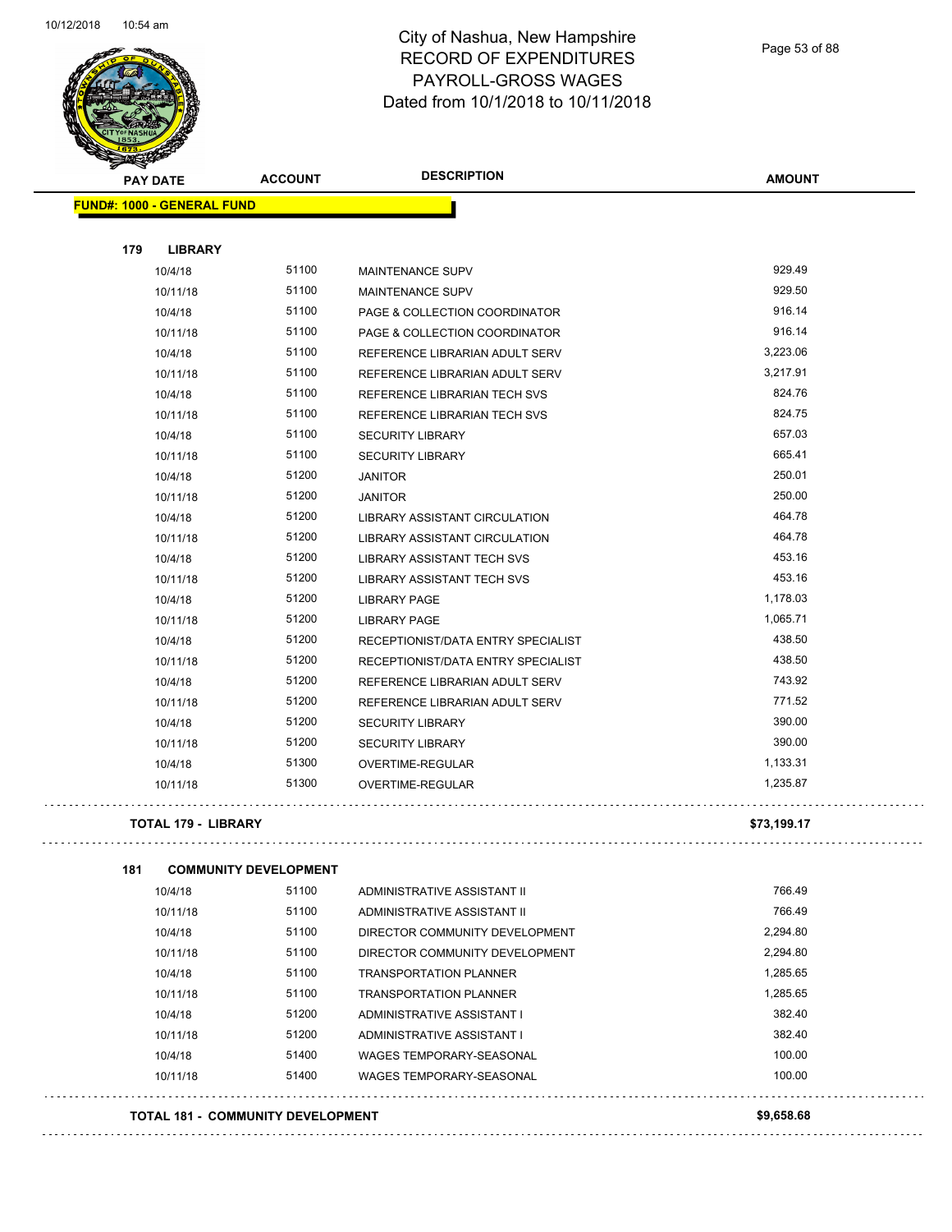# City of Nashua, New Hampshire
## RECORD OF EXPENDITURES
## PAYROLL-GROSS WAGES
## Dated from 10/1/2018 to 10/11/2018

| PAY DATE | ACCOUNT | DESCRIPTION | AMOUNT |
|---|---|---|---|
| **FUND#: 1000 - GENERAL FUND** | | | |
| **179 LIBRARY** | | | |
| 10/4/18 | 51100 | MAINTENANCE SUPV | 929.49 |
| 10/11/18 | 51100 | MAINTENANCE SUPV | 929.50 |
| 10/4/18 | 51100 | PAGE & COLLECTION COORDINATOR | 916.14 |
| 10/11/18 | 51100 | PAGE & COLLECTION COORDINATOR | 916.14 |
| 10/4/18 | 51100 | REFERENCE LIBRARIAN ADULT SERV | 3,223.06 |
| 10/11/18 | 51100 | REFERENCE LIBRARIAN ADULT SERV | 3,217.91 |
| 10/4/18 | 51100 | REFERENCE LIBRARIAN TECH SVS | 824.76 |
| 10/11/18 | 51100 | REFERENCE LIBRARIAN TECH SVS | 824.75 |
| 10/4/18 | 51100 | SECURITY LIBRARY | 657.03 |
| 10/11/18 | 51100 | SECURITY LIBRARY | 665.41 |
| 10/4/18 | 51200 | JANITOR | 250.01 |
| 10/11/18 | 51200 | JANITOR | 250.00 |
| 10/4/18 | 51200 | LIBRARY ASSISTANT CIRCULATION | 464.78 |
| 10/11/18 | 51200 | LIBRARY ASSISTANT CIRCULATION | 464.78 |
| 10/4/18 | 51200 | LIBRARY ASSISTANT TECH SVS | 453.16 |
| 10/11/18 | 51200 | LIBRARY ASSISTANT TECH SVS | 453.16 |
| 10/4/18 | 51200 | LIBRARY PAGE | 1,178.03 |
| 10/11/18 | 51200 | LIBRARY PAGE | 1,065.71 |
| 10/4/18 | 51200 | RECEPTIONIST/DATA ENTRY SPECIALIST | 438.50 |
| 10/11/18 | 51200 | RECEPTIONIST/DATA ENTRY SPECIALIST | 438.50 |
| 10/4/18 | 51200 | REFERENCE LIBRARIAN ADULT SERV | 743.92 |
| 10/11/18 | 51200 | REFERENCE LIBRARIAN ADULT SERV | 771.52 |
| 10/4/18 | 51200 | SECURITY LIBRARY | 390.00 |
| 10/11/18 | 51200 | SECURITY LIBRARY | 390.00 |
| 10/4/18 | 51300 | OVERTIME-REGULAR | 1,133.31 |
| 10/11/18 | 51300 | OVERTIME-REGULAR | 1,235.87 |
| **TOTAL 179 - LIBRARY** | | | **$73,199.17** |
| **181 COMMUNITY DEVELOPMENT** | | | |
| 10/4/18 | 51100 | ADMINISTRATIVE ASSISTANT II | 766.49 |
| 10/11/18 | 51100 | ADMINISTRATIVE ASSISTANT II | 766.49 |
| 10/4/18 | 51100 | DIRECTOR COMMUNITY DEVELOPMENT | 2,294.80 |
| 10/11/18 | 51100 | DIRECTOR COMMUNITY DEVELOPMENT | 2,294.80 |
| 10/4/18 | 51100 | TRANSPORTATION PLANNER | 1,285.65 |
| 10/11/18 | 51100 | TRANSPORTATION PLANNER | 1,285.65 |
| 10/4/18 | 51200 | ADMINISTRATIVE ASSISTANT I | 382.40 |
| 10/11/18 | 51200 | ADMINISTRATIVE ASSISTANT I | 382.40 |
| 10/4/18 | 51400 | WAGES TEMPORARY-SEASONAL | 100.00 |
| 10/11/18 | 51400 | WAGES TEMPORARY-SEASONAL | 100.00 |
| **TOTAL 181 - COMMUNITY DEVELOPMENT** | | | **$9,658.68** |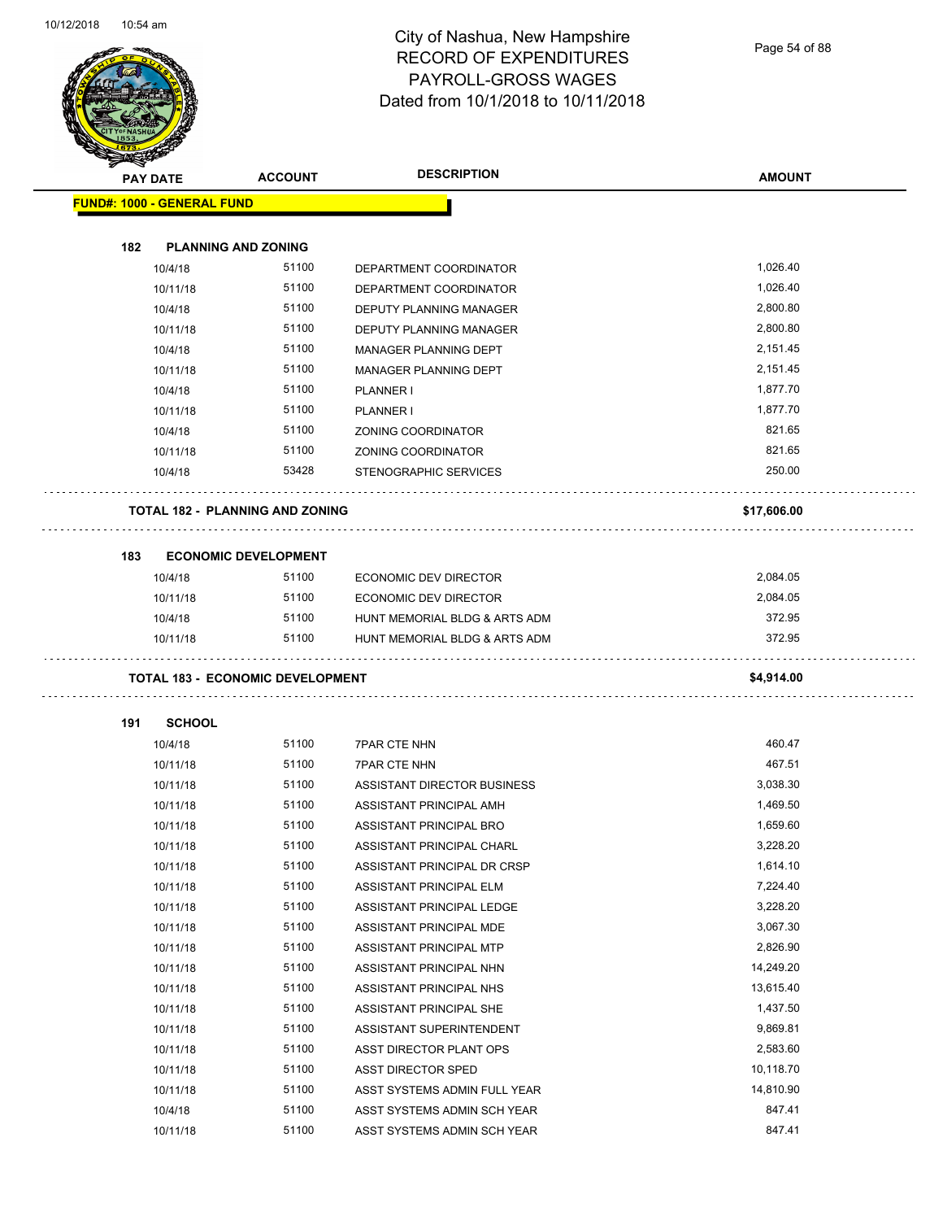# City of Nashua, New Hampshire
## RECORD OF EXPENDITURES
## PAYROLL-GROSS WAGES
## Dated from 10/1/2018 to 10/11/2018

| PAY DATE | ACCOUNT | DESCRIPTION | AMOUNT |
|---|---|---|---|
| **FUND#: 1000 - GENERAL FUND** | | | |
| **182 PLANNING AND ZONING** | | | |
| 10/4/18 | 51100 | DEPARTMENT COORDINATOR | 1,026.40 |
| 10/11/18 | 51100 | DEPARTMENT COORDINATOR | 1,026.40 |
| 10/4/18 | 51100 | DEPUTY PLANNING MANAGER | 2,800.80 |
| 10/11/18 | 51100 | DEPUTY PLANNING MANAGER | 2,800.80 |
| 10/4/18 | 51100 | MANAGER PLANNING DEPT | 2,151.45 |
| 10/11/18 | 51100 | MANAGER PLANNING DEPT | 2,151.45 |
| 10/4/18 | 51100 | PLANNER I | 1,877.70 |
| 10/11/18 | 51100 | PLANNER I | 1,877.70 |
| 10/4/18 | 51100 | ZONING COORDINATOR | 821.65 |
| 10/11/18 | 51100 | ZONING COORDINATOR | 821.65 |
| 10/4/18 | 53428 | STENOGRAPHIC SERVICES | 250.00 |
| **TOTAL 182 - PLANNING AND ZONING** | | | **$17,606.00** |
| **183 ECONOMIC DEVELOPMENT** | | | |
| 10/4/18 | 51100 | ECONOMIC DEV DIRECTOR | 2,084.05 |
| 10/11/18 | 51100 | ECONOMIC DEV DIRECTOR | 2,084.05 |
| 10/4/18 | 51100 | HUNT MEMORIAL BLDG & ARTS ADM | 372.95 |
| 10/11/18 | 51100 | HUNT MEMORIAL BLDG & ARTS ADM | 372.95 |
| **TOTAL 183 - ECONOMIC DEVELOPMENT** | | | **$4,914.00** |
| **191 SCHOOL** | | | |
| 10/4/18 | 51100 | 7PAR CTE NHN | 460.47 |
| 10/11/18 | 51100 | 7PAR CTE NHN | 467.51 |
| 10/11/18 | 51100 | ASSISTANT DIRECTOR BUSINESS | 3,038.30 |
| 10/11/18 | 51100 | ASSISTANT PRINCIPAL AMH | 1,469.50 |
| 10/11/18 | 51100 | ASSISTANT PRINCIPAL BRO | 1,659.60 |
| 10/11/18 | 51100 | ASSISTANT PRINCIPAL CHARL | 3,228.20 |
| 10/11/18 | 51100 | ASSISTANT PRINCIPAL DR CRSP | 1,614.10 |
| 10/11/18 | 51100 | ASSISTANT PRINCIPAL ELM | 7,224.40 |
| 10/11/18 | 51100 | ASSISTANT PRINCIPAL LEDGE | 3,228.20 |
| 10/11/18 | 51100 | ASSISTANT PRINCIPAL MDE | 3,067.30 |
| 10/11/18 | 51100 | ASSISTANT PRINCIPAL MTP | 2,826.90 |
| 10/11/18 | 51100 | ASSISTANT PRINCIPAL NHN | 14,249.20 |
| 10/11/18 | 51100 | ASSISTANT PRINCIPAL NHS | 13,615.40 |
| 10/11/18 | 51100 | ASSISTANT PRINCIPAL SHE | 1,437.50 |
| 10/11/18 | 51100 | ASSISTANT SUPERINTENDENT | 9,869.81 |
| 10/11/18 | 51100 | ASST DIRECTOR PLANT OPS | 2,583.60 |
| 10/11/18 | 51100 | ASST DIRECTOR SPED | 10,118.70 |
| 10/11/18 | 51100 | ASST SYSTEMS ADMIN FULL YEAR | 14,810.90 |
| 10/4/18 | 51100 | ASST SYSTEMS ADMIN SCH YEAR | 847.41 |
| 10/11/18 | 51100 | ASST SYSTEMS ADMIN SCH YEAR | 847.41 |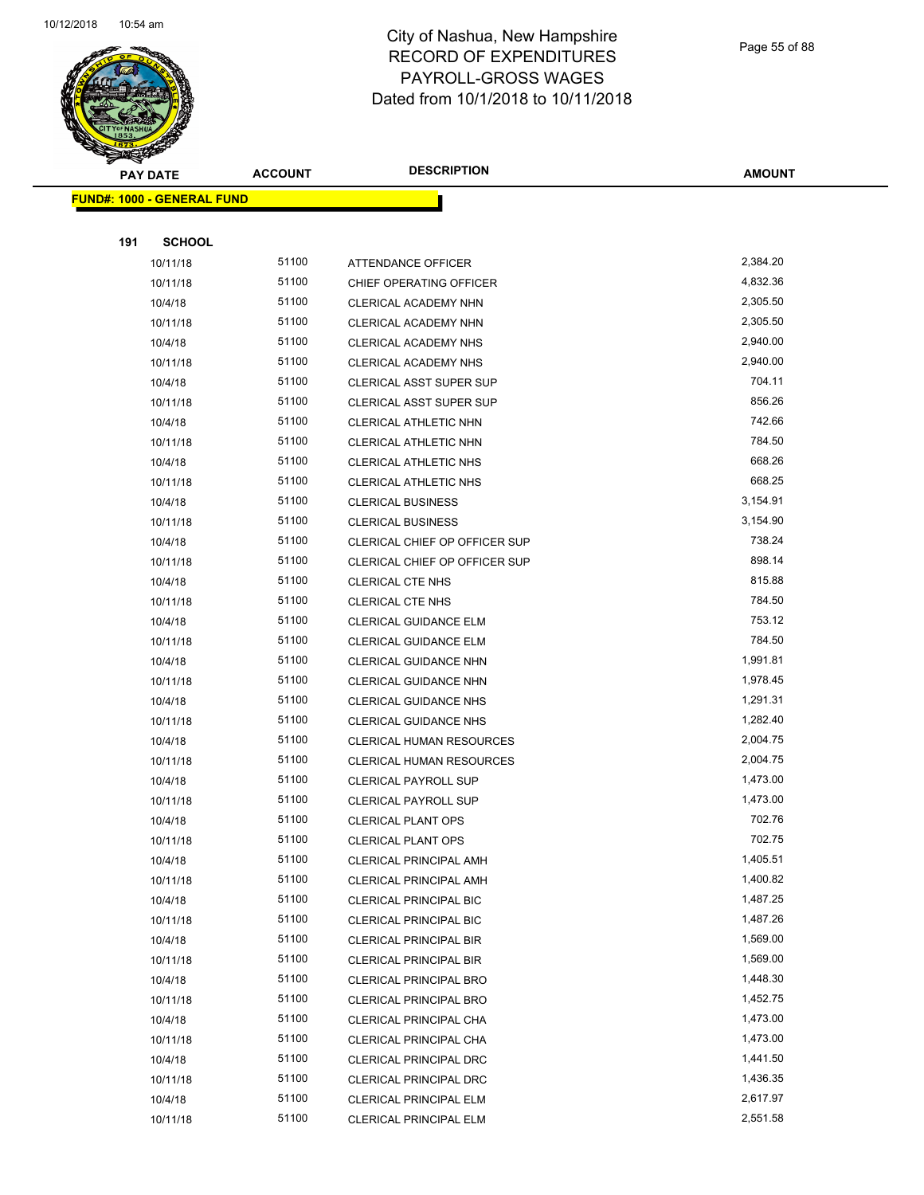# City of Nashua, New Hampshire
## RECORD OF EXPENDITURES
## PAYROLL-GROSS WAGES
## Dated from 10/1/2018 to 10/11/2018

**FUND#: 1000 - GENERAL FUND**

**191 SCHOOL**

| PAY DATE | ACCOUNT | DESCRIPTION | AMOUNT |
|---|---|---|---|
| 10/11/18 | 51100 | ATTENDANCE OFFICER | 2,384.20 |
| 10/11/18 | 51100 | CHIEF OPERATING OFFICER | 4,832.36 |
| 10/4/18 | 51100 | CLERICAL ACADEMY NHN | 2,305.50 |
| 10/11/18 | 51100 | CLERICAL ACADEMY NHN | 2,305.50 |
| 10/4/18 | 51100 | CLERICAL ACADEMY NHS | 2,940.00 |
| 10/11/18 | 51100 | CLERICAL ACADEMY NHS | 2,940.00 |
| 10/4/18 | 51100 | CLERICAL ASST SUPER SUP | 704.11 |
| 10/11/18 | 51100 | CLERICAL ASST SUPER SUP | 856.26 |
| 10/4/18 | 51100 | CLERICAL ATHLETIC NHN | 742.66 |
| 10/11/18 | 51100 | CLERICAL ATHLETIC NHN | 784.50 |
| 10/4/18 | 51100 | CLERICAL ATHLETIC NHS | 668.26 |
| 10/11/18 | 51100 | CLERICAL ATHLETIC NHS | 668.25 |
| 10/4/18 | 51100 | CLERICAL BUSINESS | 3,154.91 |
| 10/11/18 | 51100 | CLERICAL BUSINESS | 3,154.90 |
| 10/4/18 | 51100 | CLERICAL CHIEF OP OFFICER SUP | 738.24 |
| 10/11/18 | 51100 | CLERICAL CHIEF OP OFFICER SUP | 898.14 |
| 10/4/18 | 51100 | CLERICAL CTE NHS | 815.88 |
| 10/11/18 | 51100 | CLERICAL CTE NHS | 784.50 |
| 10/4/18 | 51100 | CLERICAL GUIDANCE ELM | 753.12 |
| 10/11/18 | 51100 | CLERICAL GUIDANCE ELM | 784.50 |
| 10/4/18 | 51100 | CLERICAL GUIDANCE NHN | 1,991.81 |
| 10/11/18 | 51100 | CLERICAL GUIDANCE NHN | 1,978.45 |
| 10/4/18 | 51100 | CLERICAL GUIDANCE NHS | 1,291.31 |
| 10/11/18 | 51100 | CLERICAL GUIDANCE NHS | 1,282.40 |
| 10/4/18 | 51100 | CLERICAL HUMAN RESOURCES | 2,004.75 |
| 10/11/18 | 51100 | CLERICAL HUMAN RESOURCES | 2,004.75 |
| 10/4/18 | 51100 | CLERICAL PAYROLL SUP | 1,473.00 |
| 10/11/18 | 51100 | CLERICAL PAYROLL SUP | 1,473.00 |
| 10/4/18 | 51100 | CLERICAL PLANT OPS | 702.76 |
| 10/11/18 | 51100 | CLERICAL PLANT OPS | 702.75 |
| 10/4/18 | 51100 | CLERICAL PRINCIPAL AMH | 1,405.51 |
| 10/11/18 | 51100 | CLERICAL PRINCIPAL AMH | 1,400.82 |
| 10/4/18 | 51100 | CLERICAL PRINCIPAL BIC | 1,487.25 |
| 10/11/18 | 51100 | CLERICAL PRINCIPAL BIC | 1,487.26 |
| 10/4/18 | 51100 | CLERICAL PRINCIPAL BIR | 1,569.00 |
| 10/11/18 | 51100 | CLERICAL PRINCIPAL BIR | 1,569.00 |
| 10/4/18 | 51100 | CLERICAL PRINCIPAL BRO | 1,448.30 |
| 10/11/18 | 51100 | CLERICAL PRINCIPAL BRO | 1,452.75 |
| 10/4/18 | 51100 | CLERICAL PRINCIPAL CHA | 1,473.00 |
| 10/11/18 | 51100 | CLERICAL PRINCIPAL CHA | 1,473.00 |
| 10/4/18 | 51100 | CLERICAL PRINCIPAL DRC | 1,441.50 |
| 10/11/18 | 51100 | CLERICAL PRINCIPAL DRC | 1,436.35 |
| 10/4/18 | 51100 | CLERICAL PRINCIPAL ELM | 2,617.97 |
| 10/11/18 | 51100 | CLERICAL PRINCIPAL ELM | 2,551.58 |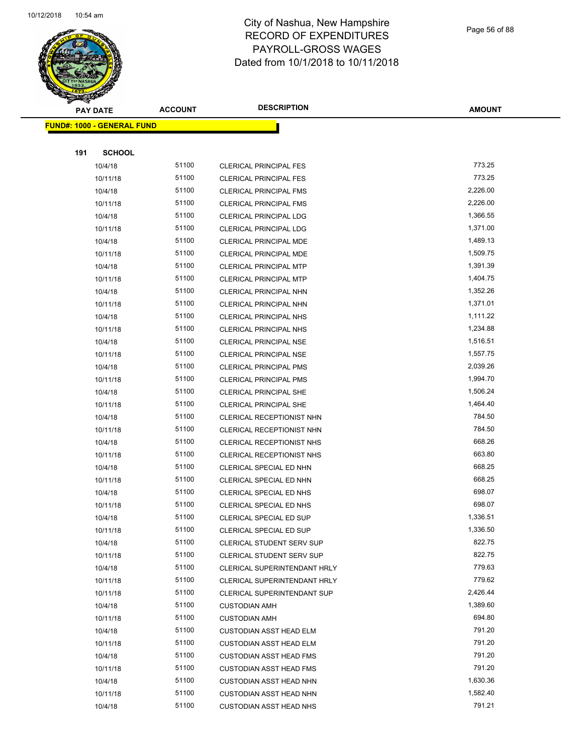# City of Nashua, New Hampshire
# RECORD OF EXPENDITURES
# PAYROLL-GROSS WAGES
# Dated from 10/1/2018 to 10/11/2018

**FUND#: 1000 - GENERAL FUND**

**191 SCHOOL**

| PAY DATE | ACCOUNT | DESCRIPTION | AMOUNT |
|---|---|---|---|
| 10/4/18 | 51100 | CLERICAL PRINCIPAL FES | 773.25 |
| 10/11/18 | 51100 | CLERICAL PRINCIPAL FES | 773.25 |
| 10/4/18 | 51100 | CLERICAL PRINCIPAL FMS | 2,226.00 |
| 10/11/18 | 51100 | CLERICAL PRINCIPAL FMS | 2,226.00 |
| 10/4/18 | 51100 | CLERICAL PRINCIPAL LDG | 1,366.55 |
| 10/11/18 | 51100 | CLERICAL PRINCIPAL LDG | 1,371.00 |
| 10/4/18 | 51100 | CLERICAL PRINCIPAL MDE | 1,489.13 |
| 10/11/18 | 51100 | CLERICAL PRINCIPAL MDE | 1,509.75 |
| 10/4/18 | 51100 | CLERICAL PRINCIPAL MTP | 1,391.39 |
| 10/11/18 | 51100 | CLERICAL PRINCIPAL MTP | 1,404.75 |
| 10/4/18 | 51100 | CLERICAL PRINCIPAL NHN | 1,352.26 |
| 10/11/18 | 51100 | CLERICAL PRINCIPAL NHN | 1,371.01 |
| 10/4/18 | 51100 | CLERICAL PRINCIPAL NHS | 1,111.22 |
| 10/11/18 | 51100 | CLERICAL PRINCIPAL NHS | 1,234.88 |
| 10/4/18 | 51100 | CLERICAL PRINCIPAL NSE | 1,516.51 |
| 10/11/18 | 51100 | CLERICAL PRINCIPAL NSE | 1,557.75 |
| 10/4/18 | 51100 | CLERICAL PRINCIPAL PMS | 2,039.26 |
| 10/11/18 | 51100 | CLERICAL PRINCIPAL PMS | 1,994.70 |
| 10/4/18 | 51100 | CLERICAL PRINCIPAL SHE | 1,506.24 |
| 10/11/18 | 51100 | CLERICAL PRINCIPAL SHE | 1,464.40 |
| 10/4/18 | 51100 | CLERICAL RECEPTIONIST NHN | 784.50 |
| 10/11/18 | 51100 | CLERICAL RECEPTIONIST NHN | 784.50 |
| 10/4/18 | 51100 | CLERICAL RECEPTIONIST NHS | 668.26 |
| 10/11/18 | 51100 | CLERICAL RECEPTIONIST NHS | 663.80 |
| 10/4/18 | 51100 | CLERICAL SPECIAL ED NHN | 668.25 |
| 10/11/18 | 51100 | CLERICAL SPECIAL ED NHN | 668.25 |
| 10/4/18 | 51100 | CLERICAL SPECIAL ED NHS | 698.07 |
| 10/11/18 | 51100 | CLERICAL SPECIAL ED NHS | 698.07 |
| 10/4/18 | 51100 | CLERICAL SPECIAL ED SUP | 1,336.51 |
| 10/11/18 | 51100 | CLERICAL SPECIAL ED SUP | 1,336.50 |
| 10/4/18 | 51100 | CLERICAL STUDENT SERV SUP | 822.75 |
| 10/11/18 | 51100 | CLERICAL STUDENT SERV SUP | 822.75 |
| 10/4/18 | 51100 | CLERICAL SUPERINTENDANT HRLY | 779.63 |
| 10/11/18 | 51100 | CLERICAL SUPERINTENDANT HRLY | 779.62 |
| 10/11/18 | 51100 | CLERICAL SUPERINTENDANT SUP | 2,426.44 |
| 10/4/18 | 51100 | CUSTODIAN AMH | 1,389.60 |
| 10/11/18 | 51100 | CUSTODIAN AMH | 694.80 |
| 10/4/18 | 51100 | CUSTODIAN ASST HEAD ELM | 791.20 |
| 10/11/18 | 51100 | CUSTODIAN ASST HEAD ELM | 791.20 |
| 10/4/18 | 51100 | CUSTODIAN ASST HEAD FMS | 791.20 |
| 10/11/18 | 51100 | CUSTODIAN ASST HEAD FMS | 791.20 |
| 10/4/18 | 51100 | CUSTODIAN ASST HEAD NHN | 1,630.36 |
| 10/11/18 | 51100 | CUSTODIAN ASST HEAD NHN | 1,582.40 |
| 10/4/18 | 51100 | CUSTODIAN ASST HEAD NHS | 791.21 |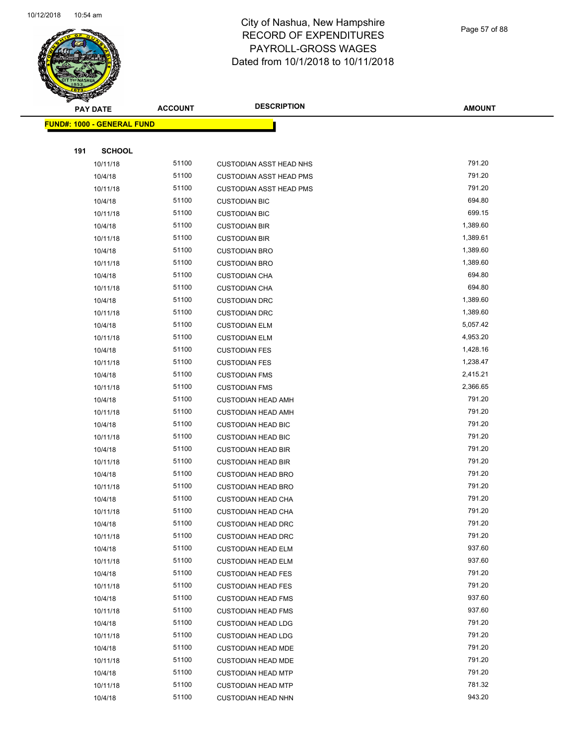# City of Nashua, New Hampshire
# RECORD OF EXPENDITURES
# PAYROLL-GROSS WAGES
# Dated from 10/1/2018 to 10/11/2018

**FUND#: 1000 - GENERAL FUND**

**191 SCHOOL**

| PAY DATE | ACCOUNT | DESCRIPTION | AMOUNT |
|---|---|---|---|
| 10/11/18 | 51100 | CUSTODIAN ASST HEAD NHS | 791.20 |
| 10/4/18 | 51100 | CUSTODIAN ASST HEAD PMS | 791.20 |
| 10/11/18 | 51100 | CUSTODIAN ASST HEAD PMS | 791.20 |
| 10/4/18 | 51100 | CUSTODIAN BIC | 694.80 |
| 10/11/18 | 51100 | CUSTODIAN BIC | 699.15 |
| 10/4/18 | 51100 | CUSTODIAN BIR | 1,389.60 |
| 10/11/18 | 51100 | CUSTODIAN BIR | 1,389.61 |
| 10/4/18 | 51100 | CUSTODIAN BRO | 1,389.60 |
| 10/11/18 | 51100 | CUSTODIAN BRO | 1,389.60 |
| 10/4/18 | 51100 | CUSTODIAN CHA | 694.80 |
| 10/11/18 | 51100 | CUSTODIAN CHA | 694.80 |
| 10/4/18 | 51100 | CUSTODIAN DRC | 1,389.60 |
| 10/11/18 | 51100 | CUSTODIAN DRC | 1,389.60 |
| 10/4/18 | 51100 | CUSTODIAN ELM | 5,057.42 |
| 10/11/18 | 51100 | CUSTODIAN ELM | 4,953.20 |
| 10/4/18 | 51100 | CUSTODIAN FES | 1,428.16 |
| 10/11/18 | 51100 | CUSTODIAN FES | 1,238.47 |
| 10/4/18 | 51100 | CUSTODIAN FMS | 2,415.21 |
| 10/11/18 | 51100 | CUSTODIAN FMS | 2,366.65 |
| 10/4/18 | 51100 | CUSTODIAN HEAD AMH | 791.20 |
| 10/11/18 | 51100 | CUSTODIAN HEAD AMH | 791.20 |
| 10/4/18 | 51100 | CUSTODIAN HEAD BIC | 791.20 |
| 10/11/18 | 51100 | CUSTODIAN HEAD BIC | 791.20 |
| 10/4/18 | 51100 | CUSTODIAN HEAD BIR | 791.20 |
| 10/11/18 | 51100 | CUSTODIAN HEAD BIR | 791.20 |
| 10/4/18 | 51100 | CUSTODIAN HEAD BRO | 791.20 |
| 10/11/18 | 51100 | CUSTODIAN HEAD BRO | 791.20 |
| 10/4/18 | 51100 | CUSTODIAN HEAD CHA | 791.20 |
| 10/11/18 | 51100 | CUSTODIAN HEAD CHA | 791.20 |
| 10/4/18 | 51100 | CUSTODIAN HEAD DRC | 791.20 |
| 10/11/18 | 51100 | CUSTODIAN HEAD DRC | 791.20 |
| 10/4/18 | 51100 | CUSTODIAN HEAD ELM | 937.60 |
| 10/11/18 | 51100 | CUSTODIAN HEAD ELM | 937.60 |
| 10/4/18 | 51100 | CUSTODIAN HEAD FES | 791.20 |
| 10/11/18 | 51100 | CUSTODIAN HEAD FES | 791.20 |
| 10/4/18 | 51100 | CUSTODIAN HEAD FMS | 937.60 |
| 10/11/18 | 51100 | CUSTODIAN HEAD FMS | 937.60 |
| 10/4/18 | 51100 | CUSTODIAN HEAD LDG | 791.20 |
| 10/11/18 | 51100 | CUSTODIAN HEAD LDG | 791.20 |
| 10/4/18 | 51100 | CUSTODIAN HEAD MDE | 791.20 |
| 10/11/18 | 51100 | CUSTODIAN HEAD MDE | 791.20 |
| 10/4/18 | 51100 | CUSTODIAN HEAD MTP | 791.20 |
| 10/11/18 | 51100 | CUSTODIAN HEAD MTP | 781.32 |
| 10/4/18 | 51100 | CUSTODIAN HEAD NHN | 943.20 |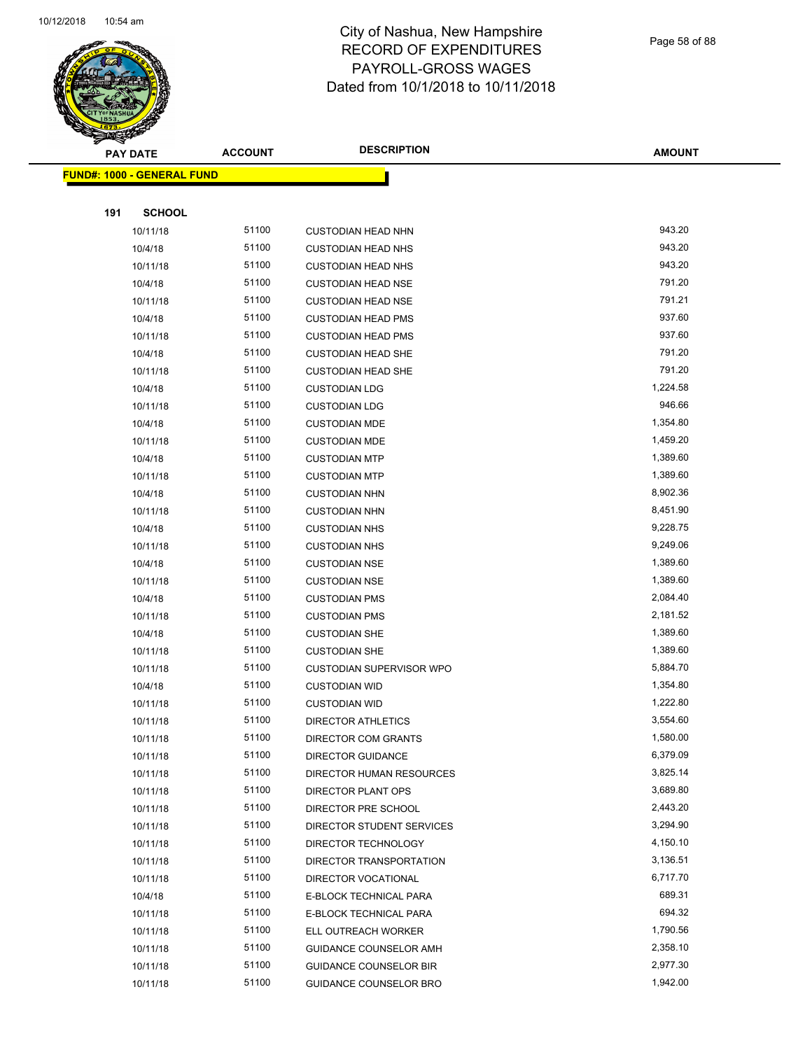# City of Nashua, New Hampshire
## RECORD OF EXPENDITURES
## PAYROLL-GROSS WAGES
## Dated from 10/1/2018 to 10/11/2018

**FUND#: 1000 - GENERAL FUND**

**191 SCHOOL**

| PAY DATE | ACCOUNT | DESCRIPTION | AMOUNT |
|---|---|---|---|
| 10/11/18 | 51100 | CUSTODIAN HEAD NHN | 943.20 |
| 10/4/18 | 51100 | CUSTODIAN HEAD NHS | 943.20 |
| 10/11/18 | 51100 | CUSTODIAN HEAD NHS | 943.20 |
| 10/4/18 | 51100 | CUSTODIAN HEAD NSE | 791.20 |
| 10/11/18 | 51100 | CUSTODIAN HEAD NSE | 791.21 |
| 10/4/18 | 51100 | CUSTODIAN HEAD PMS | 937.60 |
| 10/11/18 | 51100 | CUSTODIAN HEAD PMS | 937.60 |
| 10/4/18 | 51100 | CUSTODIAN HEAD SHE | 791.20 |
| 10/11/18 | 51100 | CUSTODIAN HEAD SHE | 791.20 |
| 10/4/18 | 51100 | CUSTODIAN LDG | 1,224.58 |
| 10/11/18 | 51100 | CUSTODIAN LDG | 946.66 |
| 10/4/18 | 51100 | CUSTODIAN MDE | 1,354.80 |
| 10/11/18 | 51100 | CUSTODIAN MDE | 1,459.20 |
| 10/4/18 | 51100 | CUSTODIAN MTP | 1,389.60 |
| 10/11/18 | 51100 | CUSTODIAN MTP | 1,389.60 |
| 10/4/18 | 51100 | CUSTODIAN NHN | 8,902.36 |
| 10/11/18 | 51100 | CUSTODIAN NHN | 8,451.90 |
| 10/4/18 | 51100 | CUSTODIAN NHS | 9,228.75 |
| 10/11/18 | 51100 | CUSTODIAN NHS | 9,249.06 |
| 10/4/18 | 51100 | CUSTODIAN NSE | 1,389.60 |
| 10/11/18 | 51100 | CUSTODIAN NSE | 1,389.60 |
| 10/4/18 | 51100 | CUSTODIAN PMS | 2,084.40 |
| 10/11/18 | 51100 | CUSTODIAN PMS | 2,181.52 |
| 10/4/18 | 51100 | CUSTODIAN SHE | 1,389.60 |
| 10/11/18 | 51100 | CUSTODIAN SHE | 1,389.60 |
| 10/11/18 | 51100 | CUSTODIAN SUPERVISOR WPO | 5,884.70 |
| 10/4/18 | 51100 | CUSTODIAN WID | 1,354.80 |
| 10/11/18 | 51100 | CUSTODIAN WID | 1,222.80 |
| 10/11/18 | 51100 | DIRECTOR ATHLETICS | 3,554.60 |
| 10/11/18 | 51100 | DIRECTOR COM GRANTS | 1,580.00 |
| 10/11/18 | 51100 | DIRECTOR GUIDANCE | 6,379.09 |
| 10/11/18 | 51100 | DIRECTOR HUMAN RESOURCES | 3,825.14 |
| 10/11/18 | 51100 | DIRECTOR PLANT OPS | 3,689.80 |
| 10/11/18 | 51100 | DIRECTOR PRE SCHOOL | 2,443.20 |
| 10/11/18 | 51100 | DIRECTOR STUDENT SERVICES | 3,294.90 |
| 10/11/18 | 51100 | DIRECTOR TECHNOLOGY | 4,150.10 |
| 10/11/18 | 51100 | DIRECTOR TRANSPORTATION | 3,136.51 |
| 10/11/18 | 51100 | DIRECTOR VOCATIONAL | 6,717.70 |
| 10/4/18 | 51100 | E-BLOCK TECHNICAL PARA | 689.31 |
| 10/11/18 | 51100 | E-BLOCK TECHNICAL PARA | 694.32 |
| 10/11/18 | 51100 | ELL OUTREACH WORKER | 1,790.56 |
| 10/11/18 | 51100 | GUIDANCE COUNSELOR AMH | 2,358.10 |
| 10/11/18 | 51100 | GUIDANCE COUNSELOR BIR | 2,977.30 |
| 10/11/18 | 51100 | GUIDANCE COUNSELOR BRO | 1,942.00 |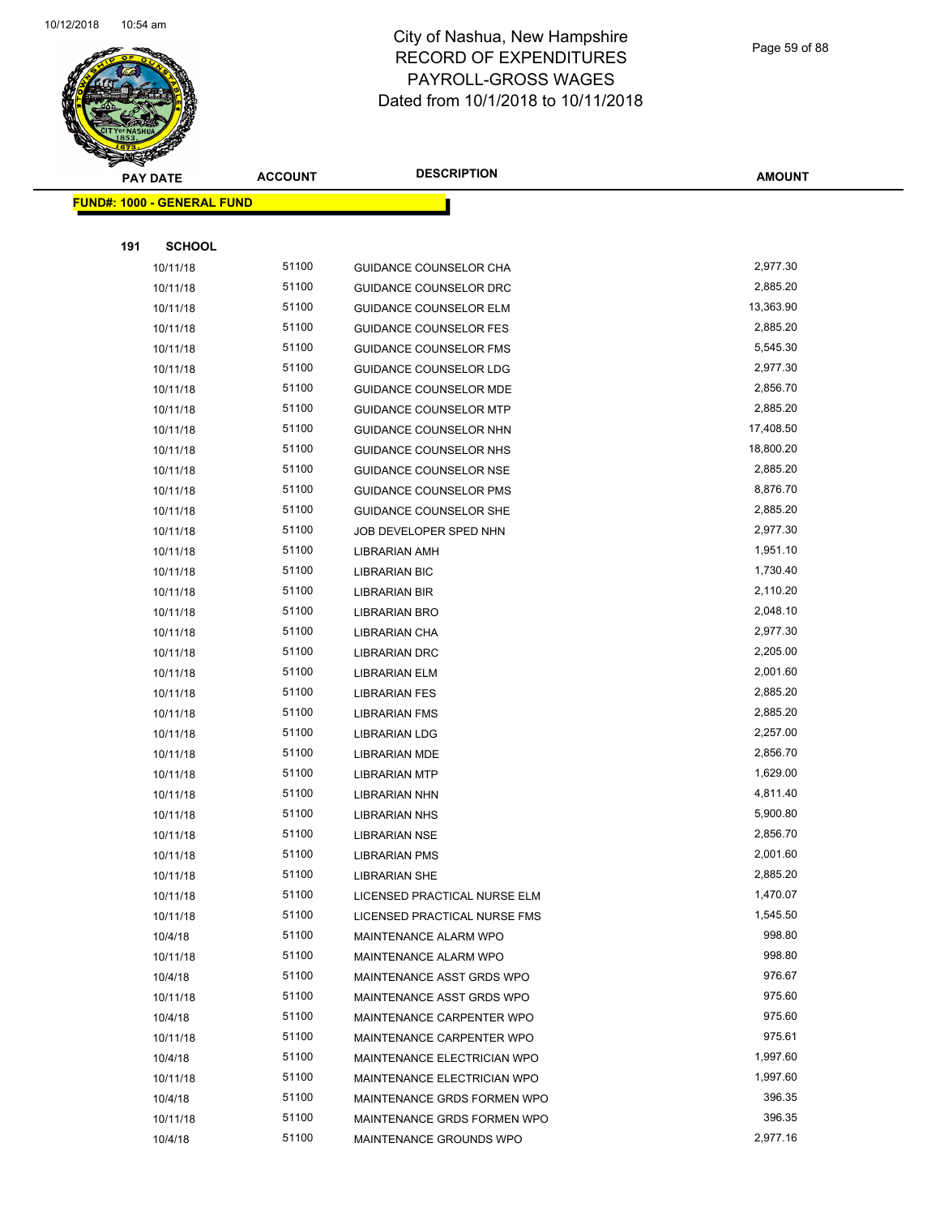# City of Nashua, New Hampshire
## RECORD OF EXPENDITURES
## PAYROLL-GROSS WAGES
## Dated from 10/1/2018 to 10/11/2018

| PAY DATE | ACCOUNT | DESCRIPTION | AMOUNT |
|---|---|---|---|
| **FUND#: 1000 - GENERAL FUND** | | | |
| **191 SCHOOL** | | | |
| 10/11/18 | 51100 | GUIDANCE COUNSELOR CHA | 2,977.30 |
| 10/11/18 | 51100 | GUIDANCE COUNSELOR DRC | 2,885.20 |
| 10/11/18 | 51100 | GUIDANCE COUNSELOR ELM | 13,363.90 |
| 10/11/18 | 51100 | GUIDANCE COUNSELOR FES | 2,885.20 |
| 10/11/18 | 51100 | GUIDANCE COUNSELOR FMS | 5,545.30 |
| 10/11/18 | 51100 | GUIDANCE COUNSELOR LDG | 2,977.30 |
| 10/11/18 | 51100 | GUIDANCE COUNSELOR MDE | 2,856.70 |
| 10/11/18 | 51100 | GUIDANCE COUNSELOR MTP | 2,885.20 |
| 10/11/18 | 51100 | GUIDANCE COUNSELOR NHN | 17,408.50 |
| 10/11/18 | 51100 | GUIDANCE COUNSELOR NHS | 18,800.20 |
| 10/11/18 | 51100 | GUIDANCE COUNSELOR NSE | 2,885.20 |
| 10/11/18 | 51100 | GUIDANCE COUNSELOR PMS | 8,876.70 |
| 10/11/18 | 51100 | GUIDANCE COUNSELOR SHE | 2,885.20 |
| 10/11/18 | 51100 | JOB DEVELOPER SPED NHN | 2,977.30 |
| 10/11/18 | 51100 | LIBRARIAN AMH | 1,951.10 |
| 10/11/18 | 51100 | LIBRARIAN BIC | 1,730.40 |
| 10/11/18 | 51100 | LIBRARIAN BIR | 2,110.20 |
| 10/11/18 | 51100 | LIBRARIAN BRO | 2,048.10 |
| 10/11/18 | 51100 | LIBRARIAN CHA | 2,977.30 |
| 10/11/18 | 51100 | LIBRARIAN DRC | 2,205.00 |
| 10/11/18 | 51100 | LIBRARIAN ELM | 2,001.60 |
| 10/11/18 | 51100 | LIBRARIAN FES | 2,885.20 |
| 10/11/18 | 51100 | LIBRARIAN FMS | 2,885.20 |
| 10/11/18 | 51100 | LIBRARIAN LDG | 2,257.00 |
| 10/11/18 | 51100 | LIBRARIAN MDE | 2,856.70 |
| 10/11/18 | 51100 | LIBRARIAN MTP | 1,629.00 |
| 10/11/18 | 51100 | LIBRARIAN NHN | 4,811.40 |
| 10/11/18 | 51100 | LIBRARIAN NHS | 5,900.80 |
| 10/11/18 | 51100 | LIBRARIAN NSE | 2,856.70 |
| 10/11/18 | 51100 | LIBRARIAN PMS | 2,001.60 |
| 10/11/18 | 51100 | LIBRARIAN SHE | 2,885.20 |
| 10/11/18 | 51100 | LICENSED PRACTICAL NURSE ELM | 1,470.07 |
| 10/11/18 | 51100 | LICENSED PRACTICAL NURSE FMS | 1,545.50 |
| 10/4/18 | 51100 | MAINTENANCE ALARM WPO | 998.80 |
| 10/11/18 | 51100 | MAINTENANCE ALARM WPO | 998.80 |
| 10/4/18 | 51100 | MAINTENANCE ASST GRDS WPO | 976.67 |
| 10/11/18 | 51100 | MAINTENANCE ASST GRDS WPO | 975.60 |
| 10/4/18 | 51100 | MAINTENANCE CARPENTER WPO | 975.60 |
| 10/11/18 | 51100 | MAINTENANCE CARPENTER WPO | 975.61 |
| 10/4/18 | 51100 | MAINTENANCE ELECTRICIAN WPO | 1,997.60 |
| 10/11/18 | 51100 | MAINTENANCE ELECTRICIAN WPO | 1,997.60 |
| 10/4/18 | 51100 | MAINTENANCE GRDS FORMEN WPO | 396.35 |
| 10/11/18 | 51100 | MAINTENANCE GRDS FORMEN WPO | 396.35 |
| 10/4/18 | 51100 | MAINTENANCE GROUNDS WPO | 2,977.16 |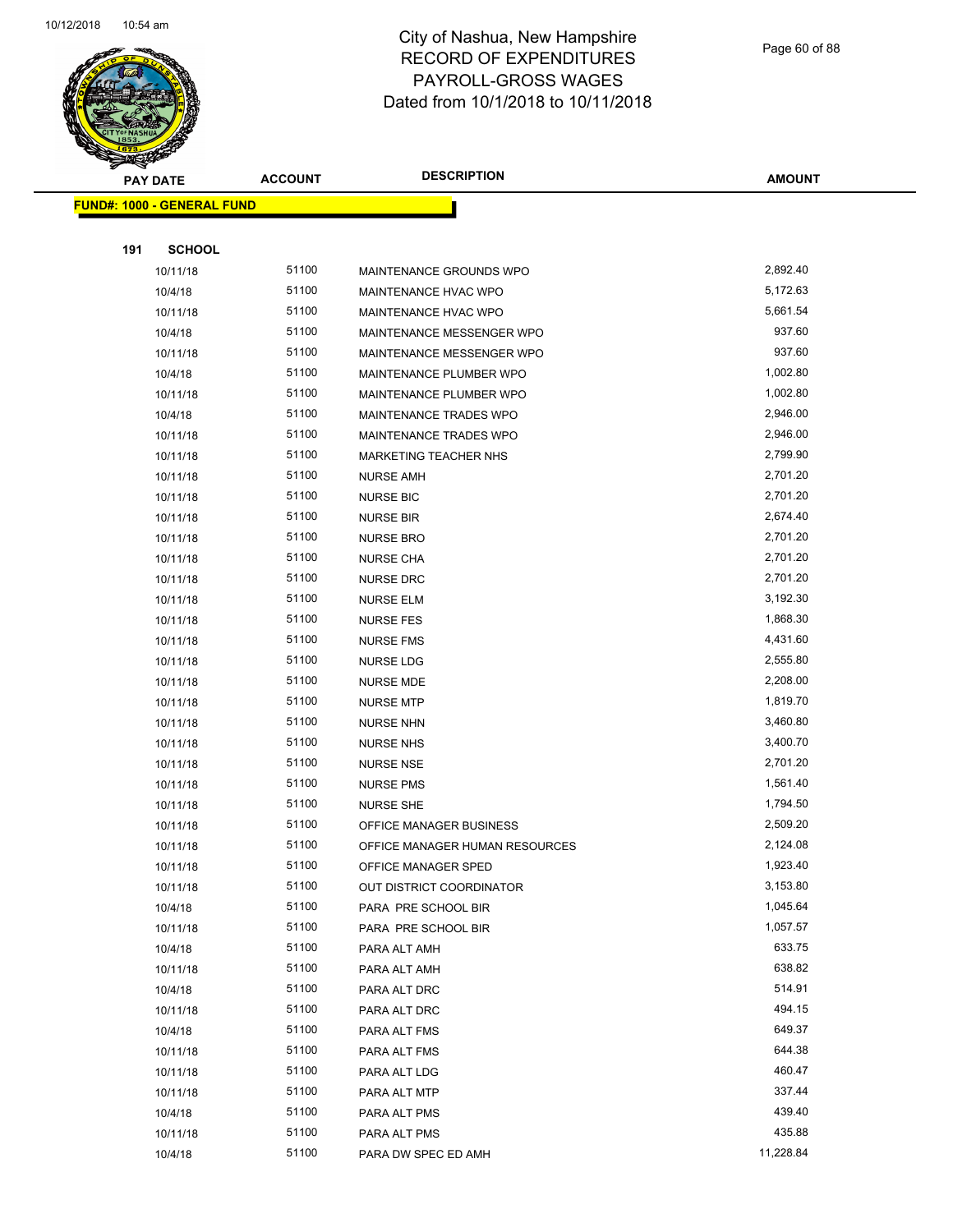City of Nashua, New Hampshire
RECORD OF EXPENDITURES
PAYROLL-GROSS WAGES
Dated from 10/1/2018 to 10/11/2018

| PAY DATE | ACCOUNT | DESCRIPTION | AMOUNT |
|---|---|---|---|
| **FUND#: 1000 - GENERAL FUND** | | | |
| **191 SCHOOL** | | | |
| 10/11/18 | 51100 | MAINTENANCE GROUNDS WPO | 2,892.40 |
| 10/4/18 | 51100 | MAINTENANCE HVAC WPO | 5,172.63 |
| 10/11/18 | 51100 | MAINTENANCE HVAC WPO | 5,661.54 |
| 10/4/18 | 51100 | MAINTENANCE MESSENGER WPO | 937.60 |
| 10/11/18 | 51100 | MAINTENANCE MESSENGER WPO | 937.60 |
| 10/4/18 | 51100 | MAINTENANCE PLUMBER WPO | 1,002.80 |
| 10/11/18 | 51100 | MAINTENANCE PLUMBER WPO | 1,002.80 |
| 10/4/18 | 51100 | MAINTENANCE TRADES WPO | 2,946.00 |
| 10/11/18 | 51100 | MAINTENANCE TRADES WPO | 2,946.00 |
| 10/11/18 | 51100 | MARKETING TEACHER NHS | 2,799.90 |
| 10/11/18 | 51100 | NURSE AMH | 2,701.20 |
| 10/11/18 | 51100 | NURSE BIC | 2,701.20 |
| 10/11/18 | 51100 | NURSE BIR | 2,674.40 |
| 10/11/18 | 51100 | NURSE BRO | 2,701.20 |
| 10/11/18 | 51100 | NURSE CHA | 2,701.20 |
| 10/11/18 | 51100 | NURSE DRC | 2,701.20 |
| 10/11/18 | 51100 | NURSE ELM | 3,192.30 |
| 10/11/18 | 51100 | NURSE FES | 1,868.30 |
| 10/11/18 | 51100 | NURSE FMS | 4,431.60 |
| 10/11/18 | 51100 | NURSE LDG | 2,555.80 |
| 10/11/18 | 51100 | NURSE MDE | 2,208.00 |
| 10/11/18 | 51100 | NURSE MTP | 1,819.70 |
| 10/11/18 | 51100 | NURSE NHN | 3,460.80 |
| 10/11/18 | 51100 | NURSE NHS | 3,400.70 |
| 10/11/18 | 51100 | NURSE NSE | 2,701.20 |
| 10/11/18 | 51100 | NURSE PMS | 1,561.40 |
| 10/11/18 | 51100 | NURSE SHE | 1,794.50 |
| 10/11/18 | 51100 | OFFICE MANAGER BUSINESS | 2,509.20 |
| 10/11/18 | 51100 | OFFICE MANAGER HUMAN RESOURCES | 2,124.08 |
| 10/11/18 | 51100 | OFFICE MANAGER SPED | 1,923.40 |
| 10/11/18 | 51100 | OUT DISTRICT COORDINATOR | 3,153.80 |
| 10/4/18 | 51100 | PARA PRE SCHOOL BIR | 1,045.64 |
| 10/11/18 | 51100 | PARA PRE SCHOOL BIR | 1,057.57 |
| 10/4/18 | 51100 | PARA ALT AMH | 633.75 |
| 10/11/18 | 51100 | PARA ALT AMH | 638.82 |
| 10/4/18 | 51100 | PARA ALT DRC | 514.91 |
| 10/11/18 | 51100 | PARA ALT DRC | 494.15 |
| 10/4/18 | 51100 | PARA ALT FMS | 649.37 |
| 10/11/18 | 51100 | PARA ALT FMS | 644.38 |
| 10/11/18 | 51100 | PARA ALT LDG | 460.47 |
| 10/11/18 | 51100 | PARA ALT MTP | 337.44 |
| 10/4/18 | 51100 | PARA ALT PMS | 439.40 |
| 10/11/18 | 51100 | PARA ALT PMS | 435.88 |
| 10/4/18 | 51100 | PARA DW SPEC ED AMH | 11,228.84 |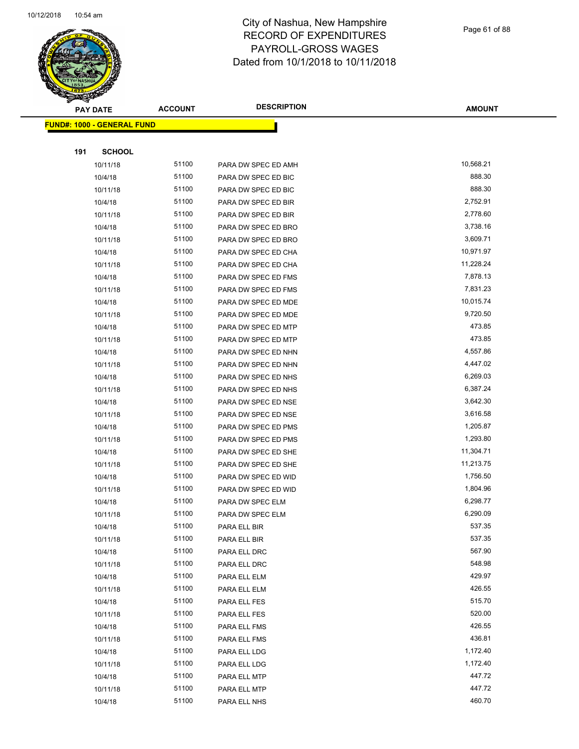# City of Nashua, New Hampshire
# RECORD OF EXPENDITURES
# PAYROLL-GROSS WAGES
# Dated from 10/1/2018 to 10/11/2018

**FUND#: 1000 - GENERAL FUND**

**191 SCHOOL**

| PAY DATE | ACCOUNT | DESCRIPTION | AMOUNT |
|---|---|---|---|
| 10/11/18 | 51100 | PARA DW SPEC ED AMH | 10,568.21 |
| 10/4/18 | 51100 | PARA DW SPEC ED BIC | 888.30 |
| 10/11/18 | 51100 | PARA DW SPEC ED BIC | 888.30 |
| 10/4/18 | 51100 | PARA DW SPEC ED BIR | 2,752.91 |
| 10/11/18 | 51100 | PARA DW SPEC ED BIR | 2,778.60 |
| 10/4/18 | 51100 | PARA DW SPEC ED BRO | 3,738.16 |
| 10/11/18 | 51100 | PARA DW SPEC ED BRO | 3,609.71 |
| 10/4/18 | 51100 | PARA DW SPEC ED CHA | 10,971.97 |
| 10/11/18 | 51100 | PARA DW SPEC ED CHA | 11,228.24 |
| 10/4/18 | 51100 | PARA DW SPEC ED FMS | 7,878.13 |
| 10/11/18 | 51100 | PARA DW SPEC ED FMS | 7,831.23 |
| 10/4/18 | 51100 | PARA DW SPEC ED MDE | 10,015.74 |
| 10/11/18 | 51100 | PARA DW SPEC ED MDE | 9,720.50 |
| 10/4/18 | 51100 | PARA DW SPEC ED MTP | 473.85 |
| 10/11/18 | 51100 | PARA DW SPEC ED MTP | 473.85 |
| 10/4/18 | 51100 | PARA DW SPEC ED NHN | 4,557.86 |
| 10/11/18 | 51100 | PARA DW SPEC ED NHN | 4,447.02 |
| 10/4/18 | 51100 | PARA DW SPEC ED NHS | 6,269.03 |
| 10/11/18 | 51100 | PARA DW SPEC ED NHS | 6,387.24 |
| 10/4/18 | 51100 | PARA DW SPEC ED NSE | 3,642.30 |
| 10/11/18 | 51100 | PARA DW SPEC ED NSE | 3,616.58 |
| 10/4/18 | 51100 | PARA DW SPEC ED PMS | 1,205.87 |
| 10/11/18 | 51100 | PARA DW SPEC ED PMS | 1,293.80 |
| 10/4/18 | 51100 | PARA DW SPEC ED SHE | 11,304.71 |
| 10/11/18 | 51100 | PARA DW SPEC ED SHE | 11,213.75 |
| 10/4/18 | 51100 | PARA DW SPEC ED WID | 1,756.50 |
| 10/11/18 | 51100 | PARA DW SPEC ED WID | 1,804.96 |
| 10/4/18 | 51100 | PARA DW SPEC ELM | 6,298.77 |
| 10/11/18 | 51100 | PARA DW SPEC ELM | 6,290.09 |
| 10/4/18 | 51100 | PARA ELL BIR | 537.35 |
| 10/11/18 | 51100 | PARA ELL BIR | 537.35 |
| 10/4/18 | 51100 | PARA ELL DRC | 567.90 |
| 10/11/18 | 51100 | PARA ELL DRC | 548.98 |
| 10/4/18 | 51100 | PARA ELL ELM | 429.97 |
| 10/11/18 | 51100 | PARA ELL ELM | 426.55 |
| 10/4/18 | 51100 | PARA ELL FES | 515.70 |
| 10/11/18 | 51100 | PARA ELL FES | 520.00 |
| 10/4/18 | 51100 | PARA ELL FMS | 426.55 |
| 10/11/18 | 51100 | PARA ELL FMS | 436.81 |
| 10/4/18 | 51100 | PARA ELL LDG | 1,172.40 |
| 10/11/18 | 51100 | PARA ELL LDG | 1,172.40 |
| 10/4/18 | 51100 | PARA ELL MTP | 447.72 |
| 10/11/18 | 51100 | PARA ELL MTP | 447.72 |
| 10/4/18 | 51100 | PARA ELL NHS | 460.70 |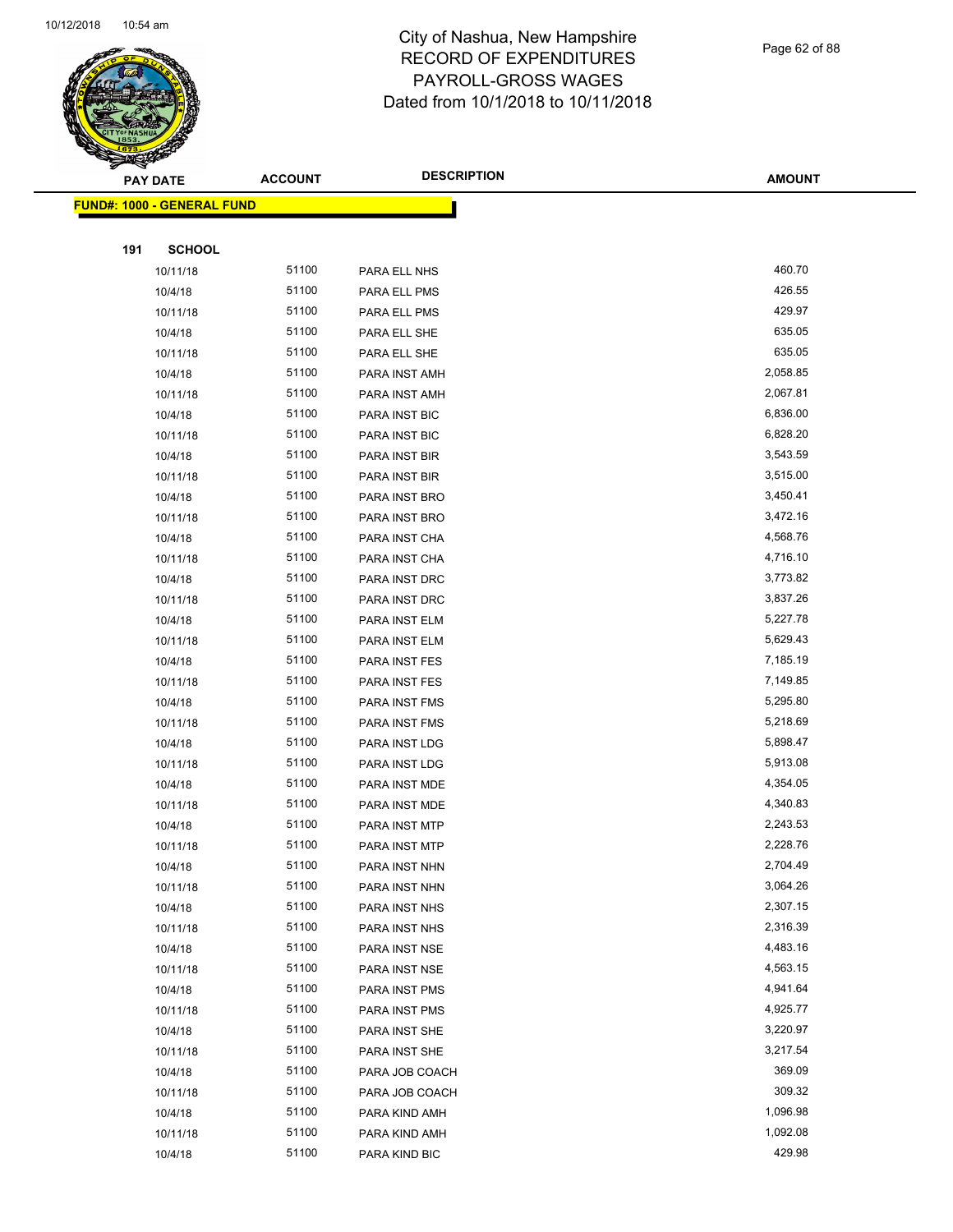# City of Nashua, New Hampshire
# RECORD OF EXPENDITURES
# PAYROLL-GROSS WAGES
# Dated from 10/1/2018 to 10/11/2018

| PAY DATE | ACCOUNT | DESCRIPTION | AMOUNT |
|---|---|---|---|

**FUND#: 1000 - GENERAL FUND**

**191 SCHOOL**

| PAY DATE | ACCOUNT | DESCRIPTION | AMOUNT |
|---|---|---|---|
| 10/11/18 | 51100 | PARA ELL NHS | 460.70 |
| 10/4/18 | 51100 | PARA ELL PMS | 426.55 |
| 10/11/18 | 51100 | PARA ELL PMS | 429.97 |
| 10/4/18 | 51100 | PARA ELL SHE | 635.05 |
| 10/11/18 | 51100 | PARA ELL SHE | 635.05 |
| 10/4/18 | 51100 | PARA INST AMH | 2,058.85 |
| 10/11/18 | 51100 | PARA INST AMH | 2,067.81 |
| 10/4/18 | 51100 | PARA INST BIC | 6,836.00 |
| 10/11/18 | 51100 | PARA INST BIC | 6,828.20 |
| 10/4/18 | 51100 | PARA INST BIR | 3,543.59 |
| 10/11/18 | 51100 | PARA INST BIR | 3,515.00 |
| 10/4/18 | 51100 | PARA INST BRO | 3,450.41 |
| 10/11/18 | 51100 | PARA INST BRO | 3,472.16 |
| 10/4/18 | 51100 | PARA INST CHA | 4,568.76 |
| 10/11/18 | 51100 | PARA INST CHA | 4,716.10 |
| 10/4/18 | 51100 | PARA INST DRC | 3,773.82 |
| 10/11/18 | 51100 | PARA INST DRC | 3,837.26 |
| 10/4/18 | 51100 | PARA INST ELM | 5,227.78 |
| 10/11/18 | 51100 | PARA INST ELM | 5,629.43 |
| 10/4/18 | 51100 | PARA INST FES | 7,185.19 |
| 10/11/18 | 51100 | PARA INST FES | 7,149.85 |
| 10/4/18 | 51100 | PARA INST FMS | 5,295.80 |
| 10/11/18 | 51100 | PARA INST FMS | 5,218.69 |
| 10/4/18 | 51100 | PARA INST LDG | 5,898.47 |
| 10/11/18 | 51100 | PARA INST LDG | 5,913.08 |
| 10/4/18 | 51100 | PARA INST MDE | 4,354.05 |
| 10/11/18 | 51100 | PARA INST MDE | 4,340.83 |
| 10/4/18 | 51100 | PARA INST MTP | 2,243.53 |
| 10/11/18 | 51100 | PARA INST MTP | 2,228.76 |
| 10/4/18 | 51100 | PARA INST NHN | 2,704.49 |
| 10/11/18 | 51100 | PARA INST NHN | 3,064.26 |
| 10/4/18 | 51100 | PARA INST NHS | 2,307.15 |
| 10/11/18 | 51100 | PARA INST NHS | 2,316.39 |
| 10/4/18 | 51100 | PARA INST NSE | 4,483.16 |
| 10/11/18 | 51100 | PARA INST NSE | 4,563.15 |
| 10/4/18 | 51100 | PARA INST PMS | 4,941.64 |
| 10/11/18 | 51100 | PARA INST PMS | 4,925.77 |
| 10/4/18 | 51100 | PARA INST SHE | 3,220.97 |
| 10/11/18 | 51100 | PARA INST SHE | 3,217.54 |
| 10/4/18 | 51100 | PARA JOB COACH | 369.09 |
| 10/11/18 | 51100 | PARA JOB COACH | 309.32 |
| 10/4/18 | 51100 | PARA KIND AMH | 1,096.98 |
| 10/11/18 | 51100 | PARA KIND AMH | 1,092.08 |
| 10/4/18 | 51100 | PARA KIND BIC | 429.98 |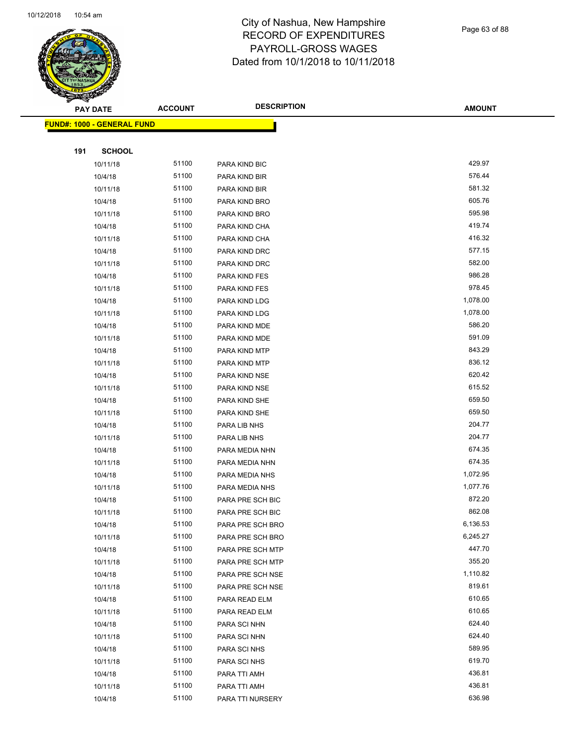# City of Nashua, New Hampshire
## RECORD OF EXPENDITURES
## PAYROLL-GROSS WAGES
## Dated from 10/1/2018 to 10/11/2018

10/12/2018 10:54 am

| PAY DATE | ACCOUNT | DESCRIPTION | AMOUNT |
|---|---|---|---|
| **FUND#: 1000 - GENERAL FUND** | | | |
| **191 SCHOOL** | | | |
| 10/11/18 | 51100 | PARA KIND BIC | 429.97 |
| 10/4/18 | 51100 | PARA KIND BIR | 576.44 |
| 10/11/18 | 51100 | PARA KIND BIR | 581.32 |
| 10/4/18 | 51100 | PARA KIND BRO | 605.76 |
| 10/11/18 | 51100 | PARA KIND BRO | 595.98 |
| 10/4/18 | 51100 | PARA KIND CHA | 419.74 |
| 10/11/18 | 51100 | PARA KIND CHA | 416.32 |
| 10/4/18 | 51100 | PARA KIND DRC | 577.15 |
| 10/11/18 | 51100 | PARA KIND DRC | 582.00 |
| 10/4/18 | 51100 | PARA KIND FES | 986.28 |
| 10/11/18 | 51100 | PARA KIND FES | 978.45 |
| 10/4/18 | 51100 | PARA KIND LDG | 1,078.00 |
| 10/11/18 | 51100 | PARA KIND LDG | 1,078.00 |
| 10/4/18 | 51100 | PARA KIND MDE | 586.20 |
| 10/11/18 | 51100 | PARA KIND MDE | 591.09 |
| 10/4/18 | 51100 | PARA KIND MTP | 843.29 |
| 10/11/18 | 51100 | PARA KIND MTP | 836.12 |
| 10/4/18 | 51100 | PARA KIND NSE | 620.42 |
| 10/11/18 | 51100 | PARA KIND NSE | 615.52 |
| 10/4/18 | 51100 | PARA KIND SHE | 659.50 |
| 10/11/18 | 51100 | PARA KIND SHE | 659.50 |
| 10/4/18 | 51100 | PARA LIB NHS | 204.77 |
| 10/11/18 | 51100 | PARA LIB NHS | 204.77 |
| 10/4/18 | 51100 | PARA MEDIA NHN | 674.35 |
| 10/11/18 | 51100 | PARA MEDIA NHN | 674.35 |
| 10/4/18 | 51100 | PARA MEDIA NHS | 1,072.95 |
| 10/11/18 | 51100 | PARA MEDIA NHS | 1,077.76 |
| 10/4/18 | 51100 | PARA PRE SCH BIC | 872.20 |
| 10/11/18 | 51100 | PARA PRE SCH BIC | 862.08 |
| 10/4/18 | 51100 | PARA PRE SCH BRO | 6,136.53 |
| 10/11/18 | 51100 | PARA PRE SCH BRO | 6,245.27 |
| 10/4/18 | 51100 | PARA PRE SCH MTP | 447.70 |
| 10/11/18 | 51100 | PARA PRE SCH MTP | 355.20 |
| 10/4/18 | 51100 | PARA PRE SCH NSE | 1,110.82 |
| 10/11/18 | 51100 | PARA PRE SCH NSE | 819.61 |
| 10/4/18 | 51100 | PARA READ ELM | 610.65 |
| 10/11/18 | 51100 | PARA READ ELM | 610.65 |
| 10/4/18 | 51100 | PARA SCI NHN | 624.40 |
| 10/11/18 | 51100 | PARA SCI NHN | 624.40 |
| 10/4/18 | 51100 | PARA SCI NHS | 589.95 |
| 10/11/18 | 51100 | PARA SCI NHS | 619.70 |
| 10/4/18 | 51100 | PARA TTI AMH | 436.81 |
| 10/11/18 | 51100 | PARA TTI AMH | 436.81 |
| 10/4/18 | 51100 | PARA TTI NURSERY | 636.98 |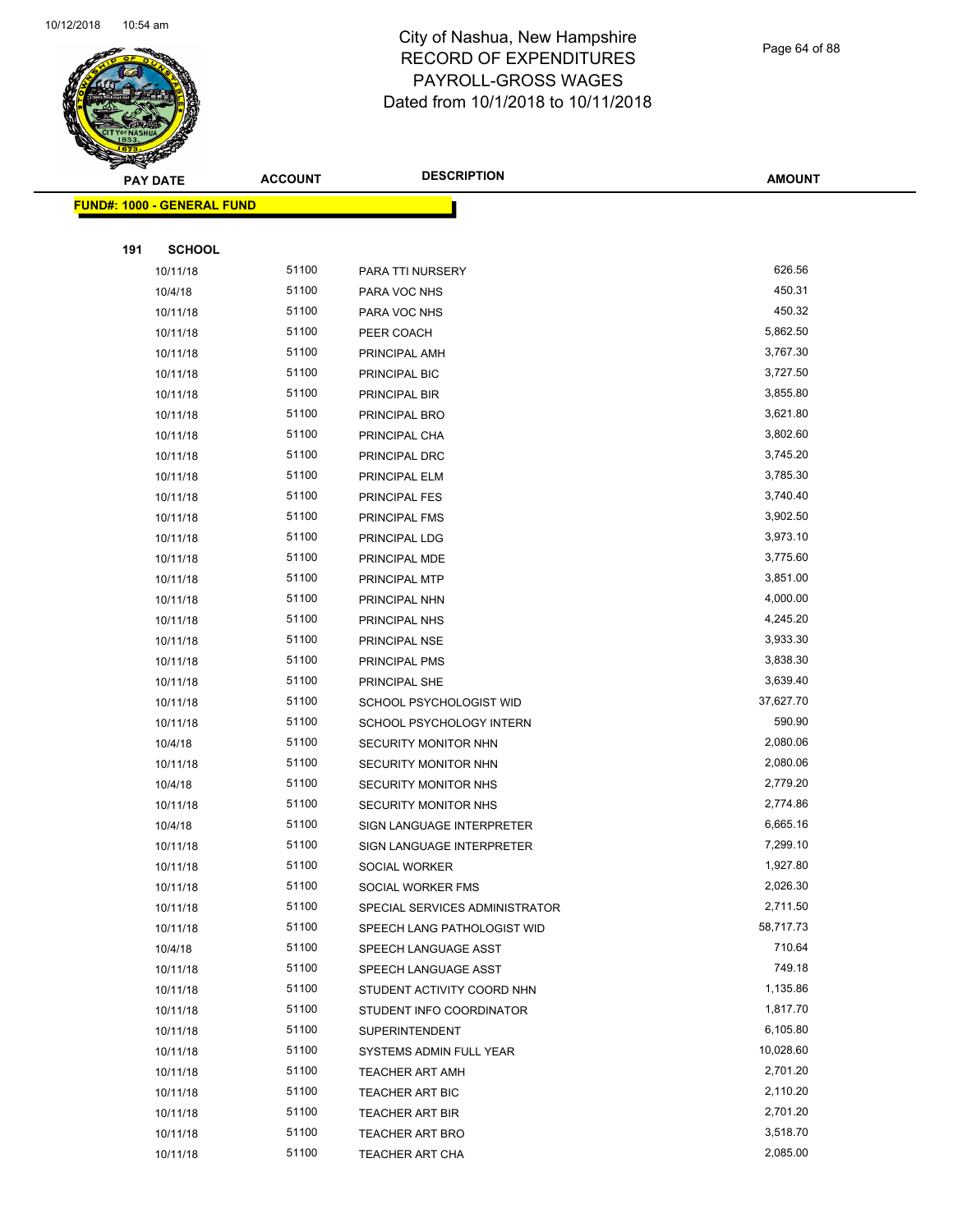# City of Nashua, New Hampshire
## RECORD OF EXPENDITURES
## PAYROLL-GROSS WAGES
## Dated from 10/1/2018 to 10/11/2018

| PAY DATE | ACCOUNT | DESCRIPTION | AMOUNT |
|---|---|---|---|

**FUND#: 1000 - GENERAL FUND**

**191 SCHOOL**

| PAY DATE | ACCOUNT | DESCRIPTION | AMOUNT |
|---|---|---|---|
| 10/11/18 | 51100 | PARA TTI NURSERY | 626.56 |
| 10/4/18 | 51100 | PARA VOC NHS | 450.31 |
| 10/11/18 | 51100 | PARA VOC NHS | 450.32 |
| 10/11/18 | 51100 | PEER COACH | 5,862.50 |
| 10/11/18 | 51100 | PRINCIPAL AMH | 3,767.30 |
| 10/11/18 | 51100 | PRINCIPAL BIC | 3,727.50 |
| 10/11/18 | 51100 | PRINCIPAL BIR | 3,855.80 |
| 10/11/18 | 51100 | PRINCIPAL BRO | 3,621.80 |
| 10/11/18 | 51100 | PRINCIPAL CHA | 3,802.60 |
| 10/11/18 | 51100 | PRINCIPAL DRC | 3,745.20 |
| 10/11/18 | 51100 | PRINCIPAL ELM | 3,785.30 |
| 10/11/18 | 51100 | PRINCIPAL FES | 3,740.40 |
| 10/11/18 | 51100 | PRINCIPAL FMS | 3,902.50 |
| 10/11/18 | 51100 | PRINCIPAL LDG | 3,973.10 |
| 10/11/18 | 51100 | PRINCIPAL MDE | 3,775.60 |
| 10/11/18 | 51100 | PRINCIPAL MTP | 3,851.00 |
| 10/11/18 | 51100 | PRINCIPAL NHN | 4,000.00 |
| 10/11/18 | 51100 | PRINCIPAL NHS | 4,245.20 |
| 10/11/18 | 51100 | PRINCIPAL NSE | 3,933.30 |
| 10/11/18 | 51100 | PRINCIPAL PMS | 3,838.30 |
| 10/11/18 | 51100 | PRINCIPAL SHE | 3,639.40 |
| 10/11/18 | 51100 | SCHOOL PSYCHOLOGIST WID | 37,627.70 |
| 10/11/18 | 51100 | SCHOOL PSYCHOLOGY INTERN | 590.90 |
| 10/4/18 | 51100 | SECURITY MONITOR NHN | 2,080.06 |
| 10/11/18 | 51100 | SECURITY MONITOR NHN | 2,080.06 |
| 10/4/18 | 51100 | SECURITY MONITOR NHS | 2,779.20 |
| 10/11/18 | 51100 | SECURITY MONITOR NHS | 2,774.86 |
| 10/4/18 | 51100 | SIGN LANGUAGE INTERPRETER | 6,665.16 |
| 10/11/18 | 51100 | SIGN LANGUAGE INTERPRETER | 7,299.10 |
| 10/11/18 | 51100 | SOCIAL WORKER | 1,927.80 |
| 10/11/18 | 51100 | SOCIAL WORKER FMS | 2,026.30 |
| 10/11/18 | 51100 | SPECIAL SERVICES ADMINISTRATOR | 2,711.50 |
| 10/11/18 | 51100 | SPEECH LANG PATHOLOGIST WID | 58,717.73 |
| 10/4/18 | 51100 | SPEECH LANGUAGE ASST | 710.64 |
| 10/11/18 | 51100 | SPEECH LANGUAGE ASST | 749.18 |
| 10/11/18 | 51100 | STUDENT ACTIVITY COORD NHN | 1,135.86 |
| 10/11/18 | 51100 | STUDENT INFO COORDINATOR | 1,817.70 |
| 10/11/18 | 51100 | SUPERINTENDENT | 6,105.80 |
| 10/11/18 | 51100 | SYSTEMS ADMIN FULL YEAR | 10,028.60 |
| 10/11/18 | 51100 | TEACHER ART AMH | 2,701.20 |
| 10/11/18 | 51100 | TEACHER ART BIC | 2,110.20 |
| 10/11/18 | 51100 | TEACHER ART BIR | 2,701.20 |
| 10/11/18 | 51100 | TEACHER ART BRO | 3,518.70 |
| 10/11/18 | 51100 | TEACHER ART CHA | 2,085.00 |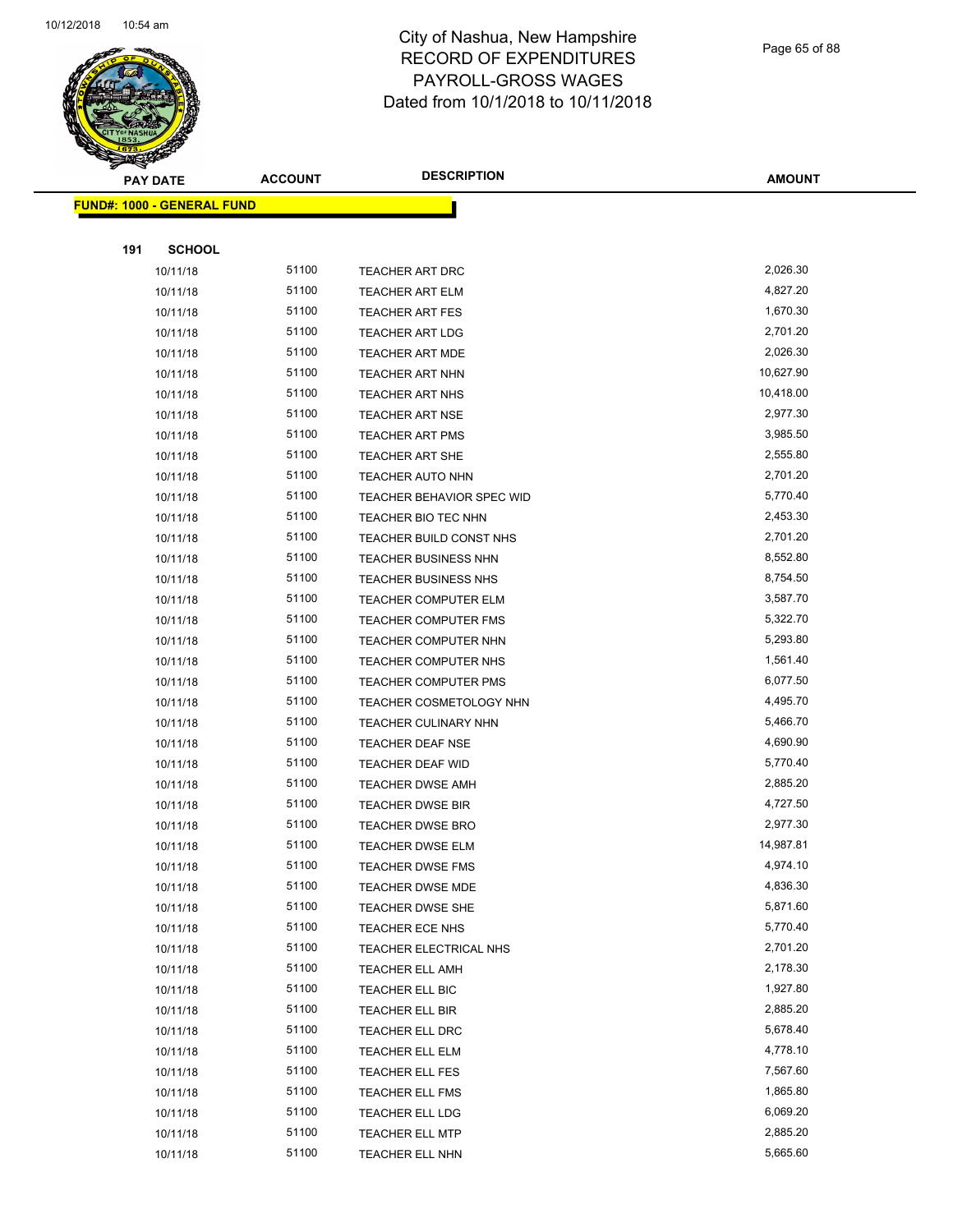# City of Nashua, New Hampshire
## RECORD OF EXPENDITURES
## PAYROLL-GROSS WAGES
## Dated from 10/1/2018 to 10/11/2018

**FUND#: 1000 - GENERAL FUND**

**191 SCHOOL**

| PAY DATE | ACCOUNT | DESCRIPTION | AMOUNT |
|---|---|---|---|
| 10/11/18 | 51100 | TEACHER ART DRC | 2,026.30 |
| 10/11/18 | 51100 | TEACHER ART ELM | 4,827.20 |
| 10/11/18 | 51100 | TEACHER ART FES | 1,670.30 |
| 10/11/18 | 51100 | TEACHER ART LDG | 2,701.20 |
| 10/11/18 | 51100 | TEACHER ART MDE | 2,026.30 |
| 10/11/18 | 51100 | TEACHER ART NHN | 10,627.90 |
| 10/11/18 | 51100 | TEACHER ART NHS | 10,418.00 |
| 10/11/18 | 51100 | TEACHER ART NSE | 2,977.30 |
| 10/11/18 | 51100 | TEACHER ART PMS | 3,985.50 |
| 10/11/18 | 51100 | TEACHER ART SHE | 2,555.80 |
| 10/11/18 | 51100 | TEACHER AUTO NHN | 2,701.20 |
| 10/11/18 | 51100 | TEACHER BEHAVIOR SPEC WID | 5,770.40 |
| 10/11/18 | 51100 | TEACHER BIO TEC NHN | 2,453.30 |
| 10/11/18 | 51100 | TEACHER BUILD CONST NHS | 2,701.20 |
| 10/11/18 | 51100 | TEACHER BUSINESS NHN | 8,552.80 |
| 10/11/18 | 51100 | TEACHER BUSINESS NHS | 8,754.50 |
| 10/11/18 | 51100 | TEACHER COMPUTER ELM | 3,587.70 |
| 10/11/18 | 51100 | TEACHER COMPUTER FMS | 5,322.70 |
| 10/11/18 | 51100 | TEACHER COMPUTER NHN | 5,293.80 |
| 10/11/18 | 51100 | TEACHER COMPUTER NHS | 1,561.40 |
| 10/11/18 | 51100 | TEACHER COMPUTER PMS | 6,077.50 |
| 10/11/18 | 51100 | TEACHER COSMETOLOGY NHN | 4,495.70 |
| 10/11/18 | 51100 | TEACHER CULINARY NHN | 5,466.70 |
| 10/11/18 | 51100 | TEACHER DEAF NSE | 4,690.90 |
| 10/11/18 | 51100 | TEACHER DEAF WID | 5,770.40 |
| 10/11/18 | 51100 | TEACHER DWSE AMH | 2,885.20 |
| 10/11/18 | 51100 | TEACHER DWSE BIR | 4,727.50 |
| 10/11/18 | 51100 | TEACHER DWSE BRO | 2,977.30 |
| 10/11/18 | 51100 | TEACHER DWSE ELM | 14,987.81 |
| 10/11/18 | 51100 | TEACHER DWSE FMS | 4,974.10 |
| 10/11/18 | 51100 | TEACHER DWSE MDE | 4,836.30 |
| 10/11/18 | 51100 | TEACHER DWSE SHE | 5,871.60 |
| 10/11/18 | 51100 | TEACHER ECE NHS | 5,770.40 |
| 10/11/18 | 51100 | TEACHER ELECTRICAL NHS | 2,701.20 |
| 10/11/18 | 51100 | TEACHER ELL AMH | 2,178.30 |
| 10/11/18 | 51100 | TEACHER ELL BIC | 1,927.80 |
| 10/11/18 | 51100 | TEACHER ELL BIR | 2,885.20 |
| 10/11/18 | 51100 | TEACHER ELL DRC | 5,678.40 |
| 10/11/18 | 51100 | TEACHER ELL ELM | 4,778.10 |
| 10/11/18 | 51100 | TEACHER ELL FES | 7,567.60 |
| 10/11/18 | 51100 | TEACHER ELL FMS | 1,865.80 |
| 10/11/18 | 51100 | TEACHER ELL LDG | 6,069.20 |
| 10/11/18 | 51100 | TEACHER ELL MTP | 2,885.20 |
| 10/11/18 | 51100 | TEACHER ELL NHN | 5,665.60 |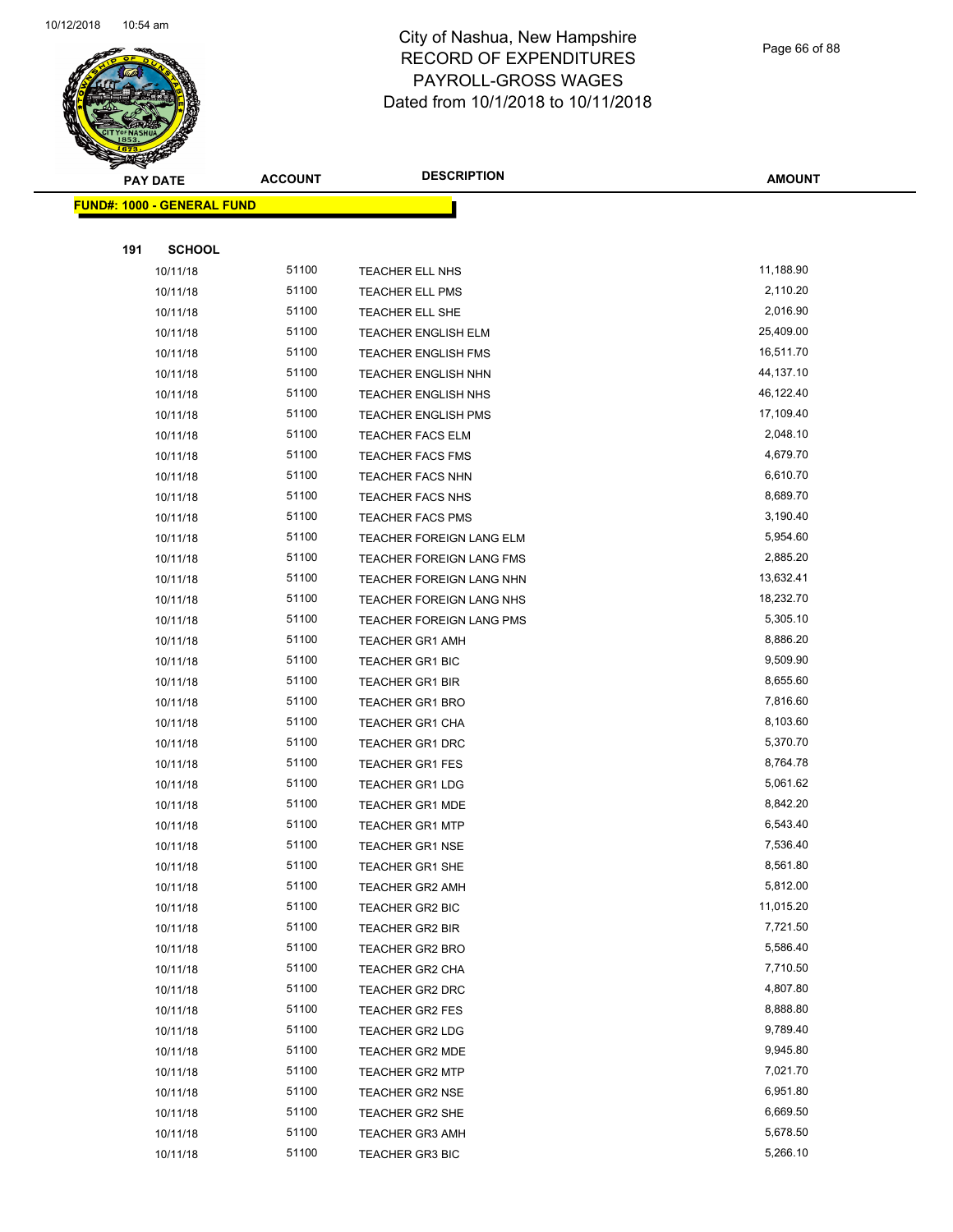# City of Nashua, New Hampshire
## RECORD OF EXPENDITURES
## PAYROLL-GROSS WAGES
## Dated from 10/1/2018 to 10/11/2018

| PAY DATE | ACCOUNT | DESCRIPTION | AMOUNT |
|---|---|---|---|
| **FUND#: 1000 - GENERAL FUND** | | | |
| **191 SCHOOL** | | | |
| 10/11/18 | 51100 | TEACHER ELL NHS | 11,188.90 |
| 10/11/18 | 51100 | TEACHER ELL PMS | 2,110.20 |
| 10/11/18 | 51100 | TEACHER ELL SHE | 2,016.90 |
| 10/11/18 | 51100 | TEACHER ENGLISH ELM | 25,409.00 |
| 10/11/18 | 51100 | TEACHER ENGLISH FMS | 16,511.70 |
| 10/11/18 | 51100 | TEACHER ENGLISH NHN | 44,137.10 |
| 10/11/18 | 51100 | TEACHER ENGLISH NHS | 46,122.40 |
| 10/11/18 | 51100 | TEACHER ENGLISH PMS | 17,109.40 |
| 10/11/18 | 51100 | TEACHER FACS ELM | 2,048.10 |
| 10/11/18 | 51100 | TEACHER FACS FMS | 4,679.70 |
| 10/11/18 | 51100 | TEACHER FACS NHN | 6,610.70 |
| 10/11/18 | 51100 | TEACHER FACS NHS | 8,689.70 |
| 10/11/18 | 51100 | TEACHER FACS PMS | 3,190.40 |
| 10/11/18 | 51100 | TEACHER FOREIGN LANG ELM | 5,954.60 |
| 10/11/18 | 51100 | TEACHER FOREIGN LANG FMS | 2,885.20 |
| 10/11/18 | 51100 | TEACHER FOREIGN LANG NHN | 13,632.41 |
| 10/11/18 | 51100 | TEACHER FOREIGN LANG NHS | 18,232.70 |
| 10/11/18 | 51100 | TEACHER FOREIGN LANG PMS | 5,305.10 |
| 10/11/18 | 51100 | TEACHER GR1 AMH | 8,886.20 |
| 10/11/18 | 51100 | TEACHER GR1 BIC | 9,509.90 |
| 10/11/18 | 51100 | TEACHER GR1 BIR | 8,655.60 |
| 10/11/18 | 51100 | TEACHER GR1 BRO | 7,816.60 |
| 10/11/18 | 51100 | TEACHER GR1 CHA | 8,103.60 |
| 10/11/18 | 51100 | TEACHER GR1 DRC | 5,370.70 |
| 10/11/18 | 51100 | TEACHER GR1 FES | 8,764.78 |
| 10/11/18 | 51100 | TEACHER GR1 LDG | 5,061.62 |
| 10/11/18 | 51100 | TEACHER GR1 MDE | 8,842.20 |
| 10/11/18 | 51100 | TEACHER GR1 MTP | 6,543.40 |
| 10/11/18 | 51100 | TEACHER GR1 NSE | 7,536.40 |
| 10/11/18 | 51100 | TEACHER GR1 SHE | 8,561.80 |
| 10/11/18 | 51100 | TEACHER GR2 AMH | 5,812.00 |
| 10/11/18 | 51100 | TEACHER GR2 BIC | 11,015.20 |
| 10/11/18 | 51100 | TEACHER GR2 BIR | 7,721.50 |
| 10/11/18 | 51100 | TEACHER GR2 BRO | 5,586.40 |
| 10/11/18 | 51100 | TEACHER GR2 CHA | 7,710.50 |
| 10/11/18 | 51100 | TEACHER GR2 DRC | 4,807.80 |
| 10/11/18 | 51100 | TEACHER GR2 FES | 8,888.80 |
| 10/11/18 | 51100 | TEACHER GR2 LDG | 9,789.40 |
| 10/11/18 | 51100 | TEACHER GR2 MDE | 9,945.80 |
| 10/11/18 | 51100 | TEACHER GR2 MTP | 7,021.70 |
| 10/11/18 | 51100 | TEACHER GR2 NSE | 6,951.80 |
| 10/11/18 | 51100 | TEACHER GR2 SHE | 6,669.50 |
| 10/11/18 | 51100 | TEACHER GR3 AMH | 5,678.50 |
| 10/11/18 | 51100 | TEACHER GR3 BIC | 5,266.10 |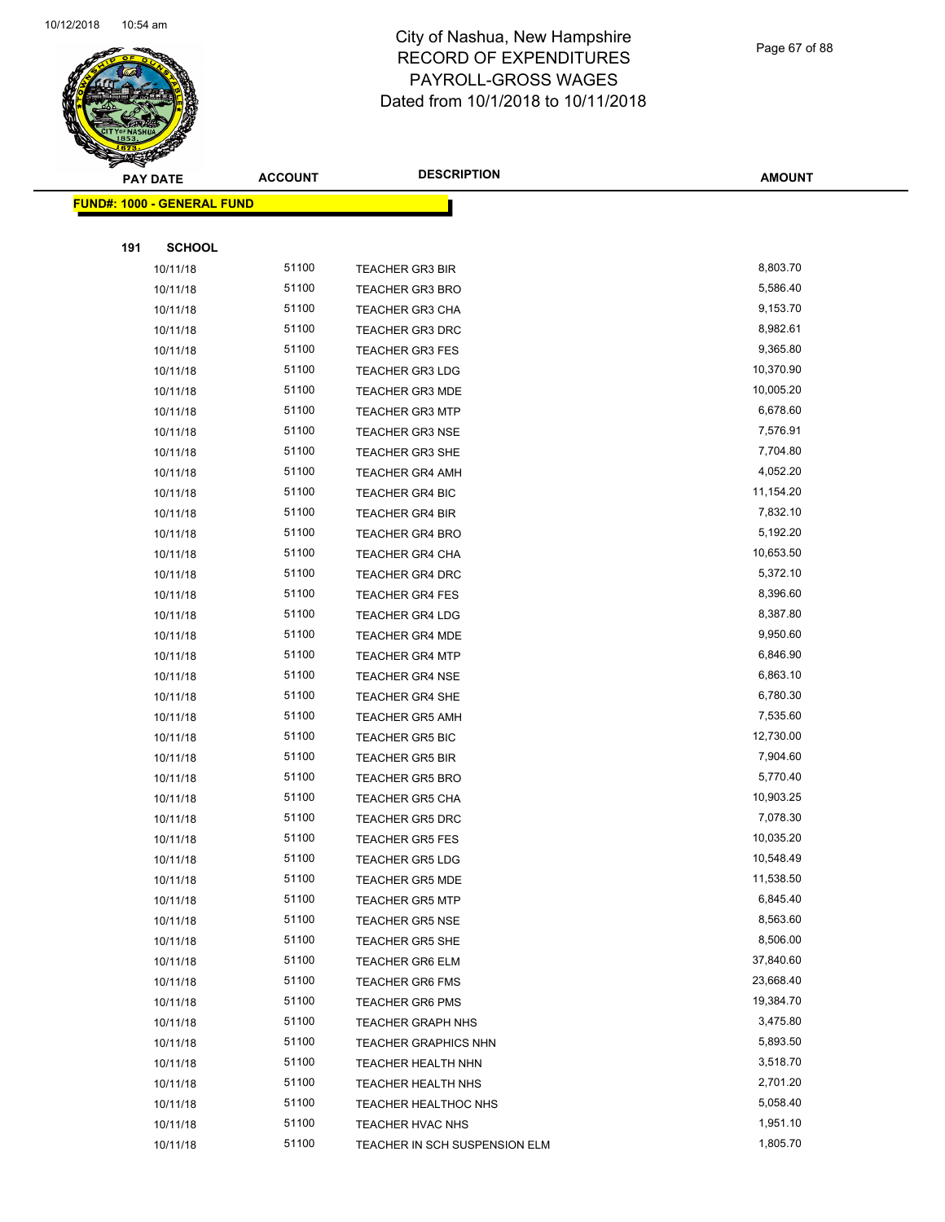# City of Nashua, New Hampshire
# RECORD OF EXPENDITURES
# PAYROLL-GROSS WAGES
# Dated from 10/1/2018 to 10/11/2018

| PAY DATE | ACCOUNT | DESCRIPTION | AMOUNT |
|---|---|---|---|

**FUND#: 1000 - GENERAL FUND**

**191 SCHOOL**

| PAY DATE | ACCOUNT | DESCRIPTION | AMOUNT |
|---|---|---|---|
| 10/11/18 | 51100 | TEACHER GR3 BIR | 8,803.70 |
| 10/11/18 | 51100 | TEACHER GR3 BRO | 5,586.40 |
| 10/11/18 | 51100 | TEACHER GR3 CHA | 9,153.70 |
| 10/11/18 | 51100 | TEACHER GR3 DRC | 8,982.61 |
| 10/11/18 | 51100 | TEACHER GR3 FES | 9,365.80 |
| 10/11/18 | 51100 | TEACHER GR3 LDG | 10,370.90 |
| 10/11/18 | 51100 | TEACHER GR3 MDE | 10,005.20 |
| 10/11/18 | 51100 | TEACHER GR3 MTP | 6,678.60 |
| 10/11/18 | 51100 | TEACHER GR3 NSE | 7,576.91 |
| 10/11/18 | 51100 | TEACHER GR3 SHE | 7,704.80 |
| 10/11/18 | 51100 | TEACHER GR4 AMH | 4,052.20 |
| 10/11/18 | 51100 | TEACHER GR4 BIC | 11,154.20 |
| 10/11/18 | 51100 | TEACHER GR4 BIR | 7,832.10 |
| 10/11/18 | 51100 | TEACHER GR4 BRO | 5,192.20 |
| 10/11/18 | 51100 | TEACHER GR4 CHA | 10,653.50 |
| 10/11/18 | 51100 | TEACHER GR4 DRC | 5,372.10 |
| 10/11/18 | 51100 | TEACHER GR4 FES | 8,396.60 |
| 10/11/18 | 51100 | TEACHER GR4 LDG | 8,387.80 |
| 10/11/18 | 51100 | TEACHER GR4 MDE | 9,950.60 |
| 10/11/18 | 51100 | TEACHER GR4 MTP | 6,846.90 |
| 10/11/18 | 51100 | TEACHER GR4 NSE | 6,863.10 |
| 10/11/18 | 51100 | TEACHER GR4 SHE | 6,780.30 |
| 10/11/18 | 51100 | TEACHER GR5 AMH | 7,535.60 |
| 10/11/18 | 51100 | TEACHER GR5 BIC | 12,730.00 |
| 10/11/18 | 51100 | TEACHER GR5 BIR | 7,904.60 |
| 10/11/18 | 51100 | TEACHER GR5 BRO | 5,770.40 |
| 10/11/18 | 51100 | TEACHER GR5 CHA | 10,903.25 |
| 10/11/18 | 51100 | TEACHER GR5 DRC | 7,078.30 |
| 10/11/18 | 51100 | TEACHER GR5 FES | 10,035.20 |
| 10/11/18 | 51100 | TEACHER GR5 LDG | 10,548.49 |
| 10/11/18 | 51100 | TEACHER GR5 MDE | 11,538.50 |
| 10/11/18 | 51100 | TEACHER GR5 MTP | 6,845.40 |
| 10/11/18 | 51100 | TEACHER GR5 NSE | 8,563.60 |
| 10/11/18 | 51100 | TEACHER GR5 SHE | 8,506.00 |
| 10/11/18 | 51100 | TEACHER GR6 ELM | 37,840.60 |
| 10/11/18 | 51100 | TEACHER GR6 FMS | 23,668.40 |
| 10/11/18 | 51100 | TEACHER GR6 PMS | 19,384.70 |
| 10/11/18 | 51100 | TEACHER GRAPH NHS | 3,475.80 |
| 10/11/18 | 51100 | TEACHER GRAPHICS NHN | 5,893.50 |
| 10/11/18 | 51100 | TEACHER HEALTH NHN | 3,518.70 |
| 10/11/18 | 51100 | TEACHER HEALTH NHS | 2,701.20 |
| 10/11/18 | 51100 | TEACHER HEALTHOC NHS | 5,058.40 |
| 10/11/18 | 51100 | TEACHER HVAC NHS | 1,951.10 |
| 10/11/18 | 51100 | TEACHER IN SCH SUSPENSION ELM | 1,805.70 |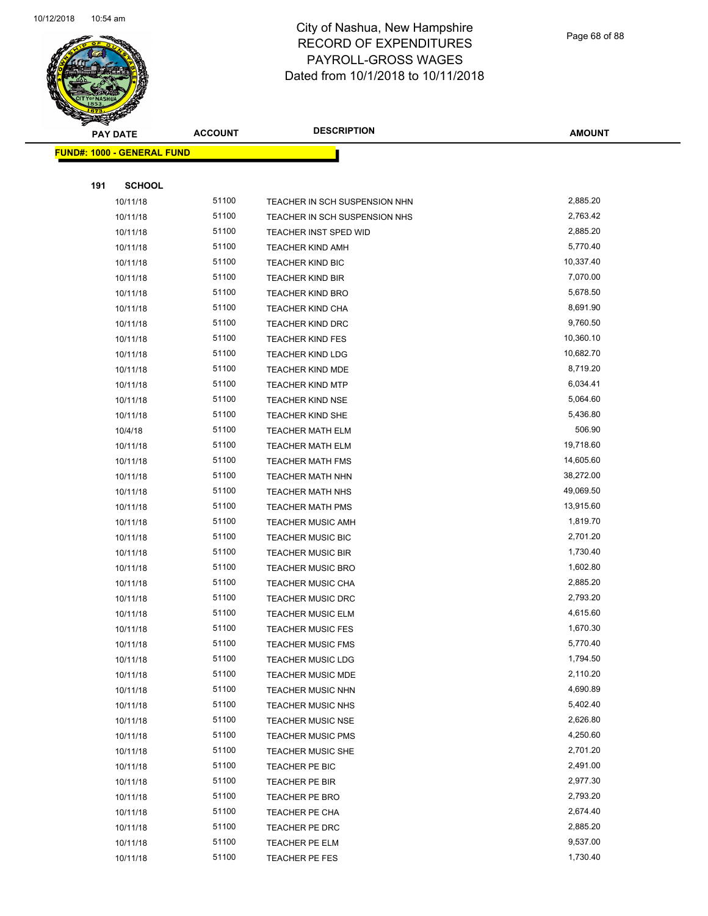# City of Nashua, New Hampshire
## RECORD OF EXPENDITURES
## PAYROLL-GROSS WAGES
## Dated from 10/1/2018 to 10/11/2018

| PAY DATE | ACCOUNT | DESCRIPTION | AMOUNT |
|---|---|---|---|
| **FUND#: 1000 - GENERAL FUND** | | | |
| **191 SCHOOL** | | | |
| 10/11/18 | 51100 | TEACHER IN SCH SUSPENSION NHN | 2,885.20 |
| 10/11/18 | 51100 | TEACHER IN SCH SUSPENSION NHS | 2,763.42 |
| 10/11/18 | 51100 | TEACHER INST SPED WID | 2,885.20 |
| 10/11/18 | 51100 | TEACHER KIND AMH | 5,770.40 |
| 10/11/18 | 51100 | TEACHER KIND BIC | 10,337.40 |
| 10/11/18 | 51100 | TEACHER KIND BIR | 7,070.00 |
| 10/11/18 | 51100 | TEACHER KIND BRO | 5,678.50 |
| 10/11/18 | 51100 | TEACHER KIND CHA | 8,691.90 |
| 10/11/18 | 51100 | TEACHER KIND DRC | 9,760.50 |
| 10/11/18 | 51100 | TEACHER KIND FES | 10,360.10 |
| 10/11/18 | 51100 | TEACHER KIND LDG | 10,682.70 |
| 10/11/18 | 51100 | TEACHER KIND MDE | 8,719.20 |
| 10/11/18 | 51100 | TEACHER KIND MTP | 6,034.41 |
| 10/11/18 | 51100 | TEACHER KIND NSE | 5,064.60 |
| 10/11/18 | 51100 | TEACHER KIND SHE | 5,436.80 |
| 10/4/18 | 51100 | TEACHER MATH ELM | 506.90 |
| 10/11/18 | 51100 | TEACHER MATH ELM | 19,718.60 |
| 10/11/18 | 51100 | TEACHER MATH FMS | 14,605.60 |
| 10/11/18 | 51100 | TEACHER MATH NHN | 38,272.00 |
| 10/11/18 | 51100 | TEACHER MATH NHS | 49,069.50 |
| 10/11/18 | 51100 | TEACHER MATH PMS | 13,915.60 |
| 10/11/18 | 51100 | TEACHER MUSIC AMH | 1,819.70 |
| 10/11/18 | 51100 | TEACHER MUSIC BIC | 2,701.20 |
| 10/11/18 | 51100 | TEACHER MUSIC BIR | 1,730.40 |
| 10/11/18 | 51100 | TEACHER MUSIC BRO | 1,602.80 |
| 10/11/18 | 51100 | TEACHER MUSIC CHA | 2,885.20 |
| 10/11/18 | 51100 | TEACHER MUSIC DRC | 2,793.20 |
| 10/11/18 | 51100 | TEACHER MUSIC ELM | 4,615.60 |
| 10/11/18 | 51100 | TEACHER MUSIC FES | 1,670.30 |
| 10/11/18 | 51100 | TEACHER MUSIC FMS | 5,770.40 |
| 10/11/18 | 51100 | TEACHER MUSIC LDG | 1,794.50 |
| 10/11/18 | 51100 | TEACHER MUSIC MDE | 2,110.20 |
| 10/11/18 | 51100 | TEACHER MUSIC NHN | 4,690.89 |
| 10/11/18 | 51100 | TEACHER MUSIC NHS | 5,402.40 |
| 10/11/18 | 51100 | TEACHER MUSIC NSE | 2,626.80 |
| 10/11/18 | 51100 | TEACHER MUSIC PMS | 4,250.60 |
| 10/11/18 | 51100 | TEACHER MUSIC SHE | 2,701.20 |
| 10/11/18 | 51100 | TEACHER PE BIC | 2,491.00 |
| 10/11/18 | 51100 | TEACHER PE BIR | 2,977.30 |
| 10/11/18 | 51100 | TEACHER PE BRO | 2,793.20 |
| 10/11/18 | 51100 | TEACHER PE CHA | 2,674.40 |
| 10/11/18 | 51100 | TEACHER PE DRC | 2,885.20 |
| 10/11/18 | 51100 | TEACHER PE ELM | 9,537.00 |
| 10/11/18 | 51100 | TEACHER PE FES | 1,730.40 |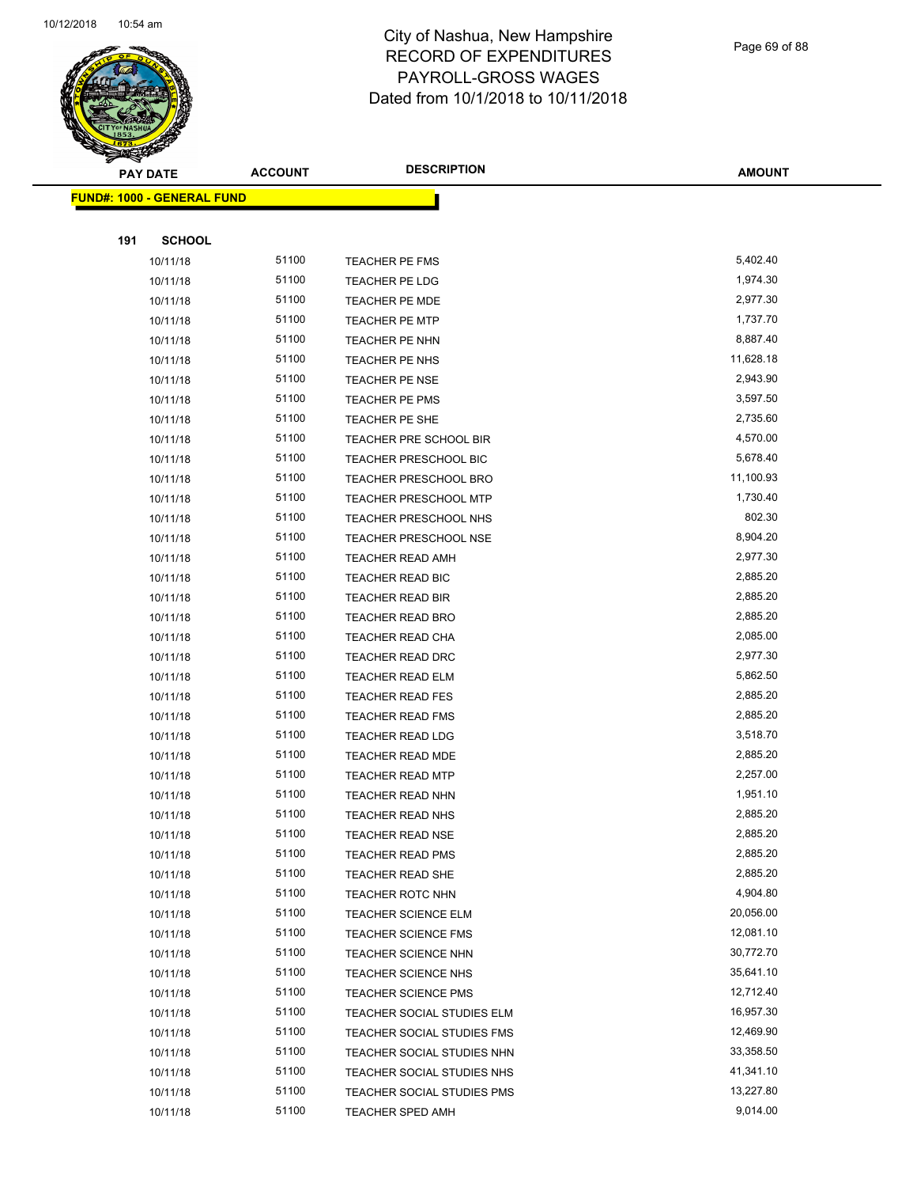# City of Nashua, New Hampshire
## RECORD OF EXPENDITURES
## PAYROLL-GROSS WAGES
## Dated from 10/1/2018 to 10/11/2018

| PAY DATE | ACCOUNT | DESCRIPTION | AMOUNT |
|---|---|---|---|

**FUND#: 1000 - GENERAL FUND**

**191 SCHOOL**

| PAY DATE | ACCOUNT | DESCRIPTION | AMOUNT |
|---|---|---|---|
| 10/11/18 | 51100 | TEACHER PE FMS | 5,402.40 |
| 10/11/18 | 51100 | TEACHER PE LDG | 1,974.30 |
| 10/11/18 | 51100 | TEACHER PE MDE | 2,977.30 |
| 10/11/18 | 51100 | TEACHER PE MTP | 1,737.70 |
| 10/11/18 | 51100 | TEACHER PE NHN | 8,887.40 |
| 10/11/18 | 51100 | TEACHER PE NHS | 11,628.18 |
| 10/11/18 | 51100 | TEACHER PE NSE | 2,943.90 |
| 10/11/18 | 51100 | TEACHER PE PMS | 3,597.50 |
| 10/11/18 | 51100 | TEACHER PE SHE | 2,735.60 |
| 10/11/18 | 51100 | TEACHER PRE SCHOOL BIR | 4,570.00 |
| 10/11/18 | 51100 | TEACHER PRESCHOOL BIC | 5,678.40 |
| 10/11/18 | 51100 | TEACHER PRESCHOOL BRO | 11,100.93 |
| 10/11/18 | 51100 | TEACHER PRESCHOOL MTP | 1,730.40 |
| 10/11/18 | 51100 | TEACHER PRESCHOOL NHS | 802.30 |
| 10/11/18 | 51100 | TEACHER PRESCHOOL NSE | 8,904.20 |
| 10/11/18 | 51100 | TEACHER READ AMH | 2,977.30 |
| 10/11/18 | 51100 | TEACHER READ BIC | 2,885.20 |
| 10/11/18 | 51100 | TEACHER READ BIR | 2,885.20 |
| 10/11/18 | 51100 | TEACHER READ BRO | 2,885.20 |
| 10/11/18 | 51100 | TEACHER READ CHA | 2,085.00 |
| 10/11/18 | 51100 | TEACHER READ DRC | 2,977.30 |
| 10/11/18 | 51100 | TEACHER READ ELM | 5,862.50 |
| 10/11/18 | 51100 | TEACHER READ FES | 2,885.20 |
| 10/11/18 | 51100 | TEACHER READ FMS | 2,885.20 |
| 10/11/18 | 51100 | TEACHER READ LDG | 3,518.70 |
| 10/11/18 | 51100 | TEACHER READ MDE | 2,885.20 |
| 10/11/18 | 51100 | TEACHER READ MTP | 2,257.00 |
| 10/11/18 | 51100 | TEACHER READ NHN | 1,951.10 |
| 10/11/18 | 51100 | TEACHER READ NHS | 2,885.20 |
| 10/11/18 | 51100 | TEACHER READ NSE | 2,885.20 |
| 10/11/18 | 51100 | TEACHER READ PMS | 2,885.20 |
| 10/11/18 | 51100 | TEACHER READ SHE | 2,885.20 |
| 10/11/18 | 51100 | TEACHER ROTC NHN | 4,904.80 |
| 10/11/18 | 51100 | TEACHER SCIENCE ELM | 20,056.00 |
| 10/11/18 | 51100 | TEACHER SCIENCE FMS | 12,081.10 |
| 10/11/18 | 51100 | TEACHER SCIENCE NHN | 30,772.70 |
| 10/11/18 | 51100 | TEACHER SCIENCE NHS | 35,641.10 |
| 10/11/18 | 51100 | TEACHER SCIENCE PMS | 12,712.40 |
| 10/11/18 | 51100 | TEACHER SOCIAL STUDIES ELM | 16,957.30 |
| 10/11/18 | 51100 | TEACHER SOCIAL STUDIES FMS | 12,469.90 |
| 10/11/18 | 51100 | TEACHER SOCIAL STUDIES NHN | 33,358.50 |
| 10/11/18 | 51100 | TEACHER SOCIAL STUDIES NHS | 41,341.10 |
| 10/11/18 | 51100 | TEACHER SOCIAL STUDIES PMS | 13,227.80 |
| 10/11/18 | 51100 | TEACHER SPED AMH | 9,014.00 |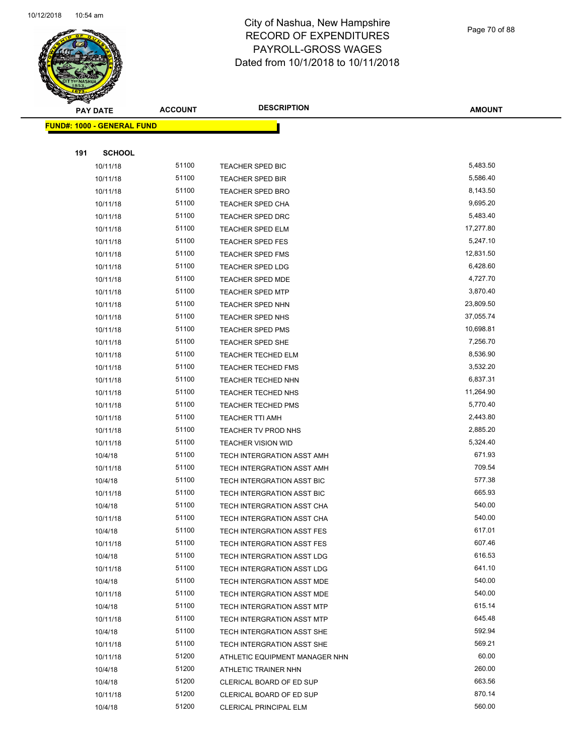# City of Nashua, New Hampshire
## RECORD OF EXPENDITURES
## PAYROLL-GROSS WAGES
## Dated from 10/1/2018 to 10/11/2018

**FUND#: 1000 - GENERAL FUND**

**191 SCHOOL**

| PAY DATE | ACCOUNT | DESCRIPTION | AMOUNT |
|---|---|---|---|
| 10/11/18 | 51100 | TEACHER SPED BIC | 5,483.50 |
| 10/11/18 | 51100 | TEACHER SPED BIR | 5,586.40 |
| 10/11/18 | 51100 | TEACHER SPED BRO | 8,143.50 |
| 10/11/18 | 51100 | TEACHER SPED CHA | 9,695.20 |
| 10/11/18 | 51100 | TEACHER SPED DRC | 5,483.40 |
| 10/11/18 | 51100 | TEACHER SPED ELM | 17,277.80 |
| 10/11/18 | 51100 | TEACHER SPED FES | 5,247.10 |
| 10/11/18 | 51100 | TEACHER SPED FMS | 12,831.50 |
| 10/11/18 | 51100 | TEACHER SPED LDG | 6,428.60 |
| 10/11/18 | 51100 | TEACHER SPED MDE | 4,727.70 |
| 10/11/18 | 51100 | TEACHER SPED MTP | 3,870.40 |
| 10/11/18 | 51100 | TEACHER SPED NHN | 23,809.50 |
| 10/11/18 | 51100 | TEACHER SPED NHS | 37,055.74 |
| 10/11/18 | 51100 | TEACHER SPED PMS | 10,698.81 |
| 10/11/18 | 51100 | TEACHER SPED SHE | 7,256.70 |
| 10/11/18 | 51100 | TEACHER TECHED ELM | 8,536.90 |
| 10/11/18 | 51100 | TEACHER TECHED FMS | 3,532.20 |
| 10/11/18 | 51100 | TEACHER TECHED NHN | 6,837.31 |
| 10/11/18 | 51100 | TEACHER TECHED NHS | 11,264.90 |
| 10/11/18 | 51100 | TEACHER TECHED PMS | 5,770.40 |
| 10/11/18 | 51100 | TEACHER TTI AMH | 2,443.80 |
| 10/11/18 | 51100 | TEACHER TV PROD NHS | 2,885.20 |
| 10/11/18 | 51100 | TEACHER VISION WID | 5,324.40 |
| 10/4/18 | 51100 | TECH INTERGRATION ASST AMH | 671.93 |
| 10/11/18 | 51100 | TECH INTERGRATION ASST AMH | 709.54 |
| 10/4/18 | 51100 | TECH INTERGRATION ASST BIC | 577.38 |
| 10/11/18 | 51100 | TECH INTERGRATION ASST BIC | 665.93 |
| 10/4/18 | 51100 | TECH INTERGRATION ASST CHA | 540.00 |
| 10/11/18 | 51100 | TECH INTERGRATION ASST CHA | 540.00 |
| 10/4/18 | 51100 | TECH INTERGRATION ASST FES | 617.01 |
| 10/11/18 | 51100 | TECH INTERGRATION ASST FES | 607.46 |
| 10/4/18 | 51100 | TECH INTERGRATION ASST LDG | 616.53 |
| 10/11/18 | 51100 | TECH INTERGRATION ASST LDG | 641.10 |
| 10/4/18 | 51100 | TECH INTERGRATION ASST MDE | 540.00 |
| 10/11/18 | 51100 | TECH INTERGRATION ASST MDE | 540.00 |
| 10/4/18 | 51100 | TECH INTERGRATION ASST MTP | 615.14 |
| 10/11/18 | 51100 | TECH INTERGRATION ASST MTP | 645.48 |
| 10/4/18 | 51100 | TECH INTERGRATION ASST SHE | 592.94 |
| 10/11/18 | 51100 | TECH INTERGRATION ASST SHE | 569.21 |
| 10/11/18 | 51200 | ATHLETIC EQUIPMENT MANAGER NHN | 60.00 |
| 10/4/18 | 51200 | ATHLETIC TRAINER NHN | 260.00 |
| 10/4/18 | 51200 | CLERICAL BOARD OF ED SUP | 663.56 |
| 10/11/18 | 51200 | CLERICAL BOARD OF ED SUP | 870.14 |
| 10/4/18 | 51200 | CLERICAL PRINCIPAL ELM | 560.00 |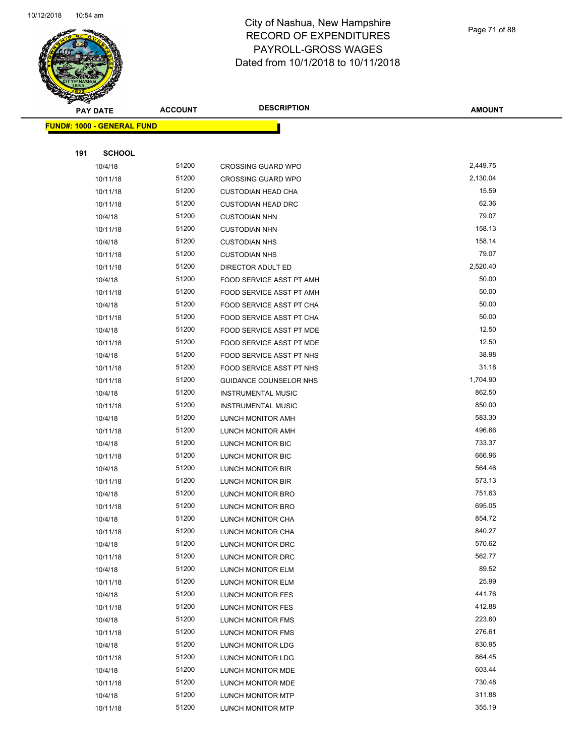# City of Nashua, New Hampshire
## RECORD OF EXPENDITURES
## PAYROLL-GROSS WAGES
## Dated from 10/1/2018 to 10/11/2018

**FUND#: 1000 - GENERAL FUND**

**191 SCHOOL**

| PAY DATE | ACCOUNT | DESCRIPTION | AMOUNT |
|---|---|---|---|
| 10/4/18 | 51200 | CROSSING GUARD WPO | 2,449.75 |
| 10/11/18 | 51200 | CROSSING GUARD WPO | 2,130.04 |
| 10/11/18 | 51200 | CUSTODIAN HEAD CHA | 15.59 |
| 10/11/18 | 51200 | CUSTODIAN HEAD DRC | 62.36 |
| 10/4/18 | 51200 | CUSTODIAN NHN | 79.07 |
| 10/11/18 | 51200 | CUSTODIAN NHN | 158.13 |
| 10/4/18 | 51200 | CUSTODIAN NHS | 158.14 |
| 10/11/18 | 51200 | CUSTODIAN NHS | 79.07 |
| 10/11/18 | 51200 | DIRECTOR ADULT ED | 2,520.40 |
| 10/4/18 | 51200 | FOOD SERVICE ASST PT AMH | 50.00 |
| 10/11/18 | 51200 | FOOD SERVICE ASST PT AMH | 50.00 |
| 10/4/18 | 51200 | FOOD SERVICE ASST PT CHA | 50.00 |
| 10/11/18 | 51200 | FOOD SERVICE ASST PT CHA | 50.00 |
| 10/4/18 | 51200 | FOOD SERVICE ASST PT MDE | 12.50 |
| 10/11/18 | 51200 | FOOD SERVICE ASST PT MDE | 12.50 |
| 10/4/18 | 51200 | FOOD SERVICE ASST PT NHS | 38.98 |
| 10/11/18 | 51200 | FOOD SERVICE ASST PT NHS | 31.18 |
| 10/11/18 | 51200 | GUIDANCE COUNSELOR NHS | 1,704.90 |
| 10/4/18 | 51200 | INSTRUMENTAL MUSIC | 862.50 |
| 10/11/18 | 51200 | INSTRUMENTAL MUSIC | 850.00 |
| 10/4/18 | 51200 | LUNCH MONITOR AMH | 583.30 |
| 10/11/18 | 51200 | LUNCH MONITOR AMH | 496.66 |
| 10/4/18 | 51200 | LUNCH MONITOR BIC | 733.37 |
| 10/11/18 | 51200 | LUNCH MONITOR BIC | 666.96 |
| 10/4/18 | 51200 | LUNCH MONITOR BIR | 564.46 |
| 10/11/18 | 51200 | LUNCH MONITOR BIR | 573.13 |
| 10/4/18 | 51200 | LUNCH MONITOR BRO | 751.63 |
| 10/11/18 | 51200 | LUNCH MONITOR BRO | 695.05 |
| 10/4/18 | 51200 | LUNCH MONITOR CHA | 854.72 |
| 10/11/18 | 51200 | LUNCH MONITOR CHA | 840.27 |
| 10/4/18 | 51200 | LUNCH MONITOR DRC | 570.62 |
| 10/11/18 | 51200 | LUNCH MONITOR DRC | 562.77 |
| 10/4/18 | 51200 | LUNCH MONITOR ELM | 89.52 |
| 10/11/18 | 51200 | LUNCH MONITOR ELM | 25.99 |
| 10/4/18 | 51200 | LUNCH MONITOR FES | 441.76 |
| 10/11/18 | 51200 | LUNCH MONITOR FES | 412.88 |
| 10/4/18 | 51200 | LUNCH MONITOR FMS | 223.60 |
| 10/11/18 | 51200 | LUNCH MONITOR FMS | 276.61 |
| 10/4/18 | 51200 | LUNCH MONITOR LDG | 830.95 |
| 10/11/18 | 51200 | LUNCH MONITOR LDG | 864.45 |
| 10/4/18 | 51200 | LUNCH MONITOR MDE | 603.44 |
| 10/11/18 | 51200 | LUNCH MONITOR MDE | 730.48 |
| 10/4/18 | 51200 | LUNCH MONITOR MTP | 311.88 |
| 10/11/18 | 51200 | LUNCH MONITOR MTP | 355.19 |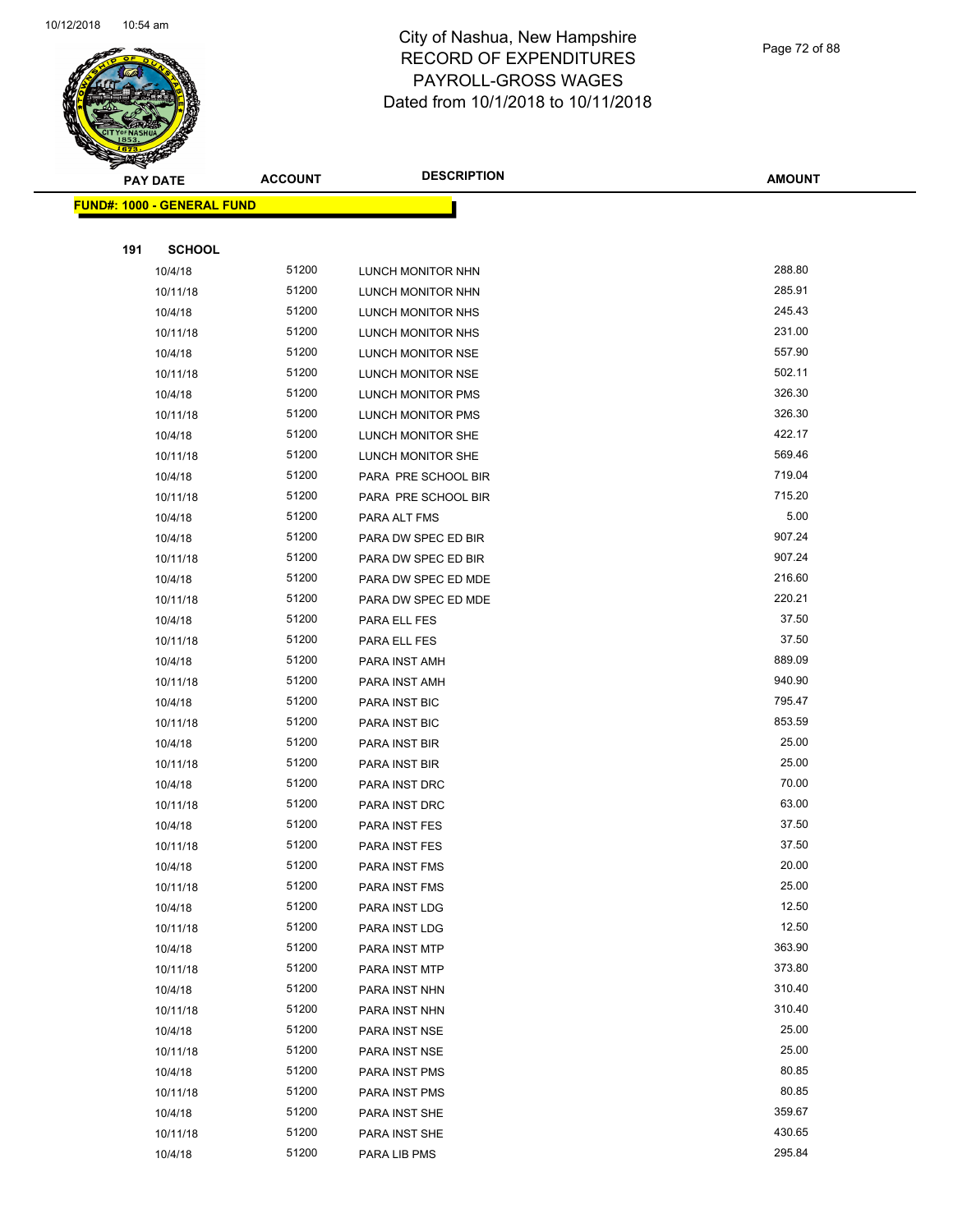# City of Nashua, New Hampshire
## RECORD OF EXPENDITURES
## PAYROLL-GROSS WAGES
## Dated from 10/1/2018 to 10/11/2018

| PAY DATE | ACCOUNT | DESCRIPTION | AMOUNT |
|---|---|---|---|

**FUND#: 1000 - GENERAL FUND**

**191 SCHOOL**

| PAY DATE | ACCOUNT | DESCRIPTION | AMOUNT |
|---|---|---|---|
| 10/4/18 | 51200 | LUNCH MONITOR NHN | 288.80 |
| 10/11/18 | 51200 | LUNCH MONITOR NHN | 285.91 |
| 10/4/18 | 51200 | LUNCH MONITOR NHS | 245.43 |
| 10/11/18 | 51200 | LUNCH MONITOR NHS | 231.00 |
| 10/4/18 | 51200 | LUNCH MONITOR NSE | 557.90 |
| 10/11/18 | 51200 | LUNCH MONITOR NSE | 502.11 |
| 10/4/18 | 51200 | LUNCH MONITOR PMS | 326.30 |
| 10/11/18 | 51200 | LUNCH MONITOR PMS | 326.30 |
| 10/4/18 | 51200 | LUNCH MONITOR SHE | 422.17 |
| 10/11/18 | 51200 | LUNCH MONITOR SHE | 569.46 |
| 10/4/18 | 51200 | PARA PRE SCHOOL BIR | 719.04 |
| 10/11/18 | 51200 | PARA PRE SCHOOL BIR | 715.20 |
| 10/4/18 | 51200 | PARA ALT FMS | 5.00 |
| 10/4/18 | 51200 | PARA DW SPEC ED BIR | 907.24 |
| 10/11/18 | 51200 | PARA DW SPEC ED BIR | 907.24 |
| 10/4/18 | 51200 | PARA DW SPEC ED MDE | 216.60 |
| 10/11/18 | 51200 | PARA DW SPEC ED MDE | 220.21 |
| 10/4/18 | 51200 | PARA ELL FES | 37.50 |
| 10/11/18 | 51200 | PARA ELL FES | 37.50 |
| 10/4/18 | 51200 | PARA INST AMH | 889.09 |
| 10/11/18 | 51200 | PARA INST AMH | 940.90 |
| 10/4/18 | 51200 | PARA INST BIC | 795.47 |
| 10/11/18 | 51200 | PARA INST BIC | 853.59 |
| 10/4/18 | 51200 | PARA INST BIR | 25.00 |
| 10/11/18 | 51200 | PARA INST BIR | 25.00 |
| 10/4/18 | 51200 | PARA INST DRC | 70.00 |
| 10/11/18 | 51200 | PARA INST DRC | 63.00 |
| 10/4/18 | 51200 | PARA INST FES | 37.50 |
| 10/11/18 | 51200 | PARA INST FES | 37.50 |
| 10/4/18 | 51200 | PARA INST FMS | 20.00 |
| 10/11/18 | 51200 | PARA INST FMS | 25.00 |
| 10/4/18 | 51200 | PARA INST LDG | 12.50 |
| 10/11/18 | 51200 | PARA INST LDG | 12.50 |
| 10/4/18 | 51200 | PARA INST MTP | 363.90 |
| 10/11/18 | 51200 | PARA INST MTP | 373.80 |
| 10/4/18 | 51200 | PARA INST NHN | 310.40 |
| 10/11/18 | 51200 | PARA INST NHN | 310.40 |
| 10/4/18 | 51200 | PARA INST NSE | 25.00 |
| 10/11/18 | 51200 | PARA INST NSE | 25.00 |
| 10/4/18 | 51200 | PARA INST PMS | 80.85 |
| 10/11/18 | 51200 | PARA INST PMS | 80.85 |
| 10/4/18 | 51200 | PARA INST SHE | 359.67 |
| 10/11/18 | 51200 | PARA INST SHE | 430.65 |
| 10/4/18 | 51200 | PARA LIB PMS | 295.84 |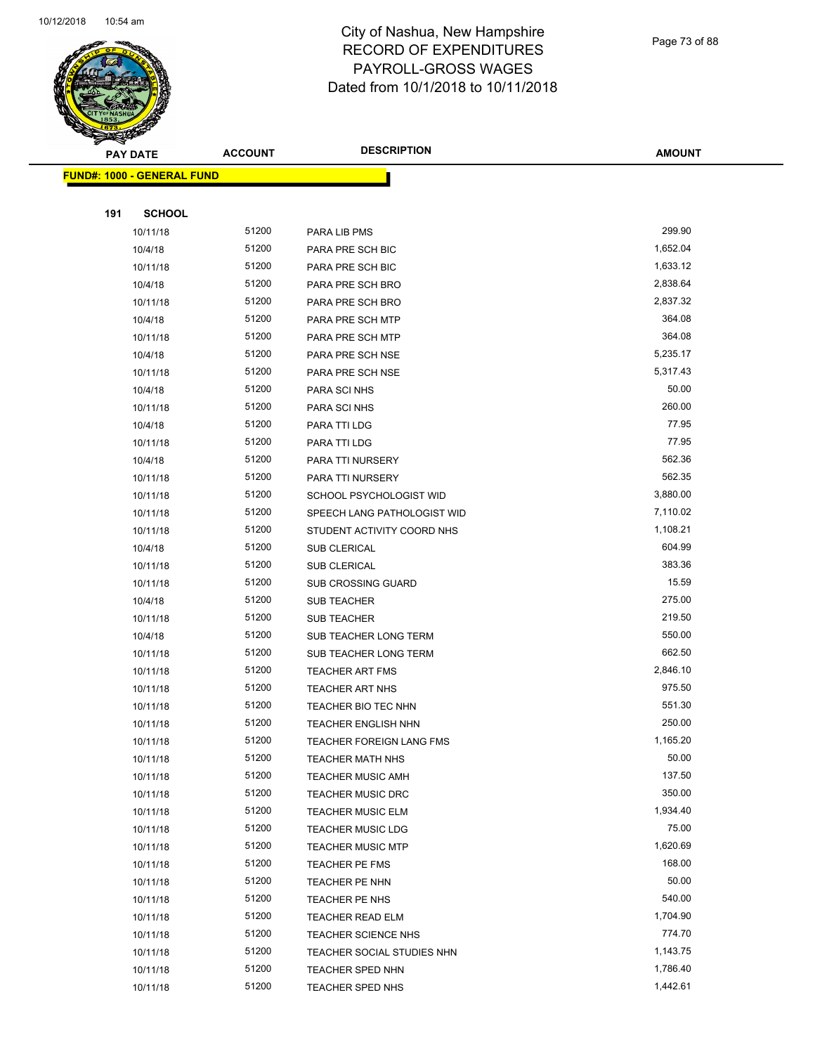# City of Nashua, New Hampshire
## RECORD OF EXPENDITURES
## PAYROLL-GROSS WAGES
## Dated from 10/1/2018 to 10/11/2018

| PAY DATE | ACCOUNT | DESCRIPTION | AMOUNT |
|---|---|---|---|

**FUND#: 1000 - GENERAL FUND**

**191 SCHOOL**

| PAY DATE | ACCOUNT | DESCRIPTION | AMOUNT |
|---|---|---|---|
| 10/11/18 | 51200 | PARA LIB PMS | 299.90 |
| 10/4/18 | 51200 | PARA PRE SCH BIC | 1,652.04 |
| 10/11/18 | 51200 | PARA PRE SCH BIC | 1,633.12 |
| 10/4/18 | 51200 | PARA PRE SCH BRO | 2,838.64 |
| 10/11/18 | 51200 | PARA PRE SCH BRO | 2,837.32 |
| 10/4/18 | 51200 | PARA PRE SCH MTP | 364.08 |
| 10/11/18 | 51200 | PARA PRE SCH MTP | 364.08 |
| 10/4/18 | 51200 | PARA PRE SCH NSE | 5,235.17 |
| 10/11/18 | 51200 | PARA PRE SCH NSE | 5,317.43 |
| 10/4/18 | 51200 | PARA SCI NHS | 50.00 |
| 10/11/18 | 51200 | PARA SCI NHS | 260.00 |
| 10/4/18 | 51200 | PARA TTI LDG | 77.95 |
| 10/11/18 | 51200 | PARA TTI LDG | 77.95 |
| 10/4/18 | 51200 | PARA TTI NURSERY | 562.36 |
| 10/11/18 | 51200 | PARA TTI NURSERY | 562.35 |
| 10/11/18 | 51200 | SCHOOL PSYCHOLOGIST WID | 3,880.00 |
| 10/11/18 | 51200 | SPEECH LANG PATHOLOGIST WID | 7,110.02 |
| 10/11/18 | 51200 | STUDENT ACTIVITY COORD NHS | 1,108.21 |
| 10/4/18 | 51200 | SUB CLERICAL | 604.99 |
| 10/11/18 | 51200 | SUB CLERICAL | 383.36 |
| 10/11/18 | 51200 | SUB CROSSING GUARD | 15.59 |
| 10/4/18 | 51200 | SUB TEACHER | 275.00 |
| 10/11/18 | 51200 | SUB TEACHER | 219.50 |
| 10/4/18 | 51200 | SUB TEACHER LONG TERM | 550.00 |
| 10/11/18 | 51200 | SUB TEACHER LONG TERM | 662.50 |
| 10/11/18 | 51200 | TEACHER ART FMS | 2,846.10 |
| 10/11/18 | 51200 | TEACHER ART NHS | 975.50 |
| 10/11/18 | 51200 | TEACHER BIO TEC NHN | 551.30 |
| 10/11/18 | 51200 | TEACHER ENGLISH NHN | 250.00 |
| 10/11/18 | 51200 | TEACHER FOREIGN LANG FMS | 1,165.20 |
| 10/11/18 | 51200 | TEACHER MATH NHS | 50.00 |
| 10/11/18 | 51200 | TEACHER MUSIC AMH | 137.50 |
| 10/11/18 | 51200 | TEACHER MUSIC DRC | 350.00 |
| 10/11/18 | 51200 | TEACHER MUSIC ELM | 1,934.40 |
| 10/11/18 | 51200 | TEACHER MUSIC LDG | 75.00 |
| 10/11/18 | 51200 | TEACHER MUSIC MTP | 1,620.69 |
| 10/11/18 | 51200 | TEACHER PE FMS | 168.00 |
| 10/11/18 | 51200 | TEACHER PE NHN | 50.00 |
| 10/11/18 | 51200 | TEACHER PE NHS | 540.00 |
| 10/11/18 | 51200 | TEACHER READ ELM | 1,704.90 |
| 10/11/18 | 51200 | TEACHER SCIENCE NHS | 774.70 |
| 10/11/18 | 51200 | TEACHER SOCIAL STUDIES NHN | 1,143.75 |
| 10/11/18 | 51200 | TEACHER SPED NHN | 1,786.40 |
| 10/11/18 | 51200 | TEACHER SPED NHS | 1,442.61 |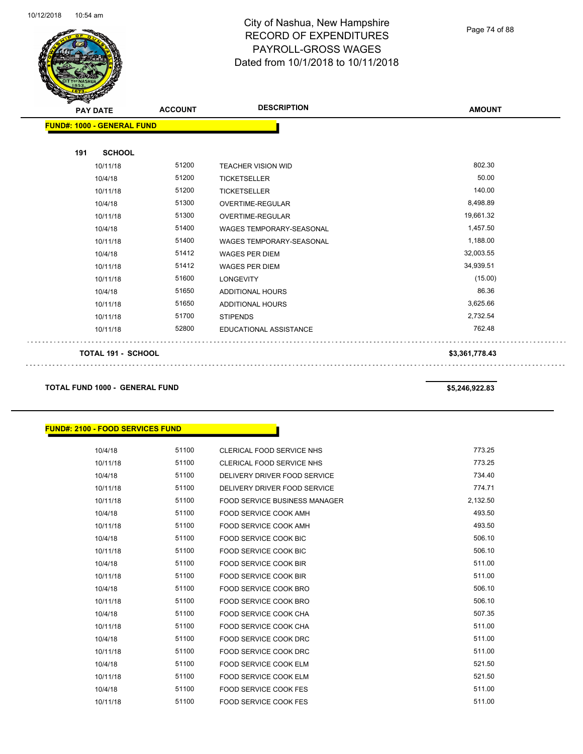# City of Nashua, New Hampshire
## RECORD OF EXPENDITURES
## PAYROLL-GROSS WAGES
## Dated from 10/1/2018 to 10/11/2018

| PAY DATE | ACCOUNT | DESCRIPTION | AMOUNT |
|---|---|---|---|

**FUND#: 1000 - GENERAL FUND**

**191 SCHOOL**

| PAY DATE | ACCOUNT | DESCRIPTION | AMOUNT |
|---|---|---|---|
| 10/11/18 | 51200 | TEACHER VISION WID | 802.30 |
| 10/4/18 | 51200 | TICKETSELLER | 50.00 |
| 10/11/18 | 51200 | TICKETSELLER | 140.00 |
| 10/4/18 | 51300 | OVERTIME-REGULAR | 8,498.89 |
| 10/11/18 | 51300 | OVERTIME-REGULAR | 19,661.32 |
| 10/4/18 | 51400 | WAGES TEMPORARY-SEASONAL | 1,457.50 |
| 10/11/18 | 51400 | WAGES TEMPORARY-SEASONAL | 1,188.00 |
| 10/4/18 | 51412 | WAGES PER DIEM | 32,003.55 |
| 10/11/18 | 51412 | WAGES PER DIEM | 34,939.51 |
| 10/11/18 | 51600 | LONGEVITY | (15.00) |
| 10/4/18 | 51650 | ADDITIONAL HOURS | 86.36 |
| 10/11/18 | 51650 | ADDITIONAL HOURS | 3,625.66 |
| 10/11/18 | 51700 | STIPENDS | 2,732.54 |
| 10/11/18 | 52800 | EDUCATIONAL ASSISTANCE | 762.48 |

**TOTAL 191 - SCHOOL** **$3,361,778.43**

**TOTAL FUND 1000 - GENERAL FUND** **$5,246,922.83**

**FUND#: 2100 - FOOD SERVICES FUND**

| PAY DATE | ACCOUNT | DESCRIPTION | AMOUNT |
|---|---|---|---|
| 10/4/18 | 51100 | CLERICAL FOOD SERVICE NHS | 773.25 |
| 10/11/18 | 51100 | CLERICAL FOOD SERVICE NHS | 773.25 |
| 10/4/18 | 51100 | DELIVERY DRIVER FOOD SERVICE | 734.40 |
| 10/11/18 | 51100 | DELIVERY DRIVER FOOD SERVICE | 774.71 |
| 10/11/18 | 51100 | FOOD SERVICE BUSINESS MANAGER | 2,132.50 |
| 10/4/18 | 51100 | FOOD SERVICE COOK AMH | 493.50 |
| 10/11/18 | 51100 | FOOD SERVICE COOK AMH | 493.50 |
| 10/4/18 | 51100 | FOOD SERVICE COOK BIC | 506.10 |
| 10/11/18 | 51100 | FOOD SERVICE COOK BIC | 506.10 |
| 10/4/18 | 51100 | FOOD SERVICE COOK BIR | 511.00 |
| 10/11/18 | 51100 | FOOD SERVICE COOK BIR | 511.00 |
| 10/4/18 | 51100 | FOOD SERVICE COOK BRO | 506.10 |
| 10/11/18 | 51100 | FOOD SERVICE COOK BRO | 506.10 |
| 10/4/18 | 51100 | FOOD SERVICE COOK CHA | 507.35 |
| 10/11/18 | 51100 | FOOD SERVICE COOK CHA | 511.00 |
| 10/4/18 | 51100 | FOOD SERVICE COOK DRC | 511.00 |
| 10/11/18 | 51100 | FOOD SERVICE COOK DRC | 511.00 |
| 10/4/18 | 51100 | FOOD SERVICE COOK ELM | 521.50 |
| 10/11/18 | 51100 | FOOD SERVICE COOK ELM | 521.50 |
| 10/4/18 | 51100 | FOOD SERVICE COOK FES | 511.00 |
| 10/11/18 | 51100 | FOOD SERVICE COOK FES | 511.00 |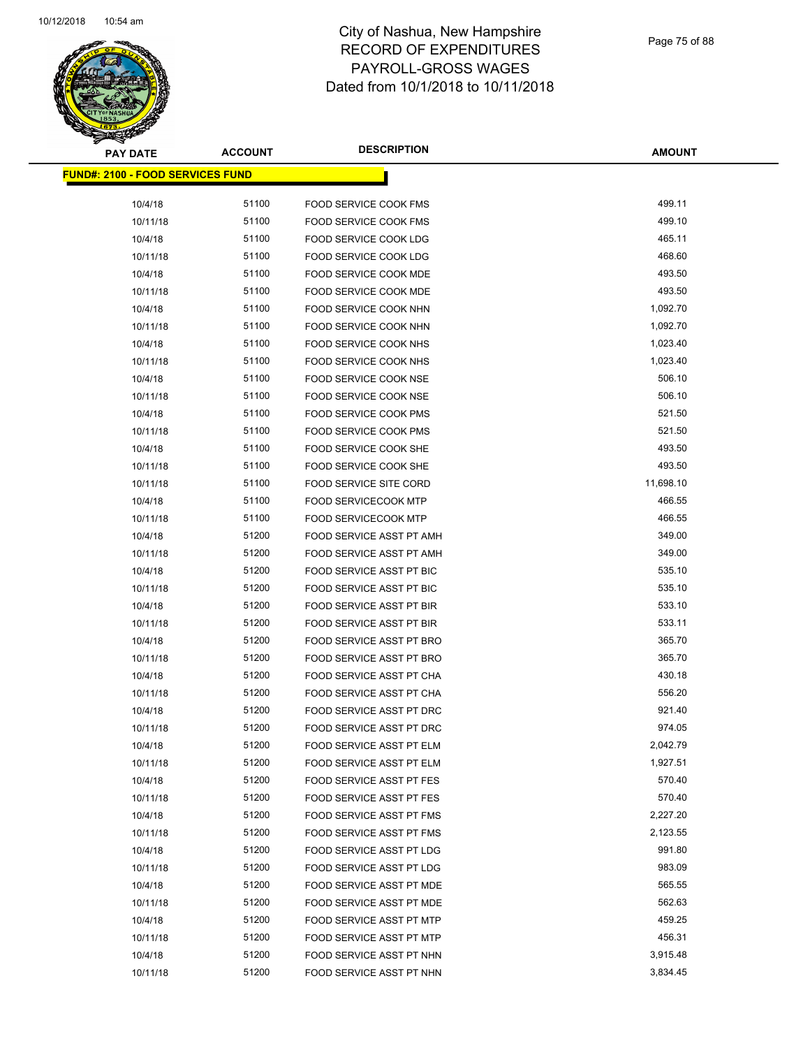# City of Nashua, New Hampshire
# RECORD OF EXPENDITURES
# PAYROLL-GROSS WAGES
# Dated from 10/1/2018 to 10/11/2018

**FUND#: 2100 - FOOD SERVICES FUND**

| PAY DATE | ACCOUNT | DESCRIPTION | AMOUNT |
|---|---|---|---|
| 10/4/18 | 51100 | FOOD SERVICE COOK FMS | 499.11 |
| 10/11/18 | 51100 | FOOD SERVICE COOK FMS | 499.10 |
| 10/4/18 | 51100 | FOOD SERVICE COOK LDG | 465.11 |
| 10/11/18 | 51100 | FOOD SERVICE COOK LDG | 468.60 |
| 10/4/18 | 51100 | FOOD SERVICE COOK MDE | 493.50 |
| 10/11/18 | 51100 | FOOD SERVICE COOK MDE | 493.50 |
| 10/4/18 | 51100 | FOOD SERVICE COOK NHN | 1,092.70 |
| 10/11/18 | 51100 | FOOD SERVICE COOK NHN | 1,092.70 |
| 10/4/18 | 51100 | FOOD SERVICE COOK NHS | 1,023.40 |
| 10/11/18 | 51100 | FOOD SERVICE COOK NHS | 1,023.40 |
| 10/4/18 | 51100 | FOOD SERVICE COOK NSE | 506.10 |
| 10/11/18 | 51100 | FOOD SERVICE COOK NSE | 506.10 |
| 10/4/18 | 51100 | FOOD SERVICE COOK PMS | 521.50 |
| 10/11/18 | 51100 | FOOD SERVICE COOK PMS | 521.50 |
| 10/4/18 | 51100 | FOOD SERVICE COOK SHE | 493.50 |
| 10/11/18 | 51100 | FOOD SERVICE COOK SHE | 493.50 |
| 10/11/18 | 51100 | FOOD SERVICE SITE CORD | 11,698.10 |
| 10/4/18 | 51100 | FOOD SERVICECOOK MTP | 466.55 |
| 10/11/18 | 51100 | FOOD SERVICECOOK MTP | 466.55 |
| 10/4/18 | 51200 | FOOD SERVICE ASST PT AMH | 349.00 |
| 10/11/18 | 51200 | FOOD SERVICE ASST PT AMH | 349.00 |
| 10/4/18 | 51200 | FOOD SERVICE ASST PT BIC | 535.10 |
| 10/11/18 | 51200 | FOOD SERVICE ASST PT BIC | 535.10 |
| 10/4/18 | 51200 | FOOD SERVICE ASST PT BIR | 533.10 |
| 10/11/18 | 51200 | FOOD SERVICE ASST PT BIR | 533.11 |
| 10/4/18 | 51200 | FOOD SERVICE ASST PT BRO | 365.70 |
| 10/11/18 | 51200 | FOOD SERVICE ASST PT BRO | 365.70 |
| 10/4/18 | 51200 | FOOD SERVICE ASST PT CHA | 430.18 |
| 10/11/18 | 51200 | FOOD SERVICE ASST PT CHA | 556.20 |
| 10/4/18 | 51200 | FOOD SERVICE ASST PT DRC | 921.40 |
| 10/11/18 | 51200 | FOOD SERVICE ASST PT DRC | 974.05 |
| 10/4/18 | 51200 | FOOD SERVICE ASST PT ELM | 2,042.79 |
| 10/11/18 | 51200 | FOOD SERVICE ASST PT ELM | 1,927.51 |
| 10/4/18 | 51200 | FOOD SERVICE ASST PT FES | 570.40 |
| 10/11/18 | 51200 | FOOD SERVICE ASST PT FES | 570.40 |
| 10/4/18 | 51200 | FOOD SERVICE ASST PT FMS | 2,227.20 |
| 10/11/18 | 51200 | FOOD SERVICE ASST PT FMS | 2,123.55 |
| 10/4/18 | 51200 | FOOD SERVICE ASST PT LDG | 991.80 |
| 10/11/18 | 51200 | FOOD SERVICE ASST PT LDG | 983.09 |
| 10/4/18 | 51200 | FOOD SERVICE ASST PT MDE | 565.55 |
| 10/11/18 | 51200 | FOOD SERVICE ASST PT MDE | 562.63 |
| 10/4/18 | 51200 | FOOD SERVICE ASST PT MTP | 459.25 |
| 10/11/18 | 51200 | FOOD SERVICE ASST PT MTP | 456.31 |
| 10/4/18 | 51200 | FOOD SERVICE ASST PT NHN | 3,915.48 |
| 10/11/18 | 51200 | FOOD SERVICE ASST PT NHN | 3,834.45 |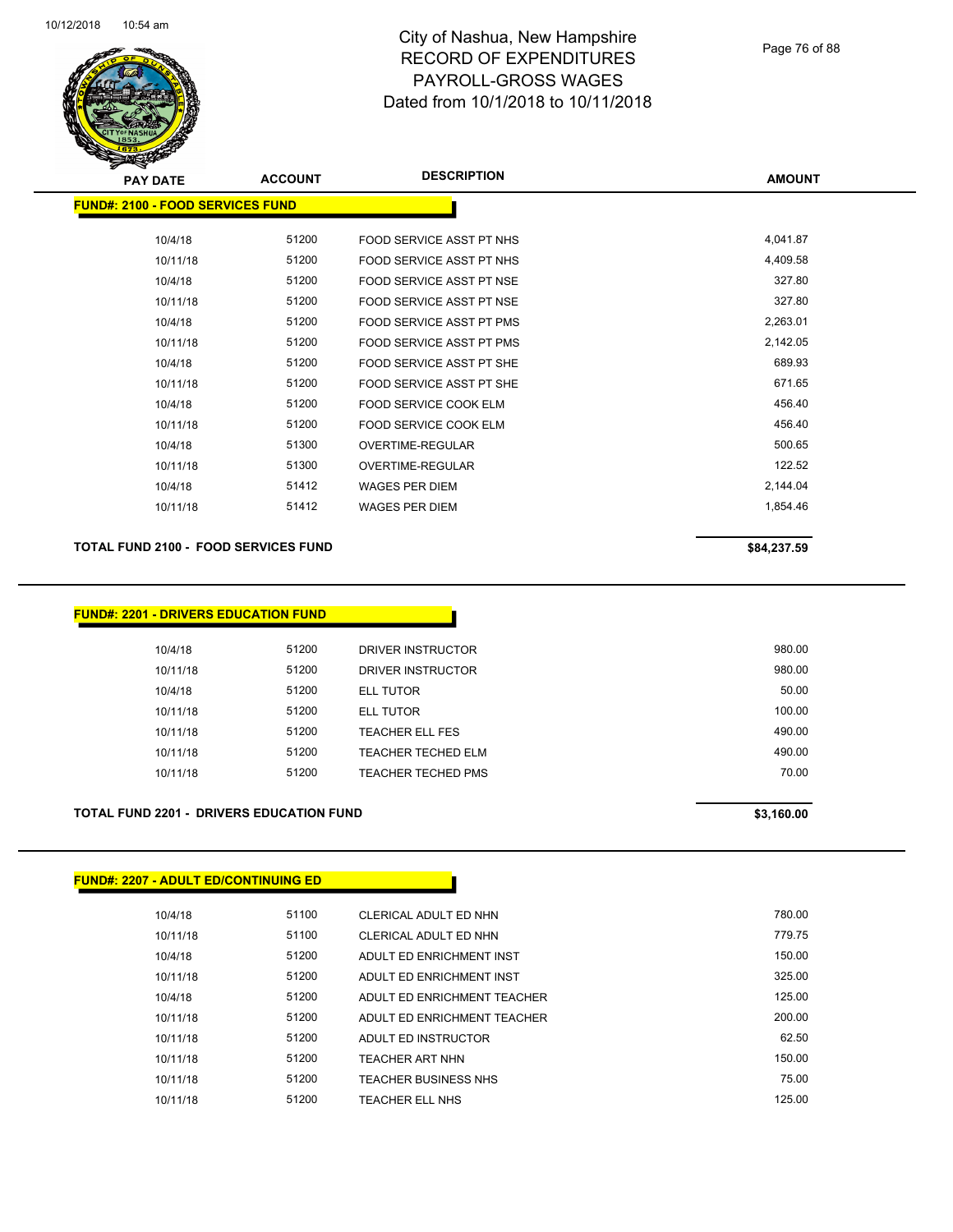# City of Nashua, New Hampshire
## RECORD OF EXPENDITURES
## PAYROLL-GROSS WAGES
## Dated from 10/1/2018 to 10/11/2018

| PAY DATE | ACCOUNT | DESCRIPTION | AMOUNT |
|---|---|---|---|
| **FUND#: 2100 - FOOD SERVICES FUND** | | | |
| 10/4/18 | 51200 | FOOD SERVICE ASST PT NHS | 4,041.87 |
| 10/11/18 | 51200 | FOOD SERVICE ASST PT NHS | 4,409.58 |
| 10/4/18 | 51200 | FOOD SERVICE ASST PT NSE | 327.80 |
| 10/11/18 | 51200 | FOOD SERVICE ASST PT NSE | 327.80 |
| 10/4/18 | 51200 | FOOD SERVICE ASST PT PMS | 2,263.01 |
| 10/11/18 | 51200 | FOOD SERVICE ASST PT PMS | 2,142.05 |
| 10/4/18 | 51200 | FOOD SERVICE ASST PT SHE | 689.93 |
| 10/11/18 | 51200 | FOOD SERVICE ASST PT SHE | 671.65 |
| 10/4/18 | 51200 | FOOD SERVICE COOK ELM | 456.40 |
| 10/11/18 | 51200 | FOOD SERVICE COOK ELM | 456.40 |
| 10/4/18 | 51300 | OVERTIME-REGULAR | 500.65 |
| 10/11/18 | 51300 | OVERTIME-REGULAR | 122.52 |
| 10/4/18 | 51412 | WAGES PER DIEM | 2,144.04 |
| 10/11/18 | 51412 | WAGES PER DIEM | 1,854.46 |
| **TOTAL FUND 2100 - FOOD SERVICES FUND** | | | **$84,237.59** |

| PAY DATE | ACCOUNT | DESCRIPTION | AMOUNT |
|---|---|---|---|
| **FUND#: 2201 - DRIVERS EDUCATION FUND** | | | |
| 10/4/18 | 51200 | DRIVER INSTRUCTOR | 980.00 |
| 10/11/18 | 51200 | DRIVER INSTRUCTOR | 980.00 |
| 10/4/18 | 51200 | ELL TUTOR | 50.00 |
| 10/11/18 | 51200 | ELL TUTOR | 100.00 |
| 10/11/18 | 51200 | TEACHER ELL FES | 490.00 |
| 10/11/18 | 51200 | TEACHER TECHED ELM | 490.00 |
| 10/11/18 | 51200 | TEACHER TECHED PMS | 70.00 |
| **TOTAL FUND 2201 - DRIVERS EDUCATION FUND** | | | **$3,160.00** |

| PAY DATE | ACCOUNT | DESCRIPTION | AMOUNT |
|---|---|---|---|
| **FUND#: 2207 - ADULT ED/CONTINUING ED** | | | |
| 10/4/18 | 51100 | CLERICAL ADULT ED NHN | 780.00 |
| 10/11/18 | 51100 | CLERICAL ADULT ED NHN | 779.75 |
| 10/4/18 | 51200 | ADULT ED ENRICHMENT INST | 150.00 |
| 10/11/18 | 51200 | ADULT ED ENRICHMENT INST | 325.00 |
| 10/4/18 | 51200 | ADULT ED ENRICHMENT TEACHER | 125.00 |
| 10/11/18 | 51200 | ADULT ED ENRICHMENT TEACHER | 200.00 |
| 10/11/18 | 51200 | ADULT ED INSTRUCTOR | 62.50 |
| 10/11/18 | 51200 | TEACHER ART NHN | 150.00 |
| 10/11/18 | 51200 | TEACHER BUSINESS NHS | 75.00 |
| 10/11/18 | 51200 | TEACHER ELL NHS | 125.00 |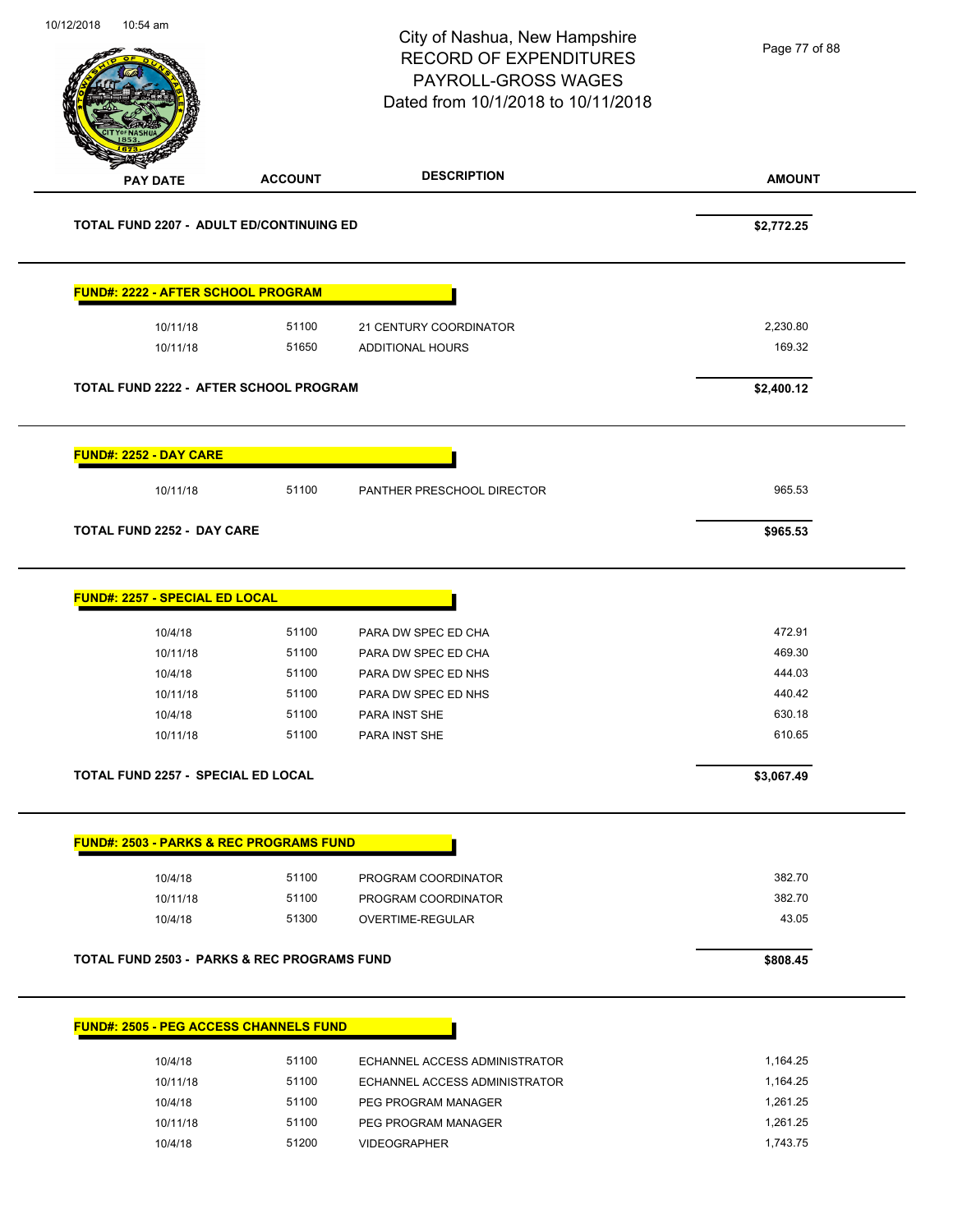City of Nashua, New Hampshire
RECORD OF EXPENDITURES
PAYROLL-GROSS WAGES
Dated from 10/1/2018 to 10/11/2018

| PAY DATE | ACCOUNT | DESCRIPTION | AMOUNT |
|---|---|---|---|
| **TOTAL FUND 2207 - ADULT ED/CONTINUING ED** | | | **$2,772.25** |

**FUND#: 2222 - AFTER SCHOOL PROGRAM**

| PAY DATE | ACCOUNT | DESCRIPTION | AMOUNT |
|---|---|---|---|
| 10/11/18 | 51100 | 21 CENTURY COORDINATOR | 2,230.80 |
| 10/11/18 | 51650 | ADDITIONAL HOURS | 169.32 |
| **TOTAL FUND 2222 - AFTER SCHOOL PROGRAM** | | | **$2,400.12** |

**FUND#: 2252 - DAY CARE**

| PAY DATE | ACCOUNT | DESCRIPTION | AMOUNT |
|---|---|---|---|
| 10/11/18 | 51100 | PANTHER PRESCHOOL DIRECTOR | 965.53 |
| **TOTAL FUND 2252 - DAY CARE** | | | **$965.53** |

**FUND#: 2257 - SPECIAL ED LOCAL**

| PAY DATE | ACCOUNT | DESCRIPTION | AMOUNT |
|---|---|---|---|
| 10/4/18 | 51100 | PARA DW SPEC ED CHA | 472.91 |
| 10/11/18 | 51100 | PARA DW SPEC ED CHA | 469.30 |
| 10/4/18 | 51100 | PARA DW SPEC ED NHS | 444.03 |
| 10/11/18 | 51100 | PARA DW SPEC ED NHS | 440.42 |
| 10/4/18 | 51100 | PARA INST SHE | 630.18 |
| 10/11/18 | 51100 | PARA INST SHE | 610.65 |
| **TOTAL FUND 2257 - SPECIAL ED LOCAL** | | | **$3,067.49** |

**FUND#: 2503 - PARKS & REC PROGRAMS FUND**

| PAY DATE | ACCOUNT | DESCRIPTION | AMOUNT |
|---|---|---|---|
| 10/4/18 | 51100 | PROGRAM COORDINATOR | 382.70 |
| 10/11/18 | 51100 | PROGRAM COORDINATOR | 382.70 |
| 10/4/18 | 51300 | OVERTIME-REGULAR | 43.05 |
| **TOTAL FUND 2503 - PARKS & REC PROGRAMS FUND** | | | **$808.45** |

**FUND#: 2505 - PEG ACCESS CHANNELS FUND**

| PAY DATE | ACCOUNT | DESCRIPTION | AMOUNT |
|---|---|---|---|
| 10/4/18 | 51100 | ECHANNEL ACCESS ADMINISTRATOR | 1,164.25 |
| 10/11/18 | 51100 | ECHANNEL ACCESS ADMINISTRATOR | 1,164.25 |
| 10/4/18 | 51100 | PEG PROGRAM MANAGER | 1,261.25 |
| 10/11/18 | 51100 | PEG PROGRAM MANAGER | 1,261.25 |
| 10/4/18 | 51200 | VIDEOGRAPHER | 1,743.75 |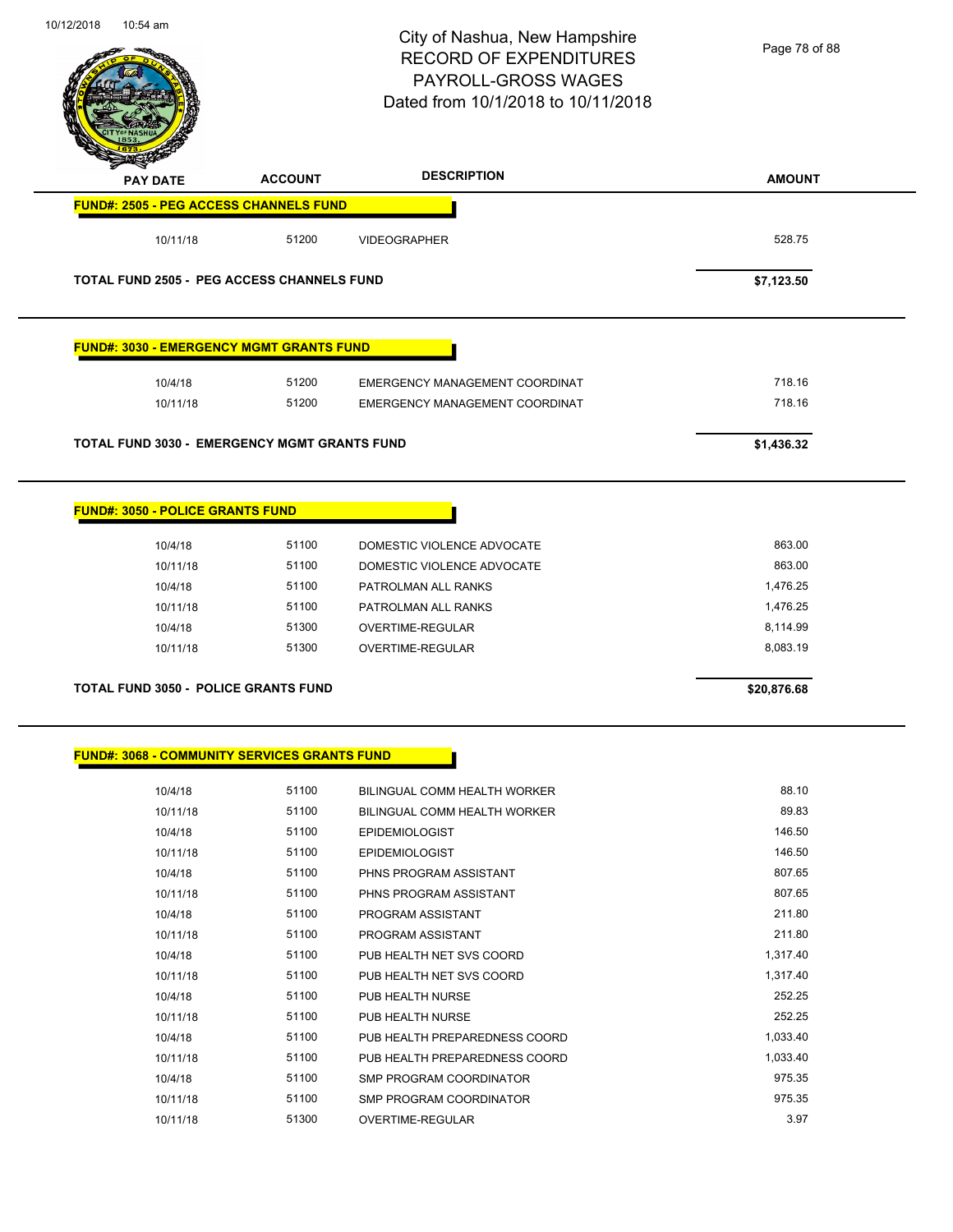# City of Nashua, New Hampshire
## RECORD OF EXPENDITURES
## PAYROLL-GROSS WAGES
## Dated from 10/1/2018 to 10/11/2018

| PAY DATE | ACCOUNT | DESCRIPTION | AMOUNT |
|---|---|---|---|
| **FUND#: 2505 - PEG ACCESS CHANNELS FUND** | | | |
| 10/11/18 | 51200 | VIDEOGRAPHER | 528.75 |
| **TOTAL FUND 2505 - PEG ACCESS CHANNELS FUND** | | | **$7,123.50** |

| PAY DATE | ACCOUNT | DESCRIPTION | AMOUNT |
|---|---|---|---|
| **FUND#: 3030 - EMERGENCY MGMT GRANTS FUND** | | | |
| 10/4/18 | 51200 | EMERGENCY MANAGEMENT COORDINAT | 718.16 |
| 10/11/18 | 51200 | EMERGENCY MANAGEMENT COORDINAT | 718.16 |
| **TOTAL FUND 3030 - EMERGENCY MGMT GRANTS FUND** | | | **$1,436.32** |

| PAY DATE | ACCOUNT | DESCRIPTION | AMOUNT |
|---|---|---|---|
| **FUND#: 3050 - POLICE GRANTS FUND** | | | |
| 10/4/18 | 51100 | DOMESTIC VIOLENCE ADVOCATE | 863.00 |
| 10/11/18 | 51100 | DOMESTIC VIOLENCE ADVOCATE | 863.00 |
| 10/4/18 | 51100 | PATROLMAN ALL RANKS | 1,476.25 |
| 10/11/18 | 51100 | PATROLMAN ALL RANKS | 1,476.25 |
| 10/4/18 | 51300 | OVERTIME-REGULAR | 8,114.99 |
| 10/11/18 | 51300 | OVERTIME-REGULAR | 8,083.19 |
| **TOTAL FUND 3050 - POLICE GRANTS FUND** | | | **$20,876.68** |

| PAY DATE | ACCOUNT | DESCRIPTION | AMOUNT |
|---|---|---|---|
| **FUND#: 3068 - COMMUNITY SERVICES GRANTS FUND** | | | |
| 10/4/18 | 51100 | BILINGUAL COMM HEALTH WORKER | 88.10 |
| 10/11/18 | 51100 | BILINGUAL COMM HEALTH WORKER | 89.83 |
| 10/4/18 | 51100 | EPIDEMIOLOGIST | 146.50 |
| 10/11/18 | 51100 | EPIDEMIOLOGIST | 146.50 |
| 10/4/18 | 51100 | PHNS PROGRAM ASSISTANT | 807.65 |
| 10/11/18 | 51100 | PHNS PROGRAM ASSISTANT | 807.65 |
| 10/4/18 | 51100 | PROGRAM ASSISTANT | 211.80 |
| 10/11/18 | 51100 | PROGRAM ASSISTANT | 211.80 |
| 10/4/18 | 51100 | PUB HEALTH NET SVS COORD | 1,317.40 |
| 10/11/18 | 51100 | PUB HEALTH NET SVS COORD | 1,317.40 |
| 10/4/18 | 51100 | PUB HEALTH NURSE | 252.25 |
| 10/11/18 | 51100 | PUB HEALTH NURSE | 252.25 |
| 10/4/18 | 51100 | PUB HEALTH PREPAREDNESS COORD | 1,033.40 |
| 10/11/18 | 51100 | PUB HEALTH PREPAREDNESS COORD | 1,033.40 |
| 10/4/18 | 51100 | SMP PROGRAM COORDINATOR | 975.35 |
| 10/11/18 | 51100 | SMP PROGRAM COORDINATOR | 975.35 |
| 10/11/18 | 51300 | OVERTIME-REGULAR | 3.97 |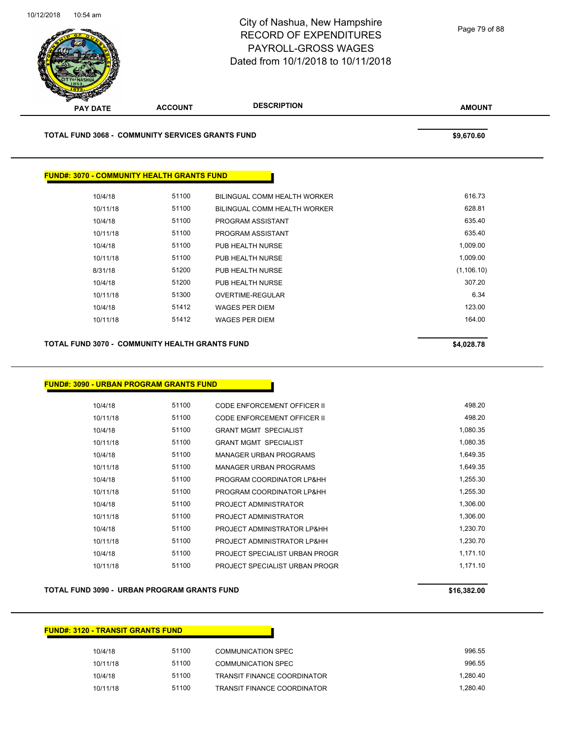# City of Nashua, New Hampshire
## RECORD OF EXPENDITURES
## PAYROLL-GROSS WAGES
## Dated from 10/1/2018 to 10/11/2018

| PAY DATE | ACCOUNT | DESCRIPTION | AMOUNT |
|---|---|---|---|

**TOTAL FUND 3068 - COMMUNITY SERVICES GRANTS FUND** **$9,670.60**

### FUND#: 3070 - COMMUNITY HEALTH GRANTS FUND

| PAY DATE | ACCOUNT | DESCRIPTION | AMOUNT |
|---|---|---|---|
| 10/4/18 | 51100 | BILINGUAL COMM HEALTH WORKER | 616.73 |
| 10/11/18 | 51100 | BILINGUAL COMM HEALTH WORKER | 628.81 |
| 10/4/18 | 51100 | PROGRAM ASSISTANT | 635.40 |
| 10/11/18 | 51100 | PROGRAM ASSISTANT | 635.40 |
| 10/4/18 | 51100 | PUB HEALTH NURSE | 1,009.00 |
| 10/11/18 | 51100 | PUB HEALTH NURSE | 1,009.00 |
| 8/31/18 | 51200 | PUB HEALTH NURSE | (1,106.10) |
| 10/4/18 | 51200 | PUB HEALTH NURSE | 307.20 |
| 10/11/18 | 51300 | OVERTIME-REGULAR | 6.34 |
| 10/4/18 | 51412 | WAGES PER DIEM | 123.00 |
| 10/11/18 | 51412 | WAGES PER DIEM | 164.00 |

**TOTAL FUND 3070 - COMMUNITY HEALTH GRANTS FUND** **$4,028.78**

### FUND#: 3090 - URBAN PROGRAM GRANTS FUND

| PAY DATE | ACCOUNT | DESCRIPTION | AMOUNT |
|---|---|---|---|
| 10/4/18 | 51100 | CODE ENFORCEMENT OFFICER II | 498.20 |
| 10/11/18 | 51100 | CODE ENFORCEMENT OFFICER II | 498.20 |
| 10/4/18 | 51100 | GRANT MGMT SPECIALIST | 1,080.35 |
| 10/11/18 | 51100 | GRANT MGMT SPECIALIST | 1,080.35 |
| 10/4/18 | 51100 | MANAGER URBAN PROGRAMS | 1,649.35 |
| 10/11/18 | 51100 | MANAGER URBAN PROGRAMS | 1,649.35 |
| 10/4/18 | 51100 | PROGRAM COORDINATOR LP&HH | 1,255.30 |
| 10/11/18 | 51100 | PROGRAM COORDINATOR LP&HH | 1,255.30 |
| 10/4/18 | 51100 | PROJECT ADMINISTRATOR | 1,306.00 |
| 10/11/18 | 51100 | PROJECT ADMINISTRATOR | 1,306.00 |
| 10/4/18 | 51100 | PROJECT ADMINISTRATOR LP&HH | 1,230.70 |
| 10/11/18 | 51100 | PROJECT ADMINISTRATOR LP&HH | 1,230.70 |
| 10/4/18 | 51100 | PROJECT SPECIALIST URBAN PROGR | 1,171.10 |
| 10/11/18 | 51100 | PROJECT SPECIALIST URBAN PROGR | 1,171.10 |

**TOTAL FUND 3090 - URBAN PROGRAM GRANTS FUND** **$16,382.00**

### FUND#: 3120 - TRANSIT GRANTS FUND

| PAY DATE | ACCOUNT | DESCRIPTION | AMOUNT |
|---|---|---|---|
| 10/4/18 | 51100 | COMMUNICATION SPEC | 996.55 |
| 10/11/18 | 51100 | COMMUNICATION SPEC | 996.55 |
| 10/4/18 | 51100 | TRANSIT FINANCE COORDINATOR | 1,280.40 |
| 10/11/18 | 51100 | TRANSIT FINANCE COORDINATOR | 1,280.40 |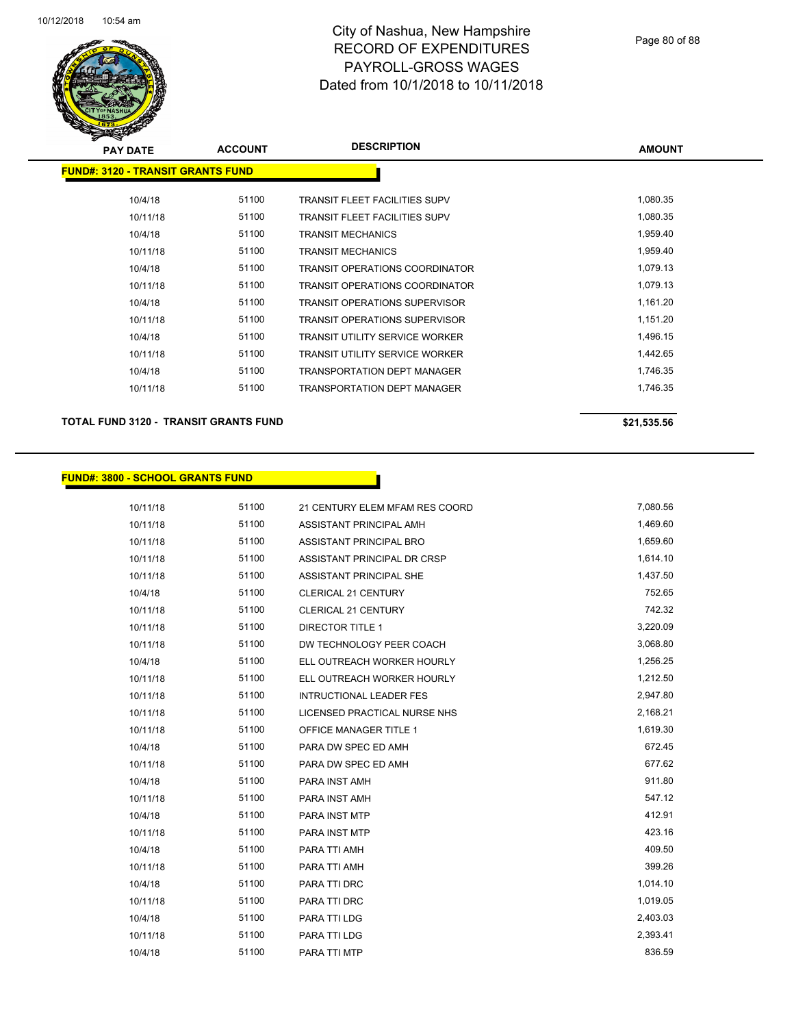# City of Nashua, New Hampshire
## RECORD OF EXPENDITURES
## PAYROLL-GROSS WAGES
## Dated from 10/1/2018 to 10/11/2018

| PAY DATE | ACCOUNT | DESCRIPTION | AMOUNT |
|---|---|---|---|
| **FUND#: 3120 - TRANSIT GRANTS FUND** | | | |
| 10/4/18 | 51100 | TRANSIT FLEET FACILITIES SUPV | 1,080.35 |
| 10/11/18 | 51100 | TRANSIT FLEET FACILITIES SUPV | 1,080.35 |
| 10/4/18 | 51100 | TRANSIT MECHANICS | 1,959.40 |
| 10/11/18 | 51100 | TRANSIT MECHANICS | 1,959.40 |
| 10/4/18 | 51100 | TRANSIT OPERATIONS COORDINATOR | 1,079.13 |
| 10/11/18 | 51100 | TRANSIT OPERATIONS COORDINATOR | 1,079.13 |
| 10/4/18 | 51100 | TRANSIT OPERATIONS SUPERVISOR | 1,161.20 |
| 10/11/18 | 51100 | TRANSIT OPERATIONS SUPERVISOR | 1,151.20 |
| 10/4/18 | 51100 | TRANSIT UTILITY SERVICE WORKER | 1,496.15 |
| 10/11/18 | 51100 | TRANSIT UTILITY SERVICE WORKER | 1,442.65 |
| 10/4/18 | 51100 | TRANSPORTATION DEPT MANAGER | 1,746.35 |
| 10/11/18 | 51100 | TRANSPORTATION DEPT MANAGER | 1,746.35 |

**TOTAL FUND 3120 - TRANSIT GRANTS FUND** **$21,535.56**

| PAY DATE | ACCOUNT | DESCRIPTION | AMOUNT |
|---|---|---|---|
| **FUND#: 3800 - SCHOOL GRANTS FUND** | | | |
| 10/11/18 | 51100 | 21 CENTURY ELEM MFAM RES COORD | 7,080.56 |
| 10/11/18 | 51100 | ASSISTANT PRINCIPAL AMH | 1,469.60 |
| 10/11/18 | 51100 | ASSISTANT PRINCIPAL BRO | 1,659.60 |
| 10/11/18 | 51100 | ASSISTANT PRINCIPAL DR CRSP | 1,614.10 |
| 10/11/18 | 51100 | ASSISTANT PRINCIPAL SHE | 1,437.50 |
| 10/4/18 | 51100 | CLERICAL 21 CENTURY | 752.65 |
| 10/11/18 | 51100 | CLERICAL 21 CENTURY | 742.32 |
| 10/11/18 | 51100 | DIRECTOR TITLE 1 | 3,220.09 |
| 10/11/18 | 51100 | DW TECHNOLOGY PEER COACH | 3,068.80 |
| 10/4/18 | 51100 | ELL OUTREACH WORKER HOURLY | 1,256.25 |
| 10/11/18 | 51100 | ELL OUTREACH WORKER HOURLY | 1,212.50 |
| 10/11/18 | 51100 | INTRUCTIONAL LEADER FES | 2,947.80 |
| 10/11/18 | 51100 | LICENSED PRACTICAL NURSE NHS | 2,168.21 |
| 10/11/18 | 51100 | OFFICE MANAGER TITLE 1 | 1,619.30 |
| 10/4/18 | 51100 | PARA DW SPEC ED AMH | 672.45 |
| 10/11/18 | 51100 | PARA DW SPEC ED AMH | 677.62 |
| 10/4/18 | 51100 | PARA INST AMH | 911.80 |
| 10/11/18 | 51100 | PARA INST AMH | 547.12 |
| 10/4/18 | 51100 | PARA INST MTP | 412.91 |
| 10/11/18 | 51100 | PARA INST MTP | 423.16 |
| 10/4/18 | 51100 | PARA TTI AMH | 409.50 |
| 10/11/18 | 51100 | PARA TTI AMH | 399.26 |
| 10/4/18 | 51100 | PARA TTI DRC | 1,014.10 |
| 10/11/18 | 51100 | PARA TTI DRC | 1,019.05 |
| 10/4/18 | 51100 | PARA TTI LDG | 2,403.03 |
| 10/11/18 | 51100 | PARA TTI LDG | 2,393.41 |
| 10/4/18 | 51100 | PARA TTI MTP | 836.59 |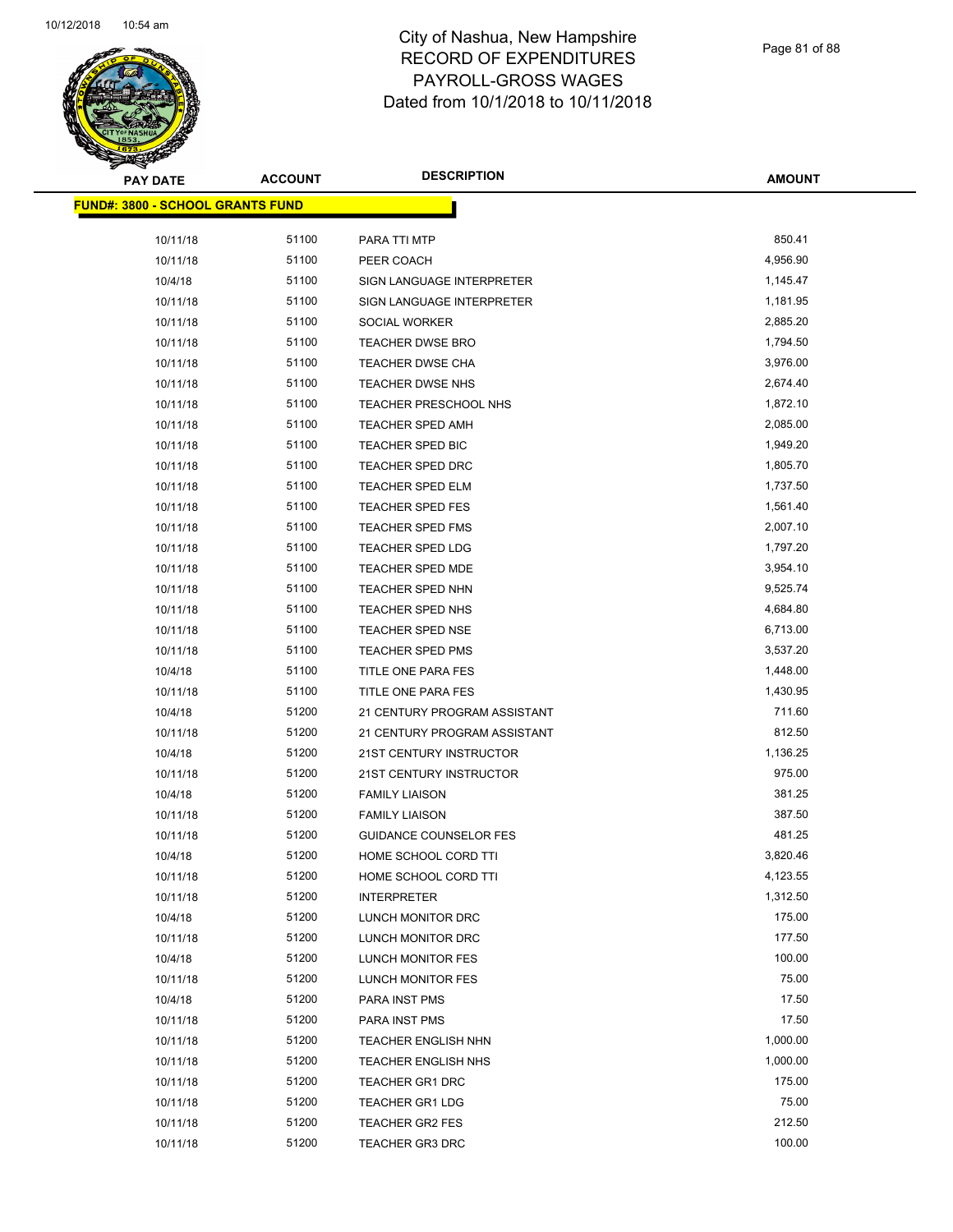# City of Nashua, New Hampshire
# RECORD OF EXPENDITURES
# PAYROLL-GROSS WAGES
# Dated from 10/1/2018 to 10/11/2018

| PAY DATE | ACCOUNT | DESCRIPTION | AMOUNT |
|---|---|---|---|
| **FUND#: 3800 - SCHOOL GRANTS FUND** | | | |
| 10/11/18 | 51100 | PARA TTI MTP | 850.41 |
| 10/11/18 | 51100 | PEER COACH | 4,956.90 |
| 10/4/18 | 51100 | SIGN LANGUAGE INTERPRETER | 1,145.47 |
| 10/11/18 | 51100 | SIGN LANGUAGE INTERPRETER | 1,181.95 |
| 10/11/18 | 51100 | SOCIAL WORKER | 2,885.20 |
| 10/11/18 | 51100 | TEACHER DWSE BRO | 1,794.50 |
| 10/11/18 | 51100 | TEACHER DWSE CHA | 3,976.00 |
| 10/11/18 | 51100 | TEACHER DWSE NHS | 2,674.40 |
| 10/11/18 | 51100 | TEACHER PRESCHOOL NHS | 1,872.10 |
| 10/11/18 | 51100 | TEACHER SPED AMH | 2,085.00 |
| 10/11/18 | 51100 | TEACHER SPED BIC | 1,949.20 |
| 10/11/18 | 51100 | TEACHER SPED DRC | 1,805.70 |
| 10/11/18 | 51100 | TEACHER SPED ELM | 1,737.50 |
| 10/11/18 | 51100 | TEACHER SPED FES | 1,561.40 |
| 10/11/18 | 51100 | TEACHER SPED FMS | 2,007.10 |
| 10/11/18 | 51100 | TEACHER SPED LDG | 1,797.20 |
| 10/11/18 | 51100 | TEACHER SPED MDE | 3,954.10 |
| 10/11/18 | 51100 | TEACHER SPED NHN | 9,525.74 |
| 10/11/18 | 51100 | TEACHER SPED NHS | 4,684.80 |
| 10/11/18 | 51100 | TEACHER SPED NSE | 6,713.00 |
| 10/11/18 | 51100 | TEACHER SPED PMS | 3,537.20 |
| 10/4/18 | 51100 | TITLE ONE PARA FES | 1,448.00 |
| 10/11/18 | 51100 | TITLE ONE PARA FES | 1,430.95 |
| 10/4/18 | 51200 | 21 CENTURY PROGRAM ASSISTANT | 711.60 |
| 10/11/18 | 51200 | 21 CENTURY PROGRAM ASSISTANT | 812.50 |
| 10/4/18 | 51200 | 21ST CENTURY INSTRUCTOR | 1,136.25 |
| 10/11/18 | 51200 | 21ST CENTURY INSTRUCTOR | 975.00 |
| 10/4/18 | 51200 | FAMILY LIAISON | 381.25 |
| 10/11/18 | 51200 | FAMILY LIAISON | 387.50 |
| 10/11/18 | 51200 | GUIDANCE COUNSELOR FES | 481.25 |
| 10/4/18 | 51200 | HOME SCHOOL CORD TTI | 3,820.46 |
| 10/11/18 | 51200 | HOME SCHOOL CORD TTI | 4,123.55 |
| 10/11/18 | 51200 | INTERPRETER | 1,312.50 |
| 10/4/18 | 51200 | LUNCH MONITOR DRC | 175.00 |
| 10/11/18 | 51200 | LUNCH MONITOR DRC | 177.50 |
| 10/4/18 | 51200 | LUNCH MONITOR FES | 100.00 |
| 10/11/18 | 51200 | LUNCH MONITOR FES | 75.00 |
| 10/4/18 | 51200 | PARA INST PMS | 17.50 |
| 10/11/18 | 51200 | PARA INST PMS | 17.50 |
| 10/11/18 | 51200 | TEACHER ENGLISH NHN | 1,000.00 |
| 10/11/18 | 51200 | TEACHER ENGLISH NHS | 1,000.00 |
| 10/11/18 | 51200 | TEACHER GR1 DRC | 175.00 |
| 10/11/18 | 51200 | TEACHER GR1 LDG | 75.00 |
| 10/11/18 | 51200 | TEACHER GR2 FES | 212.50 |
| 10/11/18 | 51200 | TEACHER GR3 DRC | 100.00 |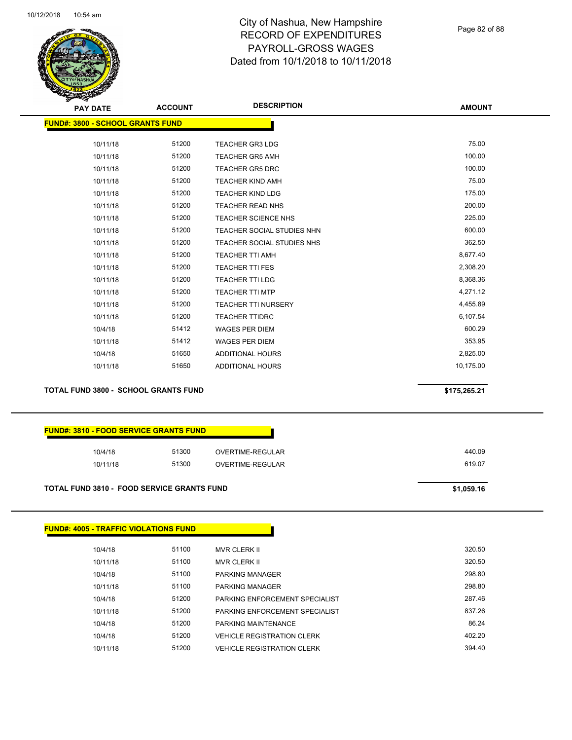| PAY DATE | ACCOUNT | DESCRIPTION | AMOUNT |
|---|---|---|---|

**FUND#: 3800 - SCHOOL GRANTS FUND**

| PAY DATE | ACCOUNT | DESCRIPTION | AMOUNT |
|---|---|---|---|
| 10/11/18 | 51200 | TEACHER GR3 LDG | 75.00 |
| 10/11/18 | 51200 | TEACHER GR5 AMH | 100.00 |
| 10/11/18 | 51200 | TEACHER GR5 DRC | 100.00 |
| 10/11/18 | 51200 | TEACHER KIND AMH | 75.00 |
| 10/11/18 | 51200 | TEACHER KIND LDG | 175.00 |
| 10/11/18 | 51200 | TEACHER READ NHS | 200.00 |
| 10/11/18 | 51200 | TEACHER SCIENCE NHS | 225.00 |
| 10/11/18 | 51200 | TEACHER SOCIAL STUDIES NHN | 600.00 |
| 10/11/18 | 51200 | TEACHER SOCIAL STUDIES NHS | 362.50 |
| 10/11/18 | 51200 | TEACHER TTI AMH | 8,677.40 |
| 10/11/18 | 51200 | TEACHER TTI FES | 2,308.20 |
| 10/11/18 | 51200 | TEACHER TTI LDG | 8,368.36 |
| 10/11/18 | 51200 | TEACHER TTI MTP | 4,271.12 |
| 10/11/18 | 51200 | TEACHER TTI NURSERY | 4,455.89 |
| 10/11/18 | 51200 | TEACHER TTIDRC | 6,107.54 |
| 10/4/18 | 51412 | WAGES PER DIEM | 600.29 |
| 10/11/18 | 51412 | WAGES PER DIEM | 353.95 |
| 10/4/18 | 51650 | ADDITIONAL HOURS | 2,825.00 |
| 10/11/18 | 51650 | ADDITIONAL HOURS | 10,175.00 |

**TOTAL FUND 3800 - SCHOOL GRANTS FUND** **$175,265.21**

**FUND#: 3810 - FOOD SERVICE GRANTS FUND**

| PAY DATE | ACCOUNT | DESCRIPTION | AMOUNT |
|---|---|---|---|
| 10/4/18 | 51300 | OVERTIME-REGULAR | 440.09 |
| 10/11/18 | 51300 | OVERTIME-REGULAR | 619.07 |

**TOTAL FUND 3810 - FOOD SERVICE GRANTS FUND** **$1,059.16**

**FUND#: 4005 - TRAFFIC VIOLATIONS FUND**

| PAY DATE | ACCOUNT | DESCRIPTION | AMOUNT |
|---|---|---|---|
| 10/4/18 | 51100 | MVR CLERK II | 320.50 |
| 10/11/18 | 51100 | MVR CLERK II | 320.50 |
| 10/4/18 | 51100 | PARKING MANAGER | 298.80 |
| 10/11/18 | 51100 | PARKING MANAGER | 298.80 |
| 10/4/18 | 51200 | PARKING ENFORCEMENT SPECIALIST | 287.46 |
| 10/11/18 | 51200 | PARKING ENFORCEMENT SPECIALIST | 837.26 |
| 10/4/18 | 51200 | PARKING MAINTENANCE | 86.24 |
| 10/4/18 | 51200 | VEHICLE REGISTRATION CLERK | 402.20 |
| 10/11/18 | 51200 | VEHICLE REGISTRATION CLERK | 394.40 |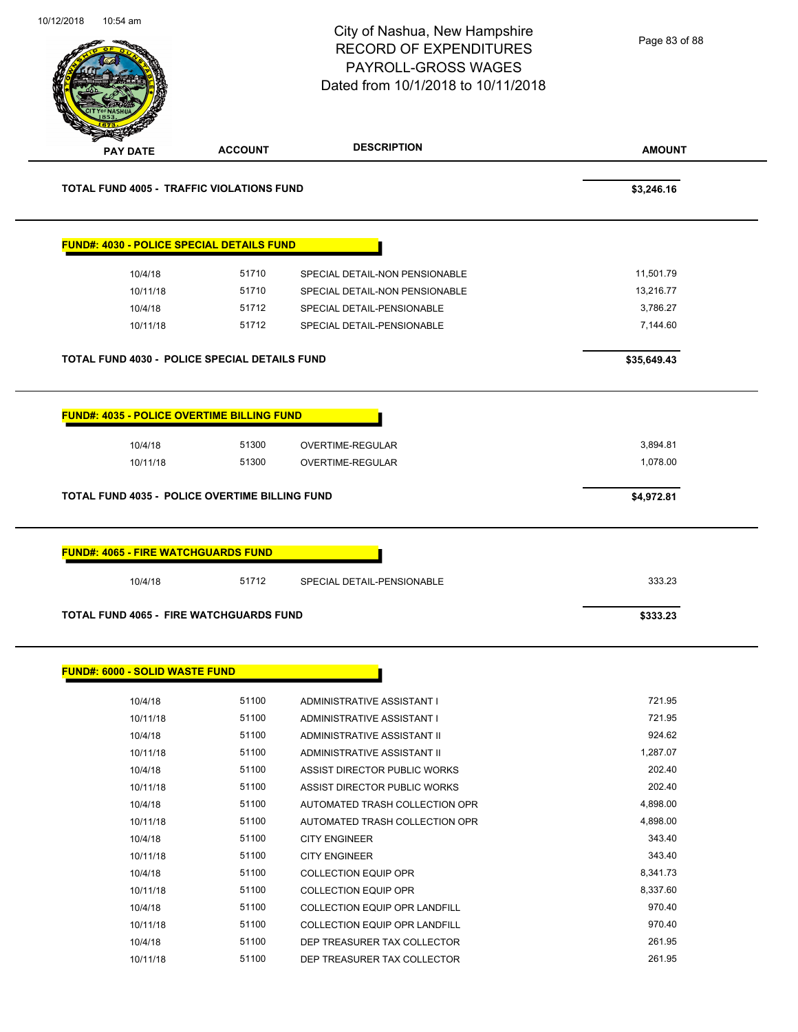# City of Nashua, New Hampshire
## RECORD OF EXPENDITURES
## PAYROLL-GROSS WAGES
### Dated from 10/1/2018 to 10/11/2018

| PAY DATE | ACCOUNT | DESCRIPTION | AMOUNT |
|---|---|---|---|
| **TOTAL FUND 4005 - TRAFFIC VIOLATIONS FUND** | | | **$3,246.16** |

**FUND#: 4030 - POLICE SPECIAL DETAILS FUND**

| PAY DATE | ACCOUNT | DESCRIPTION | AMOUNT |
|---|---|---|---|
| 10/4/18 | 51710 | SPECIAL DETAIL-NON PENSIONABLE | 11,501.79 |
| 10/11/18 | 51710 | SPECIAL DETAIL-NON PENSIONABLE | 13,216.77 |
| 10/4/18 | 51712 | SPECIAL DETAIL-PENSIONABLE | 3,786.27 |
| 10/11/18 | 51712 | SPECIAL DETAIL-PENSIONABLE | 7,144.60 |
| **TOTAL FUND 4030 - POLICE SPECIAL DETAILS FUND** | | | **$35,649.43** |

**FUND#: 4035 - POLICE OVERTIME BILLING FUND**

| PAY DATE | ACCOUNT | DESCRIPTION | AMOUNT |
|---|---|---|---|
| 10/4/18 | 51300 | OVERTIME-REGULAR | 3,894.81 |
| 10/11/18 | 51300 | OVERTIME-REGULAR | 1,078.00 |
| **TOTAL FUND 4035 - POLICE OVERTIME BILLING FUND** | | | **$4,972.81** |

**FUND#: 4065 - FIRE WATCHGUARDS FUND**

| PAY DATE | ACCOUNT | DESCRIPTION | AMOUNT |
|---|---|---|---|
| 10/4/18 | 51712 | SPECIAL DETAIL-PENSIONABLE | 333.23 |
| **TOTAL FUND 4065 - FIRE WATCHGUARDS FUND** | | | **$333.23** |

**FUND#: 6000 - SOLID WASTE FUND**

| PAY DATE | ACCOUNT | DESCRIPTION | AMOUNT |
|---|---|---|---|
| 10/4/18 | 51100 | ADMINISTRATIVE ASSISTANT I | 721.95 |
| 10/11/18 | 51100 | ADMINISTRATIVE ASSISTANT I | 721.95 |
| 10/4/18 | 51100 | ADMINISTRATIVE ASSISTANT II | 924.62 |
| 10/11/18 | 51100 | ADMINISTRATIVE ASSISTANT II | 1,287.07 |
| 10/4/18 | 51100 | ASSIST DIRECTOR PUBLIC WORKS | 202.40 |
| 10/11/18 | 51100 | ASSIST DIRECTOR PUBLIC WORKS | 202.40 |
| 10/4/18 | 51100 | AUTOMATED TRASH COLLECTION OPR | 4,898.00 |
| 10/11/18 | 51100 | AUTOMATED TRASH COLLECTION OPR | 4,898.00 |
| 10/4/18 | 51100 | CITY ENGINEER | 343.40 |
| 10/11/18 | 51100 | CITY ENGINEER | 343.40 |
| 10/4/18 | 51100 | COLLECTION EQUIP OPR | 8,341.73 |
| 10/11/18 | 51100 | COLLECTION EQUIP OPR | 8,337.60 |
| 10/4/18 | 51100 | COLLECTION EQUIP OPR LANDFILL | 970.40 |
| 10/11/18 | 51100 | COLLECTION EQUIP OPR LANDFILL | 970.40 |
| 10/4/18 | 51100 | DEP TREASURER TAX COLLECTOR | 261.95 |
| 10/11/18 | 51100 | DEP TREASURER TAX COLLECTOR | 261.95 |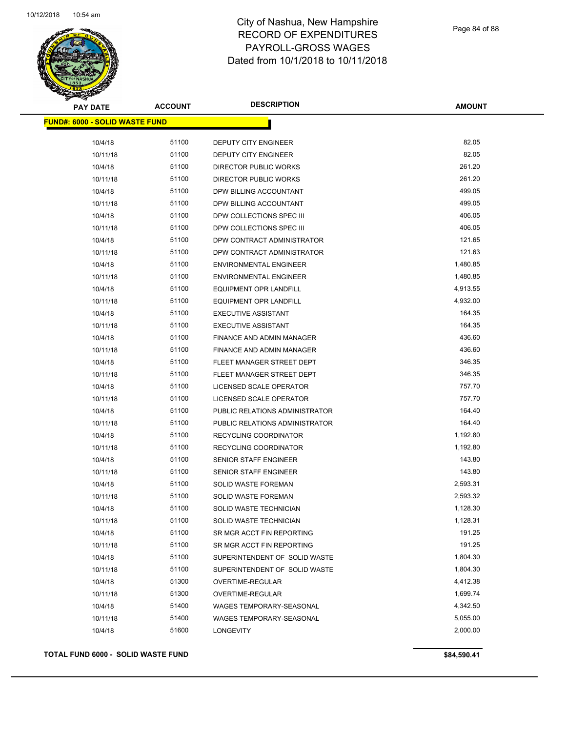# City of Nashua, New Hampshire
## RECORD OF EXPENDITURES
## PAYROLL-GROSS WAGES
## Dated from 10/1/2018 to 10/11/2018

**FUND#: 6000 - SOLID WASTE FUND**

| PAY DATE | ACCOUNT | DESCRIPTION | AMOUNT |
|---|---|---|---|
| 10/4/18 | 51100 | DEPUTY CITY ENGINEER | 82.05 |
| 10/11/18 | 51100 | DEPUTY CITY ENGINEER | 82.05 |
| 10/4/18 | 51100 | DIRECTOR PUBLIC WORKS | 261.20 |
| 10/11/18 | 51100 | DIRECTOR PUBLIC WORKS | 261.20 |
| 10/4/18 | 51100 | DPW BILLING ACCOUNTANT | 499.05 |
| 10/11/18 | 51100 | DPW BILLING ACCOUNTANT | 499.05 |
| 10/4/18 | 51100 | DPW COLLECTIONS SPEC III | 406.05 |
| 10/11/18 | 51100 | DPW COLLECTIONS SPEC III | 406.05 |
| 10/4/18 | 51100 | DPW CONTRACT ADMINISTRATOR | 121.65 |
| 10/11/18 | 51100 | DPW CONTRACT ADMINISTRATOR | 121.63 |
| 10/4/18 | 51100 | ENVIRONMENTAL ENGINEER | 1,480.85 |
| 10/11/18 | 51100 | ENVIRONMENTAL ENGINEER | 1,480.85 |
| 10/4/18 | 51100 | EQUIPMENT OPR LANDFILL | 4,913.55 |
| 10/11/18 | 51100 | EQUIPMENT OPR LANDFILL | 4,932.00 |
| 10/4/18 | 51100 | EXECUTIVE ASSISTANT | 164.35 |
| 10/11/18 | 51100 | EXECUTIVE ASSISTANT | 164.35 |
| 10/4/18 | 51100 | FINANCE AND ADMIN MANAGER | 436.60 |
| 10/11/18 | 51100 | FINANCE AND ADMIN MANAGER | 436.60 |
| 10/4/18 | 51100 | FLEET MANAGER STREET DEPT | 346.35 |
| 10/11/18 | 51100 | FLEET MANAGER STREET DEPT | 346.35 |
| 10/4/18 | 51100 | LICENSED SCALE OPERATOR | 757.70 |
| 10/11/18 | 51100 | LICENSED SCALE OPERATOR | 757.70 |
| 10/4/18 | 51100 | PUBLIC RELATIONS ADMINISTRATOR | 164.40 |
| 10/11/18 | 51100 | PUBLIC RELATIONS ADMINISTRATOR | 164.40 |
| 10/4/18 | 51100 | RECYCLING COORDINATOR | 1,192.80 |
| 10/11/18 | 51100 | RECYCLING COORDINATOR | 1,192.80 |
| 10/4/18 | 51100 | SENIOR STAFF ENGINEER | 143.80 |
| 10/11/18 | 51100 | SENIOR STAFF ENGINEER | 143.80 |
| 10/4/18 | 51100 | SOLID WASTE FOREMAN | 2,593.31 |
| 10/11/18 | 51100 | SOLID WASTE FOREMAN | 2,593.32 |
| 10/4/18 | 51100 | SOLID WASTE TECHNICIAN | 1,128.30 |
| 10/11/18 | 51100 | SOLID WASTE TECHNICIAN | 1,128.31 |
| 10/4/18 | 51100 | SR MGR ACCT FIN REPORTING | 191.25 |
| 10/11/18 | 51100 | SR MGR ACCT FIN REPORTING | 191.25 |
| 10/4/18 | 51100 | SUPERINTENDENT OF SOLID WASTE | 1,804.30 |
| 10/11/18 | 51100 | SUPERINTENDENT OF SOLID WASTE | 1,804.30 |
| 10/4/18 | 51300 | OVERTIME-REGULAR | 4,412.38 |
| 10/11/18 | 51300 | OVERTIME-REGULAR | 1,699.74 |
| 10/4/18 | 51400 | WAGES TEMPORARY-SEASONAL | 4,342.50 |
| 10/11/18 | 51400 | WAGES TEMPORARY-SEASONAL | 5,055.00 |
| 10/4/18 | 51600 | LONGEVITY | 2,000.00 |

**TOTAL FUND 6000 - SOLID WASTE FUND** **$84,590.41**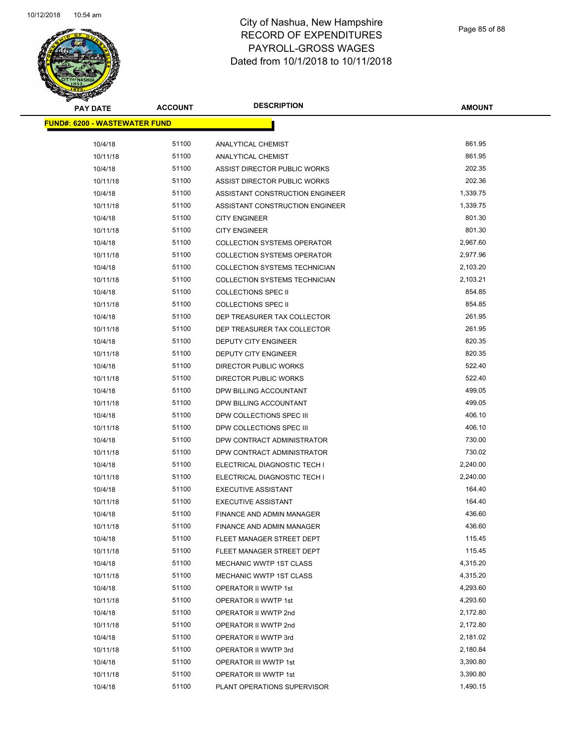# City of Nashua, New Hampshire
## RECORD OF EXPENDITURES
## PAYROLL-GROSS WAGES
## Dated from 10/1/2018 to 10/11/2018

**FUND#: 6200 - WASTEWATER FUND**

| PAY DATE | ACCOUNT | DESCRIPTION | AMOUNT |
|---|---|---|---|
| 10/4/18 | 51100 | ANALYTICAL CHEMIST | 861.95 |
| 10/11/18 | 51100 | ANALYTICAL CHEMIST | 861.95 |
| 10/4/18 | 51100 | ASSIST DIRECTOR PUBLIC WORKS | 202.35 |
| 10/11/18 | 51100 | ASSIST DIRECTOR PUBLIC WORKS | 202.36 |
| 10/4/18 | 51100 | ASSISTANT CONSTRUCTION ENGINEER | 1,339.75 |
| 10/11/18 | 51100 | ASSISTANT CONSTRUCTION ENGINEER | 1,339.75 |
| 10/4/18 | 51100 | CITY ENGINEER | 801.30 |
| 10/11/18 | 51100 | CITY ENGINEER | 801.30 |
| 10/4/18 | 51100 | COLLECTION SYSTEMS OPERATOR | 2,967.60 |
| 10/11/18 | 51100 | COLLECTION SYSTEMS OPERATOR | 2,977.96 |
| 10/4/18 | 51100 | COLLECTION SYSTEMS TECHNICIAN | 2,103.20 |
| 10/11/18 | 51100 | COLLECTION SYSTEMS TECHNICIAN | 2,103.21 |
| 10/4/18 | 51100 | COLLECTIONS SPEC II | 854.85 |
| 10/11/18 | 51100 | COLLECTIONS SPEC II | 854.85 |
| 10/4/18 | 51100 | DEP TREASURER TAX COLLECTOR | 261.95 |
| 10/11/18 | 51100 | DEP TREASURER TAX COLLECTOR | 261.95 |
| 10/4/18 | 51100 | DEPUTY CITY ENGINEER | 820.35 |
| 10/11/18 | 51100 | DEPUTY CITY ENGINEER | 820.35 |
| 10/4/18 | 51100 | DIRECTOR PUBLIC WORKS | 522.40 |
| 10/11/18 | 51100 | DIRECTOR PUBLIC WORKS | 522.40 |
| 10/4/18 | 51100 | DPW BILLING ACCOUNTANT | 499.05 |
| 10/11/18 | 51100 | DPW BILLING ACCOUNTANT | 499.05 |
| 10/4/18 | 51100 | DPW COLLECTIONS SPEC III | 406.10 |
| 10/11/18 | 51100 | DPW COLLECTIONS SPEC III | 406.10 |
| 10/4/18 | 51100 | DPW CONTRACT ADMINISTRATOR | 730.00 |
| 10/11/18 | 51100 | DPW CONTRACT ADMINISTRATOR | 730.02 |
| 10/4/18 | 51100 | ELECTRICAL DIAGNOSTIC TECH I | 2,240.00 |
| 10/11/18 | 51100 | ELECTRICAL DIAGNOSTIC TECH I | 2,240.00 |
| 10/4/18 | 51100 | EXECUTIVE ASSISTANT | 164.40 |
| 10/11/18 | 51100 | EXECUTIVE ASSISTANT | 164.40 |
| 10/4/18 | 51100 | FINANCE AND ADMIN MANAGER | 436.60 |
| 10/11/18 | 51100 | FINANCE AND ADMIN MANAGER | 436.60 |
| 10/4/18 | 51100 | FLEET MANAGER STREET DEPT | 115.45 |
| 10/11/18 | 51100 | FLEET MANAGER STREET DEPT | 115.45 |
| 10/4/18 | 51100 | MECHANIC WWTP 1ST CLASS | 4,315.20 |
| 10/11/18 | 51100 | MECHANIC WWTP 1ST CLASS | 4,315.20 |
| 10/4/18 | 51100 | OPERATOR II WWTP 1st | 4,293.60 |
| 10/11/18 | 51100 | OPERATOR II WWTP 1st | 4,293.60 |
| 10/4/18 | 51100 | OPERATOR II WWTP 2nd | 2,172.80 |
| 10/11/18 | 51100 | OPERATOR II WWTP 2nd | 2,172.80 |
| 10/4/18 | 51100 | OPERATOR II WWTP 3rd | 2,181.02 |
| 10/11/18 | 51100 | OPERATOR II WWTP 3rd | 2,180.84 |
| 10/4/18 | 51100 | OPERATOR III WWTP 1st | 3,390.80 |
| 10/11/18 | 51100 | OPERATOR III WWTP 1st | 3,390.80 |
| 10/4/18 | 51100 | PLANT OPERATIONS SUPERVISOR | 1,490.15 |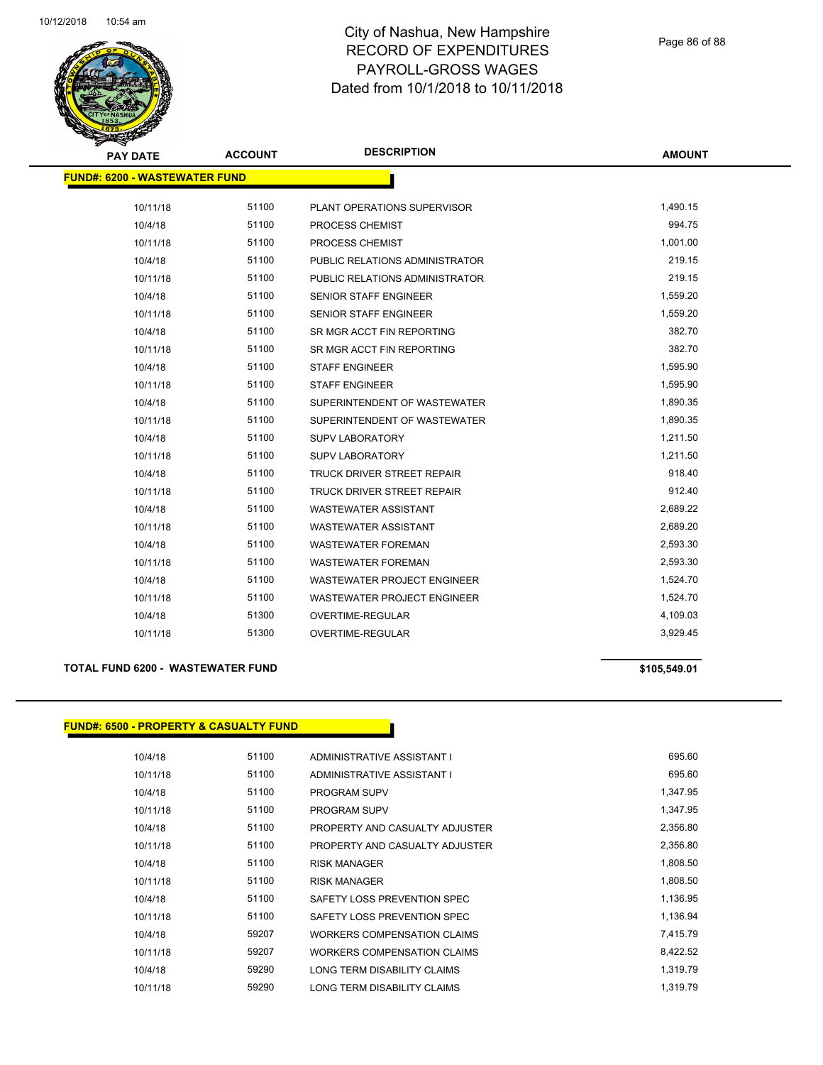| PAY DATE | ACCOUNT | DESCRIPTION | AMOUNT |
|---|---|---|---|

**FUND#: 6200 - WASTEWATER FUND**

| PAY DATE | ACCOUNT | DESCRIPTION | AMOUNT |
|---|---|---|---|
| 10/11/18 | 51100 | PLANT OPERATIONS SUPERVISOR | 1,490.15 |
| 10/4/18 | 51100 | PROCESS CHEMIST | 994.75 |
| 10/11/18 | 51100 | PROCESS CHEMIST | 1,001.00 |
| 10/4/18 | 51100 | PUBLIC RELATIONS ADMINISTRATOR | 219.15 |
| 10/11/18 | 51100 | PUBLIC RELATIONS ADMINISTRATOR | 219.15 |
| 10/4/18 | 51100 | SENIOR STAFF ENGINEER | 1,559.20 |
| 10/11/18 | 51100 | SENIOR STAFF ENGINEER | 1,559.20 |
| 10/4/18 | 51100 | SR MGR ACCT FIN REPORTING | 382.70 |
| 10/11/18 | 51100 | SR MGR ACCT FIN REPORTING | 382.70 |
| 10/4/18 | 51100 | STAFF ENGINEER | 1,595.90 |
| 10/11/18 | 51100 | STAFF ENGINEER | 1,595.90 |
| 10/4/18 | 51100 | SUPERINTENDENT OF WASTEWATER | 1,890.35 |
| 10/11/18 | 51100 | SUPERINTENDENT OF WASTEWATER | 1,890.35 |
| 10/4/18 | 51100 | SUPV LABORATORY | 1,211.50 |
| 10/11/18 | 51100 | SUPV LABORATORY | 1,211.50 |
| 10/4/18 | 51100 | TRUCK DRIVER STREET REPAIR | 918.40 |
| 10/11/18 | 51100 | TRUCK DRIVER STREET REPAIR | 912.40 |
| 10/4/18 | 51100 | WASTEWATER ASSISTANT | 2,689.22 |
| 10/11/18 | 51100 | WASTEWATER ASSISTANT | 2,689.20 |
| 10/4/18 | 51100 | WASTEWATER FOREMAN | 2,593.30 |
| 10/11/18 | 51100 | WASTEWATER FOREMAN | 2,593.30 |
| 10/4/18 | 51100 | WASTEWATER PROJECT ENGINEER | 1,524.70 |
| 10/11/18 | 51100 | WASTEWATER PROJECT ENGINEER | 1,524.70 |
| 10/4/18 | 51300 | OVERTIME-REGULAR | 4,109.03 |
| 10/11/18 | 51300 | OVERTIME-REGULAR | 3,929.45 |

**TOTAL FUND 6200 - WASTEWATER FUND** **$105,549.01**

**FUND#: 6500 - PROPERTY & CASUALTY FUND**

| PAY DATE | ACCOUNT | DESCRIPTION | AMOUNT |
|---|---|---|---|
| 10/4/18 | 51100 | ADMINISTRATIVE ASSISTANT I | 695.60 |
| 10/11/18 | 51100 | ADMINISTRATIVE ASSISTANT I | 695.60 |
| 10/4/18 | 51100 | PROGRAM SUPV | 1,347.95 |
| 10/11/18 | 51100 | PROGRAM SUPV | 1,347.95 |
| 10/4/18 | 51100 | PROPERTY AND CASUALTY ADJUSTER | 2,356.80 |
| 10/11/18 | 51100 | PROPERTY AND CASUALTY ADJUSTER | 2,356.80 |
| 10/4/18 | 51100 | RISK MANAGER | 1,808.50 |
| 10/11/18 | 51100 | RISK MANAGER | 1,808.50 |
| 10/4/18 | 51100 | SAFETY LOSS PREVENTION SPEC | 1,136.95 |
| 10/11/18 | 51100 | SAFETY LOSS PREVENTION SPEC | 1,136.94 |
| 10/4/18 | 59207 | WORKERS COMPENSATION CLAIMS | 7,415.79 |
| 10/11/18 | 59207 | WORKERS COMPENSATION CLAIMS | 8,422.52 |
| 10/4/18 | 59290 | LONG TERM DISABILITY CLAIMS | 1,319.79 |
| 10/11/18 | 59290 | LONG TERM DISABILITY CLAIMS | 1,319.79 |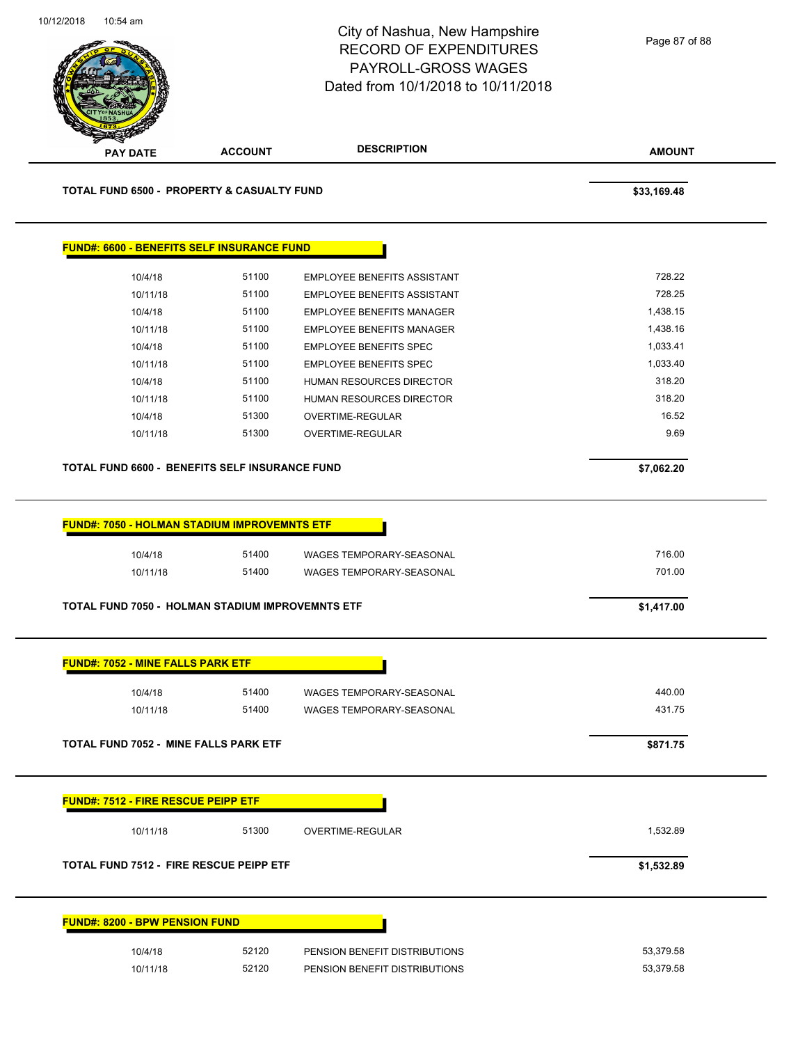| PAY DATE | ACCOUNT | DESCRIPTION | AMOUNT |
|---|---|---|---|

**TOTAL FUND 6500 - PROPERTY & CASUALTY FUND** **$33,169.48**

**FUND#: 6600 - BENEFITS SELF INSURANCE FUND**

| PAY DATE | ACCOUNT | DESCRIPTION | AMOUNT |
|---|---|---|---|
| 10/4/18 | 51100 | EMPLOYEE BENEFITS ASSISTANT | 728.22 |
| 10/11/18 | 51100 | EMPLOYEE BENEFITS ASSISTANT | 728.25 |
| 10/4/18 | 51100 | EMPLOYEE BENEFITS MANAGER | 1,438.15 |
| 10/11/18 | 51100 | EMPLOYEE BENEFITS MANAGER | 1,438.16 |
| 10/4/18 | 51100 | EMPLOYEE BENEFITS SPEC | 1,033.41 |
| 10/11/18 | 51100 | EMPLOYEE BENEFITS SPEC | 1,033.40 |
| 10/4/18 | 51100 | HUMAN RESOURCES DIRECTOR | 318.20 |
| 10/11/18 | 51100 | HUMAN RESOURCES DIRECTOR | 318.20 |
| 10/4/18 | 51300 | OVERTIME-REGULAR | 16.52 |
| 10/11/18 | 51300 | OVERTIME-REGULAR | 9.69 |

**TOTAL FUND 6600 - BENEFITS SELF INSURANCE FUND** **$7,062.20**

**FUND#: 7050 - HOLMAN STADIUM IMPROVEMNTS ETF**

| PAY DATE | ACCOUNT | DESCRIPTION | AMOUNT |
|---|---|---|---|
| 10/4/18 | 51400 | WAGES TEMPORARY-SEASONAL | 716.00 |
| 10/11/18 | 51400 | WAGES TEMPORARY-SEASONAL | 701.00 |

**TOTAL FUND 7050 - HOLMAN STADIUM IMPROVEMNTS ETF** **$1,417.00**

**FUND#: 7052 - MINE FALLS PARK ETF**

| PAY DATE | ACCOUNT | DESCRIPTION | AMOUNT |
|---|---|---|---|
| 10/4/18 | 51400 | WAGES TEMPORARY-SEASONAL | 440.00 |
| 10/11/18 | 51400 | WAGES TEMPORARY-SEASONAL | 431.75 |

**TOTAL FUND 7052 - MINE FALLS PARK ETF** **$871.75**

**FUND#: 7512 - FIRE RESCUE PEIPP ETF**

| PAY DATE | ACCOUNT | DESCRIPTION | AMOUNT |
|---|---|---|---|
| 10/11/18 | 51300 | OVERTIME-REGULAR | 1,532.89 |

**TOTAL FUND 7512 - FIRE RESCUE PEIPP ETF** **$1,532.89**

**FUND#: 8200 - BPW PENSION FUND**

| PAY DATE | ACCOUNT | DESCRIPTION | AMOUNT |
|---|---|---|---|
| 10/4/18 | 52120 | PENSION BENEFIT DISTRIBUTIONS | 53,379.58 |
| 10/11/18 | 52120 | PENSION BENEFIT DISTRIBUTIONS | 53,379.58 |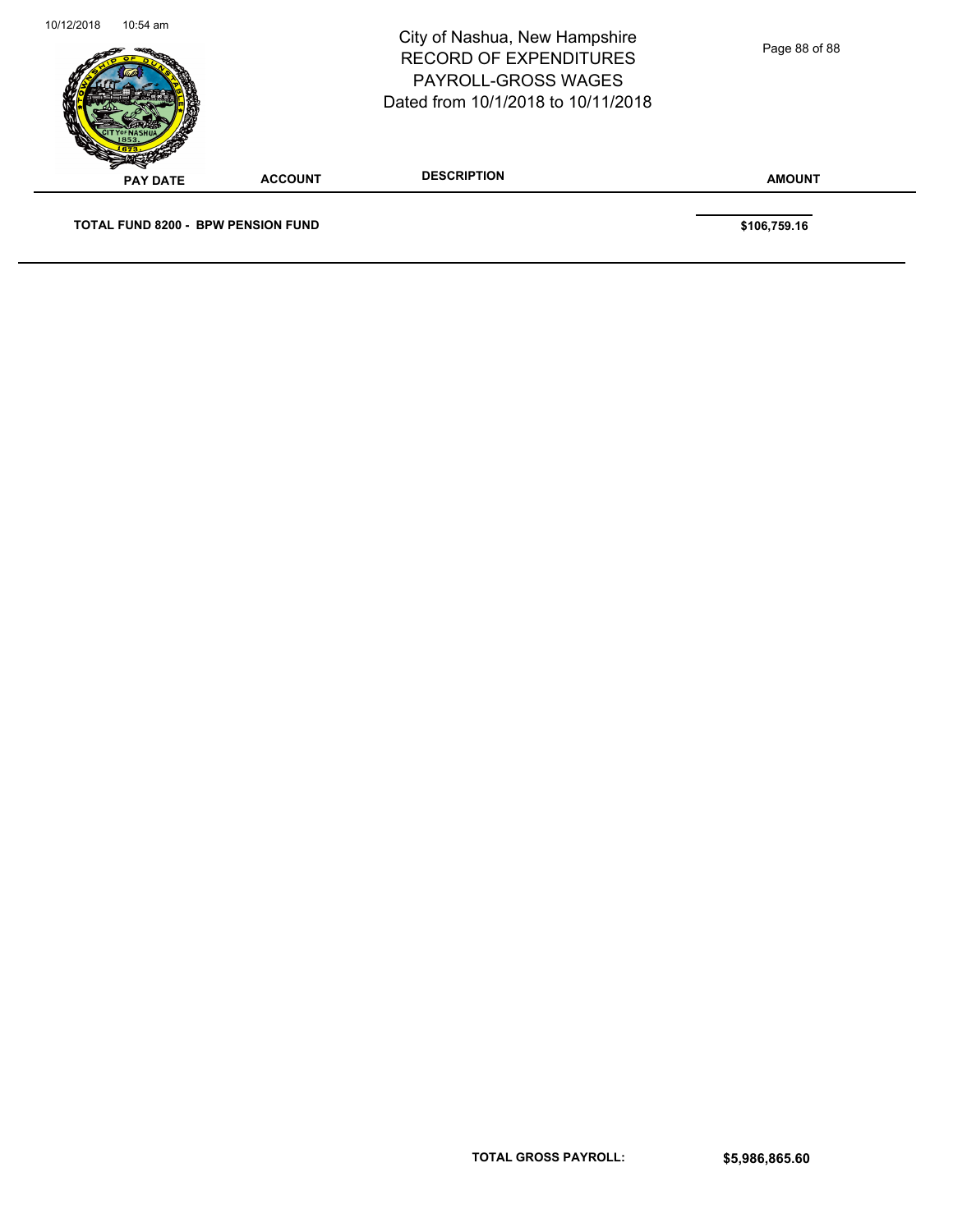| PAY DATE | ACCOUNT | DESCRIPTION | AMOUNT |
|---|---|---|---|
| **TOTAL FUND 8200 - BPW PENSION FUND** | | | **$106,759.16** |

**TOTAL GROSS PAYROLL:** **$5,986,865.60**